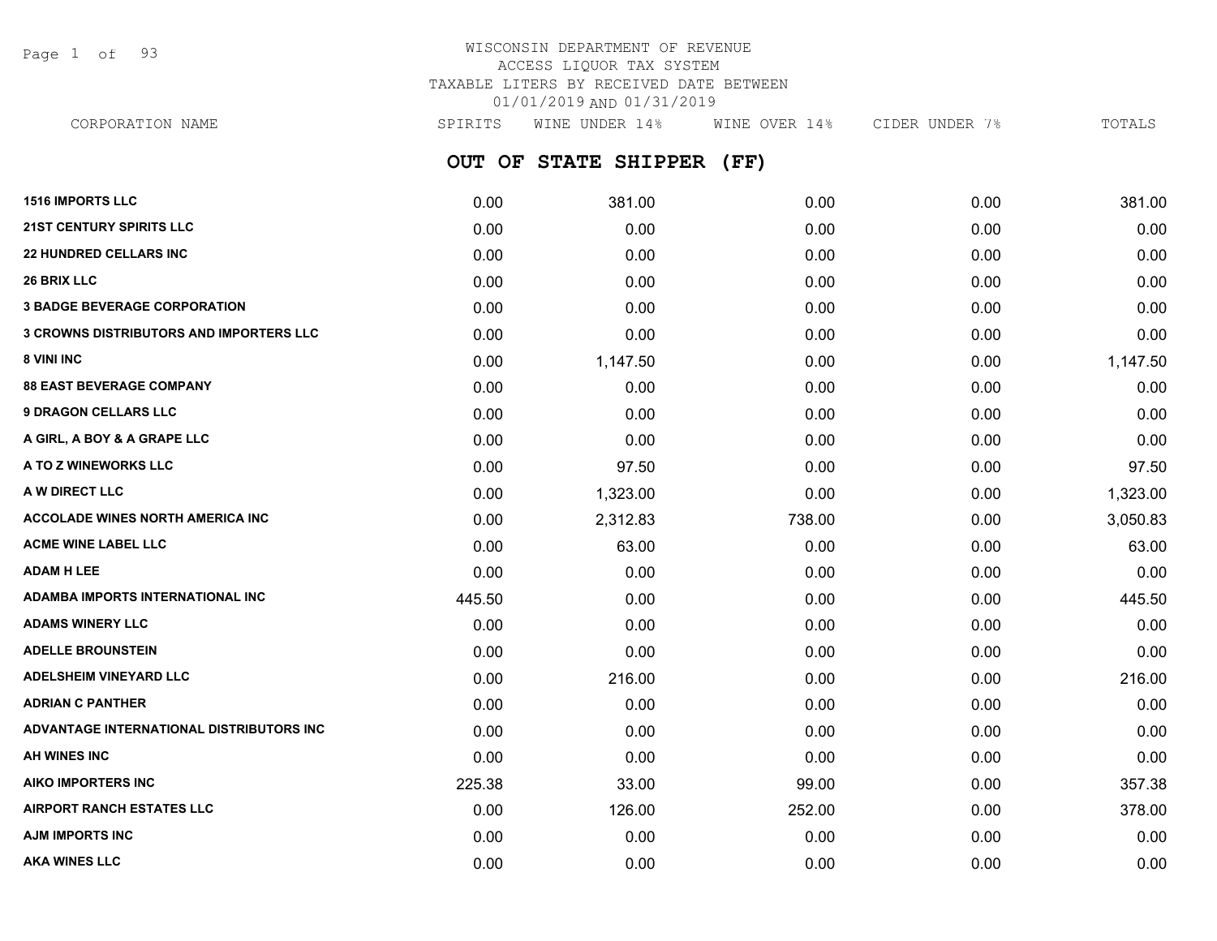# WISCONSIN DEPARTMENT OF REVENUE
## ACCESS LIQUOR TAX SYSTEM
## TAXABLE LITERS BY RECEIVED DATE BETWEEN 01/01/2019 AND 01/31/2019

## OUT OF STATE SHIPPER (FF)

| CORPORATION NAME | SPIRITS | WINE UNDER 14% | WINE OVER 14% | CIDER UNDER 7% | TOTALS |
|---|---|---|---|---|---|
| **1516 IMPORTS LLC** | 0.00 | 381.00 | 0.00 | 0.00 | 381.00 |
| **21ST CENTURY SPIRITS LLC** | 0.00 | 0.00 | 0.00 | 0.00 | 0.00 |
| **22 HUNDRED CELLARS INC** | 0.00 | 0.00 | 0.00 | 0.00 | 0.00 |
| **26 BRIX LLC** | 0.00 | 0.00 | 0.00 | 0.00 | 0.00 |
| **3 BADGE BEVERAGE CORPORATION** | 0.00 | 0.00 | 0.00 | 0.00 | 0.00 |
| **3 CROWNS DISTRIBUTORS AND IMPORTERS LLC** | 0.00 | 0.00 | 0.00 | 0.00 | 0.00 |
| **8 VINI INC** | 0.00 | 1,147.50 | 0.00 | 0.00 | 1,147.50 |
| **88 EAST BEVERAGE COMPANY** | 0.00 | 0.00 | 0.00 | 0.00 | 0.00 |
| **9 DRAGON CELLARS LLC** | 0.00 | 0.00 | 0.00 | 0.00 | 0.00 |
| **A GIRL, A BOY & A GRAPE LLC** | 0.00 | 0.00 | 0.00 | 0.00 | 0.00 |
| **A TO Z WINEWORKS LLC** | 0.00 | 97.50 | 0.00 | 0.00 | 97.50 |
| **A W DIRECT LLC** | 0.00 | 1,323.00 | 0.00 | 0.00 | 1,323.00 |
| **ACCOLADE WINES NORTH AMERICA INC** | 0.00 | 2,312.83 | 738.00 | 0.00 | 3,050.83 |
| **ACME WINE LABEL LLC** | 0.00 | 63.00 | 0.00 | 0.00 | 63.00 |
| **ADAM H LEE** | 0.00 | 0.00 | 0.00 | 0.00 | 0.00 |
| **ADAMBA IMPORTS INTERNATIONAL INC** | 445.50 | 0.00 | 0.00 | 0.00 | 445.50 |
| **ADAMS WINERY LLC** | 0.00 | 0.00 | 0.00 | 0.00 | 0.00 |
| **ADELLE BROUNSTEIN** | 0.00 | 0.00 | 0.00 | 0.00 | 0.00 |
| **ADELSHEIM VINEYARD LLC** | 0.00 | 216.00 | 0.00 | 0.00 | 216.00 |
| **ADRIAN C PANTHER** | 0.00 | 0.00 | 0.00 | 0.00 | 0.00 |
| **ADVANTAGE INTERNATIONAL DISTRIBUTORS INC** | 0.00 | 0.00 | 0.00 | 0.00 | 0.00 |
| **AH WINES INC** | 0.00 | 0.00 | 0.00 | 0.00 | 0.00 |
| **AIKO IMPORTERS INC** | 225.38 | 33.00 | 99.00 | 0.00 | 357.38 |
| **AIRPORT RANCH ESTATES LLC** | 0.00 | 126.00 | 252.00 | 0.00 | 378.00 |
| **AJM IMPORTS INC** | 0.00 | 0.00 | 0.00 | 0.00 | 0.00 |
| **AKA WINES LLC** | 0.00 | 0.00 | 0.00 | 0.00 | 0.00 |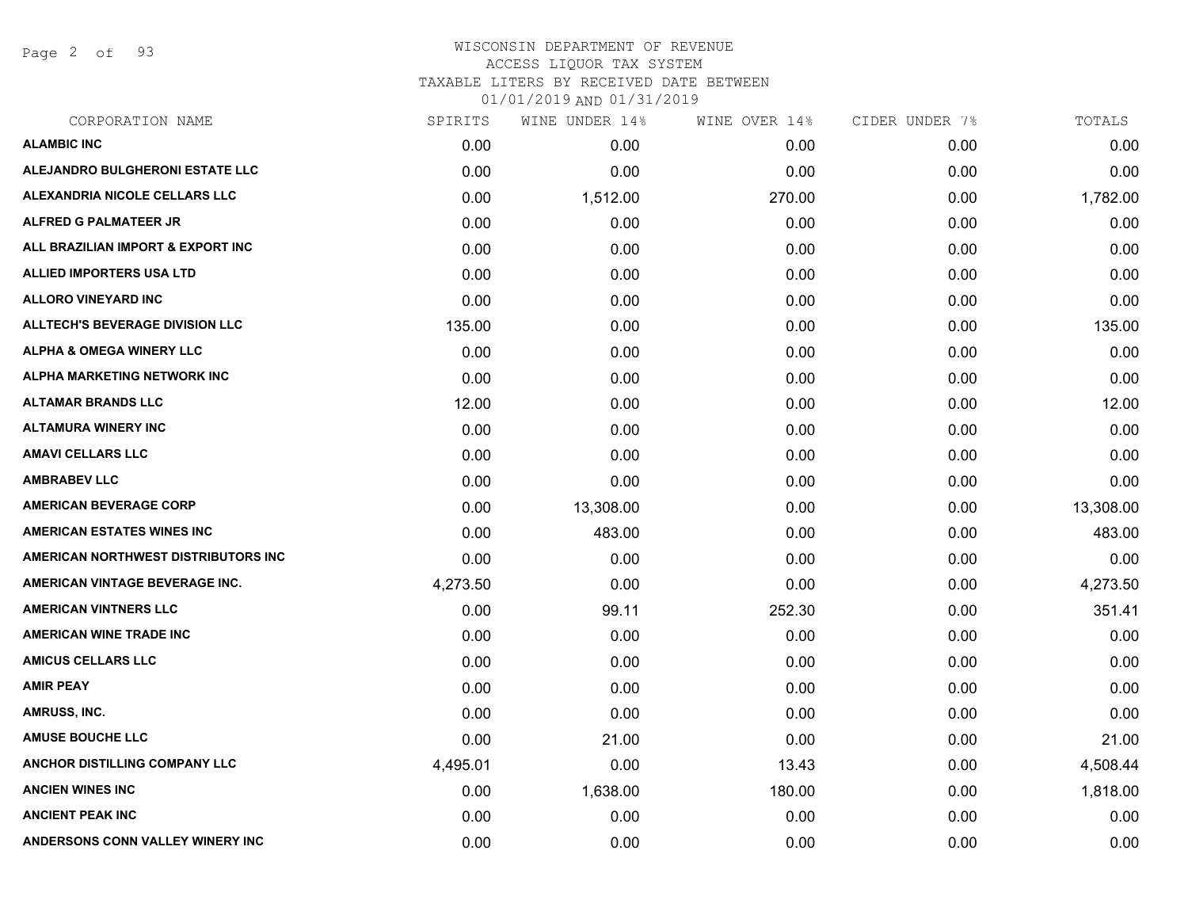# WISCONSIN DEPARTMENT OF REVENUE

ACCESS LIQUOR TAX SYSTEM

TAXABLE LITERS BY RECEIVED DATE BETWEEN 01/01/2019 AND 01/31/2019

| CORPORATION NAME | SPIRITS | WINE UNDER 14% | WINE OVER 14% | CIDER UNDER 7% | TOTALS |
|---|---|---|---|---|---|
| ALAMBIC INC | 0.00 | 0.00 | 0.00 | 0.00 | 0.00 |
| ALEJANDRO BULGHERONI ESTATE LLC | 0.00 | 0.00 | 0.00 | 0.00 | 0.00 |
| ALEXANDRIA NICOLE CELLARS LLC | 0.00 | 1,512.00 | 270.00 | 0.00 | 1,782.00 |
| ALFRED G PALMATEER JR | 0.00 | 0.00 | 0.00 | 0.00 | 0.00 |
| ALL BRAZILIAN IMPORT & EXPORT INC | 0.00 | 0.00 | 0.00 | 0.00 | 0.00 |
| ALLIED IMPORTERS USA LTD | 0.00 | 0.00 | 0.00 | 0.00 | 0.00 |
| ALLORO VINEYARD INC | 0.00 | 0.00 | 0.00 | 0.00 | 0.00 |
| ALLTECH'S BEVERAGE DIVISION LLC | 135.00 | 0.00 | 0.00 | 0.00 | 135.00 |
| ALPHA & OMEGA WINERY LLC | 0.00 | 0.00 | 0.00 | 0.00 | 0.00 |
| ALPHA MARKETING NETWORK INC | 0.00 | 0.00 | 0.00 | 0.00 | 0.00 |
| ALTAMAR BRANDS LLC | 12.00 | 0.00 | 0.00 | 0.00 | 12.00 |
| ALTAMURA WINERY INC | 0.00 | 0.00 | 0.00 | 0.00 | 0.00 |
| AMAVI CELLARS LLC | 0.00 | 0.00 | 0.00 | 0.00 | 0.00 |
| AMBRABEV LLC | 0.00 | 0.00 | 0.00 | 0.00 | 0.00 |
| AMERICAN BEVERAGE CORP | 0.00 | 13,308.00 | 0.00 | 0.00 | 13,308.00 |
| AMERICAN ESTATES WINES INC | 0.00 | 483.00 | 0.00 | 0.00 | 483.00 |
| AMERICAN NORTHWEST DISTRIBUTORS INC | 0.00 | 0.00 | 0.00 | 0.00 | 0.00 |
| AMERICAN VINTAGE BEVERAGE INC. | 4,273.50 | 0.00 | 0.00 | 0.00 | 4,273.50 |
| AMERICAN VINTNERS LLC | 0.00 | 99.11 | 252.30 | 0.00 | 351.41 |
| AMERICAN WINE TRADE INC | 0.00 | 0.00 | 0.00 | 0.00 | 0.00 |
| AMICUS CELLARS LLC | 0.00 | 0.00 | 0.00 | 0.00 | 0.00 |
| AMIR PEAY | 0.00 | 0.00 | 0.00 | 0.00 | 0.00 |
| AMRUSS, INC. | 0.00 | 0.00 | 0.00 | 0.00 | 0.00 |
| AMUSE BOUCHE LLC | 0.00 | 21.00 | 0.00 | 0.00 | 21.00 |
| ANCHOR DISTILLING COMPANY LLC | 4,495.01 | 0.00 | 13.43 | 0.00 | 4,508.44 |
| ANCIEN WINES INC | 0.00 | 1,638.00 | 180.00 | 0.00 | 1,818.00 |
| ANCIENT PEAK INC | 0.00 | 0.00 | 0.00 | 0.00 | 0.00 |
| ANDERSONS CONN VALLEY WINERY INC | 0.00 | 0.00 | 0.00 | 0.00 | 0.00 |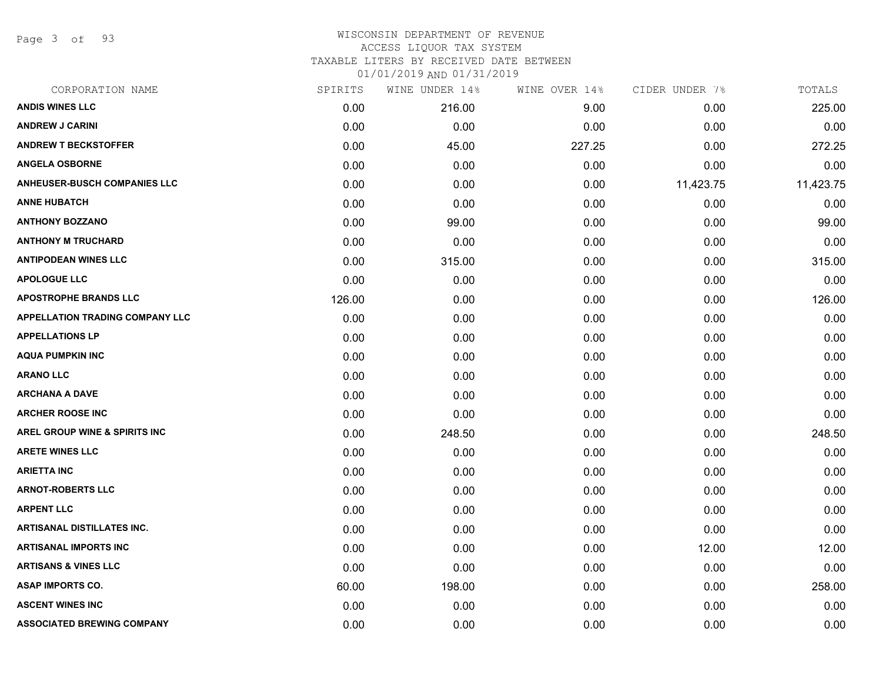# WISCONSIN DEPARTMENT OF REVENUE
## ACCESS LIQUOR TAX SYSTEM
### TAXABLE LITERS BY RECEIVED DATE BETWEEN 01/01/2019 AND 01/31/2019

| CORPORATION NAME | SPIRITS | WINE UNDER 14% | WINE OVER 14% | CIDER UNDER 7% | TOTALS |
|---|---|---|---|---|---|
| ANDIS WINES LLC | 0.00 | 216.00 | 9.00 | 0.00 | 225.00 |
| ANDREW J CARINI | 0.00 | 0.00 | 0.00 | 0.00 | 0.00 |
| ANDREW T BECKSTOFFER | 0.00 | 45.00 | 227.25 | 0.00 | 272.25 |
| ANGELA OSBORNE | 0.00 | 0.00 | 0.00 | 0.00 | 0.00 |
| ANHEUSER-BUSCH COMPANIES LLC | 0.00 | 0.00 | 0.00 | 11,423.75 | 11,423.75 |
| ANNE HUBATCH | 0.00 | 0.00 | 0.00 | 0.00 | 0.00 |
| ANTHONY BOZZANO | 0.00 | 99.00 | 0.00 | 0.00 | 99.00 |
| ANTHONY M TRUCHARD | 0.00 | 0.00 | 0.00 | 0.00 | 0.00 |
| ANTIPODEAN WINES LLC | 0.00 | 315.00 | 0.00 | 0.00 | 315.00 |
| APOLOGUE LLC | 0.00 | 0.00 | 0.00 | 0.00 | 0.00 |
| APOSTROPHE BRANDS LLC | 126.00 | 0.00 | 0.00 | 0.00 | 126.00 |
| APPELLATION TRADING COMPANY LLC | 0.00 | 0.00 | 0.00 | 0.00 | 0.00 |
| APPELLATIONS LP | 0.00 | 0.00 | 0.00 | 0.00 | 0.00 |
| AQUA PUMPKIN INC | 0.00 | 0.00 | 0.00 | 0.00 | 0.00 |
| ARANO LLC | 0.00 | 0.00 | 0.00 | 0.00 | 0.00 |
| ARCHANA A DAVE | 0.00 | 0.00 | 0.00 | 0.00 | 0.00 |
| ARCHER ROOSE INC | 0.00 | 0.00 | 0.00 | 0.00 | 0.00 |
| AREL GROUP WINE & SPIRITS INC | 0.00 | 248.50 | 0.00 | 0.00 | 248.50 |
| ARETE WINES LLC | 0.00 | 0.00 | 0.00 | 0.00 | 0.00 |
| ARIETTA INC | 0.00 | 0.00 | 0.00 | 0.00 | 0.00 |
| ARNOT-ROBERTS LLC | 0.00 | 0.00 | 0.00 | 0.00 | 0.00 |
| ARPENT LLC | 0.00 | 0.00 | 0.00 | 0.00 | 0.00 |
| ARTISANAL DISTILLATES INC. | 0.00 | 0.00 | 0.00 | 0.00 | 0.00 |
| ARTISANAL IMPORTS INC | 0.00 | 0.00 | 0.00 | 12.00 | 12.00 |
| ARTISANS & VINES LLC | 0.00 | 0.00 | 0.00 | 0.00 | 0.00 |
| ASAP IMPORTS CO. | 60.00 | 198.00 | 0.00 | 0.00 | 258.00 |
| ASCENT WINES INC | 0.00 | 0.00 | 0.00 | 0.00 | 0.00 |
| ASSOCIATED BREWING COMPANY | 0.00 | 0.00 | 0.00 | 0.00 | 0.00 |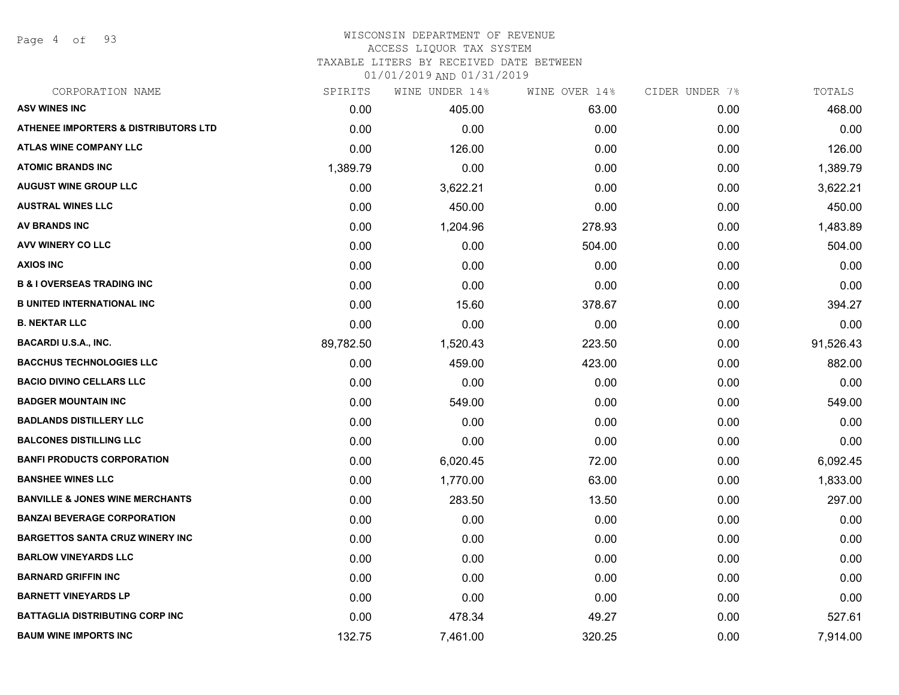WISCONSIN DEPARTMENT OF REVENUE
ACCESS LIQUOR TAX SYSTEM
TAXABLE LITERS BY RECEIVED DATE BETWEEN
01/01/2019 AND 01/31/2019

| CORPORATION NAME | SPIRITS | WINE UNDER 14% | WINE OVER 14% | CIDER UNDER 7% | TOTALS |
|---|---|---|---|---|---|
| **ASV WINES INC** | 0.00 | 405.00 | 63.00 | 0.00 | 468.00 |
| **ATHENEE IMPORTERS & DISTRIBUTORS LTD** | 0.00 | 0.00 | 0.00 | 0.00 | 0.00 |
| **ATLAS WINE COMPANY LLC** | 0.00 | 126.00 | 0.00 | 0.00 | 126.00 |
| **ATOMIC BRANDS INC** | 1,389.79 | 0.00 | 0.00 | 0.00 | 1,389.79 |
| **AUGUST WINE GROUP LLC** | 0.00 | 3,622.21 | 0.00 | 0.00 | 3,622.21 |
| **AUSTRAL WINES LLC** | 0.00 | 450.00 | 0.00 | 0.00 | 450.00 |
| **AV BRANDS INC** | 0.00 | 1,204.96 | 278.93 | 0.00 | 1,483.89 |
| **AVV WINERY CO LLC** | 0.00 | 0.00 | 504.00 | 0.00 | 504.00 |
| **AXIOS INC** | 0.00 | 0.00 | 0.00 | 0.00 | 0.00 |
| **B & I OVERSEAS TRADING INC** | 0.00 | 0.00 | 0.00 | 0.00 | 0.00 |
| **B UNITED INTERNATIONAL INC** | 0.00 | 15.60 | 378.67 | 0.00 | 394.27 |
| **B. NEKTAR LLC** | 0.00 | 0.00 | 0.00 | 0.00 | 0.00 |
| **BACARDI U.S.A., INC.** | 89,782.50 | 1,520.43 | 223.50 | 0.00 | 91,526.43 |
| **BACCHUS TECHNOLOGIES LLC** | 0.00 | 459.00 | 423.00 | 0.00 | 882.00 |
| **BACIO DIVINO CELLARS LLC** | 0.00 | 0.00 | 0.00 | 0.00 | 0.00 |
| **BADGER MOUNTAIN INC** | 0.00 | 549.00 | 0.00 | 0.00 | 549.00 |
| **BADLANDS DISTILLERY LLC** | 0.00 | 0.00 | 0.00 | 0.00 | 0.00 |
| **BALCONES DISTILLING LLC** | 0.00 | 0.00 | 0.00 | 0.00 | 0.00 |
| **BANFI PRODUCTS CORPORATION** | 0.00 | 6,020.45 | 72.00 | 0.00 | 6,092.45 |
| **BANSHEE WINES LLC** | 0.00 | 1,770.00 | 63.00 | 0.00 | 1,833.00 |
| **BANVILLE & JONES WINE MERCHANTS** | 0.00 | 283.50 | 13.50 | 0.00 | 297.00 |
| **BANZAI BEVERAGE CORPORATION** | 0.00 | 0.00 | 0.00 | 0.00 | 0.00 |
| **BARGETTOS SANTA CRUZ WINERY INC** | 0.00 | 0.00 | 0.00 | 0.00 | 0.00 |
| **BARLOW VINEYARDS LLC** | 0.00 | 0.00 | 0.00 | 0.00 | 0.00 |
| **BARNARD GRIFFIN INC** | 0.00 | 0.00 | 0.00 | 0.00 | 0.00 |
| **BARNETT VINEYARDS LP** | 0.00 | 0.00 | 0.00 | 0.00 | 0.00 |
| **BATTAGLIA DISTRIBUTING CORP INC** | 0.00 | 478.34 | 49.27 | 0.00 | 527.61 |
| **BAUM WINE IMPORTS INC** | 132.75 | 7,461.00 | 320.25 | 0.00 | 7,914.00 |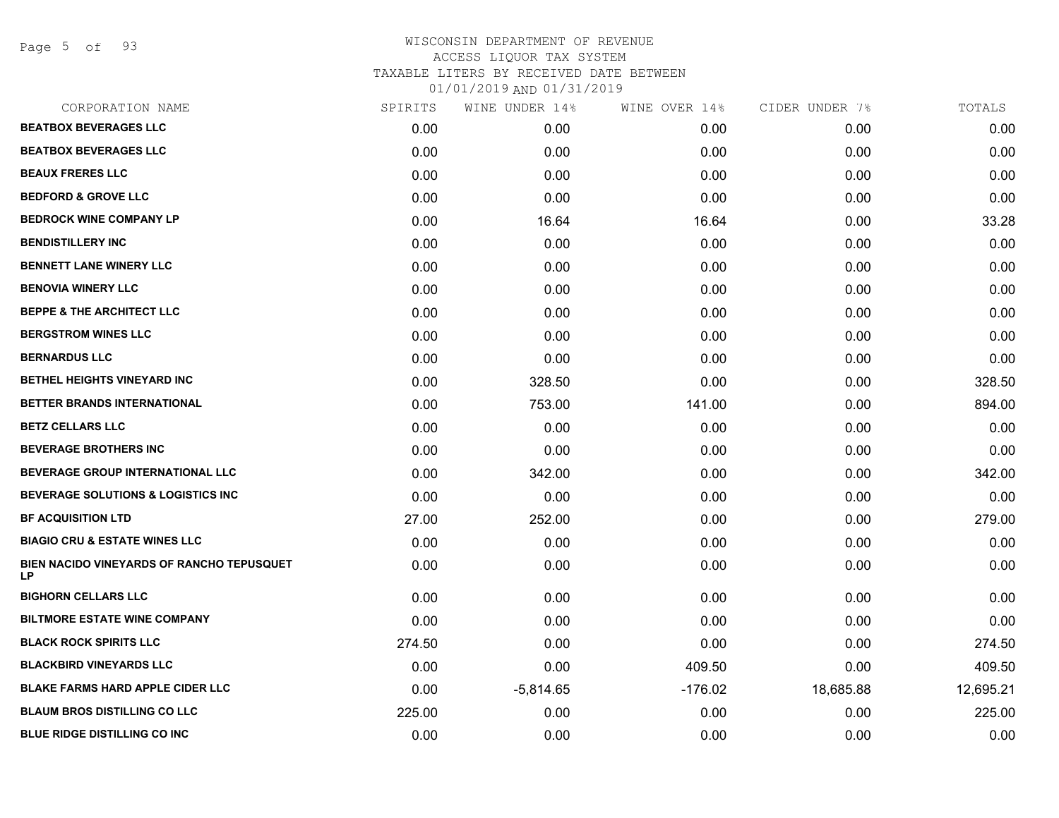# WISCONSIN DEPARTMENT OF REVENUE
ACCESS LIQUOR TAX SYSTEM
TAXABLE LITERS BY RECEIVED DATE BETWEEN
01/01/2019 AND 01/31/2019

| CORPORATION NAME | SPIRITS | WINE UNDER 14% | WINE OVER 14% | CIDER UNDER 7% | TOTALS |
|---|---|---|---|---|---|
| BEATBOX BEVERAGES LLC | 0.00 | 0.00 | 0.00 | 0.00 | 0.00 |
| BEATBOX BEVERAGES LLC | 0.00 | 0.00 | 0.00 | 0.00 | 0.00 |
| BEAUX FRERES LLC | 0.00 | 0.00 | 0.00 | 0.00 | 0.00 |
| BEDFORD & GROVE LLC | 0.00 | 0.00 | 0.00 | 0.00 | 0.00 |
| BEDROCK WINE COMPANY LP | 0.00 | 16.64 | 16.64 | 0.00 | 33.28 |
| BENDISTILLERY INC | 0.00 | 0.00 | 0.00 | 0.00 | 0.00 |
| BENNETT LANE WINERY LLC | 0.00 | 0.00 | 0.00 | 0.00 | 0.00 |
| BENOVIA WINERY LLC | 0.00 | 0.00 | 0.00 | 0.00 | 0.00 |
| BEPPE & THE ARCHITECT LLC | 0.00 | 0.00 | 0.00 | 0.00 | 0.00 |
| BERGSTROM WINES LLC | 0.00 | 0.00 | 0.00 | 0.00 | 0.00 |
| BERNARDUS LLC | 0.00 | 0.00 | 0.00 | 0.00 | 0.00 |
| BETHEL HEIGHTS VINEYARD INC | 0.00 | 328.50 | 0.00 | 0.00 | 328.50 |
| BETTER BRANDS INTERNATIONAL | 0.00 | 753.00 | 141.00 | 0.00 | 894.00 |
| BETZ CELLARS LLC | 0.00 | 0.00 | 0.00 | 0.00 | 0.00 |
| BEVERAGE BROTHERS INC | 0.00 | 0.00 | 0.00 | 0.00 | 0.00 |
| BEVERAGE GROUP INTERNATIONAL LLC | 0.00 | 342.00 | 0.00 | 0.00 | 342.00 |
| BEVERAGE SOLUTIONS & LOGISTICS INC | 0.00 | 0.00 | 0.00 | 0.00 | 0.00 |
| BF ACQUISITION LTD | 27.00 | 252.00 | 0.00 | 0.00 | 279.00 |
| BIAGIO CRU & ESTATE WINES LLC | 0.00 | 0.00 | 0.00 | 0.00 | 0.00 |
| BIEN NACIDO VINEYARDS OF RANCHO TEPUSQUET LP | 0.00 | 0.00 | 0.00 | 0.00 | 0.00 |
| BIGHORN CELLARS LLC | 0.00 | 0.00 | 0.00 | 0.00 | 0.00 |
| BILTMORE ESTATE WINE COMPANY | 0.00 | 0.00 | 0.00 | 0.00 | 0.00 |
| BLACK ROCK SPIRITS LLC | 274.50 | 0.00 | 0.00 | 0.00 | 274.50 |
| BLACKBIRD VINEYARDS LLC | 0.00 | 0.00 | 409.50 | 0.00 | 409.50 |
| BLAKE FARMS HARD APPLE CIDER LLC | 0.00 | -5,814.65 | -176.02 | 18,685.88 | 12,695.21 |
| BLAUM BROS DISTILLING CO LLC | 225.00 | 0.00 | 0.00 | 0.00 | 225.00 |
| BLUE RIDGE DISTILLING CO INC | 0.00 | 0.00 | 0.00 | 0.00 | 0.00 |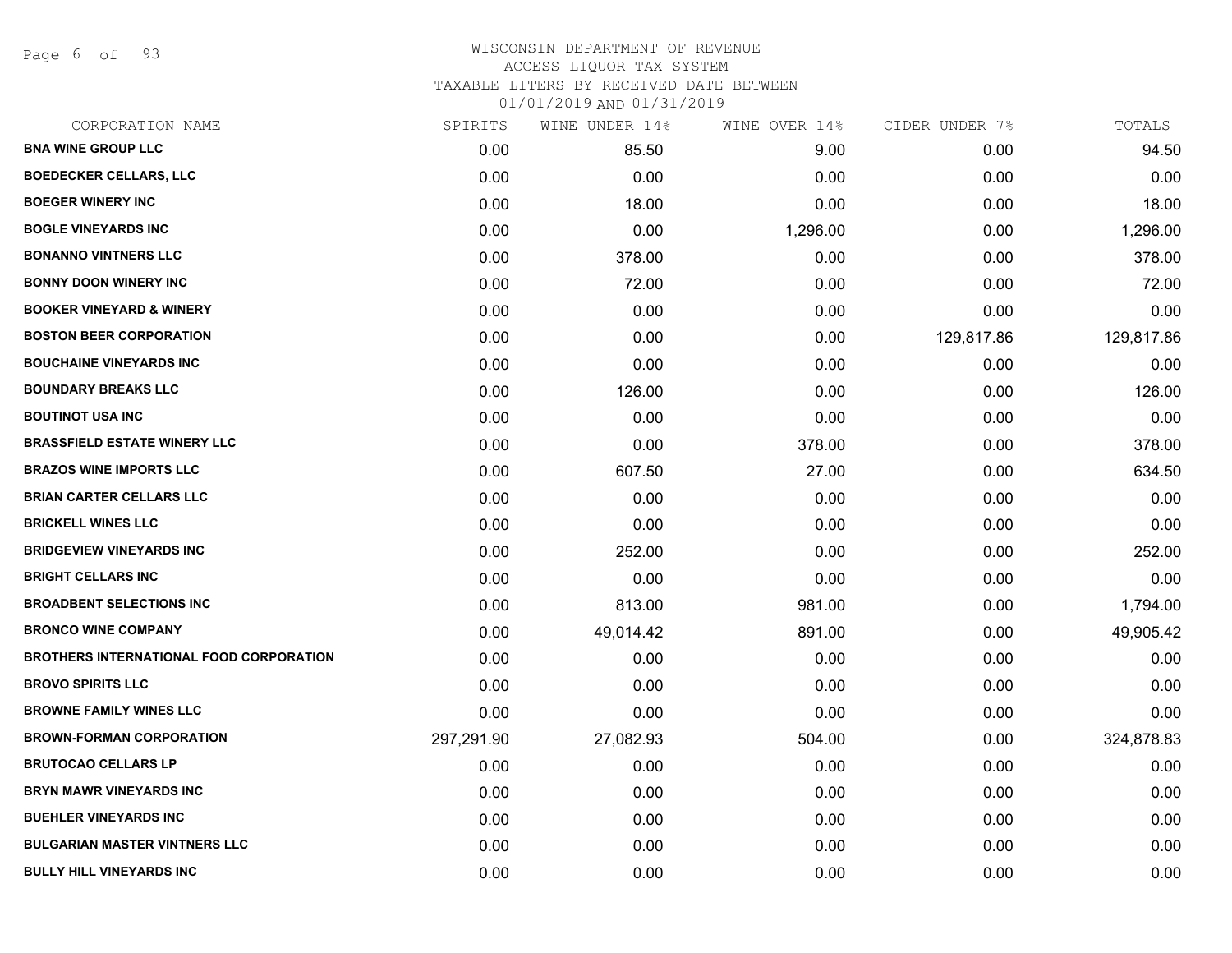WISCONSIN DEPARTMENT OF REVENUE
ACCESS LIQUOR TAX SYSTEM
TAXABLE LITERS BY RECEIVED DATE BETWEEN
01/01/2019 AND 01/31/2019

| CORPORATION NAME | SPIRITS | WINE UNDER 14% | WINE OVER 14% | CIDER UNDER 7% | TOTALS |
|---|---|---|---|---|---|
| **BNA WINE GROUP LLC** | 0.00 | 85.50 | 9.00 | 0.00 | 94.50 |
| **BOEDECKER CELLARS, LLC** | 0.00 | 0.00 | 0.00 | 0.00 | 0.00 |
| **BOEGER WINERY INC** | 0.00 | 18.00 | 0.00 | 0.00 | 18.00 |
| **BOGLE VINEYARDS INC** | 0.00 | 0.00 | 1,296.00 | 0.00 | 1,296.00 |
| **BONANNO VINTNERS LLC** | 0.00 | 378.00 | 0.00 | 0.00 | 378.00 |
| **BONNY DOON WINERY INC** | 0.00 | 72.00 | 0.00 | 0.00 | 72.00 |
| **BOOKER VINEYARD & WINERY** | 0.00 | 0.00 | 0.00 | 0.00 | 0.00 |
| **BOSTON BEER CORPORATION** | 0.00 | 0.00 | 0.00 | 129,817.86 | 129,817.86 |
| **BOUCHAINE VINEYARDS INC** | 0.00 | 0.00 | 0.00 | 0.00 | 0.00 |
| **BOUNDARY BREAKS LLC** | 0.00 | 126.00 | 0.00 | 0.00 | 126.00 |
| **BOUTINOT USA INC** | 0.00 | 0.00 | 0.00 | 0.00 | 0.00 |
| **BRASSFIELD ESTATE WINERY LLC** | 0.00 | 0.00 | 378.00 | 0.00 | 378.00 |
| **BRAZOS WINE IMPORTS LLC** | 0.00 | 607.50 | 27.00 | 0.00 | 634.50 |
| **BRIAN CARTER CELLARS LLC** | 0.00 | 0.00 | 0.00 | 0.00 | 0.00 |
| **BRICKELL WINES LLC** | 0.00 | 0.00 | 0.00 | 0.00 | 0.00 |
| **BRIDGEVIEW VINEYARDS INC** | 0.00 | 252.00 | 0.00 | 0.00 | 252.00 |
| **BRIGHT CELLARS INC** | 0.00 | 0.00 | 0.00 | 0.00 | 0.00 |
| **BROADBENT SELECTIONS INC** | 0.00 | 813.00 | 981.00 | 0.00 | 1,794.00 |
| **BRONCO WINE COMPANY** | 0.00 | 49,014.42 | 891.00 | 0.00 | 49,905.42 |
| **BROTHERS INTERNATIONAL FOOD CORPORATION** | 0.00 | 0.00 | 0.00 | 0.00 | 0.00 |
| **BROVO SPIRITS LLC** | 0.00 | 0.00 | 0.00 | 0.00 | 0.00 |
| **BROWNE FAMILY WINES LLC** | 0.00 | 0.00 | 0.00 | 0.00 | 0.00 |
| **BROWN-FORMAN CORPORATION** | 297,291.90 | 27,082.93 | 504.00 | 0.00 | 324,878.83 |
| **BRUTOCAO CELLARS LP** | 0.00 | 0.00 | 0.00 | 0.00 | 0.00 |
| **BRYN MAWR VINEYARDS INC** | 0.00 | 0.00 | 0.00 | 0.00 | 0.00 |
| **BUEHLER VINEYARDS INC** | 0.00 | 0.00 | 0.00 | 0.00 | 0.00 |
| **BULGARIAN MASTER VINTNERS LLC** | 0.00 | 0.00 | 0.00 | 0.00 | 0.00 |
| **BULLY HILL VINEYARDS INC** | 0.00 | 0.00 | 0.00 | 0.00 | 0.00 |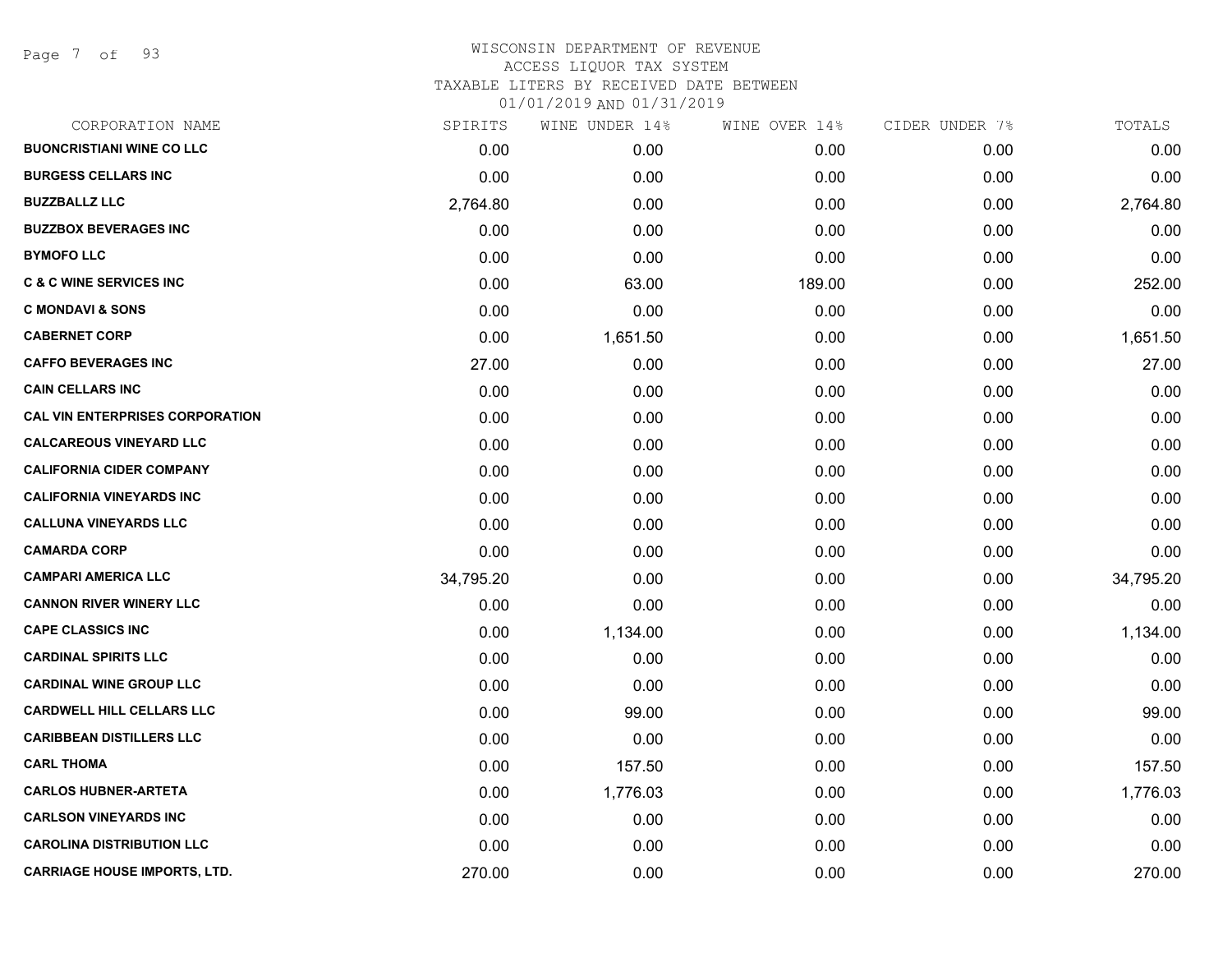WISCONSIN DEPARTMENT OF REVENUE
ACCESS LIQUOR TAX SYSTEM
TAXABLE LITERS BY RECEIVED DATE BETWEEN
01/01/2019 AND 01/31/2019

| CORPORATION NAME | SPIRITS | WINE UNDER 14% | WINE OVER 14% | CIDER UNDER 7% | TOTALS |
|---|---|---|---|---|---|
| BUONCRISTIANI WINE CO LLC | 0.00 | 0.00 | 0.00 | 0.00 | 0.00 |
| BURGESS CELLARS INC | 0.00 | 0.00 | 0.00 | 0.00 | 0.00 |
| BUZZBALLZ LLC | 2,764.80 | 0.00 | 0.00 | 0.00 | 2,764.80 |
| BUZZBOX BEVERAGES INC | 0.00 | 0.00 | 0.00 | 0.00 | 0.00 |
| BYMOFO LLC | 0.00 | 0.00 | 0.00 | 0.00 | 0.00 |
| C & C WINE SERVICES INC | 0.00 | 63.00 | 189.00 | 0.00 | 252.00 |
| C MONDAVI & SONS | 0.00 | 0.00 | 0.00 | 0.00 | 0.00 |
| CABERNET CORP | 0.00 | 1,651.50 | 0.00 | 0.00 | 1,651.50 |
| CAFFO BEVERAGES INC | 27.00 | 0.00 | 0.00 | 0.00 | 27.00 |
| CAIN CELLARS INC | 0.00 | 0.00 | 0.00 | 0.00 | 0.00 |
| CAL VIN ENTERPRISES CORPORATION | 0.00 | 0.00 | 0.00 | 0.00 | 0.00 |
| CALCAREOUS VINEYARD LLC | 0.00 | 0.00 | 0.00 | 0.00 | 0.00 |
| CALIFORNIA CIDER COMPANY | 0.00 | 0.00 | 0.00 | 0.00 | 0.00 |
| CALIFORNIA VINEYARDS INC | 0.00 | 0.00 | 0.00 | 0.00 | 0.00 |
| CALLUNA VINEYARDS LLC | 0.00 | 0.00 | 0.00 | 0.00 | 0.00 |
| CAMARDA CORP | 0.00 | 0.00 | 0.00 | 0.00 | 0.00 |
| CAMPARI AMERICA LLC | 34,795.20 | 0.00 | 0.00 | 0.00 | 34,795.20 |
| CANNON RIVER WINERY LLC | 0.00 | 0.00 | 0.00 | 0.00 | 0.00 |
| CAPE CLASSICS INC | 0.00 | 1,134.00 | 0.00 | 0.00 | 1,134.00 |
| CARDINAL SPIRITS LLC | 0.00 | 0.00 | 0.00 | 0.00 | 0.00 |
| CARDINAL WINE GROUP LLC | 0.00 | 0.00 | 0.00 | 0.00 | 0.00 |
| CARDWELL HILL CELLARS LLC | 0.00 | 99.00 | 0.00 | 0.00 | 99.00 |
| CARIBBEAN DISTILLERS LLC | 0.00 | 0.00 | 0.00 | 0.00 | 0.00 |
| CARL THOMA | 0.00 | 157.50 | 0.00 | 0.00 | 157.50 |
| CARLOS HUBNER-ARTETA | 0.00 | 1,776.03 | 0.00 | 0.00 | 1,776.03 |
| CARLSON VINEYARDS INC | 0.00 | 0.00 | 0.00 | 0.00 | 0.00 |
| CAROLINA DISTRIBUTION LLC | 0.00 | 0.00 | 0.00 | 0.00 | 0.00 |
| CARRIAGE HOUSE IMPORTS, LTD. | 270.00 | 0.00 | 0.00 | 0.00 | 270.00 |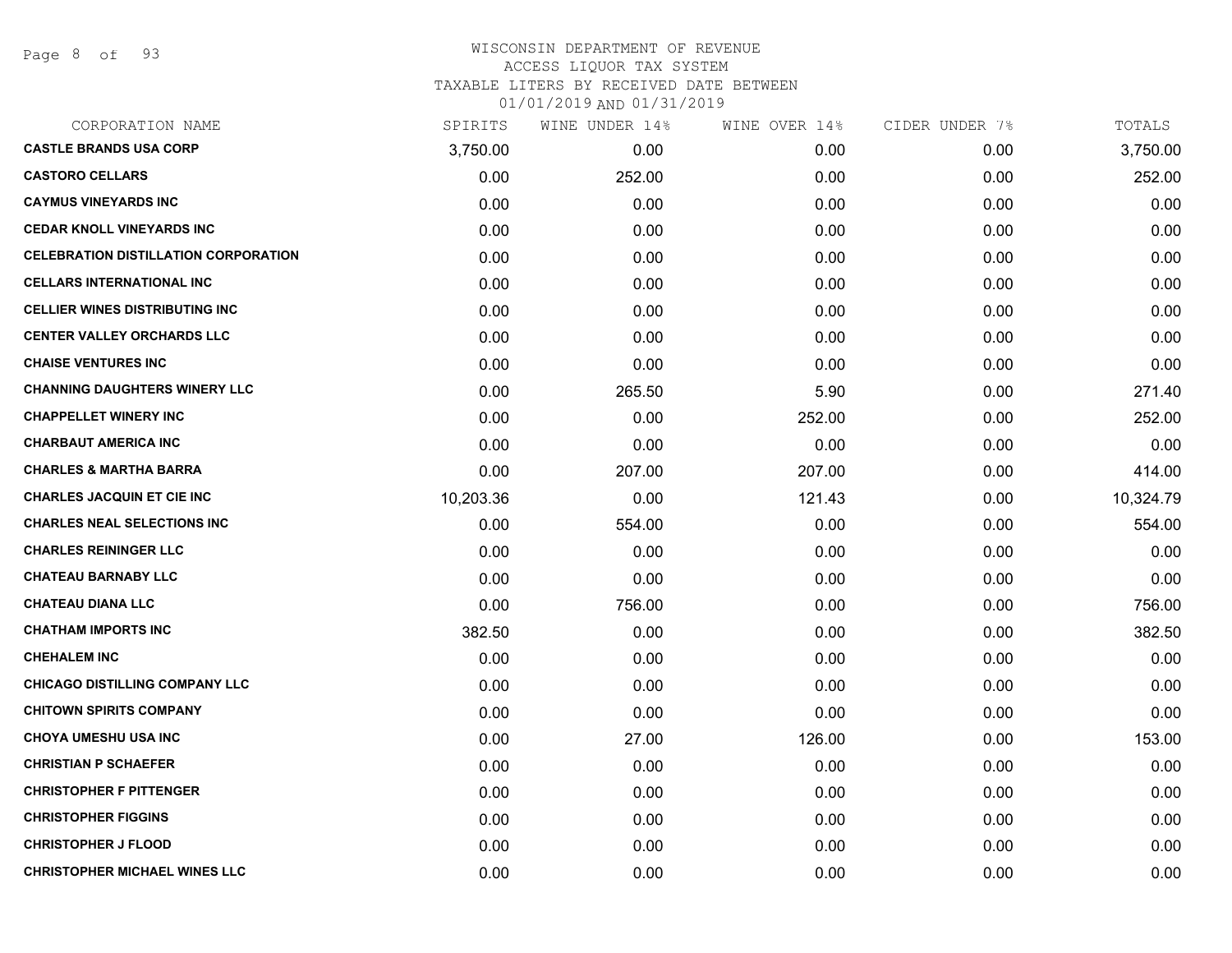# WISCONSIN DEPARTMENT OF REVENUE
ACCESS LIQUOR TAX SYSTEM
TAXABLE LITERS BY RECEIVED DATE BETWEEN
01/01/2019 AND 01/31/2019

| CORPORATION NAME | SPIRITS | WINE UNDER 14% | WINE OVER 14% | CIDER UNDER 7% | TOTALS |
|---|---|---|---|---|---|
| CASTLE BRANDS USA CORP | 3,750.00 | 0.00 | 0.00 | 0.00 | 3,750.00 |
| CASTORO CELLARS | 0.00 | 252.00 | 0.00 | 0.00 | 252.00 |
| CAYMUS VINEYARDS INC | 0.00 | 0.00 | 0.00 | 0.00 | 0.00 |
| CEDAR KNOLL VINEYARDS INC | 0.00 | 0.00 | 0.00 | 0.00 | 0.00 |
| CELEBRATION DISTILLATION CORPORATION | 0.00 | 0.00 | 0.00 | 0.00 | 0.00 |
| CELLARS INTERNATIONAL INC | 0.00 | 0.00 | 0.00 | 0.00 | 0.00 |
| CELLIER WINES DISTRIBUTING INC | 0.00 | 0.00 | 0.00 | 0.00 | 0.00 |
| CENTER VALLEY ORCHARDS LLC | 0.00 | 0.00 | 0.00 | 0.00 | 0.00 |
| CHAISE VENTURES INC | 0.00 | 0.00 | 0.00 | 0.00 | 0.00 |
| CHANNING DAUGHTERS WINERY LLC | 0.00 | 265.50 | 5.90 | 0.00 | 271.40 |
| CHAPPELLET WINERY INC | 0.00 | 0.00 | 252.00 | 0.00 | 252.00 |
| CHARBAUT AMERICA INC | 0.00 | 0.00 | 0.00 | 0.00 | 0.00 |
| CHARLES & MARTHA BARRA | 0.00 | 207.00 | 207.00 | 0.00 | 414.00 |
| CHARLES JACQUIN ET CIE INC | 10,203.36 | 0.00 | 121.43 | 0.00 | 10,324.79 |
| CHARLES NEAL SELECTIONS INC | 0.00 | 554.00 | 0.00 | 0.00 | 554.00 |
| CHARLES REININGER LLC | 0.00 | 0.00 | 0.00 | 0.00 | 0.00 |
| CHATEAU BARNABY LLC | 0.00 | 0.00 | 0.00 | 0.00 | 0.00 |
| CHATEAU DIANA LLC | 0.00 | 756.00 | 0.00 | 0.00 | 756.00 |
| CHATHAM IMPORTS INC | 382.50 | 0.00 | 0.00 | 0.00 | 382.50 |
| CHEHALEM INC | 0.00 | 0.00 | 0.00 | 0.00 | 0.00 |
| CHICAGO DISTILLING COMPANY LLC | 0.00 | 0.00 | 0.00 | 0.00 | 0.00 |
| CHITOWN SPIRITS COMPANY | 0.00 | 0.00 | 0.00 | 0.00 | 0.00 |
| CHOYA UMESHU USA INC | 0.00 | 27.00 | 126.00 | 0.00 | 153.00 |
| CHRISTIAN P SCHAEFER | 0.00 | 0.00 | 0.00 | 0.00 | 0.00 |
| CHRISTOPHER F PITTENGER | 0.00 | 0.00 | 0.00 | 0.00 | 0.00 |
| CHRISTOPHER FIGGINS | 0.00 | 0.00 | 0.00 | 0.00 | 0.00 |
| CHRISTOPHER J FLOOD | 0.00 | 0.00 | 0.00 | 0.00 | 0.00 |
| CHRISTOPHER MICHAEL WINES LLC | 0.00 | 0.00 | 0.00 | 0.00 | 0.00 |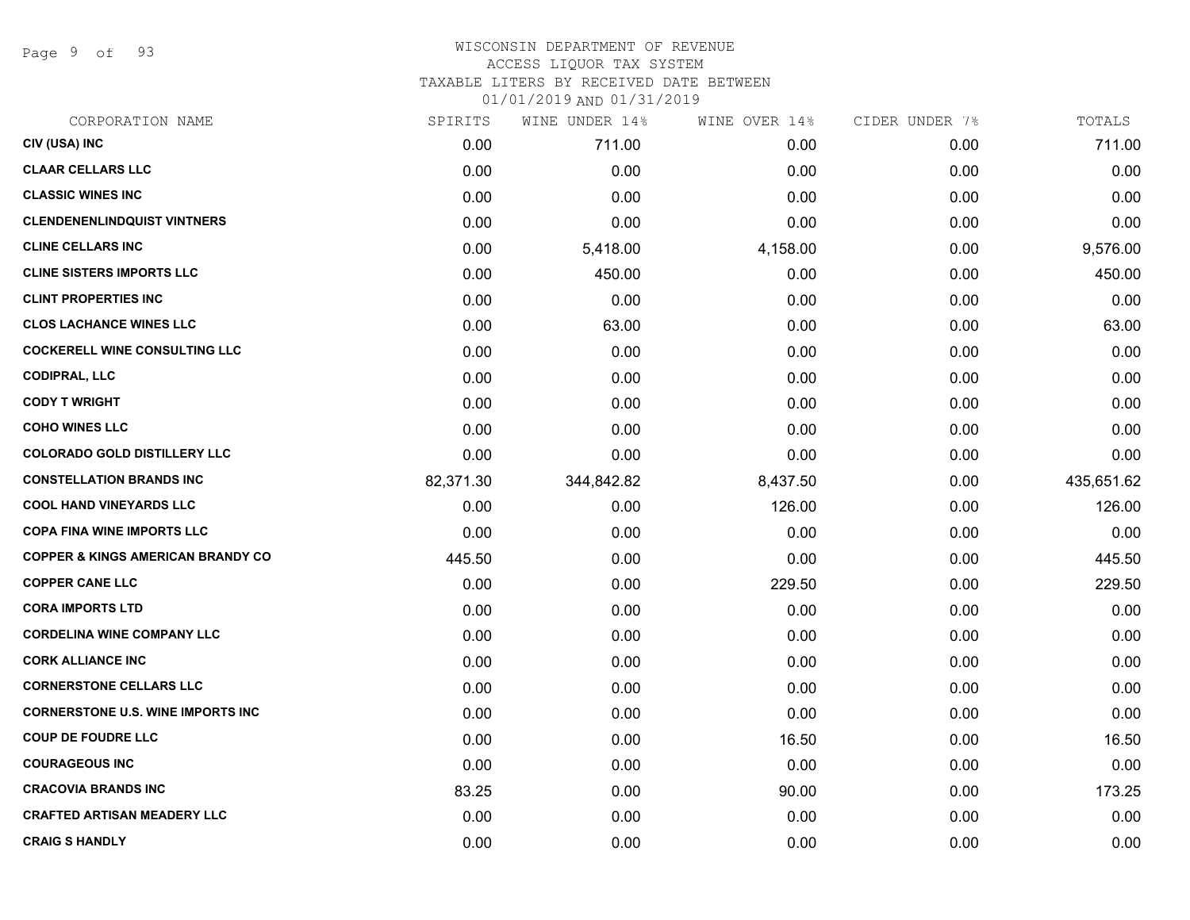# WISCONSIN DEPARTMENT OF REVENUE
## ACCESS LIQUOR TAX SYSTEM
## TAXABLE LITERS BY RECEIVED DATE BETWEEN 01/01/2019 AND 01/31/2019

| CORPORATION NAME | SPIRITS | WINE UNDER 14% | WINE OVER 14% | CIDER UNDER 7% | TOTALS |
|---|---|---|---|---|---|
| CIV (USA) INC | 0.00 | 711.00 | 0.00 | 0.00 | 711.00 |
| CLAAR CELLARS LLC | 0.00 | 0.00 | 0.00 | 0.00 | 0.00 |
| CLASSIC WINES INC | 0.00 | 0.00 | 0.00 | 0.00 | 0.00 |
| CLENDENENLINDQUIST VINTNERS | 0.00 | 0.00 | 0.00 | 0.00 | 0.00 |
| CLINE CELLARS INC | 0.00 | 5,418.00 | 4,158.00 | 0.00 | 9,576.00 |
| CLINE SISTERS IMPORTS LLC | 0.00 | 450.00 | 0.00 | 0.00 | 450.00 |
| CLINT PROPERTIES INC | 0.00 | 0.00 | 0.00 | 0.00 | 0.00 |
| CLOS LACHANCE WINES LLC | 0.00 | 63.00 | 0.00 | 0.00 | 63.00 |
| COCKERELL WINE CONSULTING LLC | 0.00 | 0.00 | 0.00 | 0.00 | 0.00 |
| CODIPRAL, LLC | 0.00 | 0.00 | 0.00 | 0.00 | 0.00 |
| CODY T WRIGHT | 0.00 | 0.00 | 0.00 | 0.00 | 0.00 |
| COHO WINES LLC | 0.00 | 0.00 | 0.00 | 0.00 | 0.00 |
| COLORADO GOLD DISTILLERY LLC | 0.00 | 0.00 | 0.00 | 0.00 | 0.00 |
| CONSTELLATION BRANDS INC | 82,371.30 | 344,842.82 | 8,437.50 | 0.00 | 435,651.62 |
| COOL HAND VINEYARDS LLC | 0.00 | 0.00 | 126.00 | 0.00 | 126.00 |
| COPA FINA WINE IMPORTS LLC | 0.00 | 0.00 | 0.00 | 0.00 | 0.00 |
| COPPER & KINGS AMERICAN BRANDY CO | 445.50 | 0.00 | 0.00 | 0.00 | 445.50 |
| COPPER CANE LLC | 0.00 | 0.00 | 229.50 | 0.00 | 229.50 |
| CORA IMPORTS LTD | 0.00 | 0.00 | 0.00 | 0.00 | 0.00 |
| CORDELINA WINE COMPANY LLC | 0.00 | 0.00 | 0.00 | 0.00 | 0.00 |
| CORK ALLIANCE INC | 0.00 | 0.00 | 0.00 | 0.00 | 0.00 |
| CORNERSTONE CELLARS LLC | 0.00 | 0.00 | 0.00 | 0.00 | 0.00 |
| CORNERSTONE U.S. WINE IMPORTS INC | 0.00 | 0.00 | 0.00 | 0.00 | 0.00 |
| COUP DE FOUDRE LLC | 0.00 | 0.00 | 16.50 | 0.00 | 16.50 |
| COURAGEOUS INC | 0.00 | 0.00 | 0.00 | 0.00 | 0.00 |
| CRACOVIA BRANDS INC | 83.25 | 0.00 | 90.00 | 0.00 | 173.25 |
| CRAFTED ARTISAN MEADERY LLC | 0.00 | 0.00 | 0.00 | 0.00 | 0.00 |
| CRAIG S HANDLY | 0.00 | 0.00 | 0.00 | 0.00 | 0.00 |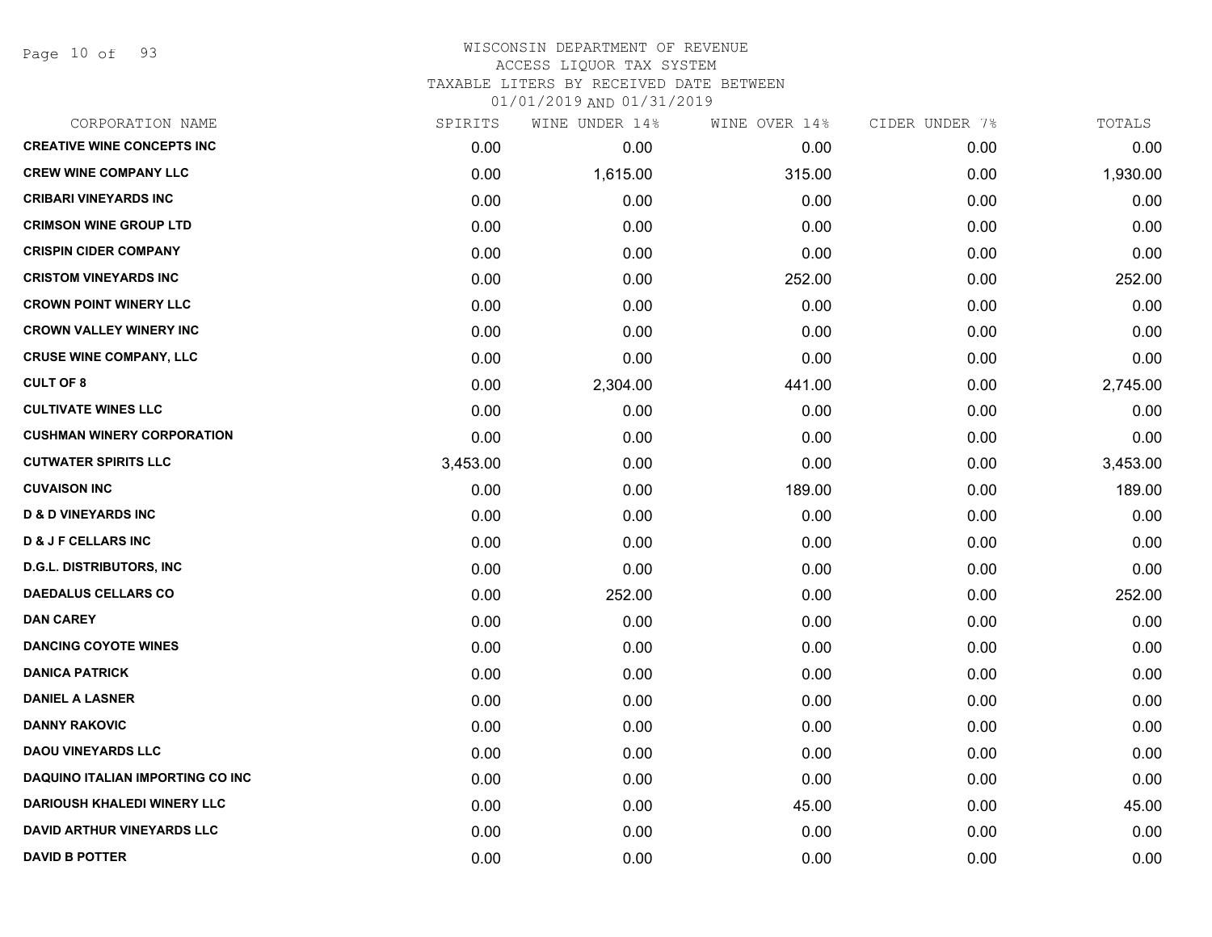WISCONSIN DEPARTMENT OF REVENUE
ACCESS LIQUOR TAX SYSTEM
TAXABLE LITERS BY RECEIVED DATE BETWEEN
01/01/2019 AND 01/31/2019

| CORPORATION NAME | SPIRITS | WINE UNDER 14% | WINE OVER 14% | CIDER UNDER 7% | TOTALS |
|---|---|---|---|---|---|
| CREATIVE WINE CONCEPTS INC | 0.00 | 0.00 | 0.00 | 0.00 | 0.00 |
| CREW WINE COMPANY LLC | 0.00 | 1,615.00 | 315.00 | 0.00 | 1,930.00 |
| CRIBARI VINEYARDS INC | 0.00 | 0.00 | 0.00 | 0.00 | 0.00 |
| CRIMSON WINE GROUP LTD | 0.00 | 0.00 | 0.00 | 0.00 | 0.00 |
| CRISPIN CIDER COMPANY | 0.00 | 0.00 | 0.00 | 0.00 | 0.00 |
| CRISTOM VINEYARDS INC | 0.00 | 0.00 | 252.00 | 0.00 | 252.00 |
| CROWN POINT WINERY LLC | 0.00 | 0.00 | 0.00 | 0.00 | 0.00 |
| CROWN VALLEY WINERY INC | 0.00 | 0.00 | 0.00 | 0.00 | 0.00 |
| CRUSE WINE COMPANY, LLC | 0.00 | 0.00 | 0.00 | 0.00 | 0.00 |
| CULT OF 8 | 0.00 | 2,304.00 | 441.00 | 0.00 | 2,745.00 |
| CULTIVATE WINES LLC | 0.00 | 0.00 | 0.00 | 0.00 | 0.00 |
| CUSHMAN WINERY CORPORATION | 0.00 | 0.00 | 0.00 | 0.00 | 0.00 |
| CUTWATER SPIRITS LLC | 3,453.00 | 0.00 | 0.00 | 0.00 | 3,453.00 |
| CUVAISON INC | 0.00 | 0.00 | 189.00 | 0.00 | 189.00 |
| D & D VINEYARDS INC | 0.00 | 0.00 | 0.00 | 0.00 | 0.00 |
| D & J F CELLARS INC | 0.00 | 0.00 | 0.00 | 0.00 | 0.00 |
| D.G.L. DISTRIBUTORS, INC | 0.00 | 0.00 | 0.00 | 0.00 | 0.00 |
| DAEDALUS CELLARS CO | 0.00 | 252.00 | 0.00 | 0.00 | 252.00 |
| DAN CAREY | 0.00 | 0.00 | 0.00 | 0.00 | 0.00 |
| DANCING COYOTE WINES | 0.00 | 0.00 | 0.00 | 0.00 | 0.00 |
| DANICA PATRICK | 0.00 | 0.00 | 0.00 | 0.00 | 0.00 |
| DANIEL A LASNER | 0.00 | 0.00 | 0.00 | 0.00 | 0.00 |
| DANNY RAKOVIC | 0.00 | 0.00 | 0.00 | 0.00 | 0.00 |
| DAOU VINEYARDS LLC | 0.00 | 0.00 | 0.00 | 0.00 | 0.00 |
| DAQUINO ITALIAN IMPORTING CO INC | 0.00 | 0.00 | 0.00 | 0.00 | 0.00 |
| DARIOUSH KHALEDI WINERY LLC | 0.00 | 0.00 | 45.00 | 0.00 | 45.00 |
| DAVID ARTHUR VINEYARDS LLC | 0.00 | 0.00 | 0.00 | 0.00 | 0.00 |
| DAVID B POTTER | 0.00 | 0.00 | 0.00 | 0.00 | 0.00 |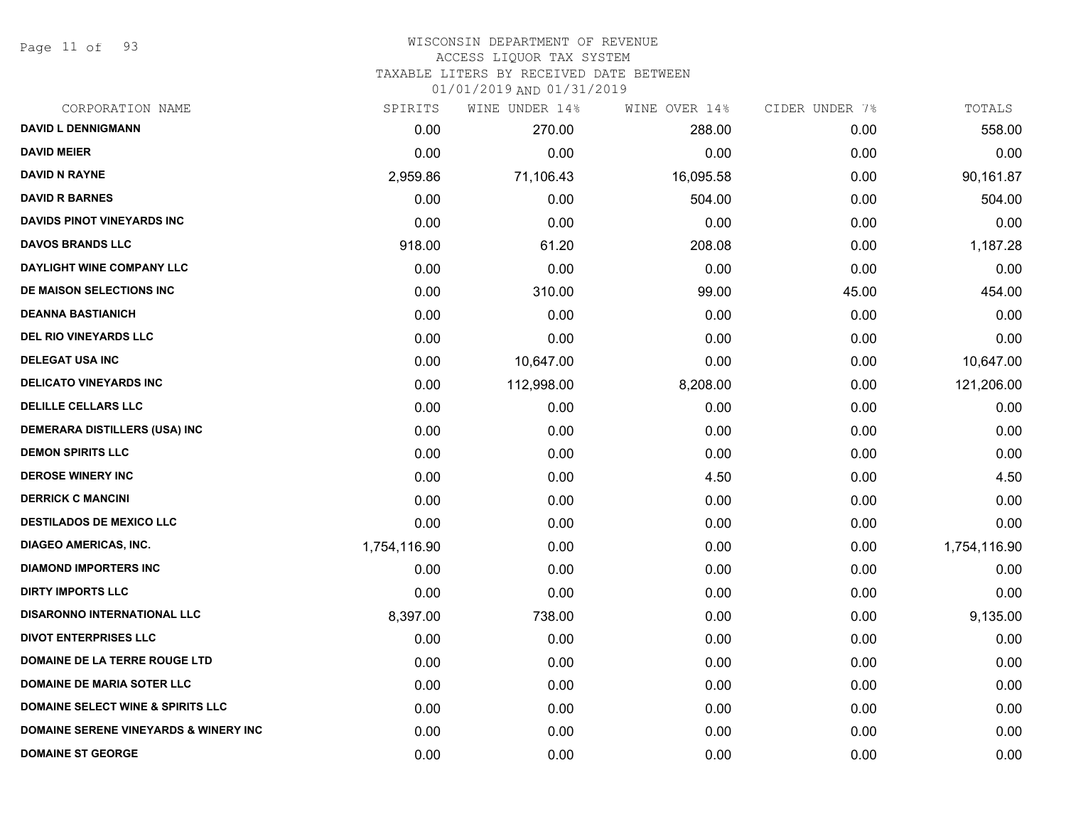# WISCONSIN DEPARTMENT OF REVENUE
## ACCESS LIQUOR TAX SYSTEM
### TAXABLE LITERS BY RECEIVED DATE BETWEEN 01/01/2019 AND 01/31/2019

| CORPORATION NAME | SPIRITS | WINE UNDER 14% | WINE OVER 14% | CIDER UNDER 7% | TOTALS |
|---|---|---|---|---|---|
| DAVID L DENNIGMANN | 0.00 | 270.00 | 288.00 | 0.00 | 558.00 |
| DAVID MEIER | 0.00 | 0.00 | 0.00 | 0.00 | 0.00 |
| DAVID N RAYNE | 2,959.86 | 71,106.43 | 16,095.58 | 0.00 | 90,161.87 |
| DAVID R BARNES | 0.00 | 0.00 | 504.00 | 0.00 | 504.00 |
| DAVIDS PINOT VINEYARDS INC | 0.00 | 0.00 | 0.00 | 0.00 | 0.00 |
| DAVOS BRANDS LLC | 918.00 | 61.20 | 208.08 | 0.00 | 1,187.28 |
| DAYLIGHT WINE COMPANY LLC | 0.00 | 0.00 | 0.00 | 0.00 | 0.00 |
| DE MAISON SELECTIONS INC | 0.00 | 310.00 | 99.00 | 45.00 | 454.00 |
| DEANNA BASTIANICH | 0.00 | 0.00 | 0.00 | 0.00 | 0.00 |
| DEL RIO VINEYARDS LLC | 0.00 | 0.00 | 0.00 | 0.00 | 0.00 |
| DELEGAT USA INC | 0.00 | 10,647.00 | 0.00 | 0.00 | 10,647.00 |
| DELICATO VINEYARDS INC | 0.00 | 112,998.00 | 8,208.00 | 0.00 | 121,206.00 |
| DELILLE CELLARS LLC | 0.00 | 0.00 | 0.00 | 0.00 | 0.00 |
| DEMERARA DISTILLERS (USA) INC | 0.00 | 0.00 | 0.00 | 0.00 | 0.00 |
| DEMON SPIRITS LLC | 0.00 | 0.00 | 0.00 | 0.00 | 0.00 |
| DEROSE WINERY INC | 0.00 | 0.00 | 4.50 | 0.00 | 4.50 |
| DERRICK C MANCINI | 0.00 | 0.00 | 0.00 | 0.00 | 0.00 |
| DESTILADOS DE MEXICO LLC | 0.00 | 0.00 | 0.00 | 0.00 | 0.00 |
| DIAGEO AMERICAS, INC. | 1,754,116.90 | 0.00 | 0.00 | 0.00 | 1,754,116.90 |
| DIAMOND IMPORTERS INC | 0.00 | 0.00 | 0.00 | 0.00 | 0.00 |
| DIRTY IMPORTS LLC | 0.00 | 0.00 | 0.00 | 0.00 | 0.00 |
| DISARONNO INTERNATIONAL LLC | 8,397.00 | 738.00 | 0.00 | 0.00 | 9,135.00 |
| DIVOT ENTERPRISES LLC | 0.00 | 0.00 | 0.00 | 0.00 | 0.00 |
| DOMAINE DE LA TERRE ROUGE LTD | 0.00 | 0.00 | 0.00 | 0.00 | 0.00 |
| DOMAINE DE MARIA SOTER LLC | 0.00 | 0.00 | 0.00 | 0.00 | 0.00 |
| DOMAINE SELECT WINE & SPIRITS LLC | 0.00 | 0.00 | 0.00 | 0.00 | 0.00 |
| DOMAINE SERENE VINEYARDS & WINERY INC | 0.00 | 0.00 | 0.00 | 0.00 | 0.00 |
| DOMAINE ST GEORGE | 0.00 | 0.00 | 0.00 | 0.00 | 0.00 |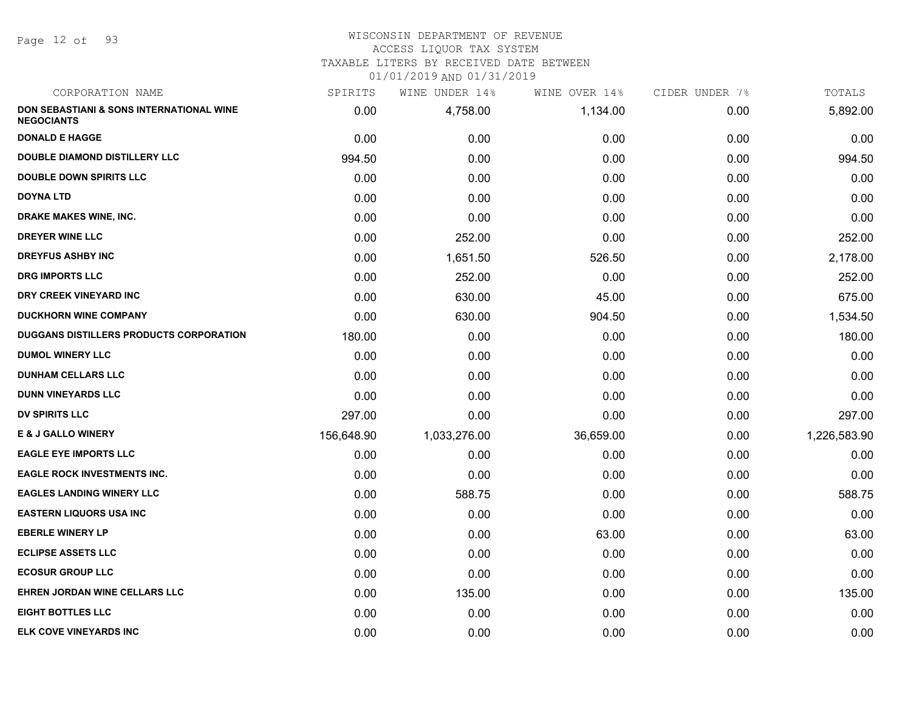WISCONSIN DEPARTMENT OF REVENUE
ACCESS LIQUOR TAX SYSTEM
TAXABLE LITERS BY RECEIVED DATE BETWEEN
01/01/2019 AND 01/31/2019

| CORPORATION NAME | SPIRITS | WINE UNDER 14% | WINE OVER 14% | CIDER UNDER 7% | TOTALS |
|---|---|---|---|---|---|
| DON SEBASTIANI & SONS INTERNATIONAL WINE NEGOCIANTS | 0.00 | 4,758.00 | 1,134.00 | 0.00 | 5,892.00 |
| DONALD E HAGGE | 0.00 | 0.00 | 0.00 | 0.00 | 0.00 |
| DOUBLE DIAMOND DISTILLERY LLC | 994.50 | 0.00 | 0.00 | 0.00 | 994.50 |
| DOUBLE DOWN SPIRITS LLC | 0.00 | 0.00 | 0.00 | 0.00 | 0.00 |
| DOYNA LTD | 0.00 | 0.00 | 0.00 | 0.00 | 0.00 |
| DRAKE MAKES WINE, INC. | 0.00 | 0.00 | 0.00 | 0.00 | 0.00 |
| DREYER WINE LLC | 0.00 | 252.00 | 0.00 | 0.00 | 252.00 |
| DREYFUS ASHBY INC | 0.00 | 1,651.50 | 526.50 | 0.00 | 2,178.00 |
| DRG IMPORTS LLC | 0.00 | 252.00 | 0.00 | 0.00 | 252.00 |
| DRY CREEK VINEYARD INC | 0.00 | 630.00 | 45.00 | 0.00 | 675.00 |
| DUCKHORN WINE COMPANY | 0.00 | 630.00 | 904.50 | 0.00 | 1,534.50 |
| DUGGANS DISTILLERS PRODUCTS CORPORATION | 180.00 | 0.00 | 0.00 | 0.00 | 180.00 |
| DUMOL WINERY LLC | 0.00 | 0.00 | 0.00 | 0.00 | 0.00 |
| DUNHAM CELLARS LLC | 0.00 | 0.00 | 0.00 | 0.00 | 0.00 |
| DUNN VINEYARDS LLC | 0.00 | 0.00 | 0.00 | 0.00 | 0.00 |
| DV SPIRITS LLC | 297.00 | 0.00 | 0.00 | 0.00 | 297.00 |
| E & J GALLO WINERY | 156,648.90 | 1,033,276.00 | 36,659.00 | 0.00 | 1,226,583.90 |
| EAGLE EYE IMPORTS LLC | 0.00 | 0.00 | 0.00 | 0.00 | 0.00 |
| EAGLE ROCK INVESTMENTS INC. | 0.00 | 0.00 | 0.00 | 0.00 | 0.00 |
| EAGLES LANDING WINERY LLC | 0.00 | 588.75 | 0.00 | 0.00 | 588.75 |
| EASTERN LIQUORS USA INC | 0.00 | 0.00 | 0.00 | 0.00 | 0.00 |
| EBERLE WINERY LP | 0.00 | 0.00 | 63.00 | 0.00 | 63.00 |
| ECLIPSE ASSETS LLC | 0.00 | 0.00 | 0.00 | 0.00 | 0.00 |
| ECOSUR GROUP LLC | 0.00 | 0.00 | 0.00 | 0.00 | 0.00 |
| EHREN JORDAN WINE CELLARS LLC | 0.00 | 135.00 | 0.00 | 0.00 | 135.00 |
| EIGHT BOTTLES LLC | 0.00 | 0.00 | 0.00 | 0.00 | 0.00 |
| ELK COVE VINEYARDS INC | 0.00 | 0.00 | 0.00 | 0.00 | 0.00 |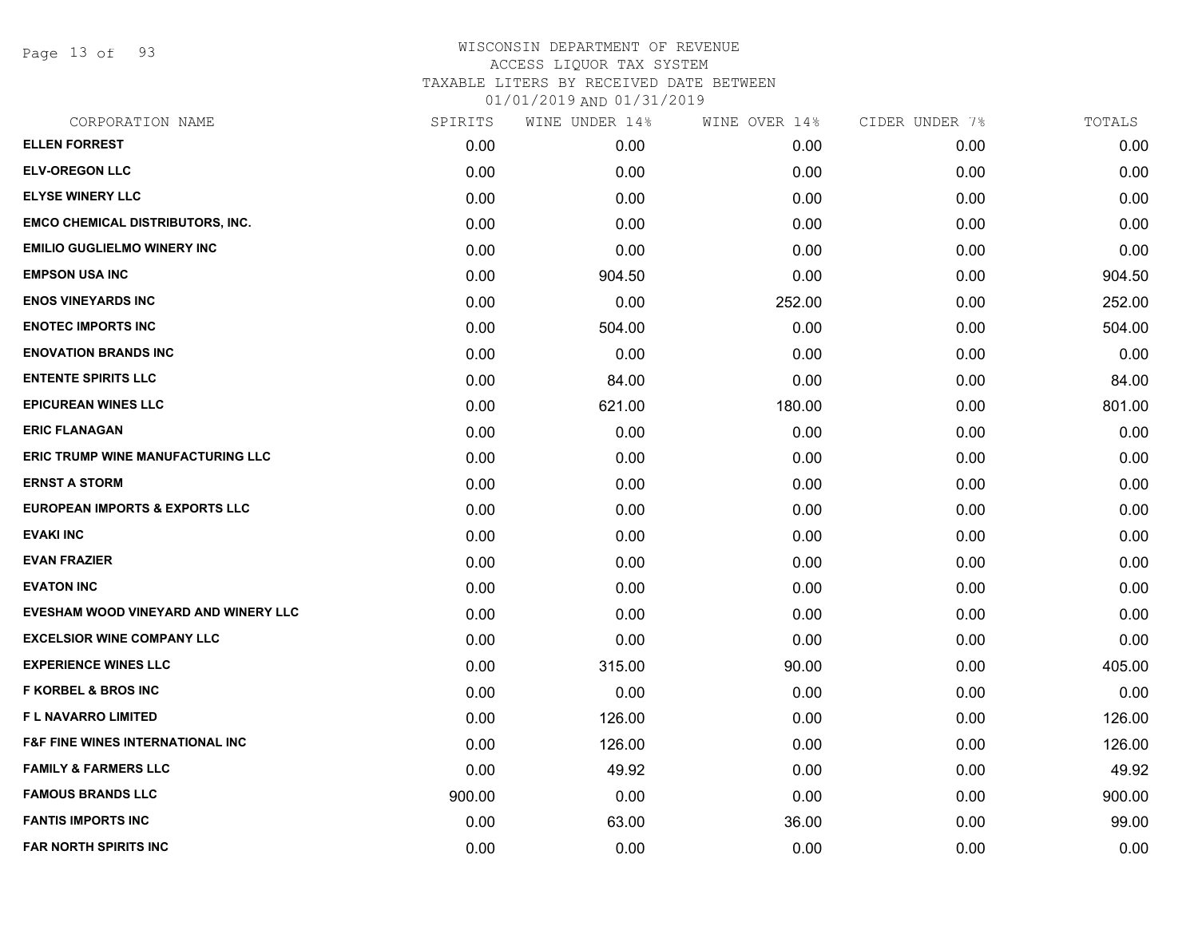# WISCONSIN DEPARTMENT OF REVENUE
## ACCESS LIQUOR TAX SYSTEM
### TAXABLE LITERS BY RECEIVED DATE BETWEEN 01/01/2019 AND 01/31/2019

| CORPORATION NAME | SPIRITS | WINE UNDER 14% | WINE OVER 14% | CIDER UNDER 7% | TOTALS |
|---|---|---|---|---|---|
| **ELLEN FORREST** | 0.00 | 0.00 | 0.00 | 0.00 | 0.00 |
| **ELV-OREGON LLC** | 0.00 | 0.00 | 0.00 | 0.00 | 0.00 |
| **ELYSE WINERY LLC** | 0.00 | 0.00 | 0.00 | 0.00 | 0.00 |
| **EMCO CHEMICAL DISTRIBUTORS, INC.** | 0.00 | 0.00 | 0.00 | 0.00 | 0.00 |
| **EMILIO GUGLIELMO WINERY INC** | 0.00 | 0.00 | 0.00 | 0.00 | 0.00 |
| **EMPSON USA INC** | 0.00 | 904.50 | 0.00 | 0.00 | 904.50 |
| **ENOS VINEYARDS INC** | 0.00 | 0.00 | 252.00 | 0.00 | 252.00 |
| **ENOTEC IMPORTS INC** | 0.00 | 504.00 | 0.00 | 0.00 | 504.00 |
| **ENOVATION BRANDS INC** | 0.00 | 0.00 | 0.00 | 0.00 | 0.00 |
| **ENTENTE SPIRITS LLC** | 0.00 | 84.00 | 0.00 | 0.00 | 84.00 |
| **EPICUREAN WINES LLC** | 0.00 | 621.00 | 180.00 | 0.00 | 801.00 |
| **ERIC FLANAGAN** | 0.00 | 0.00 | 0.00 | 0.00 | 0.00 |
| **ERIC TRUMP WINE MANUFACTURING LLC** | 0.00 | 0.00 | 0.00 | 0.00 | 0.00 |
| **ERNST A STORM** | 0.00 | 0.00 | 0.00 | 0.00 | 0.00 |
| **EUROPEAN IMPORTS & EXPORTS LLC** | 0.00 | 0.00 | 0.00 | 0.00 | 0.00 |
| **EVAKI INC** | 0.00 | 0.00 | 0.00 | 0.00 | 0.00 |
| **EVAN FRAZIER** | 0.00 | 0.00 | 0.00 | 0.00 | 0.00 |
| **EVATON INC** | 0.00 | 0.00 | 0.00 | 0.00 | 0.00 |
| **EVESHAM WOOD VINEYARD AND WINERY LLC** | 0.00 | 0.00 | 0.00 | 0.00 | 0.00 |
| **EXCELSIOR WINE COMPANY LLC** | 0.00 | 0.00 | 0.00 | 0.00 | 0.00 |
| **EXPERIENCE WINES LLC** | 0.00 | 315.00 | 90.00 | 0.00 | 405.00 |
| **F KORBEL & BROS INC** | 0.00 | 0.00 | 0.00 | 0.00 | 0.00 |
| **F L NAVARRO LIMITED** | 0.00 | 126.00 | 0.00 | 0.00 | 126.00 |
| **F&F FINE WINES INTERNATIONAL INC** | 0.00 | 126.00 | 0.00 | 0.00 | 126.00 |
| **FAMILY & FARMERS LLC** | 0.00 | 49.92 | 0.00 | 0.00 | 49.92 |
| **FAMOUS BRANDS LLC** | 900.00 | 0.00 | 0.00 | 0.00 | 900.00 |
| **FANTIS IMPORTS INC** | 0.00 | 63.00 | 36.00 | 0.00 | 99.00 |
| **FAR NORTH SPIRITS INC** | 0.00 | 0.00 | 0.00 | 0.00 | 0.00 |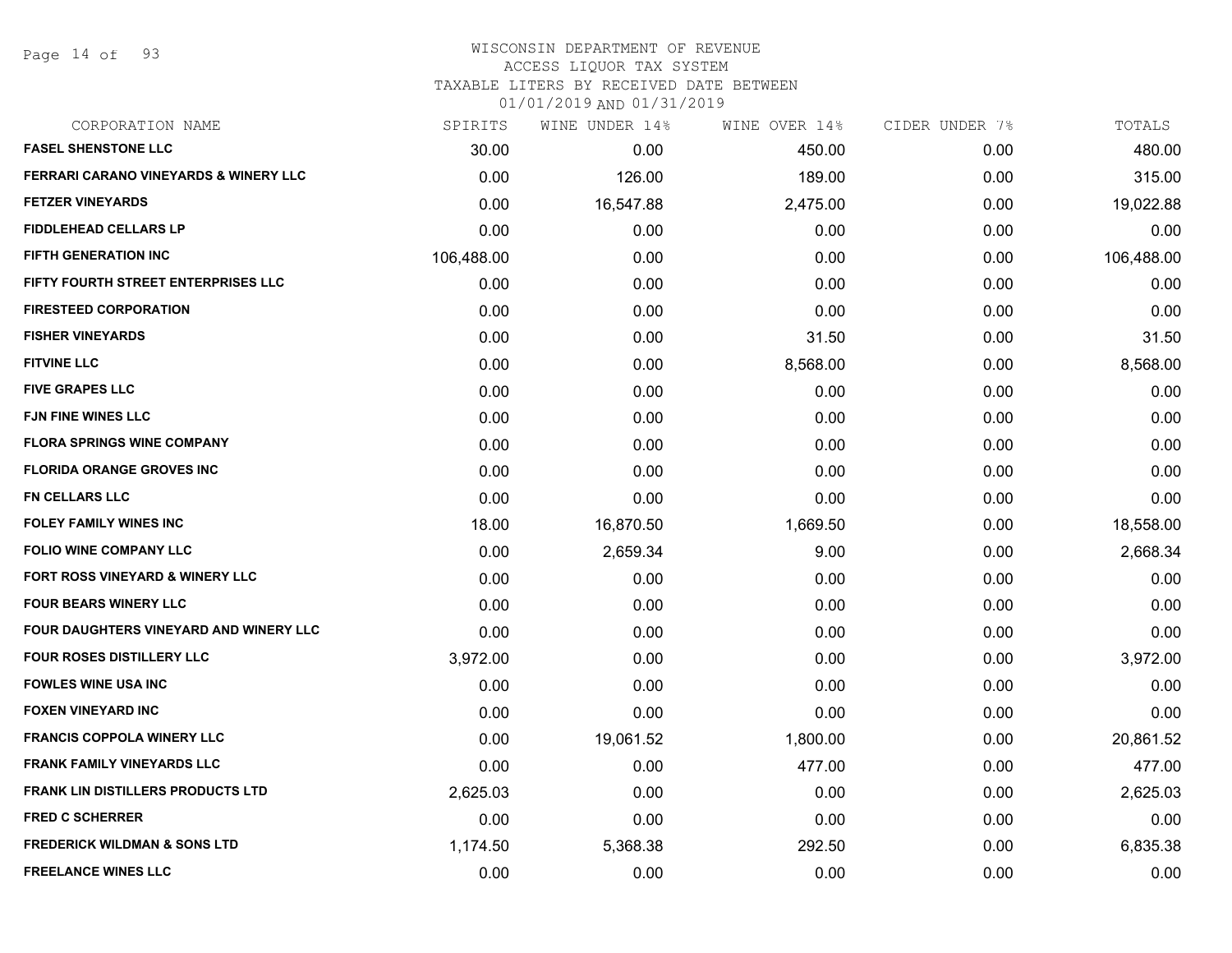WISCONSIN DEPARTMENT OF REVENUE
ACCESS LIQUOR TAX SYSTEM
TAXABLE LITERS BY RECEIVED DATE BETWEEN
01/01/2019 AND 01/31/2019

| CORPORATION NAME | SPIRITS | WINE UNDER 14% | WINE OVER 14% | CIDER UNDER 7% | TOTALS |
|---|---|---|---|---|---|
| FASEL SHENSTONE LLC | 30.00 | 0.00 | 450.00 | 0.00 | 480.00 |
| FERRARI CARANO VINEYARDS & WINERY LLC | 0.00 | 126.00 | 189.00 | 0.00 | 315.00 |
| FETZER VINEYARDS | 0.00 | 16,547.88 | 2,475.00 | 0.00 | 19,022.88 |
| FIDDLEHEAD CELLARS LP | 0.00 | 0.00 | 0.00 | 0.00 | 0.00 |
| FIFTH GENERATION INC | 106,488.00 | 0.00 | 0.00 | 0.00 | 106,488.00 |
| FIFTY FOURTH STREET ENTERPRISES LLC | 0.00 | 0.00 | 0.00 | 0.00 | 0.00 |
| FIRESTEED CORPORATION | 0.00 | 0.00 | 0.00 | 0.00 | 0.00 |
| FISHER VINEYARDS | 0.00 | 0.00 | 31.50 | 0.00 | 31.50 |
| FITVINE LLC | 0.00 | 0.00 | 8,568.00 | 0.00 | 8,568.00 |
| FIVE GRAPES LLC | 0.00 | 0.00 | 0.00 | 0.00 | 0.00 |
| FJN FINE WINES LLC | 0.00 | 0.00 | 0.00 | 0.00 | 0.00 |
| FLORA SPRINGS WINE COMPANY | 0.00 | 0.00 | 0.00 | 0.00 | 0.00 |
| FLORIDA ORANGE GROVES INC | 0.00 | 0.00 | 0.00 | 0.00 | 0.00 |
| FN CELLARS LLC | 0.00 | 0.00 | 0.00 | 0.00 | 0.00 |
| FOLEY FAMILY WINES INC | 18.00 | 16,870.50 | 1,669.50 | 0.00 | 18,558.00 |
| FOLIO WINE COMPANY LLC | 0.00 | 2,659.34 | 9.00 | 0.00 | 2,668.34 |
| FORT ROSS VINEYARD & WINERY LLC | 0.00 | 0.00 | 0.00 | 0.00 | 0.00 |
| FOUR BEARS WINERY LLC | 0.00 | 0.00 | 0.00 | 0.00 | 0.00 |
| FOUR DAUGHTERS VINEYARD AND WINERY LLC | 0.00 | 0.00 | 0.00 | 0.00 | 0.00 |
| FOUR ROSES DISTILLERY LLC | 3,972.00 | 0.00 | 0.00 | 0.00 | 3,972.00 |
| FOWLES WINE USA INC | 0.00 | 0.00 | 0.00 | 0.00 | 0.00 |
| FOXEN VINEYARD INC | 0.00 | 0.00 | 0.00 | 0.00 | 0.00 |
| FRANCIS COPPOLA WINERY LLC | 0.00 | 19,061.52 | 1,800.00 | 0.00 | 20,861.52 |
| FRANK FAMILY VINEYARDS LLC | 0.00 | 0.00 | 477.00 | 0.00 | 477.00 |
| FRANK LIN DISTILLERS PRODUCTS LTD | 2,625.03 | 0.00 | 0.00 | 0.00 | 2,625.03 |
| FRED C SCHERRER | 0.00 | 0.00 | 0.00 | 0.00 | 0.00 |
| FREDERICK WILDMAN & SONS LTD | 1,174.50 | 5,368.38 | 292.50 | 0.00 | 6,835.38 |
| FREELANCE WINES LLC | 0.00 | 0.00 | 0.00 | 0.00 | 0.00 |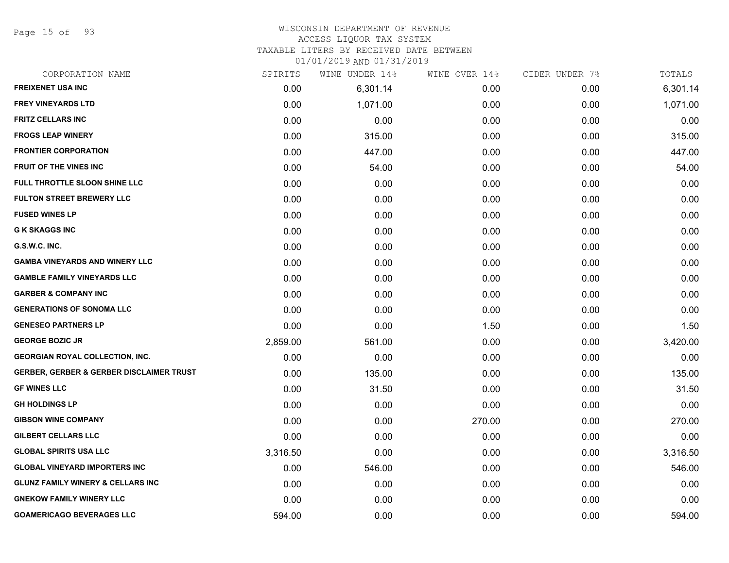WISCONSIN DEPARTMENT OF REVENUE
ACCESS LIQUOR TAX SYSTEM
TAXABLE LITERS BY RECEIVED DATE BETWEEN
01/01/2019 AND 01/31/2019

| CORPORATION NAME | SPIRITS | WINE UNDER 14% | WINE OVER 14% | CIDER UNDER 7% | TOTALS |
|---|---|---|---|---|---|
| FREIXENET USA INC | 0.00 | 6,301.14 | 0.00 | 0.00 | 6,301.14 |
| FREY VINEYARDS LTD | 0.00 | 1,071.00 | 0.00 | 0.00 | 1,071.00 |
| FRITZ CELLARS INC | 0.00 | 0.00 | 0.00 | 0.00 | 0.00 |
| FROGS LEAP WINERY | 0.00 | 315.00 | 0.00 | 0.00 | 315.00 |
| FRONTIER CORPORATION | 0.00 | 447.00 | 0.00 | 0.00 | 447.00 |
| FRUIT OF THE VINES INC | 0.00 | 54.00 | 0.00 | 0.00 | 54.00 |
| FULL THROTTLE SLOON SHINE LLC | 0.00 | 0.00 | 0.00 | 0.00 | 0.00 |
| FULTON STREET BREWERY LLC | 0.00 | 0.00 | 0.00 | 0.00 | 0.00 |
| FUSED WINES LP | 0.00 | 0.00 | 0.00 | 0.00 | 0.00 |
| G K SKAGGS INC | 0.00 | 0.00 | 0.00 | 0.00 | 0.00 |
| G.S.W.C. INC. | 0.00 | 0.00 | 0.00 | 0.00 | 0.00 |
| GAMBA VINEYARDS AND WINERY LLC | 0.00 | 0.00 | 0.00 | 0.00 | 0.00 |
| GAMBLE FAMILY VINEYARDS LLC | 0.00 | 0.00 | 0.00 | 0.00 | 0.00 |
| GARBER & COMPANY INC | 0.00 | 0.00 | 0.00 | 0.00 | 0.00 |
| GENERATIONS OF SONOMA LLC | 0.00 | 0.00 | 0.00 | 0.00 | 0.00 |
| GENESEO PARTNERS LP | 0.00 | 0.00 | 1.50 | 0.00 | 1.50 |
| GEORGE BOZIC JR | 2,859.00 | 561.00 | 0.00 | 0.00 | 3,420.00 |
| GEORGIAN ROYAL COLLECTION, INC. | 0.00 | 0.00 | 0.00 | 0.00 | 0.00 |
| GERBER, GERBER & GERBER DISCLAIMER TRUST | 0.00 | 135.00 | 0.00 | 0.00 | 135.00 |
| GF WINES LLC | 0.00 | 31.50 | 0.00 | 0.00 | 31.50 |
| GH HOLDINGS LP | 0.00 | 0.00 | 0.00 | 0.00 | 0.00 |
| GIBSON WINE COMPANY | 0.00 | 0.00 | 270.00 | 0.00 | 270.00 |
| GILBERT CELLARS LLC | 0.00 | 0.00 | 0.00 | 0.00 | 0.00 |
| GLOBAL SPIRITS USA LLC | 3,316.50 | 0.00 | 0.00 | 0.00 | 3,316.50 |
| GLOBAL VINEYARD IMPORTERS INC | 0.00 | 546.00 | 0.00 | 0.00 | 546.00 |
| GLUNZ FAMILY WINERY & CELLARS INC | 0.00 | 0.00 | 0.00 | 0.00 | 0.00 |
| GNEKOW FAMILY WINERY LLC | 0.00 | 0.00 | 0.00 | 0.00 | 0.00 |
| GOAMERICAGO BEVERAGES LLC | 594.00 | 0.00 | 0.00 | 0.00 | 594.00 |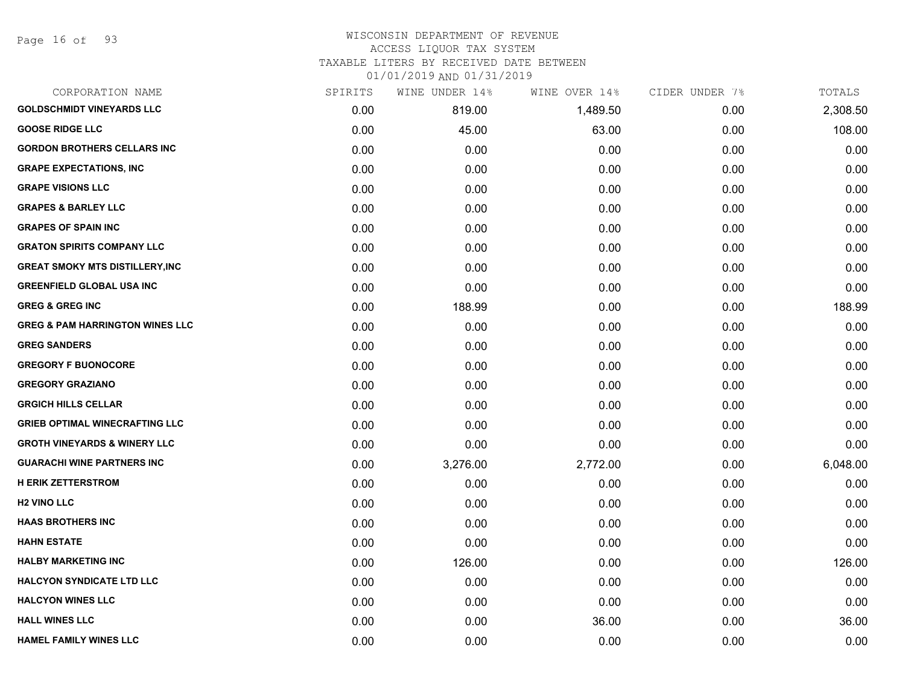# WISCONSIN DEPARTMENT OF REVENUE
## ACCESS LIQUOR TAX SYSTEM
### TAXABLE LITERS BY RECEIVED DATE BETWEEN 01/01/2019 AND 01/31/2019

| CORPORATION NAME | SPIRITS | WINE UNDER 14% | WINE OVER 14% | CIDER UNDER 7% | TOTALS |
|---|---|---|---|---|---|
| GOLDSCHMIDT VINEYARDS LLC | 0.00 | 819.00 | 1,489.50 | 0.00 | 2,308.50 |
| GOOSE RIDGE LLC | 0.00 | 45.00 | 63.00 | 0.00 | 108.00 |
| GORDON BROTHERS CELLARS INC | 0.00 | 0.00 | 0.00 | 0.00 | 0.00 |
| GRAPE EXPECTATIONS, INC | 0.00 | 0.00 | 0.00 | 0.00 | 0.00 |
| GRAPE VISIONS LLC | 0.00 | 0.00 | 0.00 | 0.00 | 0.00 |
| GRAPES & BARLEY LLC | 0.00 | 0.00 | 0.00 | 0.00 | 0.00 |
| GRAPES OF SPAIN INC | 0.00 | 0.00 | 0.00 | 0.00 | 0.00 |
| GRATON SPIRITS COMPANY LLC | 0.00 | 0.00 | 0.00 | 0.00 | 0.00 |
| GREAT SMOKY MTS DISTILLERY,INC | 0.00 | 0.00 | 0.00 | 0.00 | 0.00 |
| GREENFIELD GLOBAL USA INC | 0.00 | 0.00 | 0.00 | 0.00 | 0.00 |
| GREG & GREG INC | 0.00 | 188.99 | 0.00 | 0.00 | 188.99 |
| GREG & PAM HARRINGTON WINES LLC | 0.00 | 0.00 | 0.00 | 0.00 | 0.00 |
| GREG SANDERS | 0.00 | 0.00 | 0.00 | 0.00 | 0.00 |
| GREGORY F BUONOCORE | 0.00 | 0.00 | 0.00 | 0.00 | 0.00 |
| GREGORY GRAZIANO | 0.00 | 0.00 | 0.00 | 0.00 | 0.00 |
| GRGICH HILLS CELLAR | 0.00 | 0.00 | 0.00 | 0.00 | 0.00 |
| GRIEB OPTIMAL WINECRAFTING LLC | 0.00 | 0.00 | 0.00 | 0.00 | 0.00 |
| GROTH VINEYARDS & WINERY LLC | 0.00 | 0.00 | 0.00 | 0.00 | 0.00 |
| GUARACHI WINE PARTNERS INC | 0.00 | 3,276.00 | 2,772.00 | 0.00 | 6,048.00 |
| H ERIK ZETTERSTROM | 0.00 | 0.00 | 0.00 | 0.00 | 0.00 |
| H2 VINO LLC | 0.00 | 0.00 | 0.00 | 0.00 | 0.00 |
| HAAS BROTHERS INC | 0.00 | 0.00 | 0.00 | 0.00 | 0.00 |
| HAHN ESTATE | 0.00 | 0.00 | 0.00 | 0.00 | 0.00 |
| HALBY MARKETING INC | 0.00 | 126.00 | 0.00 | 0.00 | 126.00 |
| HALCYON SYNDICATE LTD LLC | 0.00 | 0.00 | 0.00 | 0.00 | 0.00 |
| HALCYON WINES LLC | 0.00 | 0.00 | 0.00 | 0.00 | 0.00 |
| HALL WINES LLC | 0.00 | 0.00 | 36.00 | 0.00 | 36.00 |
| HAMEL FAMILY WINES LLC | 0.00 | 0.00 | 0.00 | 0.00 | 0.00 |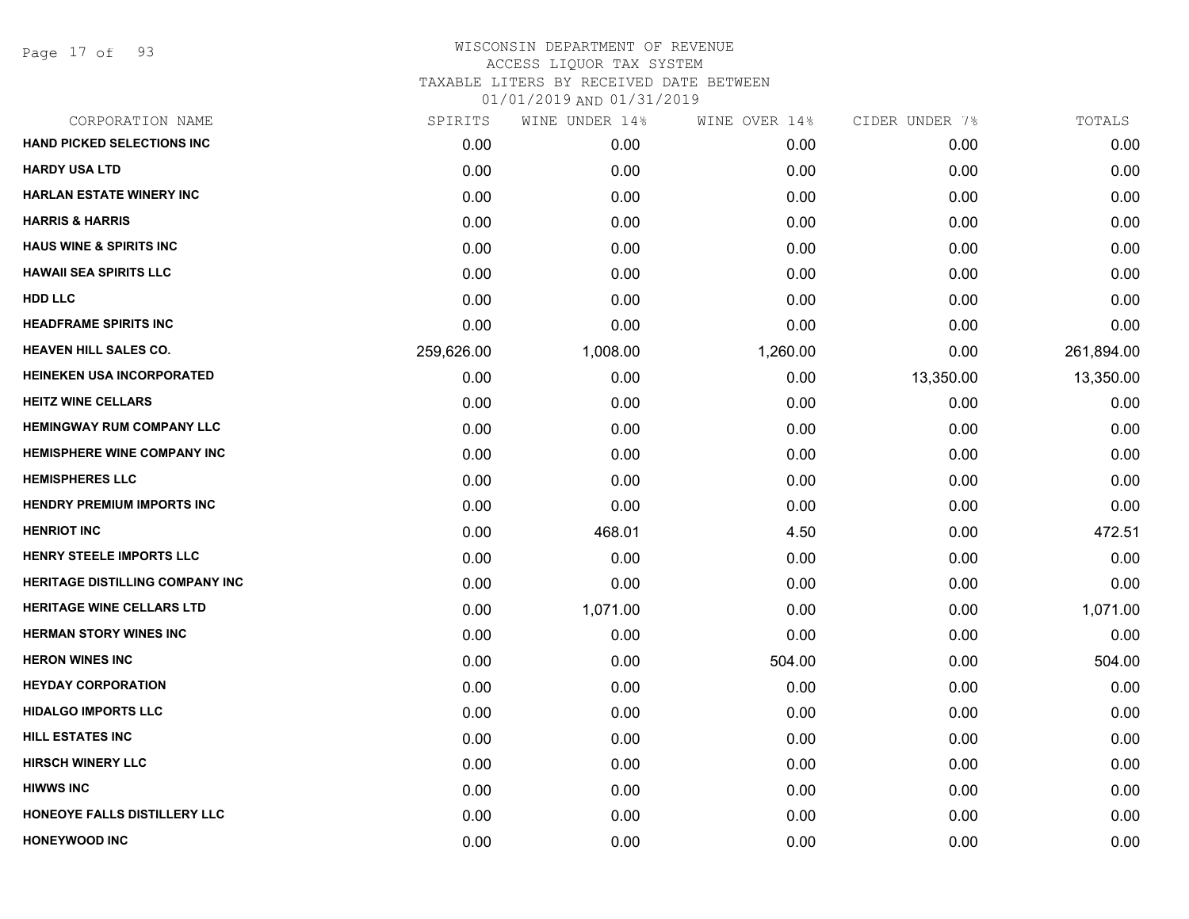# WISCONSIN DEPARTMENT OF REVENUE
## ACCESS LIQUOR TAX SYSTEM
### TAXABLE LITERS BY RECEIVED DATE BETWEEN 01/01/2019 AND 01/31/2019

| CORPORATION NAME | SPIRITS | WINE UNDER 14% | WINE OVER 14% | CIDER UNDER 7% | TOTALS |
|---|---|---|---|---|---|
| HAND PICKED SELECTIONS INC | 0.00 | 0.00 | 0.00 | 0.00 | 0.00 |
| HARDY USA LTD | 0.00 | 0.00 | 0.00 | 0.00 | 0.00 |
| HARLAN ESTATE WINERY INC | 0.00 | 0.00 | 0.00 | 0.00 | 0.00 |
| HARRIS & HARRIS | 0.00 | 0.00 | 0.00 | 0.00 | 0.00 |
| HAUS WINE & SPIRITS INC | 0.00 | 0.00 | 0.00 | 0.00 | 0.00 |
| HAWAII SEA SPIRITS LLC | 0.00 | 0.00 | 0.00 | 0.00 | 0.00 |
| HDD LLC | 0.00 | 0.00 | 0.00 | 0.00 | 0.00 |
| HEADFRAME SPIRITS INC | 0.00 | 0.00 | 0.00 | 0.00 | 0.00 |
| HEAVEN HILL SALES CO. | 259,626.00 | 1,008.00 | 1,260.00 | 0.00 | 261,894.00 |
| HEINEKEN USA INCORPORATED | 0.00 | 0.00 | 0.00 | 13,350.00 | 13,350.00 |
| HEITZ WINE CELLARS | 0.00 | 0.00 | 0.00 | 0.00 | 0.00 |
| HEMINGWAY RUM COMPANY LLC | 0.00 | 0.00 | 0.00 | 0.00 | 0.00 |
| HEMISPHERE WINE COMPANY INC | 0.00 | 0.00 | 0.00 | 0.00 | 0.00 |
| HEMISPHERES LLC | 0.00 | 0.00 | 0.00 | 0.00 | 0.00 |
| HENDRY PREMIUM IMPORTS INC | 0.00 | 0.00 | 0.00 | 0.00 | 0.00 |
| HENRIOT INC | 0.00 | 468.01 | 4.50 | 0.00 | 472.51 |
| HENRY STEELE IMPORTS LLC | 0.00 | 0.00 | 0.00 | 0.00 | 0.00 |
| HERITAGE DISTILLING COMPANY INC | 0.00 | 0.00 | 0.00 | 0.00 | 0.00 |
| HERITAGE WINE CELLARS LTD | 0.00 | 1,071.00 | 0.00 | 0.00 | 1,071.00 |
| HERMAN STORY WINES INC | 0.00 | 0.00 | 0.00 | 0.00 | 0.00 |
| HERON WINES INC | 0.00 | 0.00 | 504.00 | 0.00 | 504.00 |
| HEYDAY CORPORATION | 0.00 | 0.00 | 0.00 | 0.00 | 0.00 |
| HIDALGO IMPORTS LLC | 0.00 | 0.00 | 0.00 | 0.00 | 0.00 |
| HILL ESTATES INC | 0.00 | 0.00 | 0.00 | 0.00 | 0.00 |
| HIRSCH WINERY LLC | 0.00 | 0.00 | 0.00 | 0.00 | 0.00 |
| HIWWS INC | 0.00 | 0.00 | 0.00 | 0.00 | 0.00 |
| HONEOYE FALLS DISTILLERY LLC | 0.00 | 0.00 | 0.00 | 0.00 | 0.00 |
| HONEYWOOD INC | 0.00 | 0.00 | 0.00 | 0.00 | 0.00 |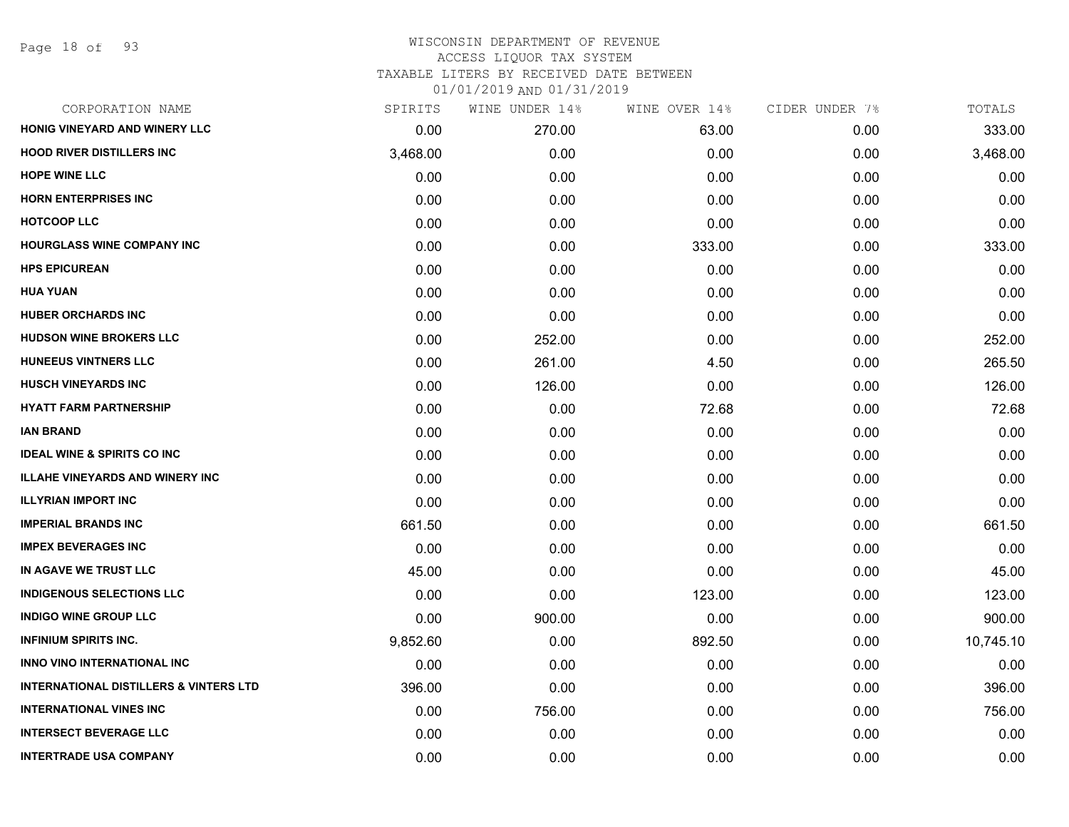# WISCONSIN DEPARTMENT OF REVENUE
## ACCESS LIQUOR TAX SYSTEM
### TAXABLE LITERS BY RECEIVED DATE BETWEEN 01/01/2019 AND 01/31/2019

| CORPORATION NAME | SPIRITS | WINE UNDER 14% | WINE OVER 14% | CIDER UNDER 7% | TOTALS |
|---|---|---|---|---|---|
| HONIG VINEYARD AND WINERY LLC | 0.00 | 270.00 | 63.00 | 0.00 | 333.00 |
| HOOD RIVER DISTILLERS INC | 3,468.00 | 0.00 | 0.00 | 0.00 | 3,468.00 |
| HOPE WINE LLC | 0.00 | 0.00 | 0.00 | 0.00 | 0.00 |
| HORN ENTERPRISES INC | 0.00 | 0.00 | 0.00 | 0.00 | 0.00 |
| HOTCOOP LLC | 0.00 | 0.00 | 0.00 | 0.00 | 0.00 |
| HOURGLASS WINE COMPANY INC | 0.00 | 0.00 | 333.00 | 0.00 | 333.00 |
| HPS EPICUREAN | 0.00 | 0.00 | 0.00 | 0.00 | 0.00 |
| HUA YUAN | 0.00 | 0.00 | 0.00 | 0.00 | 0.00 |
| HUBER ORCHARDS INC | 0.00 | 0.00 | 0.00 | 0.00 | 0.00 |
| HUDSON WINE BROKERS LLC | 0.00 | 252.00 | 0.00 | 0.00 | 252.00 |
| HUNEEUS VINTNERS LLC | 0.00 | 261.00 | 4.50 | 0.00 | 265.50 |
| HUSCH VINEYARDS INC | 0.00 | 126.00 | 0.00 | 0.00 | 126.00 |
| HYATT FARM PARTNERSHIP | 0.00 | 0.00 | 72.68 | 0.00 | 72.68 |
| IAN BRAND | 0.00 | 0.00 | 0.00 | 0.00 | 0.00 |
| IDEAL WINE & SPIRITS CO INC | 0.00 | 0.00 | 0.00 | 0.00 | 0.00 |
| ILLAHE VINEYARDS AND WINERY INC | 0.00 | 0.00 | 0.00 | 0.00 | 0.00 |
| ILLYRIAN IMPORT INC | 0.00 | 0.00 | 0.00 | 0.00 | 0.00 |
| IMPERIAL BRANDS INC | 661.50 | 0.00 | 0.00 | 0.00 | 661.50 |
| IMPEX BEVERAGES INC | 0.00 | 0.00 | 0.00 | 0.00 | 0.00 |
| IN AGAVE WE TRUST LLC | 45.00 | 0.00 | 0.00 | 0.00 | 45.00 |
| INDIGENOUS SELECTIONS LLC | 0.00 | 0.00 | 123.00 | 0.00 | 123.00 |
| INDIGO WINE GROUP LLC | 0.00 | 900.00 | 0.00 | 0.00 | 900.00 |
| INFINIUM SPIRITS INC. | 9,852.60 | 0.00 | 892.50 | 0.00 | 10,745.10 |
| INNO VINO INTERNATIONAL INC | 0.00 | 0.00 | 0.00 | 0.00 | 0.00 |
| INTERNATIONAL DISTILLERS & VINTERS LTD | 396.00 | 0.00 | 0.00 | 0.00 | 396.00 |
| INTERNATIONAL VINES INC | 0.00 | 756.00 | 0.00 | 0.00 | 756.00 |
| INTERSECT BEVERAGE LLC | 0.00 | 0.00 | 0.00 | 0.00 | 0.00 |
| INTERTRADE USA COMPANY | 0.00 | 0.00 | 0.00 | 0.00 | 0.00 |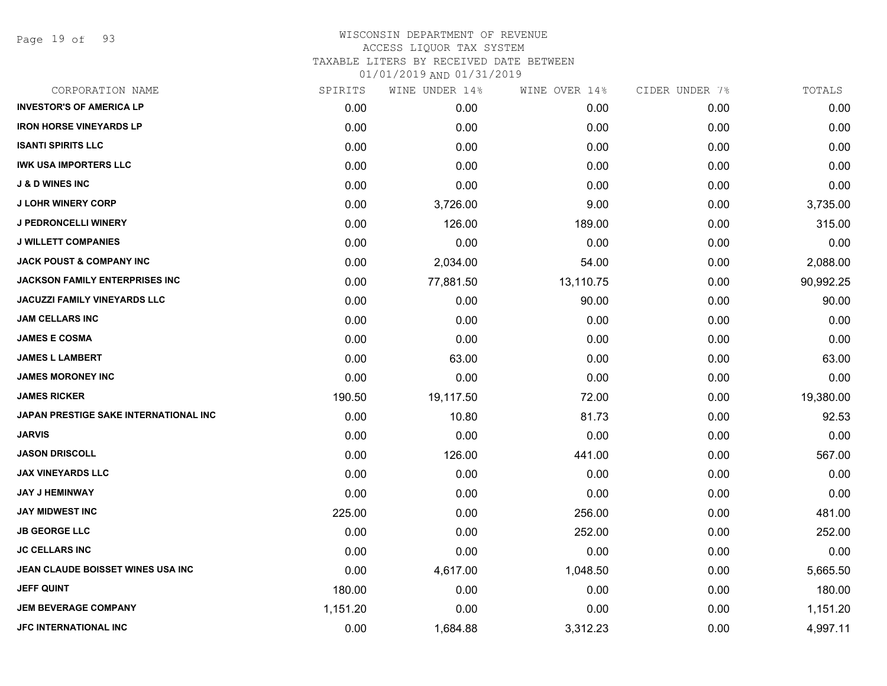# WISCONSIN DEPARTMENT OF REVENUE
ACCESS LIQUOR TAX SYSTEM
TAXABLE LITERS BY RECEIVED DATE BETWEEN
01/01/2019 AND 01/31/2019

| CORPORATION NAME | SPIRITS | WINE UNDER 14% | WINE OVER 14% | CIDER UNDER 7% | TOTALS |
|---|---|---|---|---|---|
| INVESTOR'S OF AMERICA LP | 0.00 | 0.00 | 0.00 | 0.00 | 0.00 |
| IRON HORSE VINEYARDS LP | 0.00 | 0.00 | 0.00 | 0.00 | 0.00 |
| ISANTI SPIRITS LLC | 0.00 | 0.00 | 0.00 | 0.00 | 0.00 |
| IWK USA IMPORTERS LLC | 0.00 | 0.00 | 0.00 | 0.00 | 0.00 |
| J & D WINES INC | 0.00 | 0.00 | 0.00 | 0.00 | 0.00 |
| J LOHR WINERY CORP | 0.00 | 3,726.00 | 9.00 | 0.00 | 3,735.00 |
| J PEDRONCELLI WINERY | 0.00 | 126.00 | 189.00 | 0.00 | 315.00 |
| J WILLETT COMPANIES | 0.00 | 0.00 | 0.00 | 0.00 | 0.00 |
| JACK POUST & COMPANY INC | 0.00 | 2,034.00 | 54.00 | 0.00 | 2,088.00 |
| JACKSON FAMILY ENTERPRISES INC | 0.00 | 77,881.50 | 13,110.75 | 0.00 | 90,992.25 |
| JACUZZI FAMILY VINEYARDS LLC | 0.00 | 0.00 | 90.00 | 0.00 | 90.00 |
| JAM CELLARS INC | 0.00 | 0.00 | 0.00 | 0.00 | 0.00 |
| JAMES E COSMA | 0.00 | 0.00 | 0.00 | 0.00 | 0.00 |
| JAMES L LAMBERT | 0.00 | 63.00 | 0.00 | 0.00 | 63.00 |
| JAMES MORONEY INC | 0.00 | 0.00 | 0.00 | 0.00 | 0.00 |
| JAMES RICKER | 190.50 | 19,117.50 | 72.00 | 0.00 | 19,380.00 |
| JAPAN PRESTIGE SAKE INTERNATIONAL INC | 0.00 | 10.80 | 81.73 | 0.00 | 92.53 |
| JARVIS | 0.00 | 0.00 | 0.00 | 0.00 | 0.00 |
| JASON DRISCOLL | 0.00 | 126.00 | 441.00 | 0.00 | 567.00 |
| JAX VINEYARDS LLC | 0.00 | 0.00 | 0.00 | 0.00 | 0.00 |
| JAY J HEMINWAY | 0.00 | 0.00 | 0.00 | 0.00 | 0.00 |
| JAY MIDWEST INC | 225.00 | 0.00 | 256.00 | 0.00 | 481.00 |
| JB GEORGE LLC | 0.00 | 0.00 | 252.00 | 0.00 | 252.00 |
| JC CELLARS INC | 0.00 | 0.00 | 0.00 | 0.00 | 0.00 |
| JEAN CLAUDE BOISSET WINES USA INC | 0.00 | 4,617.00 | 1,048.50 | 0.00 | 5,665.50 |
| JEFF QUINT | 180.00 | 0.00 | 0.00 | 0.00 | 180.00 |
| JEM BEVERAGE COMPANY | 1,151.20 | 0.00 | 0.00 | 0.00 | 1,151.20 |
| JFC INTERNATIONAL INC | 0.00 | 1,684.88 | 3,312.23 | 0.00 | 4,997.11 |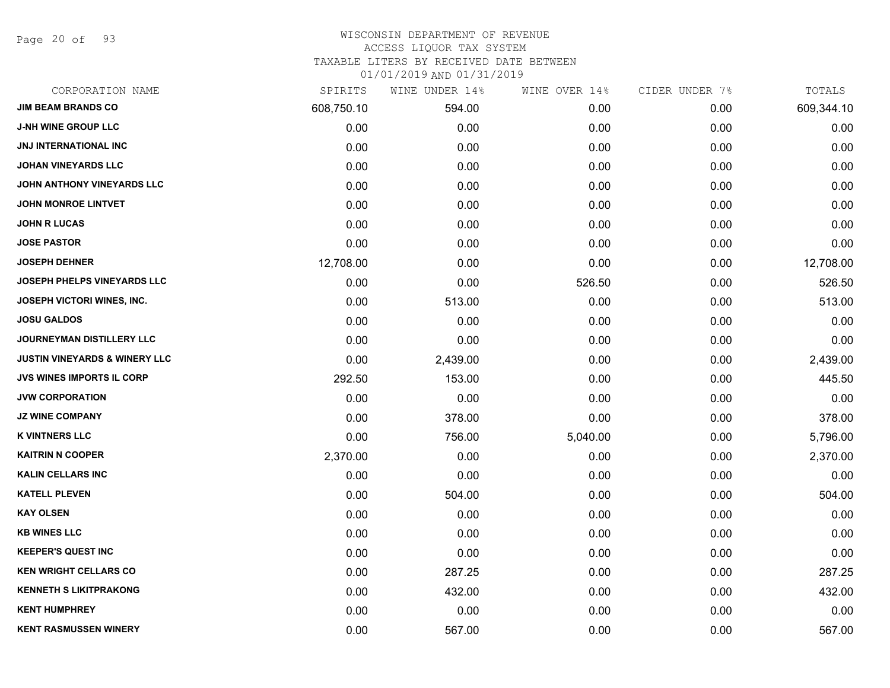WISCONSIN DEPARTMENT OF REVENUE
ACCESS LIQUOR TAX SYSTEM
TAXABLE LITERS BY RECEIVED DATE BETWEEN
01/01/2019 AND 01/31/2019

| CORPORATION NAME | SPIRITS | WINE UNDER 14% | WINE OVER 14% | CIDER UNDER 7% | TOTALS |
|---|---|---|---|---|---|
| **JIM BEAM BRANDS CO** | 608,750.10 | 594.00 | 0.00 | 0.00 | 609,344.10 |
| **J-NH WINE GROUP LLC** | 0.00 | 0.00 | 0.00 | 0.00 | 0.00 |
| **JNJ INTERNATIONAL INC** | 0.00 | 0.00 | 0.00 | 0.00 | 0.00 |
| **JOHAN VINEYARDS LLC** | 0.00 | 0.00 | 0.00 | 0.00 | 0.00 |
| **JOHN ANTHONY VINEYARDS LLC** | 0.00 | 0.00 | 0.00 | 0.00 | 0.00 |
| **JOHN MONROE LINTVET** | 0.00 | 0.00 | 0.00 | 0.00 | 0.00 |
| **JOHN R LUCAS** | 0.00 | 0.00 | 0.00 | 0.00 | 0.00 |
| **JOSE PASTOR** | 0.00 | 0.00 | 0.00 | 0.00 | 0.00 |
| **JOSEPH DEHNER** | 12,708.00 | 0.00 | 0.00 | 0.00 | 12,708.00 |
| **JOSEPH PHELPS VINEYARDS LLC** | 0.00 | 0.00 | 526.50 | 0.00 | 526.50 |
| **JOSEPH VICTORI WINES, INC.** | 0.00 | 513.00 | 0.00 | 0.00 | 513.00 |
| **JOSU GALDOS** | 0.00 | 0.00 | 0.00 | 0.00 | 0.00 |
| **JOURNEYMAN DISTILLERY LLC** | 0.00 | 0.00 | 0.00 | 0.00 | 0.00 |
| **JUSTIN VINEYARDS & WINERY LLC** | 0.00 | 2,439.00 | 0.00 | 0.00 | 2,439.00 |
| **JVS WINES IMPORTS IL CORP** | 292.50 | 153.00 | 0.00 | 0.00 | 445.50 |
| **JVW CORPORATION** | 0.00 | 0.00 | 0.00 | 0.00 | 0.00 |
| **JZ WINE COMPANY** | 0.00 | 378.00 | 0.00 | 0.00 | 378.00 |
| **K VINTNERS LLC** | 0.00 | 756.00 | 5,040.00 | 0.00 | 5,796.00 |
| **KAITRIN N COOPER** | 2,370.00 | 0.00 | 0.00 | 0.00 | 2,370.00 |
| **KALIN CELLARS INC** | 0.00 | 0.00 | 0.00 | 0.00 | 0.00 |
| **KATELL PLEVEN** | 0.00 | 504.00 | 0.00 | 0.00 | 504.00 |
| **KAY OLSEN** | 0.00 | 0.00 | 0.00 | 0.00 | 0.00 |
| **KB WINES LLC** | 0.00 | 0.00 | 0.00 | 0.00 | 0.00 |
| **KEEPER'S QUEST INC** | 0.00 | 0.00 | 0.00 | 0.00 | 0.00 |
| **KEN WRIGHT CELLARS CO** | 0.00 | 287.25 | 0.00 | 0.00 | 287.25 |
| **KENNETH S LIKITPRAKONG** | 0.00 | 432.00 | 0.00 | 0.00 | 432.00 |
| **KENT HUMPHREY** | 0.00 | 0.00 | 0.00 | 0.00 | 0.00 |
| **KENT RASMUSSEN WINERY** | 0.00 | 567.00 | 0.00 | 0.00 | 567.00 |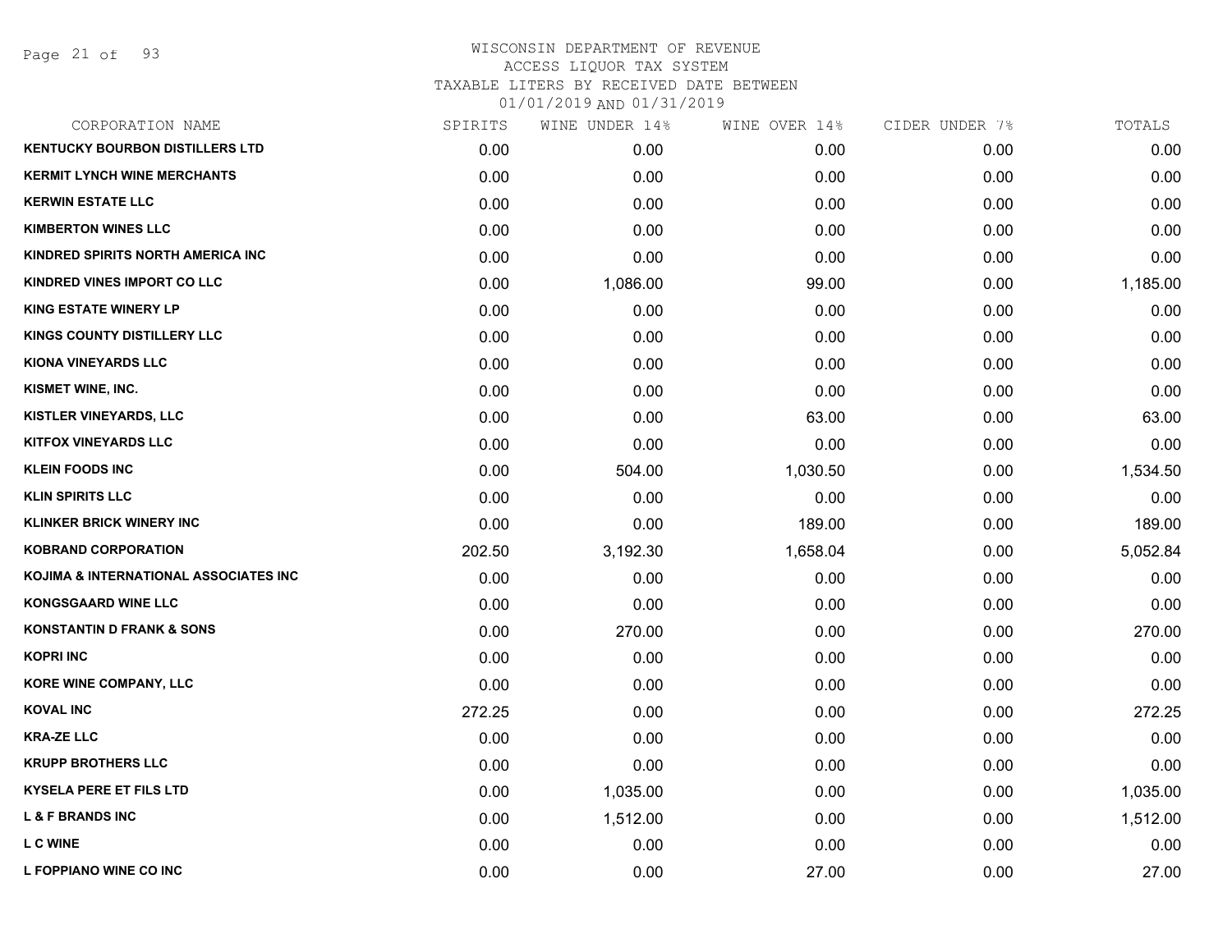WISCONSIN DEPARTMENT OF REVENUE
ACCESS LIQUOR TAX SYSTEM
TAXABLE LITERS BY RECEIVED DATE BETWEEN
01/01/2019 AND 01/31/2019

| CORPORATION NAME | SPIRITS | WINE UNDER 14% | WINE OVER 14% | CIDER UNDER 7% | TOTALS |
|---|---|---|---|---|---|
| KENTUCKY BOURBON DISTILLERS LTD | 0.00 | 0.00 | 0.00 | 0.00 | 0.00 |
| KERMIT LYNCH WINE MERCHANTS | 0.00 | 0.00 | 0.00 | 0.00 | 0.00 |
| KERWIN ESTATE LLC | 0.00 | 0.00 | 0.00 | 0.00 | 0.00 |
| KIMBERTON WINES LLC | 0.00 | 0.00 | 0.00 | 0.00 | 0.00 |
| KINDRED SPIRITS NORTH AMERICA INC | 0.00 | 0.00 | 0.00 | 0.00 | 0.00 |
| KINDRED VINES IMPORT CO LLC | 0.00 | 1,086.00 | 99.00 | 0.00 | 1,185.00 |
| KING ESTATE WINERY LP | 0.00 | 0.00 | 0.00 | 0.00 | 0.00 |
| KINGS COUNTY DISTILLERY LLC | 0.00 | 0.00 | 0.00 | 0.00 | 0.00 |
| KIONA VINEYARDS LLC | 0.00 | 0.00 | 0.00 | 0.00 | 0.00 |
| KISMET WINE, INC. | 0.00 | 0.00 | 0.00 | 0.00 | 0.00 |
| KISTLER VINEYARDS, LLC | 0.00 | 0.00 | 63.00 | 0.00 | 63.00 |
| KITFOX VINEYARDS LLC | 0.00 | 0.00 | 0.00 | 0.00 | 0.00 |
| KLEIN FOODS INC | 0.00 | 504.00 | 1,030.50 | 0.00 | 1,534.50 |
| KLIN SPIRITS LLC | 0.00 | 0.00 | 0.00 | 0.00 | 0.00 |
| KLINKER BRICK WINERY INC | 0.00 | 0.00 | 189.00 | 0.00 | 189.00 |
| KOBRAND CORPORATION | 202.50 | 3,192.30 | 1,658.04 | 0.00 | 5,052.84 |
| KOJIMA & INTERNATIONAL ASSOCIATES INC | 0.00 | 0.00 | 0.00 | 0.00 | 0.00 |
| KONGSGAARD WINE LLC | 0.00 | 0.00 | 0.00 | 0.00 | 0.00 |
| KONSTANTIN D FRANK & SONS | 0.00 | 270.00 | 0.00 | 0.00 | 270.00 |
| KOPRI INC | 0.00 | 0.00 | 0.00 | 0.00 | 0.00 |
| KORE WINE COMPANY, LLC | 0.00 | 0.00 | 0.00 | 0.00 | 0.00 |
| KOVAL INC | 272.25 | 0.00 | 0.00 | 0.00 | 272.25 |
| KRA-ZE LLC | 0.00 | 0.00 | 0.00 | 0.00 | 0.00 |
| KRUPP BROTHERS LLC | 0.00 | 0.00 | 0.00 | 0.00 | 0.00 |
| KYSELA PERE ET FILS LTD | 0.00 | 1,035.00 | 0.00 | 0.00 | 1,035.00 |
| L & F BRANDS INC | 0.00 | 1,512.00 | 0.00 | 0.00 | 1,512.00 |
| L C WINE | 0.00 | 0.00 | 0.00 | 0.00 | 0.00 |
| L FOPPIANO WINE CO INC | 0.00 | 0.00 | 27.00 | 0.00 | 27.00 |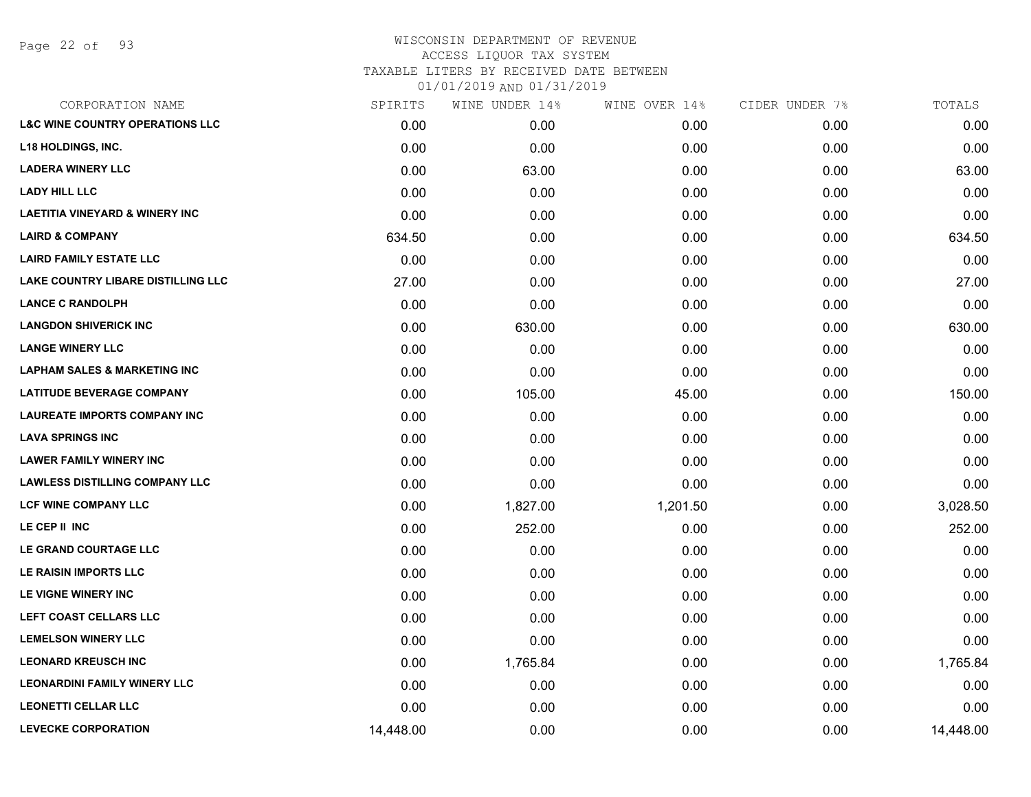# WISCONSIN DEPARTMENT OF REVENUE
## ACCESS LIQUOR TAX SYSTEM
## TAXABLE LITERS BY RECEIVED DATE BETWEEN 01/01/2019 AND 01/31/2019

| CORPORATION NAME | SPIRITS | WINE UNDER 14% | WINE OVER 14% | CIDER UNDER 7% | TOTALS |
|---|---|---|---|---|---|
| L&C WINE COUNTRY OPERATIONS LLC | 0.00 | 0.00 | 0.00 | 0.00 | 0.00 |
| L18 HOLDINGS, INC. | 0.00 | 0.00 | 0.00 | 0.00 | 0.00 |
| LADERA WINERY LLC | 0.00 | 63.00 | 0.00 | 0.00 | 63.00 |
| LADY HILL LLC | 0.00 | 0.00 | 0.00 | 0.00 | 0.00 |
| LAETITIA VINEYARD & WINERY INC | 0.00 | 0.00 | 0.00 | 0.00 | 0.00 |
| LAIRD & COMPANY | 634.50 | 0.00 | 0.00 | 0.00 | 634.50 |
| LAIRD FAMILY ESTATE LLC | 0.00 | 0.00 | 0.00 | 0.00 | 0.00 |
| LAKE COUNTRY LIBARE DISTILLING LLC | 27.00 | 0.00 | 0.00 | 0.00 | 27.00 |
| LANCE C RANDOLPH | 0.00 | 0.00 | 0.00 | 0.00 | 0.00 |
| LANGDON SHIVERICK INC | 0.00 | 630.00 | 0.00 | 0.00 | 630.00 |
| LANGE WINERY LLC | 0.00 | 0.00 | 0.00 | 0.00 | 0.00 |
| LAPHAM SALES & MARKETING INC | 0.00 | 0.00 | 0.00 | 0.00 | 0.00 |
| LATITUDE BEVERAGE COMPANY | 0.00 | 105.00 | 45.00 | 0.00 | 150.00 |
| LAUREATE IMPORTS COMPANY INC | 0.00 | 0.00 | 0.00 | 0.00 | 0.00 |
| LAVA SPRINGS INC | 0.00 | 0.00 | 0.00 | 0.00 | 0.00 |
| LAWER FAMILY WINERY INC | 0.00 | 0.00 | 0.00 | 0.00 | 0.00 |
| LAWLESS DISTILLING COMPANY LLC | 0.00 | 0.00 | 0.00 | 0.00 | 0.00 |
| LCF WINE COMPANY LLC | 0.00 | 1,827.00 | 1,201.50 | 0.00 | 3,028.50 |
| LE CEP II INC | 0.00 | 252.00 | 0.00 | 0.00 | 252.00 |
| LE GRAND COURTAGE LLC | 0.00 | 0.00 | 0.00 | 0.00 | 0.00 |
| LE RAISIN IMPORTS LLC | 0.00 | 0.00 | 0.00 | 0.00 | 0.00 |
| LE VIGNE WINERY INC | 0.00 | 0.00 | 0.00 | 0.00 | 0.00 |
| LEFT COAST CELLARS LLC | 0.00 | 0.00 | 0.00 | 0.00 | 0.00 |
| LEMELSON WINERY LLC | 0.00 | 0.00 | 0.00 | 0.00 | 0.00 |
| LEONARD KREUSCH INC | 0.00 | 1,765.84 | 0.00 | 0.00 | 1,765.84 |
| LEONARDINI FAMILY WINERY LLC | 0.00 | 0.00 | 0.00 | 0.00 | 0.00 |
| LEONETTI CELLAR LLC | 0.00 | 0.00 | 0.00 | 0.00 | 0.00 |
| LEVECKE CORPORATION | 14,448.00 | 0.00 | 0.00 | 0.00 | 14,448.00 |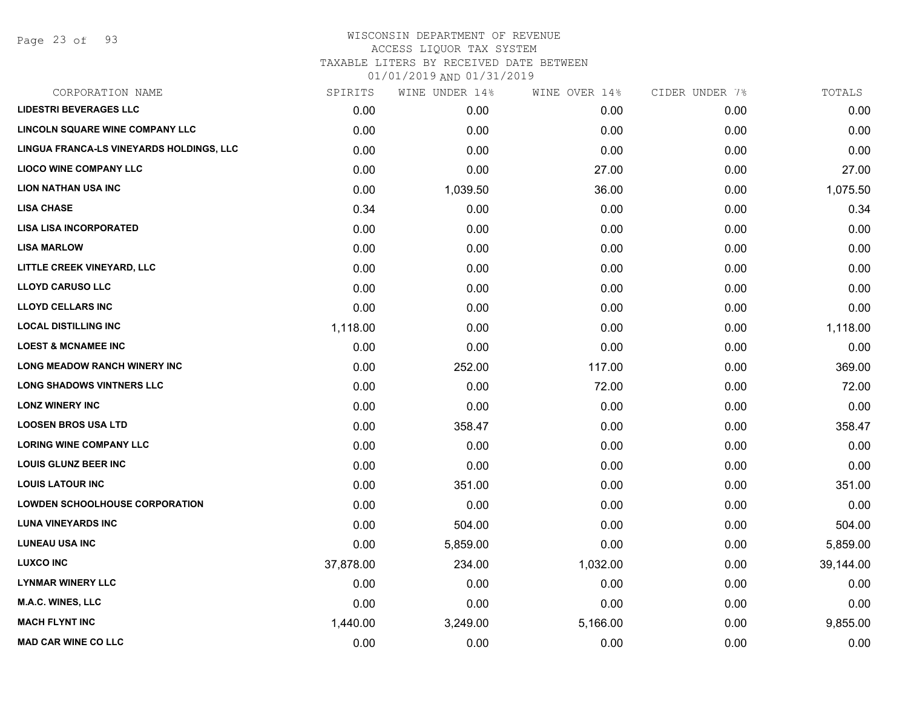WISCONSIN DEPARTMENT OF REVENUE
ACCESS LIQUOR TAX SYSTEM
TAXABLE LITERS BY RECEIVED DATE BETWEEN
01/01/2019 AND 01/31/2019

| CORPORATION NAME | SPIRITS | WINE UNDER 14% | WINE OVER 14% | CIDER UNDER 7% | TOTALS |
|---|---|---|---|---|---|
| LIDESTRI BEVERAGES LLC | 0.00 | 0.00 | 0.00 | 0.00 | 0.00 |
| LINCOLN SQUARE WINE COMPANY LLC | 0.00 | 0.00 | 0.00 | 0.00 | 0.00 |
| LINGUA FRANCA-LS VINEYARDS HOLDINGS, LLC | 0.00 | 0.00 | 0.00 | 0.00 | 0.00 |
| LIOCO WINE COMPANY LLC | 0.00 | 0.00 | 27.00 | 0.00 | 27.00 |
| LION NATHAN USA INC | 0.00 | 1,039.50 | 36.00 | 0.00 | 1,075.50 |
| LISA CHASE | 0.34 | 0.00 | 0.00 | 0.00 | 0.34 |
| LISA LISA INCORPORATED | 0.00 | 0.00 | 0.00 | 0.00 | 0.00 |
| LISA MARLOW | 0.00 | 0.00 | 0.00 | 0.00 | 0.00 |
| LITTLE CREEK VINEYARD, LLC | 0.00 | 0.00 | 0.00 | 0.00 | 0.00 |
| LLOYD CARUSO LLC | 0.00 | 0.00 | 0.00 | 0.00 | 0.00 |
| LLOYD CELLARS INC | 0.00 | 0.00 | 0.00 | 0.00 | 0.00 |
| LOCAL DISTILLING INC | 1,118.00 | 0.00 | 0.00 | 0.00 | 1,118.00 |
| LOEST & MCNAMEE INC | 0.00 | 0.00 | 0.00 | 0.00 | 0.00 |
| LONG MEADOW RANCH WINERY INC | 0.00 | 252.00 | 117.00 | 0.00 | 369.00 |
| LONG SHADOWS VINTNERS LLC | 0.00 | 0.00 | 72.00 | 0.00 | 72.00 |
| LONZ WINERY INC | 0.00 | 0.00 | 0.00 | 0.00 | 0.00 |
| LOOSEN BROS USA LTD | 0.00 | 358.47 | 0.00 | 0.00 | 358.47 |
| LORING WINE COMPANY LLC | 0.00 | 0.00 | 0.00 | 0.00 | 0.00 |
| LOUIS GLUNZ BEER INC | 0.00 | 0.00 | 0.00 | 0.00 | 0.00 |
| LOUIS LATOUR INC | 0.00 | 351.00 | 0.00 | 0.00 | 351.00 |
| LOWDEN SCHOOLHOUSE CORPORATION | 0.00 | 0.00 | 0.00 | 0.00 | 0.00 |
| LUNA VINEYARDS INC | 0.00 | 504.00 | 0.00 | 0.00 | 504.00 |
| LUNEAU USA INC | 0.00 | 5,859.00 | 0.00 | 0.00 | 5,859.00 |
| LUXCO INC | 37,878.00 | 234.00 | 1,032.00 | 0.00 | 39,144.00 |
| LYNMAR WINERY LLC | 0.00 | 0.00 | 0.00 | 0.00 | 0.00 |
| M.A.C. WINES, LLC | 0.00 | 0.00 | 0.00 | 0.00 | 0.00 |
| MACH FLYNT INC | 1,440.00 | 3,249.00 | 5,166.00 | 0.00 | 9,855.00 |
| MAD CAR WINE CO LLC | 0.00 | 0.00 | 0.00 | 0.00 | 0.00 |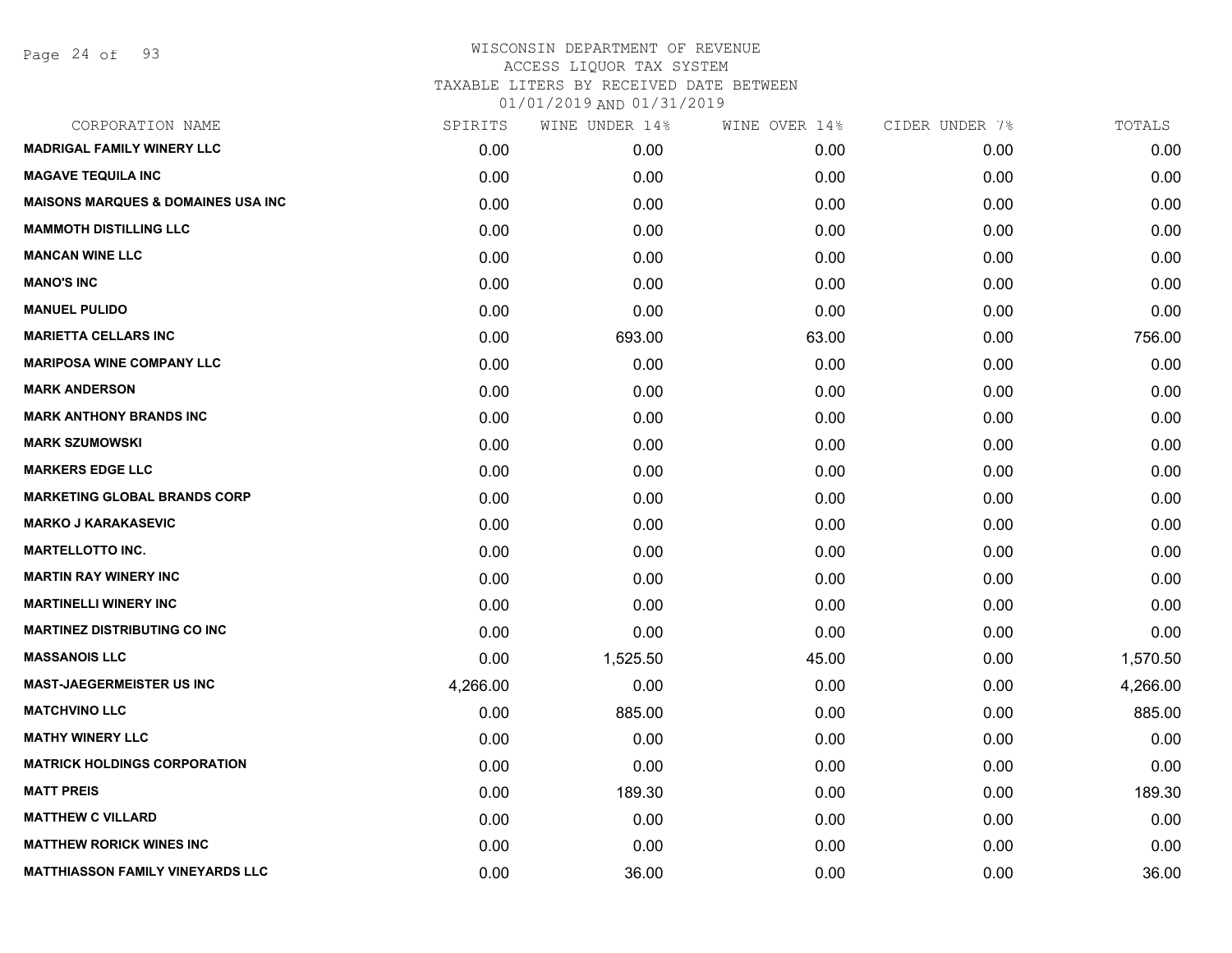# WISCONSIN DEPARTMENT OF REVENUE
## ACCESS LIQUOR TAX SYSTEM
### TAXABLE LITERS BY RECEIVED DATE BETWEEN 01/01/2019 AND 01/31/2019

| CORPORATION NAME | SPIRITS | WINE UNDER 14% | WINE OVER 14% | CIDER UNDER 7% | TOTALS |
|---|---|---|---|---|---|
| MADRIGAL FAMILY WINERY LLC | 0.00 | 0.00 | 0.00 | 0.00 | 0.00 |
| MAGAVE TEQUILA INC | 0.00 | 0.00 | 0.00 | 0.00 | 0.00 |
| MAISONS MARQUES & DOMAINES USA INC | 0.00 | 0.00 | 0.00 | 0.00 | 0.00 |
| MAMMOTH DISTILLING LLC | 0.00 | 0.00 | 0.00 | 0.00 | 0.00 |
| MANCAN WINE LLC | 0.00 | 0.00 | 0.00 | 0.00 | 0.00 |
| MANO'S INC | 0.00 | 0.00 | 0.00 | 0.00 | 0.00 |
| MANUEL PULIDO | 0.00 | 0.00 | 0.00 | 0.00 | 0.00 |
| MARIETTA CELLARS INC | 0.00 | 693.00 | 63.00 | 0.00 | 756.00 |
| MARIPOSA WINE COMPANY LLC | 0.00 | 0.00 | 0.00 | 0.00 | 0.00 |
| MARK ANDERSON | 0.00 | 0.00 | 0.00 | 0.00 | 0.00 |
| MARK ANTHONY BRANDS INC | 0.00 | 0.00 | 0.00 | 0.00 | 0.00 |
| MARK SZUMOWSKI | 0.00 | 0.00 | 0.00 | 0.00 | 0.00 |
| MARKERS EDGE LLC | 0.00 | 0.00 | 0.00 | 0.00 | 0.00 |
| MARKETING GLOBAL BRANDS CORP | 0.00 | 0.00 | 0.00 | 0.00 | 0.00 |
| MARKO J KARAKASEVIC | 0.00 | 0.00 | 0.00 | 0.00 | 0.00 |
| MARTELLOTTO INC. | 0.00 | 0.00 | 0.00 | 0.00 | 0.00 |
| MARTIN RAY WINERY INC | 0.00 | 0.00 | 0.00 | 0.00 | 0.00 |
| MARTINELLI WINERY INC | 0.00 | 0.00 | 0.00 | 0.00 | 0.00 |
| MARTINEZ DISTRIBUTING CO INC | 0.00 | 0.00 | 0.00 | 0.00 | 0.00 |
| MASSANOIS LLC | 0.00 | 1,525.50 | 45.00 | 0.00 | 1,570.50 |
| MAST-JAEGERMEISTER US INC | 4,266.00 | 0.00 | 0.00 | 0.00 | 4,266.00 |
| MATCHVINO LLC | 0.00 | 885.00 | 0.00 | 0.00 | 885.00 |
| MATHY WINERY LLC | 0.00 | 0.00 | 0.00 | 0.00 | 0.00 |
| MATRICK HOLDINGS CORPORATION | 0.00 | 0.00 | 0.00 | 0.00 | 0.00 |
| MATT PREIS | 0.00 | 189.30 | 0.00 | 0.00 | 189.30 |
| MATTHEW C VILLARD | 0.00 | 0.00 | 0.00 | 0.00 | 0.00 |
| MATTHEW RORICK WINES INC | 0.00 | 0.00 | 0.00 | 0.00 | 0.00 |
| MATTHIASSON FAMILY VINEYARDS LLC | 0.00 | 36.00 | 0.00 | 0.00 | 36.00 |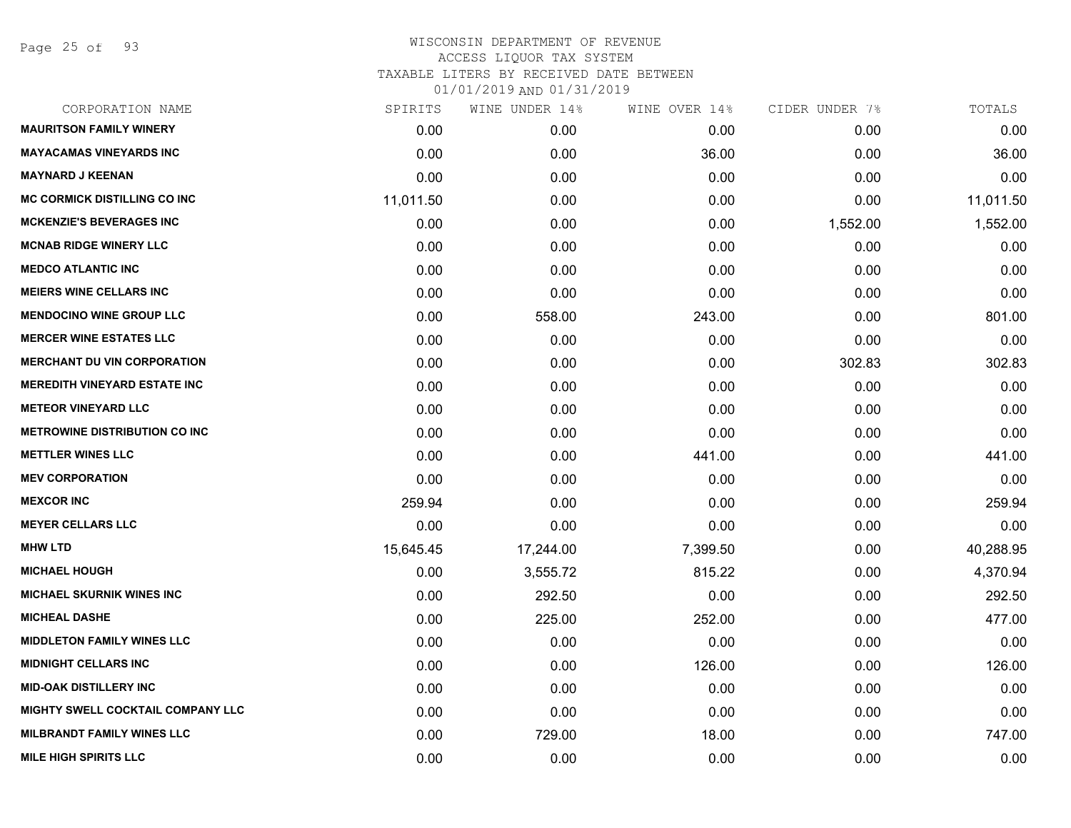WISCONSIN DEPARTMENT OF REVENUE
ACCESS LIQUOR TAX SYSTEM
TAXABLE LITERS BY RECEIVED DATE BETWEEN
01/01/2019 AND 01/31/2019

| CORPORATION NAME | SPIRITS | WINE UNDER 14% | WINE OVER 14% | CIDER UNDER 7% | TOTALS |
|---|---|---|---|---|---|
| MAURITSON FAMILY WINERY | 0.00 | 0.00 | 0.00 | 0.00 | 0.00 |
| MAYACAMAS VINEYARDS INC | 0.00 | 0.00 | 36.00 | 0.00 | 36.00 |
| MAYNARD J KEENAN | 0.00 | 0.00 | 0.00 | 0.00 | 0.00 |
| MC CORMICK DISTILLING CO INC | 11,011.50 | 0.00 | 0.00 | 0.00 | 11,011.50 |
| MCKENZIE'S BEVERAGES INC | 0.00 | 0.00 | 0.00 | 1,552.00 | 1,552.00 |
| MCNAB RIDGE WINERY LLC | 0.00 | 0.00 | 0.00 | 0.00 | 0.00 |
| MEDCO ATLANTIC INC | 0.00 | 0.00 | 0.00 | 0.00 | 0.00 |
| MEIERS WINE CELLARS INC | 0.00 | 0.00 | 0.00 | 0.00 | 0.00 |
| MENDOCINO WINE GROUP LLC | 0.00 | 558.00 | 243.00 | 0.00 | 801.00 |
| MERCER WINE ESTATES LLC | 0.00 | 0.00 | 0.00 | 0.00 | 0.00 |
| MERCHANT DU VIN CORPORATION | 0.00 | 0.00 | 0.00 | 302.83 | 302.83 |
| MEREDITH VINEYARD ESTATE INC | 0.00 | 0.00 | 0.00 | 0.00 | 0.00 |
| METEOR VINEYARD LLC | 0.00 | 0.00 | 0.00 | 0.00 | 0.00 |
| METROWINE DISTRIBUTION CO INC | 0.00 | 0.00 | 0.00 | 0.00 | 0.00 |
| METTLER WINES LLC | 0.00 | 0.00 | 441.00 | 0.00 | 441.00 |
| MEV CORPORATION | 0.00 | 0.00 | 0.00 | 0.00 | 0.00 |
| MEXCOR INC | 259.94 | 0.00 | 0.00 | 0.00 | 259.94 |
| MEYER CELLARS LLC | 0.00 | 0.00 | 0.00 | 0.00 | 0.00 |
| MHW LTD | 15,645.45 | 17,244.00 | 7,399.50 | 0.00 | 40,288.95 |
| MICHAEL HOUGH | 0.00 | 3,555.72 | 815.22 | 0.00 | 4,370.94 |
| MICHAEL SKURNIK WINES INC | 0.00 | 292.50 | 0.00 | 0.00 | 292.50 |
| MICHEAL DASHE | 0.00 | 225.00 | 252.00 | 0.00 | 477.00 |
| MIDDLETON FAMILY WINES LLC | 0.00 | 0.00 | 0.00 | 0.00 | 0.00 |
| MIDNIGHT CELLARS INC | 0.00 | 0.00 | 126.00 | 0.00 | 126.00 |
| MID-OAK DISTILLERY INC | 0.00 | 0.00 | 0.00 | 0.00 | 0.00 |
| MIGHTY SWELL COCKTAIL COMPANY LLC | 0.00 | 0.00 | 0.00 | 0.00 | 0.00 |
| MILBRANDT FAMILY WINES LLC | 0.00 | 729.00 | 18.00 | 0.00 | 747.00 |
| MILE HIGH SPIRITS LLC | 0.00 | 0.00 | 0.00 | 0.00 | 0.00 |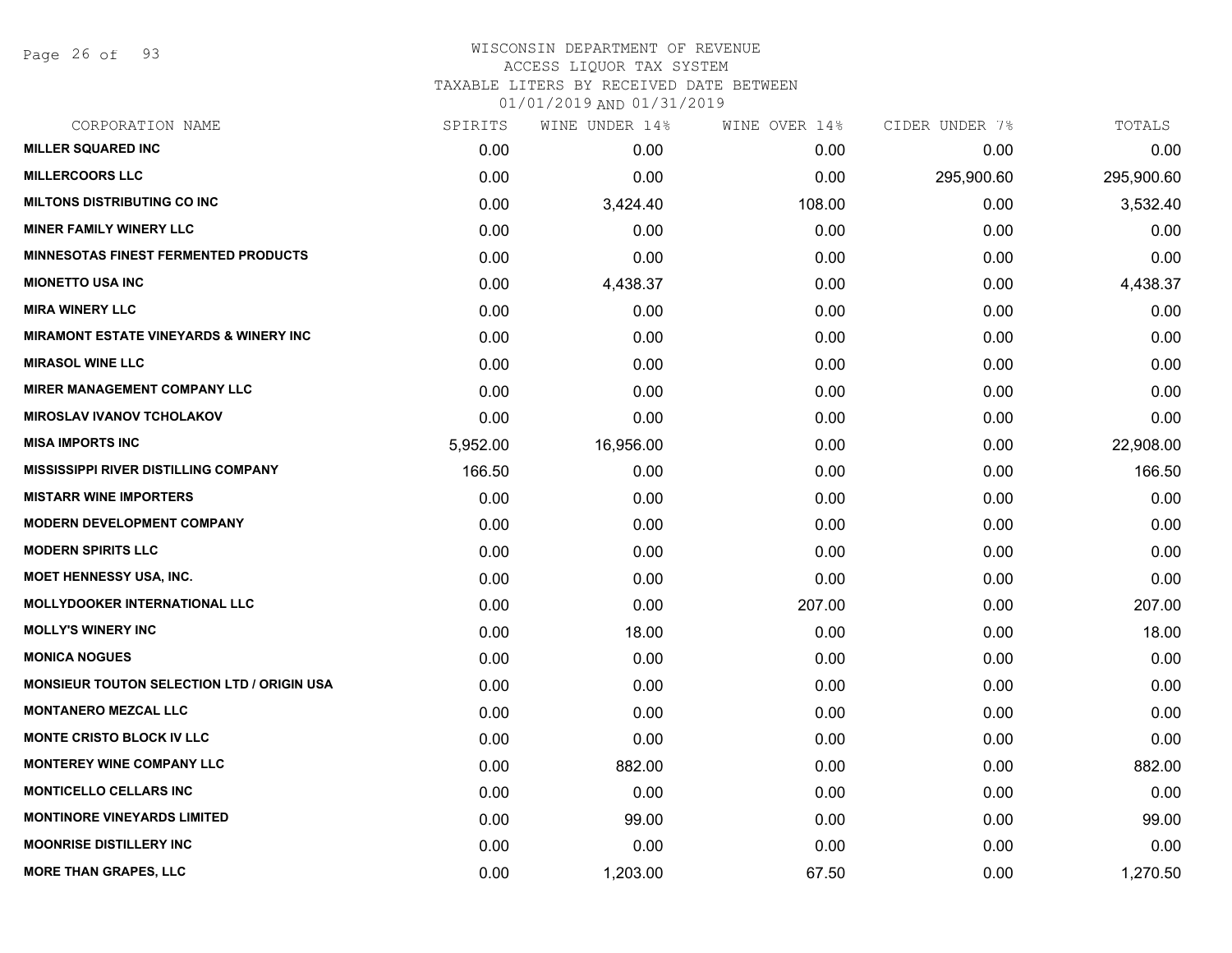WISCONSIN DEPARTMENT OF REVENUE
ACCESS LIQUOR TAX SYSTEM
TAXABLE LITERS BY RECEIVED DATE BETWEEN
01/01/2019 AND 01/31/2019

| CORPORATION NAME | SPIRITS | WINE UNDER 14% | WINE OVER 14% | CIDER UNDER 7% | TOTALS |
|---|---|---|---|---|---|
| MILLER SQUARED INC | 0.00 | 0.00 | 0.00 | 0.00 | 0.00 |
| MILLERCOORS LLC | 0.00 | 0.00 | 0.00 | 295,900.60 | 295,900.60 |
| MILTONS DISTRIBUTING CO INC | 0.00 | 3,424.40 | 108.00 | 0.00 | 3,532.40 |
| MINER FAMILY WINERY LLC | 0.00 | 0.00 | 0.00 | 0.00 | 0.00 |
| MINNESOTAS FINEST FERMENTED PRODUCTS | 0.00 | 0.00 | 0.00 | 0.00 | 0.00 |
| MIONETTO USA INC | 0.00 | 4,438.37 | 0.00 | 0.00 | 4,438.37 |
| MIRA WINERY LLC | 0.00 | 0.00 | 0.00 | 0.00 | 0.00 |
| MIRAMONT ESTATE VINEYARDS & WINERY INC | 0.00 | 0.00 | 0.00 | 0.00 | 0.00 |
| MIRASOL WINE LLC | 0.00 | 0.00 | 0.00 | 0.00 | 0.00 |
| MIRER MANAGEMENT COMPANY LLC | 0.00 | 0.00 | 0.00 | 0.00 | 0.00 |
| MIROSLAV IVANOV TCHOLAKOV | 0.00 | 0.00 | 0.00 | 0.00 | 0.00 |
| MISA IMPORTS INC | 5,952.00 | 16,956.00 | 0.00 | 0.00 | 22,908.00 |
| MISSISSIPPI RIVER DISTILLING COMPANY | 166.50 | 0.00 | 0.00 | 0.00 | 166.50 |
| MISTARR WINE IMPORTERS | 0.00 | 0.00 | 0.00 | 0.00 | 0.00 |
| MODERN DEVELOPMENT COMPANY | 0.00 | 0.00 | 0.00 | 0.00 | 0.00 |
| MODERN SPIRITS LLC | 0.00 | 0.00 | 0.00 | 0.00 | 0.00 |
| MOET HENNESSY USA, INC. | 0.00 | 0.00 | 0.00 | 0.00 | 0.00 |
| MOLLYDOOKER INTERNATIONAL LLC | 0.00 | 0.00 | 207.00 | 0.00 | 207.00 |
| MOLLY'S WINERY INC | 0.00 | 18.00 | 0.00 | 0.00 | 18.00 |
| MONICA NOGUES | 0.00 | 0.00 | 0.00 | 0.00 | 0.00 |
| MONSIEUR TOUTON SELECTION LTD / ORIGIN USA | 0.00 | 0.00 | 0.00 | 0.00 | 0.00 |
| MONTANERO MEZCAL LLC | 0.00 | 0.00 | 0.00 | 0.00 | 0.00 |
| MONTE CRISTO BLOCK IV LLC | 0.00 | 0.00 | 0.00 | 0.00 | 0.00 |
| MONTEREY WINE COMPANY LLC | 0.00 | 882.00 | 0.00 | 0.00 | 882.00 |
| MONTICELLO CELLARS INC | 0.00 | 0.00 | 0.00 | 0.00 | 0.00 |
| MONTINORE VINEYARDS LIMITED | 0.00 | 99.00 | 0.00 | 0.00 | 99.00 |
| MOONRISE DISTILLERY INC | 0.00 | 0.00 | 0.00 | 0.00 | 0.00 |
| MORE THAN GRAPES, LLC | 0.00 | 1,203.00 | 67.50 | 0.00 | 1,270.50 |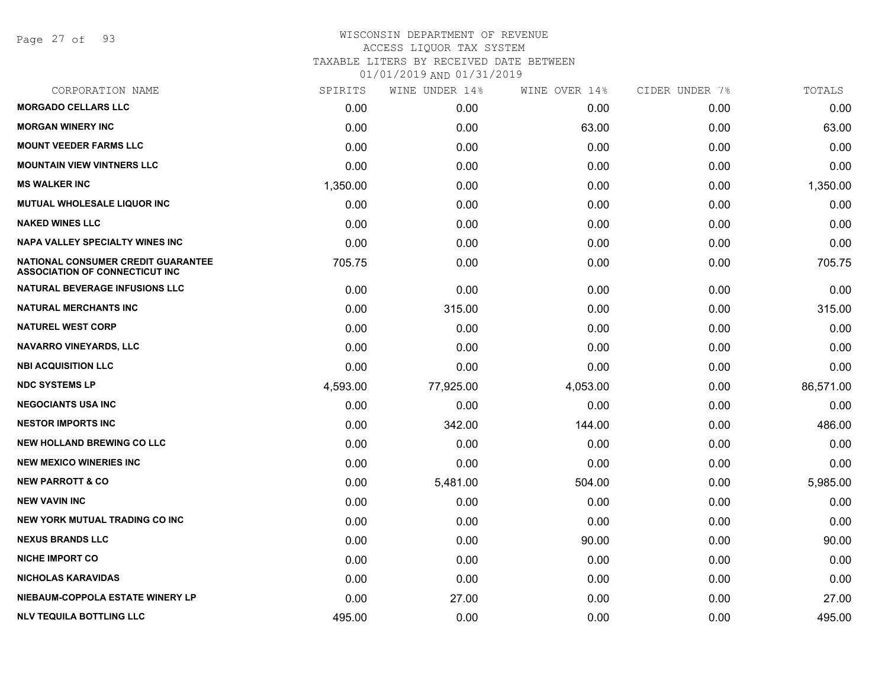# WISCONSIN DEPARTMENT OF REVENUE
## ACCESS LIQUOR TAX SYSTEM
## TAXABLE LITERS BY RECEIVED DATE BETWEEN 01/01/2019 AND 01/31/2019

| CORPORATION NAME | SPIRITS | WINE UNDER 14% | WINE OVER 14% | CIDER UNDER 7% | TOTALS |
|---|---|---|---|---|---|
| MORGADO CELLARS LLC | 0.00 | 0.00 | 0.00 | 0.00 | 0.00 |
| MORGAN WINERY INC | 0.00 | 0.00 | 63.00 | 0.00 | 63.00 |
| MOUNT VEEDER FARMS LLC | 0.00 | 0.00 | 0.00 | 0.00 | 0.00 |
| MOUNTAIN VIEW VINTNERS LLC | 0.00 | 0.00 | 0.00 | 0.00 | 0.00 |
| MS WALKER INC | 1,350.00 | 0.00 | 0.00 | 0.00 | 1,350.00 |
| MUTUAL WHOLESALE LIQUOR INC | 0.00 | 0.00 | 0.00 | 0.00 | 0.00 |
| NAKED WINES LLC | 0.00 | 0.00 | 0.00 | 0.00 | 0.00 |
| NAPA VALLEY SPECIALTY WINES INC | 0.00 | 0.00 | 0.00 | 0.00 | 0.00 |
| NATIONAL CONSUMER CREDIT GUARANTEE ASSOCIATION OF CONNECTICUT INC | 705.75 | 0.00 | 0.00 | 0.00 | 705.75 |
| NATURAL BEVERAGE INFUSIONS LLC | 0.00 | 0.00 | 0.00 | 0.00 | 0.00 |
| NATURAL MERCHANTS INC | 0.00 | 315.00 | 0.00 | 0.00 | 315.00 |
| NATUREL WEST CORP | 0.00 | 0.00 | 0.00 | 0.00 | 0.00 |
| NAVARRO VINEYARDS, LLC | 0.00 | 0.00 | 0.00 | 0.00 | 0.00 |
| NBI ACQUISITION LLC | 0.00 | 0.00 | 0.00 | 0.00 | 0.00 |
| NDC SYSTEMS LP | 4,593.00 | 77,925.00 | 4,053.00 | 0.00 | 86,571.00 |
| NEGOCIANTS USA INC | 0.00 | 0.00 | 0.00 | 0.00 | 0.00 |
| NESTOR IMPORTS INC | 0.00 | 342.00 | 144.00 | 0.00 | 486.00 |
| NEW HOLLAND BREWING CO LLC | 0.00 | 0.00 | 0.00 | 0.00 | 0.00 |
| NEW MEXICO WINERIES INC | 0.00 | 0.00 | 0.00 | 0.00 | 0.00 |
| NEW PARROTT & CO | 0.00 | 5,481.00 | 504.00 | 0.00 | 5,985.00 |
| NEW VAVIN INC | 0.00 | 0.00 | 0.00 | 0.00 | 0.00 |
| NEW YORK MUTUAL TRADING CO INC | 0.00 | 0.00 | 0.00 | 0.00 | 0.00 |
| NEXUS BRANDS LLC | 0.00 | 0.00 | 90.00 | 0.00 | 90.00 |
| NICHE IMPORT CO | 0.00 | 0.00 | 0.00 | 0.00 | 0.00 |
| NICHOLAS KARAVIDAS | 0.00 | 0.00 | 0.00 | 0.00 | 0.00 |
| NIEBAUM-COPPOLA ESTATE WINERY LP | 0.00 | 27.00 | 0.00 | 0.00 | 27.00 |
| NLV TEQUILA BOTTLING LLC | 495.00 | 0.00 | 0.00 | 0.00 | 495.00 |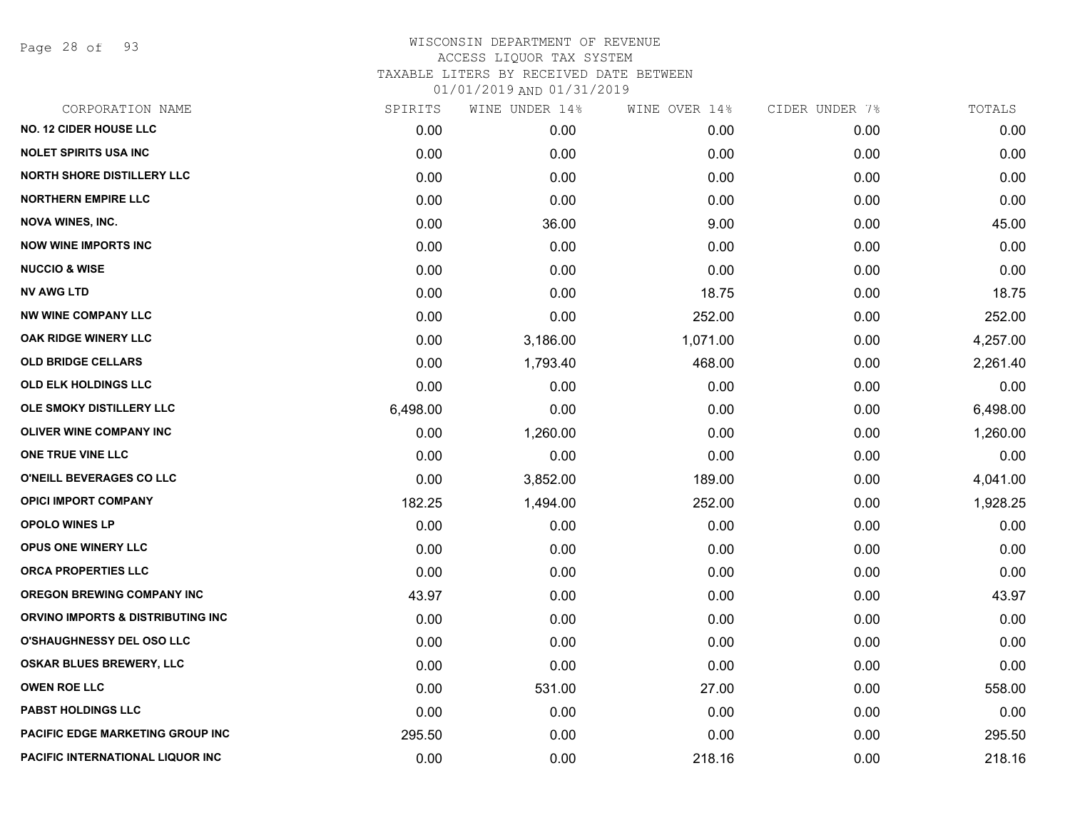# WISCONSIN DEPARTMENT OF REVENUE
## ACCESS LIQUOR TAX SYSTEM
## TAXABLE LITERS BY RECEIVED DATE BETWEEN 01/01/2019 AND 01/31/2019

| CORPORATION NAME | SPIRITS | WINE UNDER 14% | WINE OVER 14% | CIDER UNDER 7% | TOTALS |
|---|---|---|---|---|---|
| NO. 12 CIDER HOUSE LLC | 0.00 | 0.00 | 0.00 | 0.00 | 0.00 |
| NOLET SPIRITS USA INC | 0.00 | 0.00 | 0.00 | 0.00 | 0.00 |
| NORTH SHORE DISTILLERY LLC | 0.00 | 0.00 | 0.00 | 0.00 | 0.00 |
| NORTHERN EMPIRE LLC | 0.00 | 0.00 | 0.00 | 0.00 | 0.00 |
| NOVA WINES, INC. | 0.00 | 36.00 | 9.00 | 0.00 | 45.00 |
| NOW WINE IMPORTS INC | 0.00 | 0.00 | 0.00 | 0.00 | 0.00 |
| NUCCIO & WISE | 0.00 | 0.00 | 0.00 | 0.00 | 0.00 |
| NV AWG LTD | 0.00 | 0.00 | 18.75 | 0.00 | 18.75 |
| NW WINE COMPANY LLC | 0.00 | 0.00 | 252.00 | 0.00 | 252.00 |
| OAK RIDGE WINERY LLC | 0.00 | 3,186.00 | 1,071.00 | 0.00 | 4,257.00 |
| OLD BRIDGE CELLARS | 0.00 | 1,793.40 | 468.00 | 0.00 | 2,261.40 |
| OLD ELK HOLDINGS LLC | 0.00 | 0.00 | 0.00 | 0.00 | 0.00 |
| OLE SMOKY DISTILLERY LLC | 6,498.00 | 0.00 | 0.00 | 0.00 | 6,498.00 |
| OLIVER WINE COMPANY INC | 0.00 | 1,260.00 | 0.00 | 0.00 | 1,260.00 |
| ONE TRUE VINE LLC | 0.00 | 0.00 | 0.00 | 0.00 | 0.00 |
| O'NEILL BEVERAGES CO LLC | 0.00 | 3,852.00 | 189.00 | 0.00 | 4,041.00 |
| OPICI IMPORT COMPANY | 182.25 | 1,494.00 | 252.00 | 0.00 | 1,928.25 |
| OPOLO WINES LP | 0.00 | 0.00 | 0.00 | 0.00 | 0.00 |
| OPUS ONE WINERY LLC | 0.00 | 0.00 | 0.00 | 0.00 | 0.00 |
| ORCA PROPERTIES LLC | 0.00 | 0.00 | 0.00 | 0.00 | 0.00 |
| OREGON BREWING COMPANY INC | 43.97 | 0.00 | 0.00 | 0.00 | 43.97 |
| ORVINO IMPORTS & DISTRIBUTING INC | 0.00 | 0.00 | 0.00 | 0.00 | 0.00 |
| O'SHAUGHNESSY DEL OSO LLC | 0.00 | 0.00 | 0.00 | 0.00 | 0.00 |
| OSKAR BLUES BREWERY, LLC | 0.00 | 0.00 | 0.00 | 0.00 | 0.00 |
| OWEN ROE LLC | 0.00 | 531.00 | 27.00 | 0.00 | 558.00 |
| PABST HOLDINGS LLC | 0.00 | 0.00 | 0.00 | 0.00 | 0.00 |
| PACIFIC EDGE MARKETING GROUP INC | 295.50 | 0.00 | 0.00 | 0.00 | 295.50 |
| PACIFIC INTERNATIONAL LIQUOR INC | 0.00 | 0.00 | 218.16 | 0.00 | 218.16 |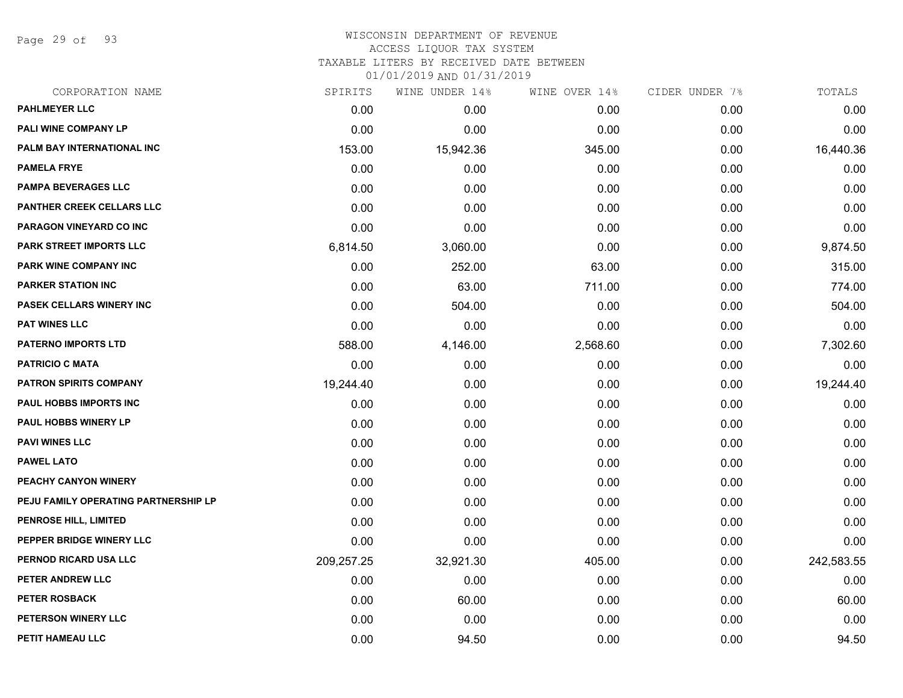WISCONSIN DEPARTMENT OF REVENUE
ACCESS LIQUOR TAX SYSTEM
TAXABLE LITERS BY RECEIVED DATE BETWEEN
01/01/2019 AND 01/31/2019

| CORPORATION NAME | SPIRITS | WINE UNDER 14% | WINE OVER 14% | CIDER UNDER 7% | TOTALS |
|---|---|---|---|---|---|
| PAHLMEYER LLC | 0.00 | 0.00 | 0.00 | 0.00 | 0.00 |
| PALI WINE COMPANY LP | 0.00 | 0.00 | 0.00 | 0.00 | 0.00 |
| PALM BAY INTERNATIONAL INC | 153.00 | 15,942.36 | 345.00 | 0.00 | 16,440.36 |
| PAMELA FRYE | 0.00 | 0.00 | 0.00 | 0.00 | 0.00 |
| PAMPA BEVERAGES LLC | 0.00 | 0.00 | 0.00 | 0.00 | 0.00 |
| PANTHER CREEK CELLARS LLC | 0.00 | 0.00 | 0.00 | 0.00 | 0.00 |
| PARAGON VINEYARD CO INC | 0.00 | 0.00 | 0.00 | 0.00 | 0.00 |
| PARK STREET IMPORTS LLC | 6,814.50 | 3,060.00 | 0.00 | 0.00 | 9,874.50 |
| PARK WINE COMPANY INC | 0.00 | 252.00 | 63.00 | 0.00 | 315.00 |
| PARKER STATION INC | 0.00 | 63.00 | 711.00 | 0.00 | 774.00 |
| PASEK CELLARS WINERY INC | 0.00 | 504.00 | 0.00 | 0.00 | 504.00 |
| PAT WINES LLC | 0.00 | 0.00 | 0.00 | 0.00 | 0.00 |
| PATERNO IMPORTS LTD | 588.00 | 4,146.00 | 2,568.60 | 0.00 | 7,302.60 |
| PATRICIO C MATA | 0.00 | 0.00 | 0.00 | 0.00 | 0.00 |
| PATRON SPIRITS COMPANY | 19,244.40 | 0.00 | 0.00 | 0.00 | 19,244.40 |
| PAUL HOBBS IMPORTS INC | 0.00 | 0.00 | 0.00 | 0.00 | 0.00 |
| PAUL HOBBS WINERY LP | 0.00 | 0.00 | 0.00 | 0.00 | 0.00 |
| PAVI WINES LLC | 0.00 | 0.00 | 0.00 | 0.00 | 0.00 |
| PAWEL LATO | 0.00 | 0.00 | 0.00 | 0.00 | 0.00 |
| PEACHY CANYON WINERY | 0.00 | 0.00 | 0.00 | 0.00 | 0.00 |
| PEJU FAMILY OPERATING PARTNERSHIP LP | 0.00 | 0.00 | 0.00 | 0.00 | 0.00 |
| PENROSE HILL, LIMITED | 0.00 | 0.00 | 0.00 | 0.00 | 0.00 |
| PEPPER BRIDGE WINERY LLC | 0.00 | 0.00 | 0.00 | 0.00 | 0.00 |
| PERNOD RICARD USA LLC | 209,257.25 | 32,921.30 | 405.00 | 0.00 | 242,583.55 |
| PETER ANDREW LLC | 0.00 | 0.00 | 0.00 | 0.00 | 0.00 |
| PETER ROSBACK | 0.00 | 60.00 | 0.00 | 0.00 | 60.00 |
| PETERSON WINERY LLC | 0.00 | 0.00 | 0.00 | 0.00 | 0.00 |
| PETIT HAMEAU LLC | 0.00 | 94.50 | 0.00 | 0.00 | 94.50 |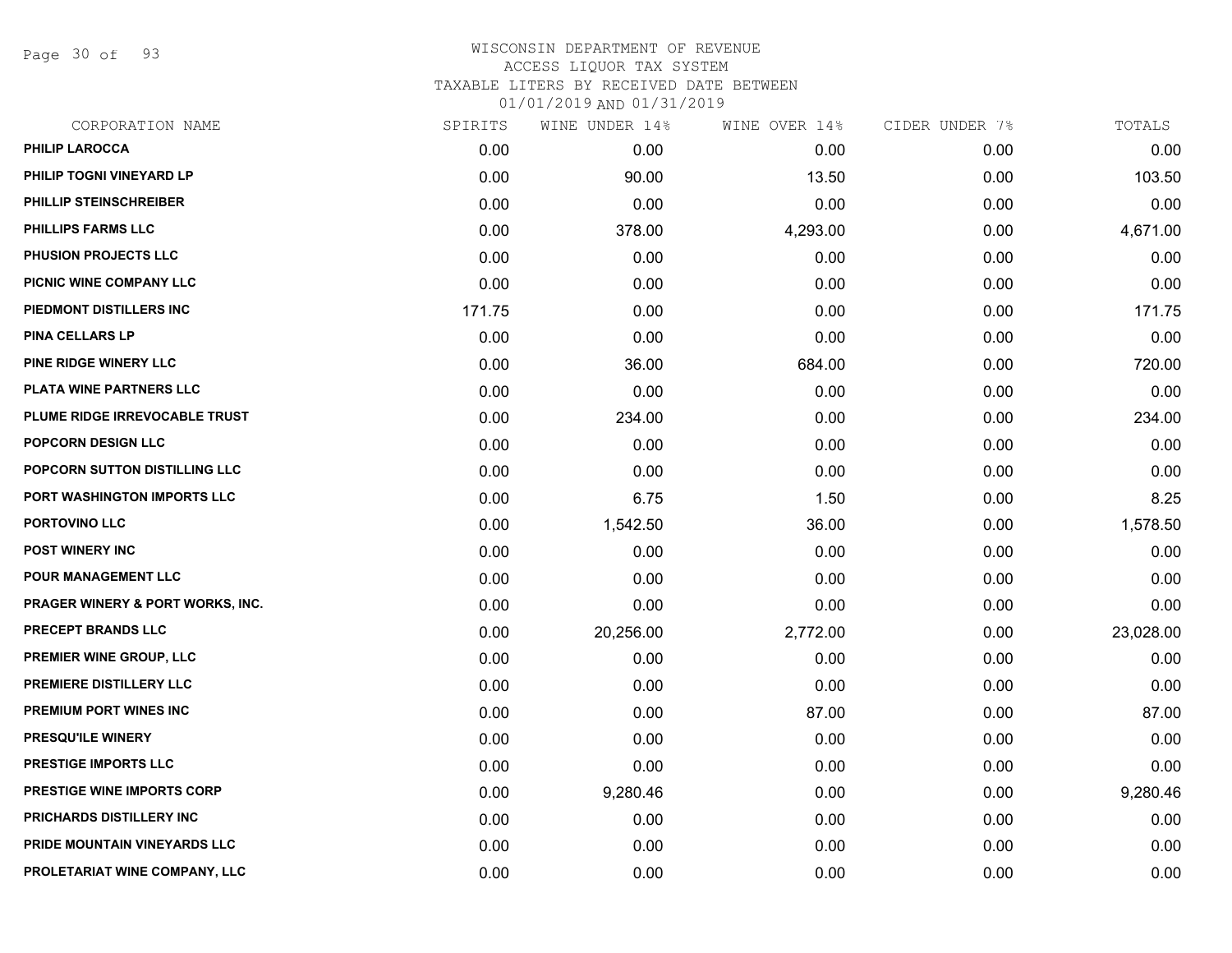WISCONSIN DEPARTMENT OF REVENUE
ACCESS LIQUOR TAX SYSTEM
TAXABLE LITERS BY RECEIVED DATE BETWEEN
01/01/2019 AND 01/31/2019

| CORPORATION NAME | SPIRITS | WINE UNDER 14% | WINE OVER 14% | CIDER UNDER 7% | TOTALS |
|---|---|---|---|---|---|
| PHILIP LAROCCA | 0.00 | 0.00 | 0.00 | 0.00 | 0.00 |
| PHILIP TOGNI VINEYARD LP | 0.00 | 90.00 | 13.50 | 0.00 | 103.50 |
| PHILLIP STEINSCHREIBER | 0.00 | 0.00 | 0.00 | 0.00 | 0.00 |
| PHILLIPS FARMS LLC | 0.00 | 378.00 | 4,293.00 | 0.00 | 4,671.00 |
| PHUSION PROJECTS LLC | 0.00 | 0.00 | 0.00 | 0.00 | 0.00 |
| PICNIC WINE COMPANY LLC | 0.00 | 0.00 | 0.00 | 0.00 | 0.00 |
| PIEDMONT DISTILLERS INC | 171.75 | 0.00 | 0.00 | 0.00 | 171.75 |
| PINA CELLARS LP | 0.00 | 0.00 | 0.00 | 0.00 | 0.00 |
| PINE RIDGE WINERY LLC | 0.00 | 36.00 | 684.00 | 0.00 | 720.00 |
| PLATA WINE PARTNERS LLC | 0.00 | 0.00 | 0.00 | 0.00 | 0.00 |
| PLUME RIDGE IRREVOCABLE TRUST | 0.00 | 234.00 | 0.00 | 0.00 | 234.00 |
| POPCORN DESIGN LLC | 0.00 | 0.00 | 0.00 | 0.00 | 0.00 |
| POPCORN SUTTON DISTILLING LLC | 0.00 | 0.00 | 0.00 | 0.00 | 0.00 |
| PORT WASHINGTON IMPORTS LLC | 0.00 | 6.75 | 1.50 | 0.00 | 8.25 |
| PORTOVINO LLC | 0.00 | 1,542.50 | 36.00 | 0.00 | 1,578.50 |
| POST WINERY INC | 0.00 | 0.00 | 0.00 | 0.00 | 0.00 |
| POUR MANAGEMENT LLC | 0.00 | 0.00 | 0.00 | 0.00 | 0.00 |
| PRAGER WINERY & PORT WORKS, INC. | 0.00 | 0.00 | 0.00 | 0.00 | 0.00 |
| PRECEPT BRANDS LLC | 0.00 | 20,256.00 | 2,772.00 | 0.00 | 23,028.00 |
| PREMIER WINE GROUP, LLC | 0.00 | 0.00 | 0.00 | 0.00 | 0.00 |
| PREMIERE DISTILLERY LLC | 0.00 | 0.00 | 0.00 | 0.00 | 0.00 |
| PREMIUM PORT WINES INC | 0.00 | 0.00 | 87.00 | 0.00 | 87.00 |
| PRESQU'ILE WINERY | 0.00 | 0.00 | 0.00 | 0.00 | 0.00 |
| PRESTIGE IMPORTS LLC | 0.00 | 0.00 | 0.00 | 0.00 | 0.00 |
| PRESTIGE WINE IMPORTS CORP | 0.00 | 9,280.46 | 0.00 | 0.00 | 9,280.46 |
| PRICHARDS DISTILLERY INC | 0.00 | 0.00 | 0.00 | 0.00 | 0.00 |
| PRIDE MOUNTAIN VINEYARDS LLC | 0.00 | 0.00 | 0.00 | 0.00 | 0.00 |
| PROLETARIAT WINE COMPANY, LLC | 0.00 | 0.00 | 0.00 | 0.00 | 0.00 |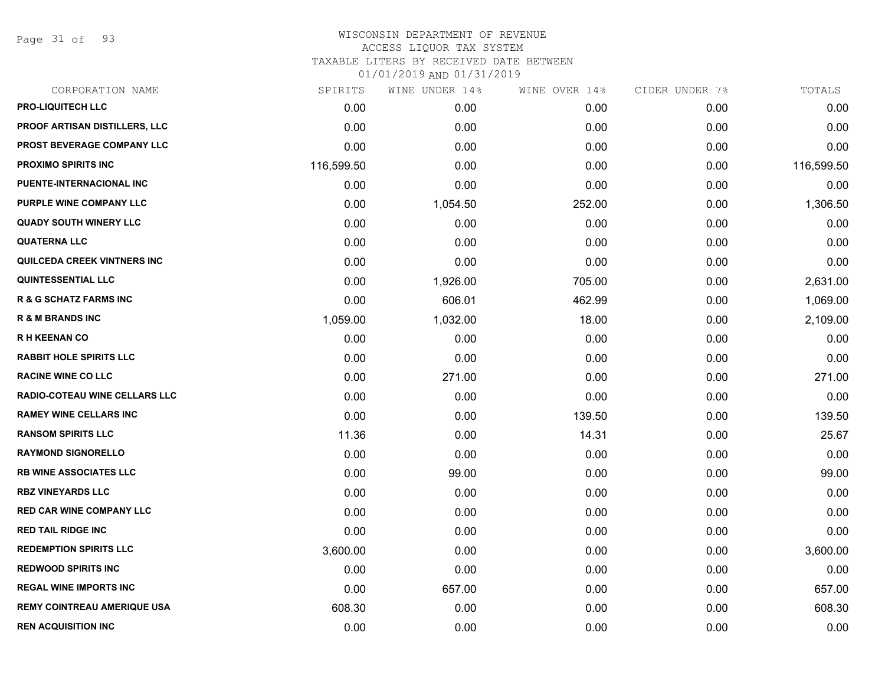WISCONSIN DEPARTMENT OF REVENUE
ACCESS LIQUOR TAX SYSTEM
TAXABLE LITERS BY RECEIVED DATE BETWEEN
01/01/2019 AND 01/31/2019

| CORPORATION NAME | SPIRITS | WINE UNDER 14% | WINE OVER 14% | CIDER UNDER 7% | TOTALS |
|---|---|---|---|---|---|
| PRO-LIQUITECH LLC | 0.00 | 0.00 | 0.00 | 0.00 | 0.00 |
| PROOF ARTISAN DISTILLERS, LLC | 0.00 | 0.00 | 0.00 | 0.00 | 0.00 |
| PROST BEVERAGE COMPANY LLC | 0.00 | 0.00 | 0.00 | 0.00 | 0.00 |
| PROXIMO SPIRITS INC | 116,599.50 | 0.00 | 0.00 | 0.00 | 116,599.50 |
| PUENTE-INTERNACIONAL INC | 0.00 | 0.00 | 0.00 | 0.00 | 0.00 |
| PURPLE WINE COMPANY LLC | 0.00 | 1,054.50 | 252.00 | 0.00 | 1,306.50 |
| QUADY SOUTH WINERY LLC | 0.00 | 0.00 | 0.00 | 0.00 | 0.00 |
| QUATERNA LLC | 0.00 | 0.00 | 0.00 | 0.00 | 0.00 |
| QUILCEDA CREEK VINTNERS INC | 0.00 | 0.00 | 0.00 | 0.00 | 0.00 |
| QUINTESSENTIAL LLC | 0.00 | 1,926.00 | 705.00 | 0.00 | 2,631.00 |
| R & G SCHATZ FARMS INC | 0.00 | 606.01 | 462.99 | 0.00 | 1,069.00 |
| R & M BRANDS INC | 1,059.00 | 1,032.00 | 18.00 | 0.00 | 2,109.00 |
| R H KEENAN CO | 0.00 | 0.00 | 0.00 | 0.00 | 0.00 |
| RABBIT HOLE SPIRITS LLC | 0.00 | 0.00 | 0.00 | 0.00 | 0.00 |
| RACINE WINE CO LLC | 0.00 | 271.00 | 0.00 | 0.00 | 271.00 |
| RADIO-COTEAU WINE CELLARS LLC | 0.00 | 0.00 | 0.00 | 0.00 | 0.00 |
| RAMEY WINE CELLARS INC | 0.00 | 0.00 | 139.50 | 0.00 | 139.50 |
| RANSOM SPIRITS LLC | 11.36 | 0.00 | 14.31 | 0.00 | 25.67 |
| RAYMOND SIGNORELLO | 0.00 | 0.00 | 0.00 | 0.00 | 0.00 |
| RB WINE ASSOCIATES LLC | 0.00 | 99.00 | 0.00 | 0.00 | 99.00 |
| RBZ VINEYARDS LLC | 0.00 | 0.00 | 0.00 | 0.00 | 0.00 |
| RED CAR WINE COMPANY LLC | 0.00 | 0.00 | 0.00 | 0.00 | 0.00 |
| RED TAIL RIDGE INC | 0.00 | 0.00 | 0.00 | 0.00 | 0.00 |
| REDEMPTION SPIRITS LLC | 3,600.00 | 0.00 | 0.00 | 0.00 | 3,600.00 |
| REDWOOD SPIRITS INC | 0.00 | 0.00 | 0.00 | 0.00 | 0.00 |
| REGAL WINE IMPORTS INC | 0.00 | 657.00 | 0.00 | 0.00 | 657.00 |
| REMY COINTREAU AMERIQUE USA | 608.30 | 0.00 | 0.00 | 0.00 | 608.30 |
| REN ACQUISITION INC | 0.00 | 0.00 | 0.00 | 0.00 | 0.00 |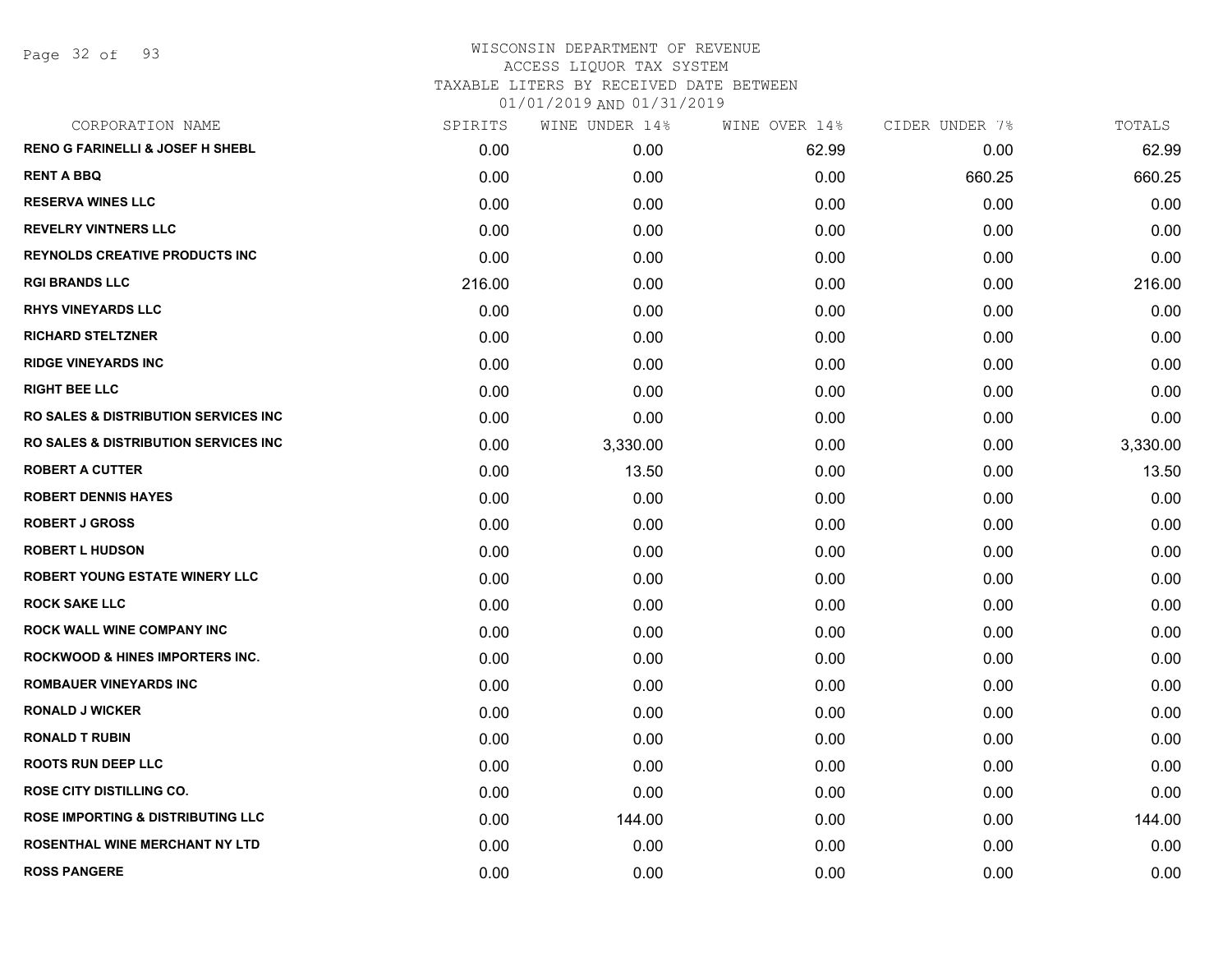# WISCONSIN DEPARTMENT OF REVENUE
## ACCESS LIQUOR TAX SYSTEM
### TAXABLE LITERS BY RECEIVED DATE BETWEEN 01/01/2019 AND 01/31/2019

| CORPORATION NAME | SPIRITS | WINE UNDER 14% | WINE OVER 14% | CIDER UNDER 7% | TOTALS |
|---|---|---|---|---|---|
| RENO G FARINELLI & JOSEF H SHEBL | 0.00 | 0.00 | 62.99 | 0.00 | 62.99 |
| RENT A BBQ | 0.00 | 0.00 | 0.00 | 660.25 | 660.25 |
| RESERVA WINES LLC | 0.00 | 0.00 | 0.00 | 0.00 | 0.00 |
| REVELRY VINTNERS LLC | 0.00 | 0.00 | 0.00 | 0.00 | 0.00 |
| REYNOLDS CREATIVE PRODUCTS INC | 0.00 | 0.00 | 0.00 | 0.00 | 0.00 |
| RGI BRANDS LLC | 216.00 | 0.00 | 0.00 | 0.00 | 216.00 |
| RHYS VINEYARDS LLC | 0.00 | 0.00 | 0.00 | 0.00 | 0.00 |
| RICHARD STELTZNER | 0.00 | 0.00 | 0.00 | 0.00 | 0.00 |
| RIDGE VINEYARDS INC | 0.00 | 0.00 | 0.00 | 0.00 | 0.00 |
| RIGHT BEE LLC | 0.00 | 0.00 | 0.00 | 0.00 | 0.00 |
| RO SALES & DISTRIBUTION SERVICES INC | 0.00 | 0.00 | 0.00 | 0.00 | 0.00 |
| RO SALES & DISTRIBUTION SERVICES INC | 0.00 | 3,330.00 | 0.00 | 0.00 | 3,330.00 |
| ROBERT A CUTTER | 0.00 | 13.50 | 0.00 | 0.00 | 13.50 |
| ROBERT DENNIS HAYES | 0.00 | 0.00 | 0.00 | 0.00 | 0.00 |
| ROBERT J GROSS | 0.00 | 0.00 | 0.00 | 0.00 | 0.00 |
| ROBERT L HUDSON | 0.00 | 0.00 | 0.00 | 0.00 | 0.00 |
| ROBERT YOUNG ESTATE WINERY LLC | 0.00 | 0.00 | 0.00 | 0.00 | 0.00 |
| ROCK SAKE LLC | 0.00 | 0.00 | 0.00 | 0.00 | 0.00 |
| ROCK WALL WINE COMPANY INC | 0.00 | 0.00 | 0.00 | 0.00 | 0.00 |
| ROCKWOOD & HINES IMPORTERS INC. | 0.00 | 0.00 | 0.00 | 0.00 | 0.00 |
| ROMBAUER VINEYARDS INC | 0.00 | 0.00 | 0.00 | 0.00 | 0.00 |
| RONALD J WICKER | 0.00 | 0.00 | 0.00 | 0.00 | 0.00 |
| RONALD T RUBIN | 0.00 | 0.00 | 0.00 | 0.00 | 0.00 |
| ROOTS RUN DEEP LLC | 0.00 | 0.00 | 0.00 | 0.00 | 0.00 |
| ROSE CITY DISTILLING CO. | 0.00 | 0.00 | 0.00 | 0.00 | 0.00 |
| ROSE IMPORTING & DISTRIBUTING LLC | 0.00 | 144.00 | 0.00 | 0.00 | 144.00 |
| ROSENTHAL WINE MERCHANT NY LTD | 0.00 | 0.00 | 0.00 | 0.00 | 0.00 |
| ROSS PANGERE | 0.00 | 0.00 | 0.00 | 0.00 | 0.00 |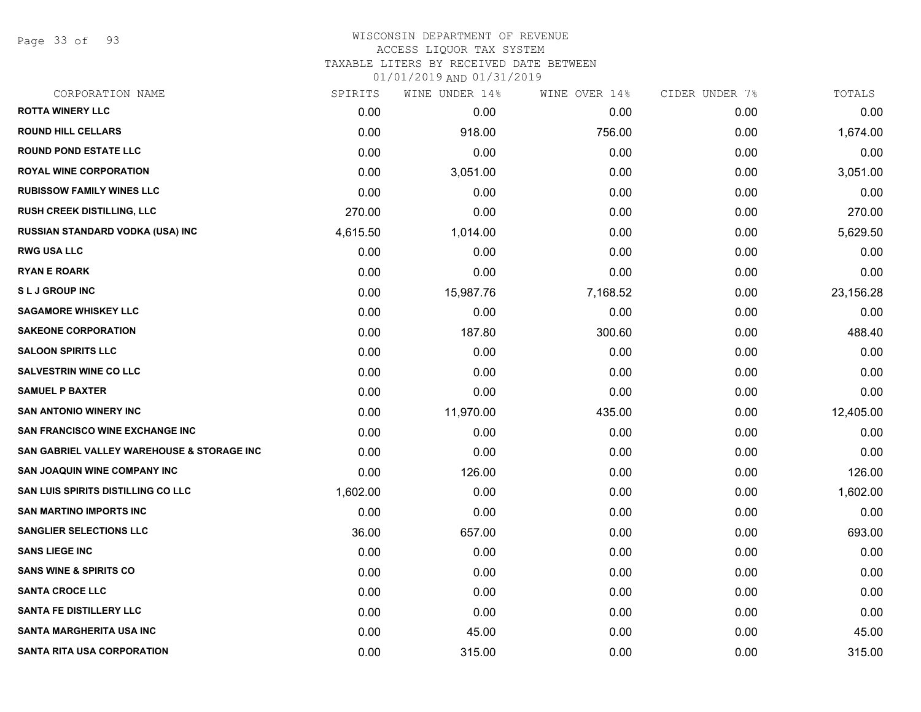WISCONSIN DEPARTMENT OF REVENUE
ACCESS LIQUOR TAX SYSTEM
TAXABLE LITERS BY RECEIVED DATE BETWEEN
01/01/2019 AND 01/31/2019

| CORPORATION NAME | SPIRITS | WINE UNDER 14% | WINE OVER 14% | CIDER UNDER 7% | TOTALS |
|---|---|---|---|---|---|
| ROTTA WINERY LLC | 0.00 | 0.00 | 0.00 | 0.00 | 0.00 |
| ROUND HILL CELLARS | 0.00 | 918.00 | 756.00 | 0.00 | 1,674.00 |
| ROUND POND ESTATE LLC | 0.00 | 0.00 | 0.00 | 0.00 | 0.00 |
| ROYAL WINE CORPORATION | 0.00 | 3,051.00 | 0.00 | 0.00 | 3,051.00 |
| RUBISSOW FAMILY WINES LLC | 0.00 | 0.00 | 0.00 | 0.00 | 0.00 |
| RUSH CREEK DISTILLING, LLC | 270.00 | 0.00 | 0.00 | 0.00 | 270.00 |
| RUSSIAN STANDARD VODKA (USA) INC | 4,615.50 | 1,014.00 | 0.00 | 0.00 | 5,629.50 |
| RWG USA LLC | 0.00 | 0.00 | 0.00 | 0.00 | 0.00 |
| RYAN E ROARK | 0.00 | 0.00 | 0.00 | 0.00 | 0.00 |
| S L J GROUP INC | 0.00 | 15,987.76 | 7,168.52 | 0.00 | 23,156.28 |
| SAGAMORE WHISKEY LLC | 0.00 | 0.00 | 0.00 | 0.00 | 0.00 |
| SAKEONE CORPORATION | 0.00 | 187.80 | 300.60 | 0.00 | 488.40 |
| SALOON SPIRITS LLC | 0.00 | 0.00 | 0.00 | 0.00 | 0.00 |
| SALVESTRIN WINE CO LLC | 0.00 | 0.00 | 0.00 | 0.00 | 0.00 |
| SAMUEL P BAXTER | 0.00 | 0.00 | 0.00 | 0.00 | 0.00 |
| SAN ANTONIO WINERY INC | 0.00 | 11,970.00 | 435.00 | 0.00 | 12,405.00 |
| SAN FRANCISCO WINE EXCHANGE INC | 0.00 | 0.00 | 0.00 | 0.00 | 0.00 |
| SAN GABRIEL VALLEY WAREHOUSE & STORAGE INC | 0.00 | 0.00 | 0.00 | 0.00 | 0.00 |
| SAN JOAQUIN WINE COMPANY INC | 0.00 | 126.00 | 0.00 | 0.00 | 126.00 |
| SAN LUIS SPIRITS DISTILLING CO LLC | 1,602.00 | 0.00 | 0.00 | 0.00 | 1,602.00 |
| SAN MARTINO IMPORTS INC | 0.00 | 0.00 | 0.00 | 0.00 | 0.00 |
| SANGLIER SELECTIONS LLC | 36.00 | 657.00 | 0.00 | 0.00 | 693.00 |
| SANS LIEGE INC | 0.00 | 0.00 | 0.00 | 0.00 | 0.00 |
| SANS WINE & SPIRITS CO | 0.00 | 0.00 | 0.00 | 0.00 | 0.00 |
| SANTA CROCE LLC | 0.00 | 0.00 | 0.00 | 0.00 | 0.00 |
| SANTA FE DISTILLERY LLC | 0.00 | 0.00 | 0.00 | 0.00 | 0.00 |
| SANTA MARGHERITA USA INC | 0.00 | 45.00 | 0.00 | 0.00 | 45.00 |
| SANTA RITA USA CORPORATION | 0.00 | 315.00 | 0.00 | 0.00 | 315.00 |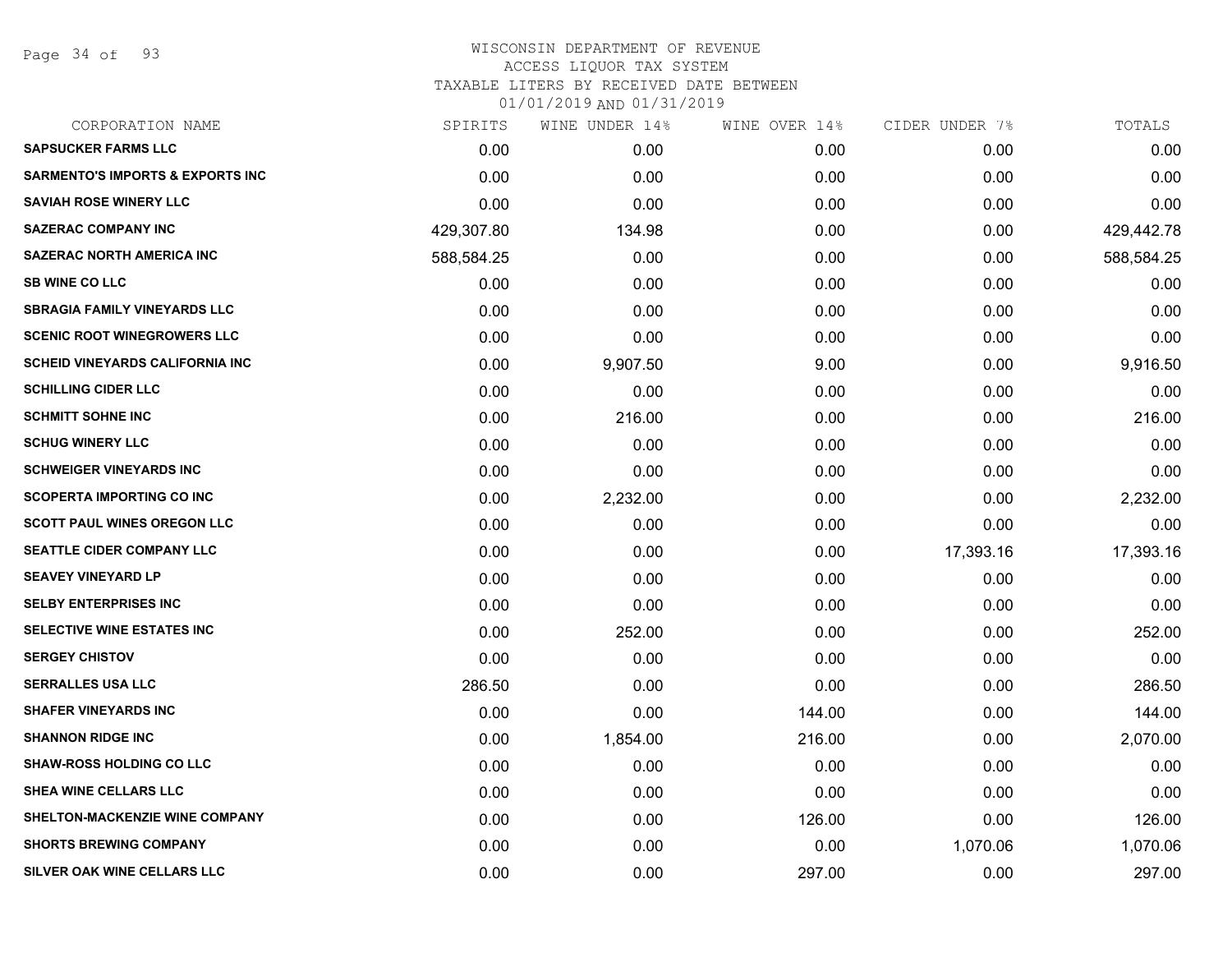WISCONSIN DEPARTMENT OF REVENUE
ACCESS LIQUOR TAX SYSTEM
TAXABLE LITERS BY RECEIVED DATE BETWEEN
01/01/2019 AND 01/31/2019

| CORPORATION NAME | SPIRITS | WINE UNDER 14% | WINE OVER 14% | CIDER UNDER 7% | TOTALS |
|---|---|---|---|---|---|
| SAPSUCKER FARMS LLC | 0.00 | 0.00 | 0.00 | 0.00 | 0.00 |
| SARMENTO'S IMPORTS & EXPORTS INC | 0.00 | 0.00 | 0.00 | 0.00 | 0.00 |
| SAVIAH ROSE WINERY LLC | 0.00 | 0.00 | 0.00 | 0.00 | 0.00 |
| SAZERAC COMPANY INC | 429,307.80 | 134.98 | 0.00 | 0.00 | 429,442.78 |
| SAZERAC NORTH AMERICA INC | 588,584.25 | 0.00 | 0.00 | 0.00 | 588,584.25 |
| SB WINE CO LLC | 0.00 | 0.00 | 0.00 | 0.00 | 0.00 |
| SBRAGIA FAMILY VINEYARDS LLC | 0.00 | 0.00 | 0.00 | 0.00 | 0.00 |
| SCENIC ROOT WINEGROWERS LLC | 0.00 | 0.00 | 0.00 | 0.00 | 0.00 |
| SCHEID VINEYARDS CALIFORNIA INC | 0.00 | 9,907.50 | 9.00 | 0.00 | 9,916.50 |
| SCHILLING CIDER LLC | 0.00 | 0.00 | 0.00 | 0.00 | 0.00 |
| SCHMITT SOHNE INC | 0.00 | 216.00 | 0.00 | 0.00 | 216.00 |
| SCHUG WINERY LLC | 0.00 | 0.00 | 0.00 | 0.00 | 0.00 |
| SCHWEIGER VINEYARDS INC | 0.00 | 0.00 | 0.00 | 0.00 | 0.00 |
| SCOPERTA IMPORTING CO INC | 0.00 | 2,232.00 | 0.00 | 0.00 | 2,232.00 |
| SCOTT PAUL WINES OREGON LLC | 0.00 | 0.00 | 0.00 | 0.00 | 0.00 |
| SEATTLE CIDER COMPANY LLC | 0.00 | 0.00 | 0.00 | 17,393.16 | 17,393.16 |
| SEAVEY VINEYARD LP | 0.00 | 0.00 | 0.00 | 0.00 | 0.00 |
| SELBY ENTERPRISES INC | 0.00 | 0.00 | 0.00 | 0.00 | 0.00 |
| SELECTIVE WINE ESTATES INC | 0.00 | 252.00 | 0.00 | 0.00 | 252.00 |
| SERGEY CHISTOV | 0.00 | 0.00 | 0.00 | 0.00 | 0.00 |
| SERRALLES USA LLC | 286.50 | 0.00 | 0.00 | 0.00 | 286.50 |
| SHAFER VINEYARDS INC | 0.00 | 0.00 | 144.00 | 0.00 | 144.00 |
| SHANNON RIDGE INC | 0.00 | 1,854.00 | 216.00 | 0.00 | 2,070.00 |
| SHAW-ROSS HOLDING CO LLC | 0.00 | 0.00 | 0.00 | 0.00 | 0.00 |
| SHEA WINE CELLARS LLC | 0.00 | 0.00 | 0.00 | 0.00 | 0.00 |
| SHELTON-MACKENZIE WINE COMPANY | 0.00 | 0.00 | 126.00 | 0.00 | 126.00 |
| SHORTS BREWING COMPANY | 0.00 | 0.00 | 0.00 | 1,070.06 | 1,070.06 |
| SILVER OAK WINE CELLARS LLC | 0.00 | 0.00 | 297.00 | 0.00 | 297.00 |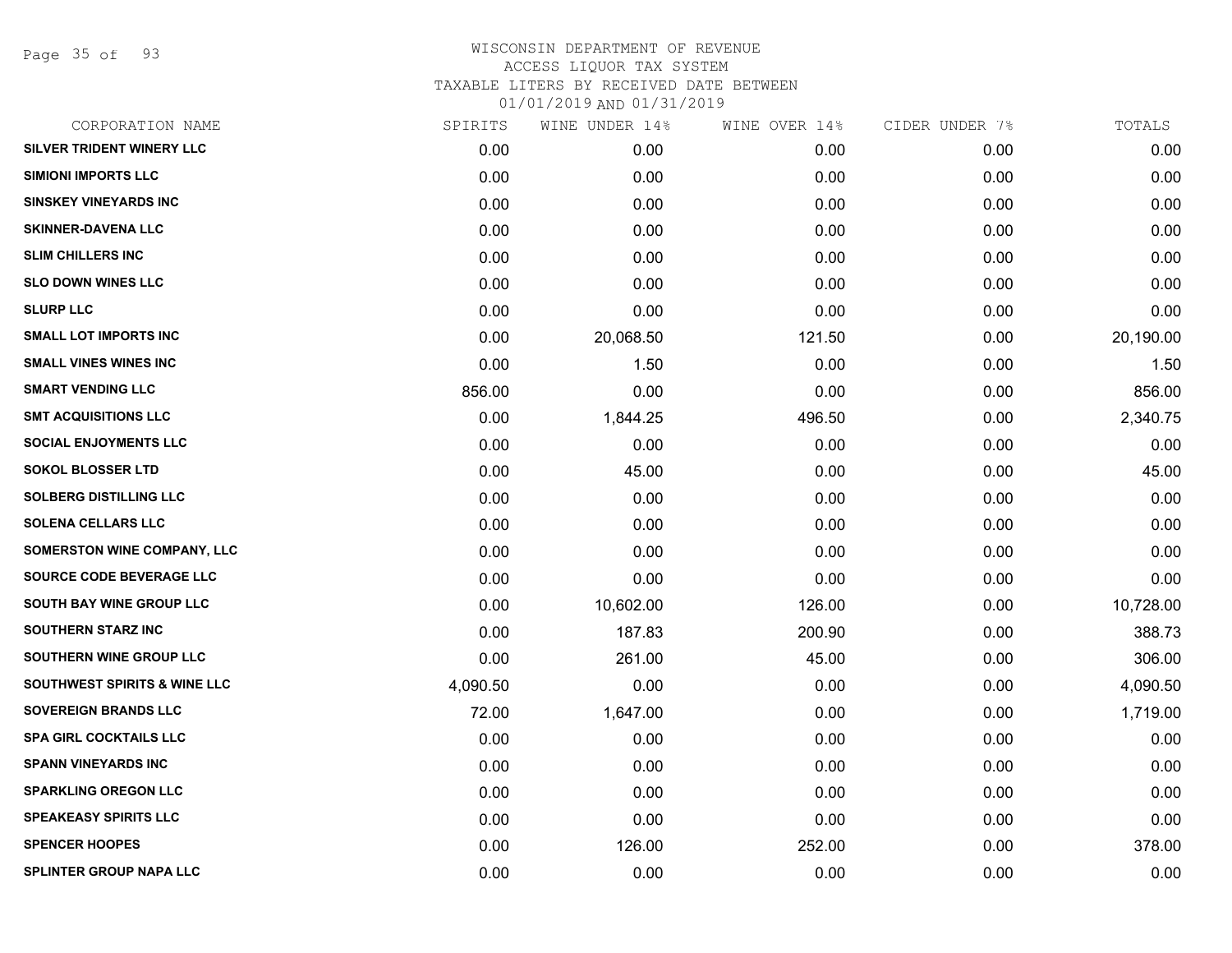WISCONSIN DEPARTMENT OF REVENUE
ACCESS LIQUOR TAX SYSTEM
TAXABLE LITERS BY RECEIVED DATE BETWEEN
01/01/2019 AND 01/31/2019

| CORPORATION NAME | SPIRITS | WINE UNDER 14% | WINE OVER 14% | CIDER UNDER 7% | TOTALS |
|---|---|---|---|---|---|
| SILVER TRIDENT WINERY LLC | 0.00 | 0.00 | 0.00 | 0.00 | 0.00 |
| SIMIONI IMPORTS LLC | 0.00 | 0.00 | 0.00 | 0.00 | 0.00 |
| SINSKEY VINEYARDS INC | 0.00 | 0.00 | 0.00 | 0.00 | 0.00 |
| SKINNER-DAVENA LLC | 0.00 | 0.00 | 0.00 | 0.00 | 0.00 |
| SLIM CHILLERS INC | 0.00 | 0.00 | 0.00 | 0.00 | 0.00 |
| SLO DOWN WINES LLC | 0.00 | 0.00 | 0.00 | 0.00 | 0.00 |
| SLURP LLC | 0.00 | 0.00 | 0.00 | 0.00 | 0.00 |
| SMALL LOT IMPORTS INC | 0.00 | 20,068.50 | 121.50 | 0.00 | 20,190.00 |
| SMALL VINES WINES INC | 0.00 | 1.50 | 0.00 | 0.00 | 1.50 |
| SMART VENDING LLC | 856.00 | 0.00 | 0.00 | 0.00 | 856.00 |
| SMT ACQUISITIONS LLC | 0.00 | 1,844.25 | 496.50 | 0.00 | 2,340.75 |
| SOCIAL ENJOYMENTS LLC | 0.00 | 0.00 | 0.00 | 0.00 | 0.00 |
| SOKOL BLOSSER LTD | 0.00 | 45.00 | 0.00 | 0.00 | 45.00 |
| SOLBERG DISTILLING LLC | 0.00 | 0.00 | 0.00 | 0.00 | 0.00 |
| SOLENA CELLARS LLC | 0.00 | 0.00 | 0.00 | 0.00 | 0.00 |
| SOMERSTON WINE COMPANY, LLC | 0.00 | 0.00 | 0.00 | 0.00 | 0.00 |
| SOURCE CODE BEVERAGE LLC | 0.00 | 0.00 | 0.00 | 0.00 | 0.00 |
| SOUTH BAY WINE GROUP LLC | 0.00 | 10,602.00 | 126.00 | 0.00 | 10,728.00 |
| SOUTHERN STARZ INC | 0.00 | 187.83 | 200.90 | 0.00 | 388.73 |
| SOUTHERN WINE GROUP LLC | 0.00 | 261.00 | 45.00 | 0.00 | 306.00 |
| SOUTHWEST SPIRITS & WINE LLC | 4,090.50 | 0.00 | 0.00 | 0.00 | 4,090.50 |
| SOVEREIGN BRANDS LLC | 72.00 | 1,647.00 | 0.00 | 0.00 | 1,719.00 |
| SPA GIRL COCKTAILS LLC | 0.00 | 0.00 | 0.00 | 0.00 | 0.00 |
| SPANN VINEYARDS INC | 0.00 | 0.00 | 0.00 | 0.00 | 0.00 |
| SPARKLING OREGON LLC | 0.00 | 0.00 | 0.00 | 0.00 | 0.00 |
| SPEAKEASY SPIRITS LLC | 0.00 | 0.00 | 0.00 | 0.00 | 0.00 |
| SPENCER HOOPES | 0.00 | 126.00 | 252.00 | 0.00 | 378.00 |
| SPLINTER GROUP NAPA LLC | 0.00 | 0.00 | 0.00 | 0.00 | 0.00 |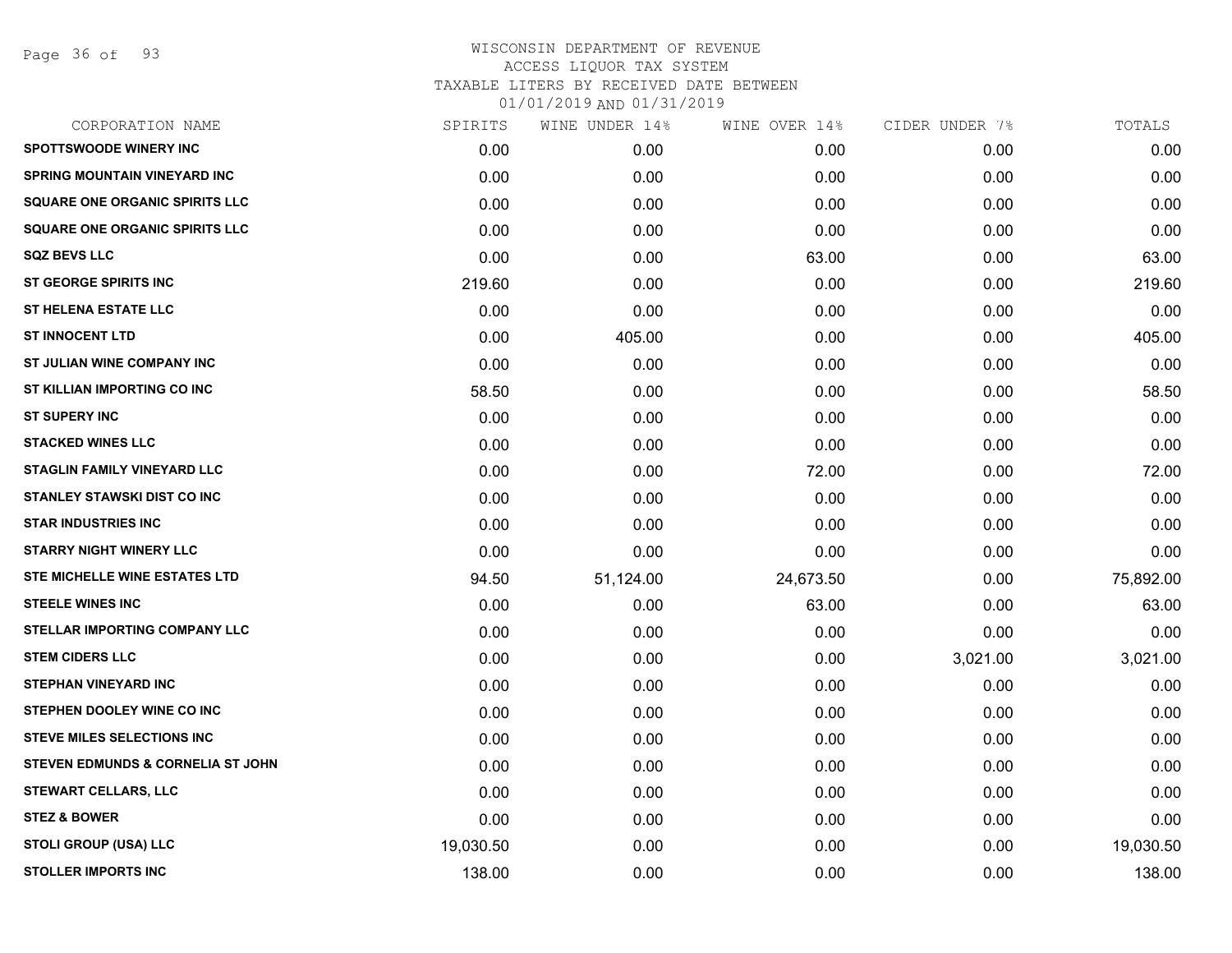WISCONSIN DEPARTMENT OF REVENUE
ACCESS LIQUOR TAX SYSTEM
TAXABLE LITERS BY RECEIVED DATE BETWEEN
01/01/2019 AND 01/31/2019

| CORPORATION NAME | SPIRITS | WINE UNDER 14% | WINE OVER 14% | CIDER UNDER 7% | TOTALS |
|---|---|---|---|---|---|
| SPOTTSWOODE WINERY INC | 0.00 | 0.00 | 0.00 | 0.00 | 0.00 |
| SPRING MOUNTAIN VINEYARD INC | 0.00 | 0.00 | 0.00 | 0.00 | 0.00 |
| SQUARE ONE ORGANIC SPIRITS LLC | 0.00 | 0.00 | 0.00 | 0.00 | 0.00 |
| SQUARE ONE ORGANIC SPIRITS LLC | 0.00 | 0.00 | 0.00 | 0.00 | 0.00 |
| SQZ BEVS LLC | 0.00 | 0.00 | 63.00 | 0.00 | 63.00 |
| ST GEORGE SPIRITS INC | 219.60 | 0.00 | 0.00 | 0.00 | 219.60 |
| ST HELENA ESTATE LLC | 0.00 | 0.00 | 0.00 | 0.00 | 0.00 |
| ST INNOCENT LTD | 0.00 | 405.00 | 0.00 | 0.00 | 405.00 |
| ST JULIAN WINE COMPANY INC | 0.00 | 0.00 | 0.00 | 0.00 | 0.00 |
| ST KILLIAN IMPORTING CO INC | 58.50 | 0.00 | 0.00 | 0.00 | 58.50 |
| ST SUPERY INC | 0.00 | 0.00 | 0.00 | 0.00 | 0.00 |
| STACKED WINES LLC | 0.00 | 0.00 | 0.00 | 0.00 | 0.00 |
| STAGLIN FAMILY VINEYARD LLC | 0.00 | 0.00 | 72.00 | 0.00 | 72.00 |
| STANLEY STAWSKI DIST CO INC | 0.00 | 0.00 | 0.00 | 0.00 | 0.00 |
| STAR INDUSTRIES INC | 0.00 | 0.00 | 0.00 | 0.00 | 0.00 |
| STARRY NIGHT WINERY LLC | 0.00 | 0.00 | 0.00 | 0.00 | 0.00 |
| STE MICHELLE WINE ESTATES LTD | 94.50 | 51,124.00 | 24,673.50 | 0.00 | 75,892.00 |
| STEELE WINES INC | 0.00 | 0.00 | 63.00 | 0.00 | 63.00 |
| STELLAR IMPORTING COMPANY LLC | 0.00 | 0.00 | 0.00 | 0.00 | 0.00 |
| STEM CIDERS LLC | 0.00 | 0.00 | 0.00 | 3,021.00 | 3,021.00 |
| STEPHAN VINEYARD INC | 0.00 | 0.00 | 0.00 | 0.00 | 0.00 |
| STEPHEN DOOLEY WINE CO INC | 0.00 | 0.00 | 0.00 | 0.00 | 0.00 |
| STEVE MILES SELECTIONS INC | 0.00 | 0.00 | 0.00 | 0.00 | 0.00 |
| STEVEN EDMUNDS & CORNELIA ST JOHN | 0.00 | 0.00 | 0.00 | 0.00 | 0.00 |
| STEWART CELLARS, LLC | 0.00 | 0.00 | 0.00 | 0.00 | 0.00 |
| STEZ & BOWER | 0.00 | 0.00 | 0.00 | 0.00 | 0.00 |
| STOLI GROUP (USA) LLC | 19,030.50 | 0.00 | 0.00 | 0.00 | 19,030.50 |
| STOLLER IMPORTS INC | 138.00 | 0.00 | 0.00 | 0.00 | 138.00 |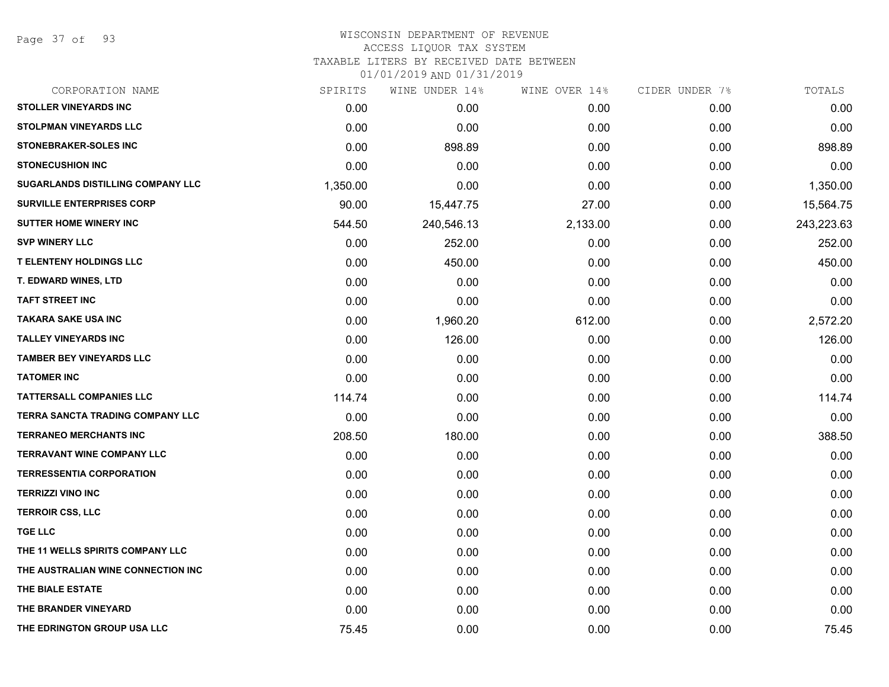# WISCONSIN DEPARTMENT OF REVENUE
## ACCESS LIQUOR TAX SYSTEM
### TAXABLE LITERS BY RECEIVED DATE BETWEEN 01/01/2019 AND 01/31/2019

| CORPORATION NAME | SPIRITS | WINE UNDER 14% | WINE OVER 14% | CIDER UNDER 7% | TOTALS |
|---|---|---|---|---|---|
| STOLLER VINEYARDS INC | 0.00 | 0.00 | 0.00 | 0.00 | 0.00 |
| STOLPMAN VINEYARDS LLC | 0.00 | 0.00 | 0.00 | 0.00 | 0.00 |
| STONEBRAKER-SOLES INC | 0.00 | 898.89 | 0.00 | 0.00 | 898.89 |
| STONECUSHION INC | 0.00 | 0.00 | 0.00 | 0.00 | 0.00 |
| SUGARLANDS DISTILLING COMPANY LLC | 1,350.00 | 0.00 | 0.00 | 0.00 | 1,350.00 |
| SURVILLE ENTERPRISES CORP | 90.00 | 15,447.75 | 27.00 | 0.00 | 15,564.75 |
| SUTTER HOME WINERY INC | 544.50 | 240,546.13 | 2,133.00 | 0.00 | 243,223.63 |
| SVP WINERY LLC | 0.00 | 252.00 | 0.00 | 0.00 | 252.00 |
| T ELENTENY HOLDINGS LLC | 0.00 | 450.00 | 0.00 | 0.00 | 450.00 |
| T. EDWARD WINES, LTD | 0.00 | 0.00 | 0.00 | 0.00 | 0.00 |
| TAFT STREET INC | 0.00 | 0.00 | 0.00 | 0.00 | 0.00 |
| TAKARA SAKE USA INC | 0.00 | 1,960.20 | 612.00 | 0.00 | 2,572.20 |
| TALLEY VINEYARDS INC | 0.00 | 126.00 | 0.00 | 0.00 | 126.00 |
| TAMBER BEY VINEYARDS LLC | 0.00 | 0.00 | 0.00 | 0.00 | 0.00 |
| TATOMER INC | 0.00 | 0.00 | 0.00 | 0.00 | 0.00 |
| TATTERSALL COMPANIES LLC | 114.74 | 0.00 | 0.00 | 0.00 | 114.74 |
| TERRA SANCTA TRADING COMPANY LLC | 0.00 | 0.00 | 0.00 | 0.00 | 0.00 |
| TERRANEO MERCHANTS INC | 208.50 | 180.00 | 0.00 | 0.00 | 388.50 |
| TERRAVANT WINE COMPANY LLC | 0.00 | 0.00 | 0.00 | 0.00 | 0.00 |
| TERRESSENTIA CORPORATION | 0.00 | 0.00 | 0.00 | 0.00 | 0.00 |
| TERRIZZI VINO INC | 0.00 | 0.00 | 0.00 | 0.00 | 0.00 |
| TERROIR CSS, LLC | 0.00 | 0.00 | 0.00 | 0.00 | 0.00 |
| TGE LLC | 0.00 | 0.00 | 0.00 | 0.00 | 0.00 |
| THE 11 WELLS SPIRITS COMPANY LLC | 0.00 | 0.00 | 0.00 | 0.00 | 0.00 |
| THE AUSTRALIAN WINE CONNECTION INC | 0.00 | 0.00 | 0.00 | 0.00 | 0.00 |
| THE BIALE ESTATE | 0.00 | 0.00 | 0.00 | 0.00 | 0.00 |
| THE BRANDER VINEYARD | 0.00 | 0.00 | 0.00 | 0.00 | 0.00 |
| THE EDRINGTON GROUP USA LLC | 75.45 | 0.00 | 0.00 | 0.00 | 75.45 |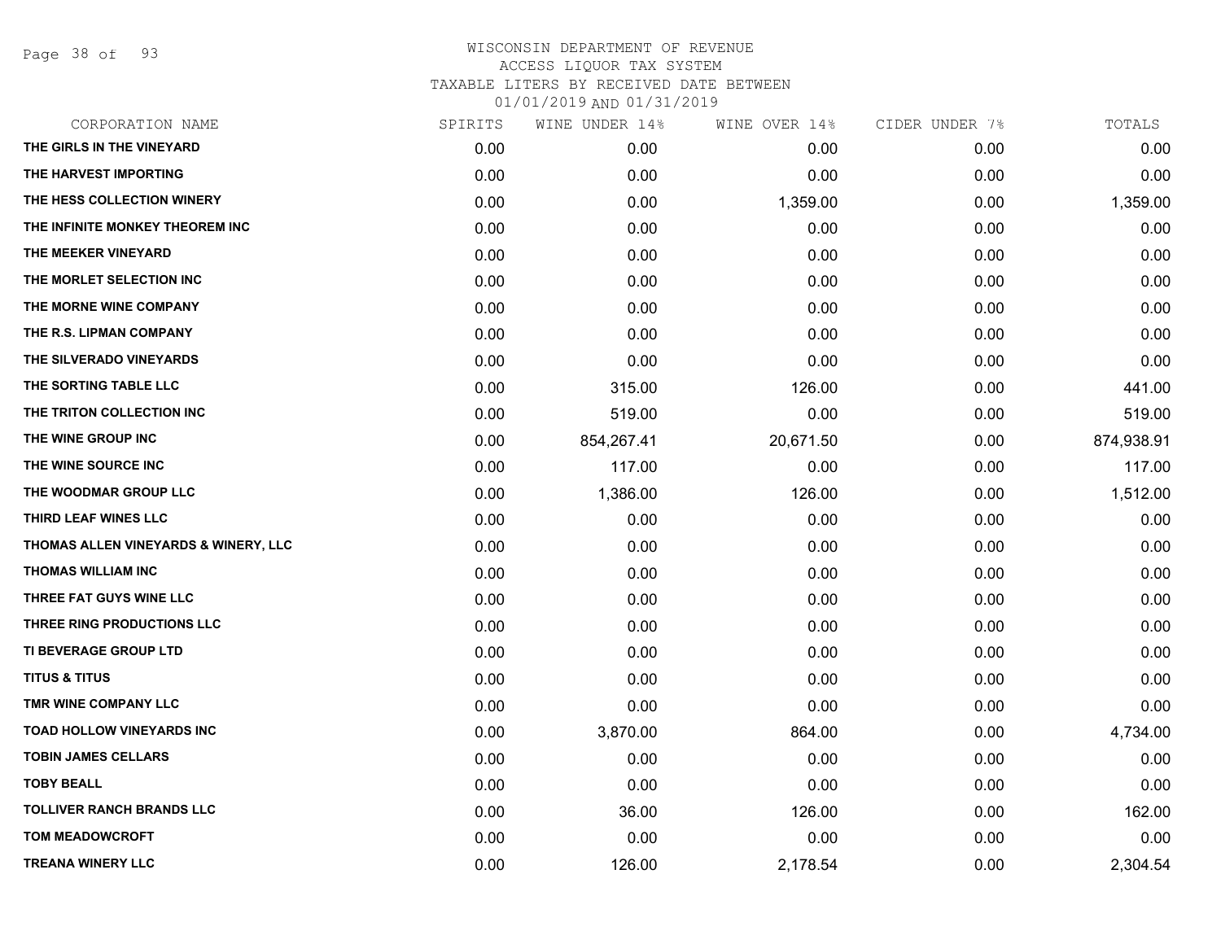# WISCONSIN DEPARTMENT OF REVENUE
ACCESS LIQUOR TAX SYSTEM
TAXABLE LITERS BY RECEIVED DATE BETWEEN
01/01/2019 AND 01/31/2019

| CORPORATION NAME | SPIRITS | WINE UNDER 14% | WINE OVER 14% | CIDER UNDER 7% | TOTALS |
|---|---|---|---|---|---|
| THE GIRLS IN THE VINEYARD | 0.00 | 0.00 | 0.00 | 0.00 | 0.00 |
| THE HARVEST IMPORTING | 0.00 | 0.00 | 0.00 | 0.00 | 0.00 |
| THE HESS COLLECTION WINERY | 0.00 | 0.00 | 1,359.00 | 0.00 | 1,359.00 |
| THE INFINITE MONKEY THEOREM INC | 0.00 | 0.00 | 0.00 | 0.00 | 0.00 |
| THE MEEKER VINEYARD | 0.00 | 0.00 | 0.00 | 0.00 | 0.00 |
| THE MORLET SELECTION INC | 0.00 | 0.00 | 0.00 | 0.00 | 0.00 |
| THE MORNE WINE COMPANY | 0.00 | 0.00 | 0.00 | 0.00 | 0.00 |
| THE R.S. LIPMAN COMPANY | 0.00 | 0.00 | 0.00 | 0.00 | 0.00 |
| THE SILVERADO VINEYARDS | 0.00 | 0.00 | 0.00 | 0.00 | 0.00 |
| THE SORTING TABLE LLC | 0.00 | 315.00 | 126.00 | 0.00 | 441.00 |
| THE TRITON COLLECTION INC | 0.00 | 519.00 | 0.00 | 0.00 | 519.00 |
| THE WINE GROUP INC | 0.00 | 854,267.41 | 20,671.50 | 0.00 | 874,938.91 |
| THE WINE SOURCE INC | 0.00 | 117.00 | 0.00 | 0.00 | 117.00 |
| THE WOODMAR GROUP LLC | 0.00 | 1,386.00 | 126.00 | 0.00 | 1,512.00 |
| THIRD LEAF WINES LLC | 0.00 | 0.00 | 0.00 | 0.00 | 0.00 |
| THOMAS ALLEN VINEYARDS & WINERY, LLC | 0.00 | 0.00 | 0.00 | 0.00 | 0.00 |
| THOMAS WILLIAM INC | 0.00 | 0.00 | 0.00 | 0.00 | 0.00 |
| THREE FAT GUYS WINE LLC | 0.00 | 0.00 | 0.00 | 0.00 | 0.00 |
| THREE RING PRODUCTIONS LLC | 0.00 | 0.00 | 0.00 | 0.00 | 0.00 |
| TI BEVERAGE GROUP LTD | 0.00 | 0.00 | 0.00 | 0.00 | 0.00 |
| TITUS & TITUS | 0.00 | 0.00 | 0.00 | 0.00 | 0.00 |
| TMR WINE COMPANY LLC | 0.00 | 0.00 | 0.00 | 0.00 | 0.00 |
| TOAD HOLLOW VINEYARDS INC | 0.00 | 3,870.00 | 864.00 | 0.00 | 4,734.00 |
| TOBIN JAMES CELLARS | 0.00 | 0.00 | 0.00 | 0.00 | 0.00 |
| TOBY BEALL | 0.00 | 0.00 | 0.00 | 0.00 | 0.00 |
| TOLLIVER RANCH BRANDS LLC | 0.00 | 36.00 | 126.00 | 0.00 | 162.00 |
| TOM MEADOWCROFT | 0.00 | 0.00 | 0.00 | 0.00 | 0.00 |
| TREANA WINERY LLC | 0.00 | 126.00 | 2,178.54 | 0.00 | 2,304.54 |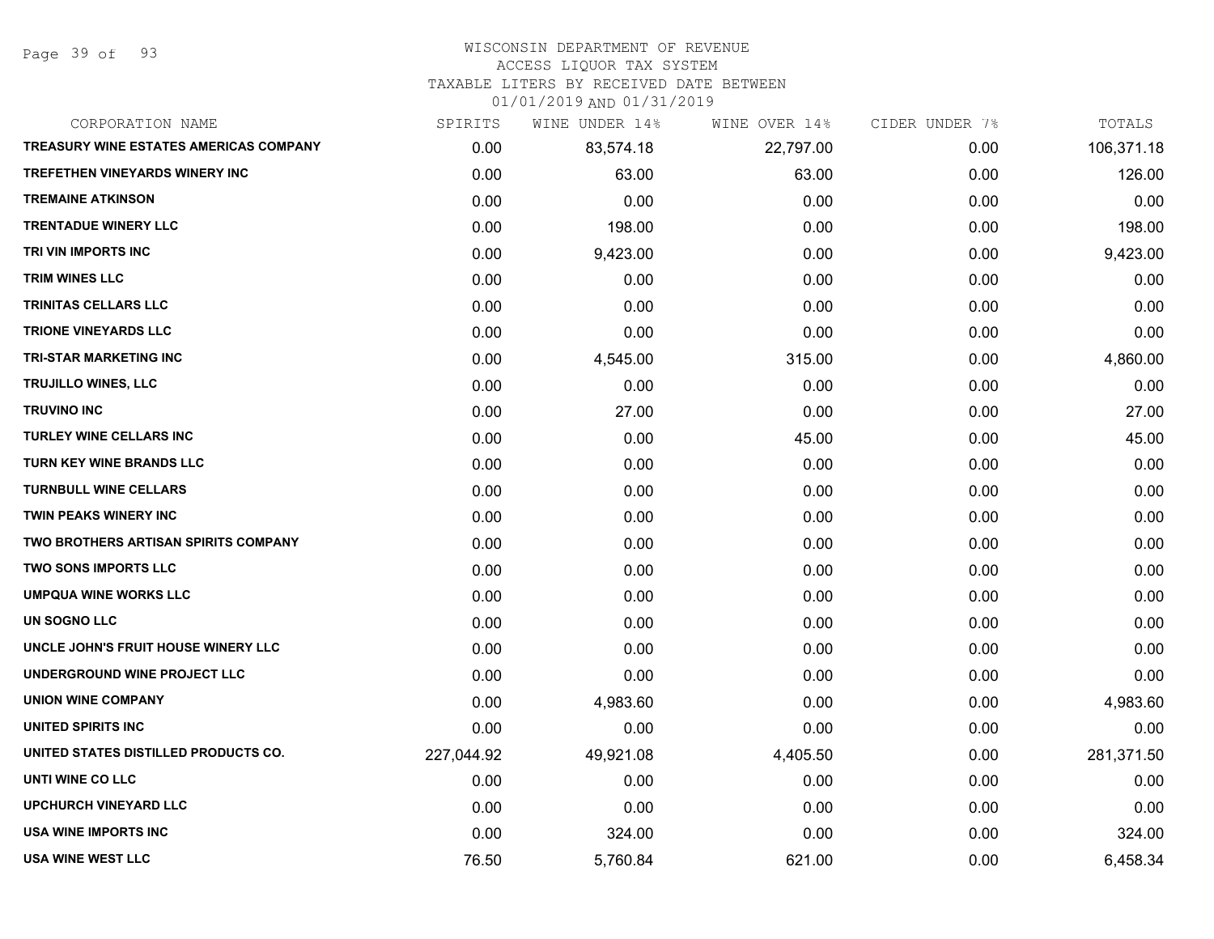WISCONSIN DEPARTMENT OF REVENUE
ACCESS LIQUOR TAX SYSTEM
TAXABLE LITERS BY RECEIVED DATE BETWEEN
01/01/2019 AND 01/31/2019

| CORPORATION NAME | SPIRITS | WINE UNDER 14% | WINE OVER 14% | CIDER UNDER 7% | TOTALS |
|---|---|---|---|---|---|
| TREASURY WINE ESTATES AMERICAS COMPANY | 0.00 | 83,574.18 | 22,797.00 | 0.00 | 106,371.18 |
| TREFETHEN VINEYARDS WINERY INC | 0.00 | 63.00 | 63.00 | 0.00 | 126.00 |
| TREMAINE ATKINSON | 0.00 | 0.00 | 0.00 | 0.00 | 0.00 |
| TRENTADUE WINERY LLC | 0.00 | 198.00 | 0.00 | 0.00 | 198.00 |
| TRI VIN IMPORTS INC | 0.00 | 9,423.00 | 0.00 | 0.00 | 9,423.00 |
| TRIM WINES LLC | 0.00 | 0.00 | 0.00 | 0.00 | 0.00 |
| TRINITAS CELLARS LLC | 0.00 | 0.00 | 0.00 | 0.00 | 0.00 |
| TRIONE VINEYARDS LLC | 0.00 | 0.00 | 0.00 | 0.00 | 0.00 |
| TRI-STAR MARKETING INC | 0.00 | 4,545.00 | 315.00 | 0.00 | 4,860.00 |
| TRUJILLO WINES, LLC | 0.00 | 0.00 | 0.00 | 0.00 | 0.00 |
| TRUVINO INC | 0.00 | 27.00 | 0.00 | 0.00 | 27.00 |
| TURLEY WINE CELLARS INC | 0.00 | 0.00 | 45.00 | 0.00 | 45.00 |
| TURN KEY WINE BRANDS LLC | 0.00 | 0.00 | 0.00 | 0.00 | 0.00 |
| TURNBULL WINE CELLARS | 0.00 | 0.00 | 0.00 | 0.00 | 0.00 |
| TWIN PEAKS WINERY INC | 0.00 | 0.00 | 0.00 | 0.00 | 0.00 |
| TWO BROTHERS ARTISAN SPIRITS COMPANY | 0.00 | 0.00 | 0.00 | 0.00 | 0.00 |
| TWO SONS IMPORTS LLC | 0.00 | 0.00 | 0.00 | 0.00 | 0.00 |
| UMPQUA WINE WORKS LLC | 0.00 | 0.00 | 0.00 | 0.00 | 0.00 |
| UN SOGNO LLC | 0.00 | 0.00 | 0.00 | 0.00 | 0.00 |
| UNCLE JOHN'S FRUIT HOUSE WINERY LLC | 0.00 | 0.00 | 0.00 | 0.00 | 0.00 |
| UNDERGROUND WINE PROJECT LLC | 0.00 | 0.00 | 0.00 | 0.00 | 0.00 |
| UNION WINE COMPANY | 0.00 | 4,983.60 | 0.00 | 0.00 | 4,983.60 |
| UNITED SPIRITS INC | 0.00 | 0.00 | 0.00 | 0.00 | 0.00 |
| UNITED STATES DISTILLED PRODUCTS CO. | 227,044.92 | 49,921.08 | 4,405.50 | 0.00 | 281,371.50 |
| UNTI WINE CO LLC | 0.00 | 0.00 | 0.00 | 0.00 | 0.00 |
| UPCHURCH VINEYARD LLC | 0.00 | 0.00 | 0.00 | 0.00 | 0.00 |
| USA WINE IMPORTS INC | 0.00 | 324.00 | 0.00 | 0.00 | 324.00 |
| USA WINE WEST LLC | 76.50 | 5,760.84 | 621.00 | 0.00 | 6,458.34 |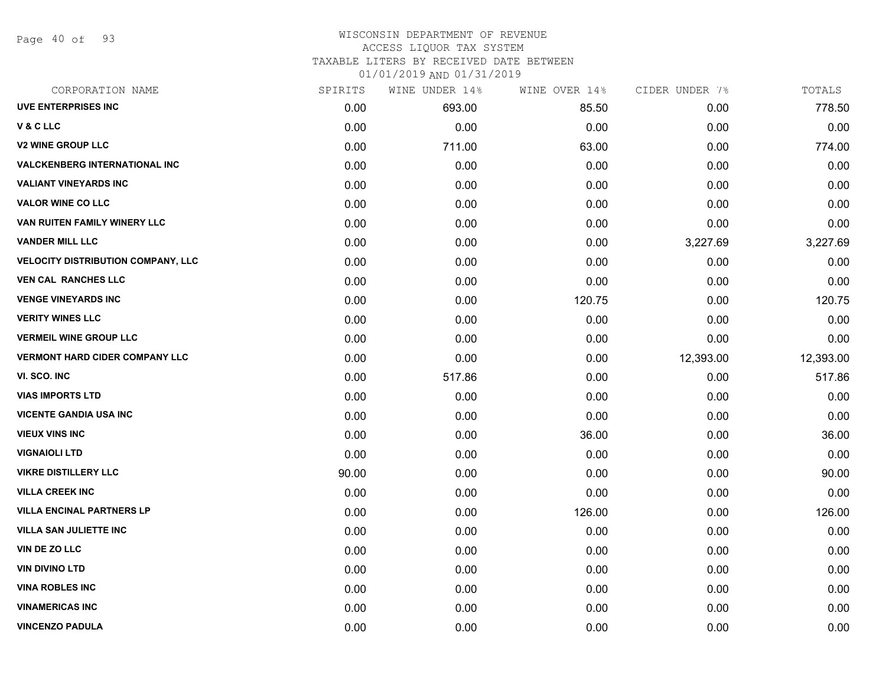# WISCONSIN DEPARTMENT OF REVENUE
## ACCESS LIQUOR TAX SYSTEM
### TAXABLE LITERS BY RECEIVED DATE BETWEEN 01/01/2019 AND 01/31/2019

| CORPORATION NAME | SPIRITS | WINE UNDER 14% | WINE OVER 14% | CIDER UNDER 7% | TOTALS |
|---|---|---|---|---|---|
| UVE ENTERPRISES INC | 0.00 | 693.00 | 85.50 | 0.00 | 778.50 |
| V & C LLC | 0.00 | 0.00 | 0.00 | 0.00 | 0.00 |
| V2 WINE GROUP LLC | 0.00 | 711.00 | 63.00 | 0.00 | 774.00 |
| VALCKENBERG INTERNATIONAL INC | 0.00 | 0.00 | 0.00 | 0.00 | 0.00 |
| VALIANT VINEYARDS INC | 0.00 | 0.00 | 0.00 | 0.00 | 0.00 |
| VALOR WINE CO LLC | 0.00 | 0.00 | 0.00 | 0.00 | 0.00 |
| VAN RUITEN FAMILY WINERY LLC | 0.00 | 0.00 | 0.00 | 0.00 | 0.00 |
| VANDER MILL LLC | 0.00 | 0.00 | 0.00 | 3,227.69 | 3,227.69 |
| VELOCITY DISTRIBUTION COMPANY, LLC | 0.00 | 0.00 | 0.00 | 0.00 | 0.00 |
| VEN CAL RANCHES LLC | 0.00 | 0.00 | 0.00 | 0.00 | 0.00 |
| VENGE VINEYARDS INC | 0.00 | 0.00 | 120.75 | 0.00 | 120.75 |
| VERITY WINES LLC | 0.00 | 0.00 | 0.00 | 0.00 | 0.00 |
| VERMEIL WINE GROUP LLC | 0.00 | 0.00 | 0.00 | 0.00 | 0.00 |
| VERMONT HARD CIDER COMPANY LLC | 0.00 | 0.00 | 0.00 | 12,393.00 | 12,393.00 |
| VI. SCO. INC | 0.00 | 517.86 | 0.00 | 0.00 | 517.86 |
| VIAS IMPORTS LTD | 0.00 | 0.00 | 0.00 | 0.00 | 0.00 |
| VICENTE GANDIA USA INC | 0.00 | 0.00 | 0.00 | 0.00 | 0.00 |
| VIEUX VINS INC | 0.00 | 0.00 | 36.00 | 0.00 | 36.00 |
| VIGNAIOLI LTD | 0.00 | 0.00 | 0.00 | 0.00 | 0.00 |
| VIKRE DISTILLERY LLC | 90.00 | 0.00 | 0.00 | 0.00 | 90.00 |
| VILLA CREEK INC | 0.00 | 0.00 | 0.00 | 0.00 | 0.00 |
| VILLA ENCINAL PARTNERS LP | 0.00 | 0.00 | 126.00 | 0.00 | 126.00 |
| VILLA SAN JULIETTE INC | 0.00 | 0.00 | 0.00 | 0.00 | 0.00 |
| VIN DE ZO LLC | 0.00 | 0.00 | 0.00 | 0.00 | 0.00 |
| VIN DIVINO LTD | 0.00 | 0.00 | 0.00 | 0.00 | 0.00 |
| VINA ROBLES INC | 0.00 | 0.00 | 0.00 | 0.00 | 0.00 |
| VINAMERICAS INC | 0.00 | 0.00 | 0.00 | 0.00 | 0.00 |
| VINCENZO PADULA | 0.00 | 0.00 | 0.00 | 0.00 | 0.00 |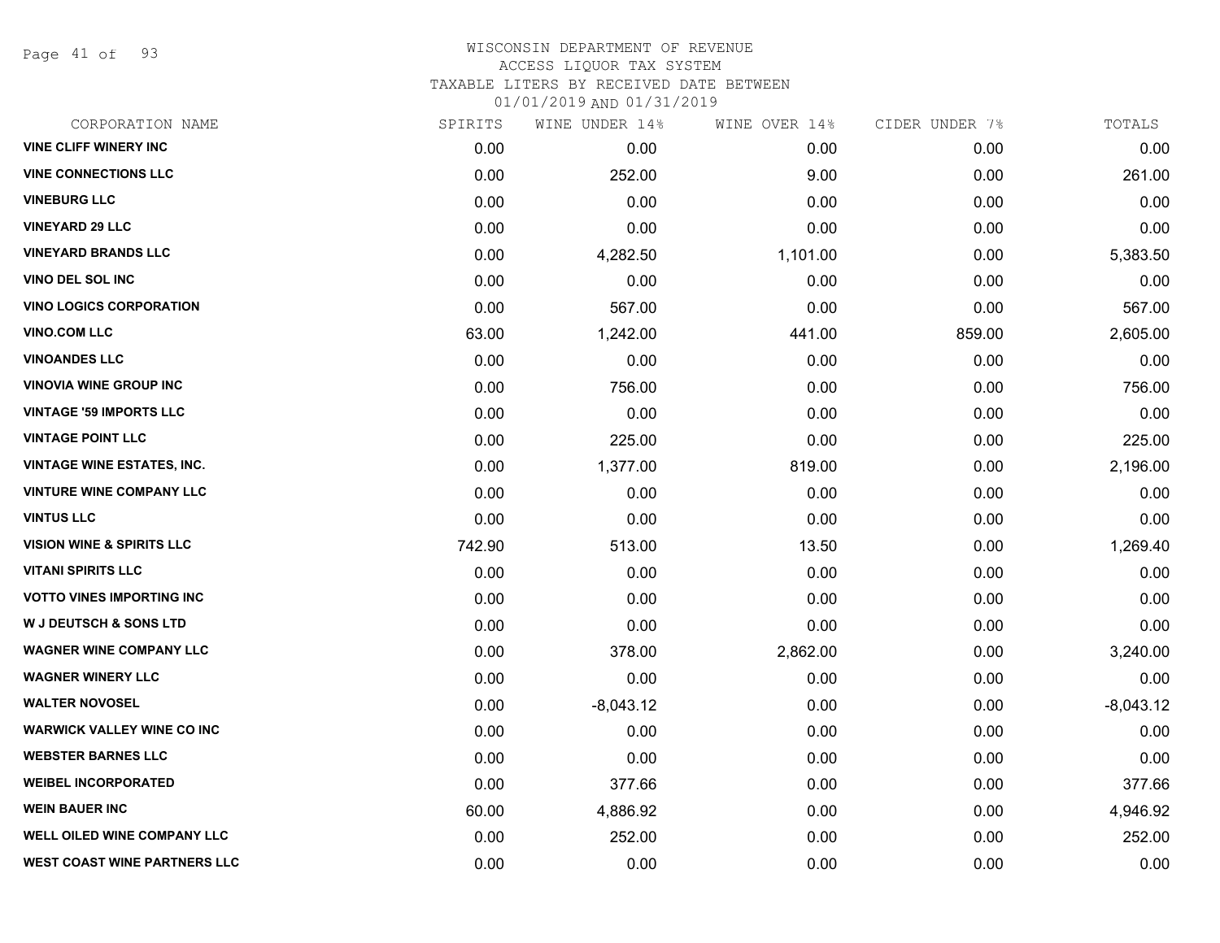WISCONSIN DEPARTMENT OF REVENUE
ACCESS LIQUOR TAX SYSTEM
TAXABLE LITERS BY RECEIVED DATE BETWEEN
01/01/2019 AND 01/31/2019

| CORPORATION NAME | SPIRITS | WINE UNDER 14% | WINE OVER 14% | CIDER UNDER 7% | TOTALS |
|---|---|---|---|---|---|
| VINE CLIFF WINERY INC | 0.00 | 0.00 | 0.00 | 0.00 | 0.00 |
| VINE CONNECTIONS LLC | 0.00 | 252.00 | 9.00 | 0.00 | 261.00 |
| VINEBURG LLC | 0.00 | 0.00 | 0.00 | 0.00 | 0.00 |
| VINEYARD 29 LLC | 0.00 | 0.00 | 0.00 | 0.00 | 0.00 |
| VINEYARD BRANDS LLC | 0.00 | 4,282.50 | 1,101.00 | 0.00 | 5,383.50 |
| VINO DEL SOL INC | 0.00 | 0.00 | 0.00 | 0.00 | 0.00 |
| VINO LOGICS CORPORATION | 0.00 | 567.00 | 0.00 | 0.00 | 567.00 |
| VINO.COM LLC | 63.00 | 1,242.00 | 441.00 | 859.00 | 2,605.00 |
| VINOANDES LLC | 0.00 | 0.00 | 0.00 | 0.00 | 0.00 |
| VINOVIA WINE GROUP INC | 0.00 | 756.00 | 0.00 | 0.00 | 756.00 |
| VINTAGE '59 IMPORTS LLC | 0.00 | 0.00 | 0.00 | 0.00 | 0.00 |
| VINTAGE POINT LLC | 0.00 | 225.00 | 0.00 | 0.00 | 225.00 |
| VINTAGE WINE ESTATES, INC. | 0.00 | 1,377.00 | 819.00 | 0.00 | 2,196.00 |
| VINTURE WINE COMPANY LLC | 0.00 | 0.00 | 0.00 | 0.00 | 0.00 |
| VINTUS LLC | 0.00 | 0.00 | 0.00 | 0.00 | 0.00 |
| VISION WINE & SPIRITS LLC | 742.90 | 513.00 | 13.50 | 0.00 | 1,269.40 |
| VITANI SPIRITS LLC | 0.00 | 0.00 | 0.00 | 0.00 | 0.00 |
| VOTTO VINES IMPORTING INC | 0.00 | 0.00 | 0.00 | 0.00 | 0.00 |
| W J DEUTSCH & SONS LTD | 0.00 | 0.00 | 0.00 | 0.00 | 0.00 |
| WAGNER WINE COMPANY LLC | 0.00 | 378.00 | 2,862.00 | 0.00 | 3,240.00 |
| WAGNER WINERY LLC | 0.00 | 0.00 | 0.00 | 0.00 | 0.00 |
| WALTER NOVOSEL | 0.00 | -8,043.12 | 0.00 | 0.00 | -8,043.12 |
| WARWICK VALLEY WINE CO INC | 0.00 | 0.00 | 0.00 | 0.00 | 0.00 |
| WEBSTER BARNES LLC | 0.00 | 0.00 | 0.00 | 0.00 | 0.00 |
| WEIBEL INCORPORATED | 0.00 | 377.66 | 0.00 | 0.00 | 377.66 |
| WEIN BAUER INC | 60.00 | 4,886.92 | 0.00 | 0.00 | 4,946.92 |
| WELL OILED WINE COMPANY LLC | 0.00 | 252.00 | 0.00 | 0.00 | 252.00 |
| WEST COAST WINE PARTNERS LLC | 0.00 | 0.00 | 0.00 | 0.00 | 0.00 |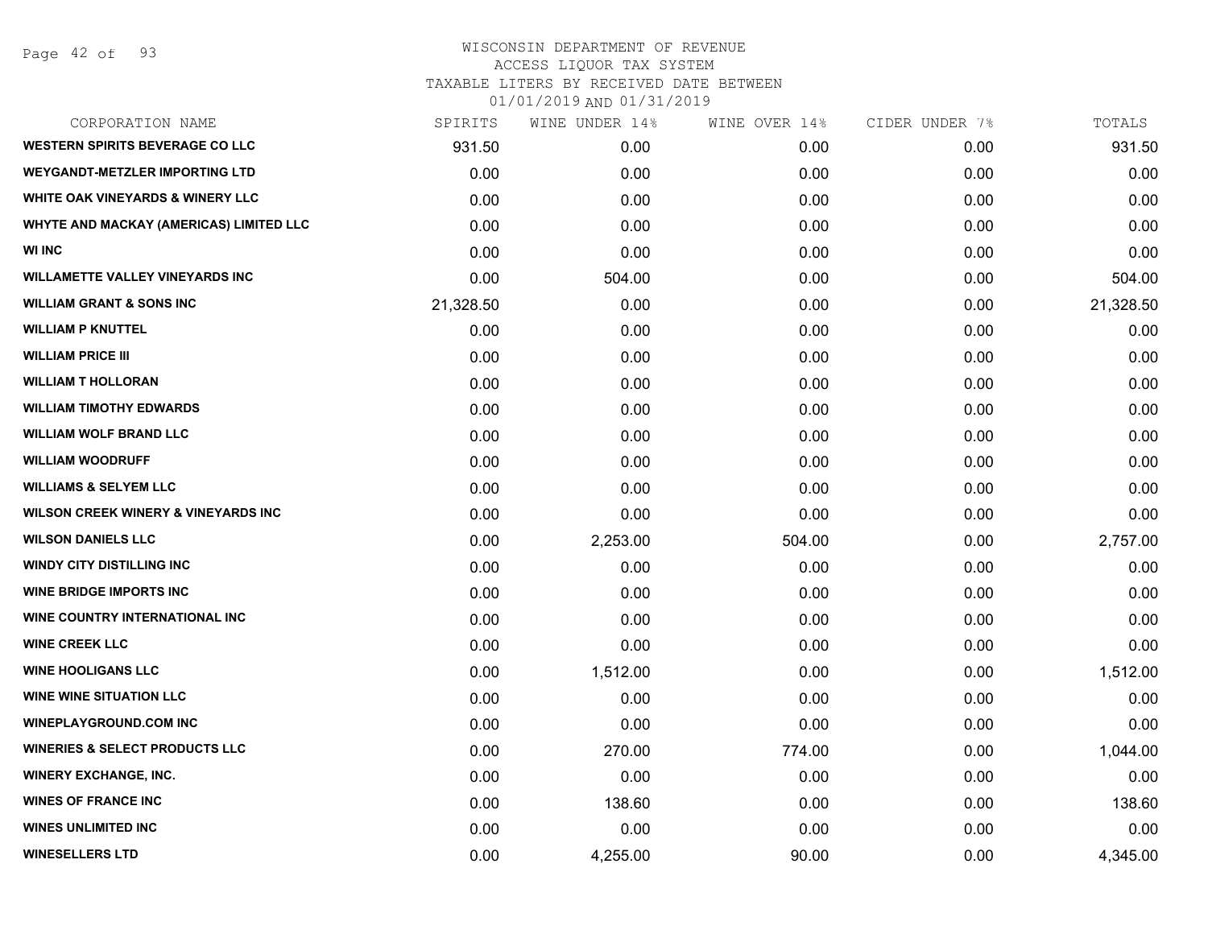# WISCONSIN DEPARTMENT OF REVENUE
## ACCESS LIQUOR TAX SYSTEM
## TAXABLE LITERS BY RECEIVED DATE BETWEEN 01/01/2019 AND 01/31/2019

| CORPORATION NAME | SPIRITS | WINE UNDER 14% | WINE OVER 14% | CIDER UNDER 7% | TOTALS |
|---|---|---|---|---|---|
| WESTERN SPIRITS BEVERAGE CO LLC | 931.50 | 0.00 | 0.00 | 0.00 | 931.50 |
| WEYGANDT-METZLER IMPORTING LTD | 0.00 | 0.00 | 0.00 | 0.00 | 0.00 |
| WHITE OAK VINEYARDS & WINERY LLC | 0.00 | 0.00 | 0.00 | 0.00 | 0.00 |
| WHYTE AND MACKAY (AMERICAS) LIMITED LLC | 0.00 | 0.00 | 0.00 | 0.00 | 0.00 |
| WI INC | 0.00 | 0.00 | 0.00 | 0.00 | 0.00 |
| WILLAMETTE VALLEY VINEYARDS INC | 0.00 | 504.00 | 0.00 | 0.00 | 504.00 |
| WILLIAM GRANT & SONS INC | 21,328.50 | 0.00 | 0.00 | 0.00 | 21,328.50 |
| WILLIAM P KNUTTEL | 0.00 | 0.00 | 0.00 | 0.00 | 0.00 |
| WILLIAM PRICE III | 0.00 | 0.00 | 0.00 | 0.00 | 0.00 |
| WILLIAM T HOLLORAN | 0.00 | 0.00 | 0.00 | 0.00 | 0.00 |
| WILLIAM TIMOTHY EDWARDS | 0.00 | 0.00 | 0.00 | 0.00 | 0.00 |
| WILLIAM WOLF BRAND LLC | 0.00 | 0.00 | 0.00 | 0.00 | 0.00 |
| WILLIAM WOODRUFF | 0.00 | 0.00 | 0.00 | 0.00 | 0.00 |
| WILLIAMS & SELYEM LLC | 0.00 | 0.00 | 0.00 | 0.00 | 0.00 |
| WILSON CREEK WINERY & VINEYARDS INC | 0.00 | 0.00 | 0.00 | 0.00 | 0.00 |
| WILSON DANIELS LLC | 0.00 | 2,253.00 | 504.00 | 0.00 | 2,757.00 |
| WINDY CITY DISTILLING INC | 0.00 | 0.00 | 0.00 | 0.00 | 0.00 |
| WINE BRIDGE IMPORTS INC | 0.00 | 0.00 | 0.00 | 0.00 | 0.00 |
| WINE COUNTRY INTERNATIONAL INC | 0.00 | 0.00 | 0.00 | 0.00 | 0.00 |
| WINE CREEK LLC | 0.00 | 0.00 | 0.00 | 0.00 | 0.00 |
| WINE HOOLIGANS LLC | 0.00 | 1,512.00 | 0.00 | 0.00 | 1,512.00 |
| WINE WINE SITUATION LLC | 0.00 | 0.00 | 0.00 | 0.00 | 0.00 |
| WINEPLAYGROUND.COM INC | 0.00 | 0.00 | 0.00 | 0.00 | 0.00 |
| WINERIES & SELECT PRODUCTS LLC | 0.00 | 270.00 | 774.00 | 0.00 | 1,044.00 |
| WINERY EXCHANGE, INC. | 0.00 | 0.00 | 0.00 | 0.00 | 0.00 |
| WINES OF FRANCE INC | 0.00 | 138.60 | 0.00 | 0.00 | 138.60 |
| WINES UNLIMITED INC | 0.00 | 0.00 | 0.00 | 0.00 | 0.00 |
| WINESELLERS LTD | 0.00 | 4,255.00 | 90.00 | 0.00 | 4,345.00 |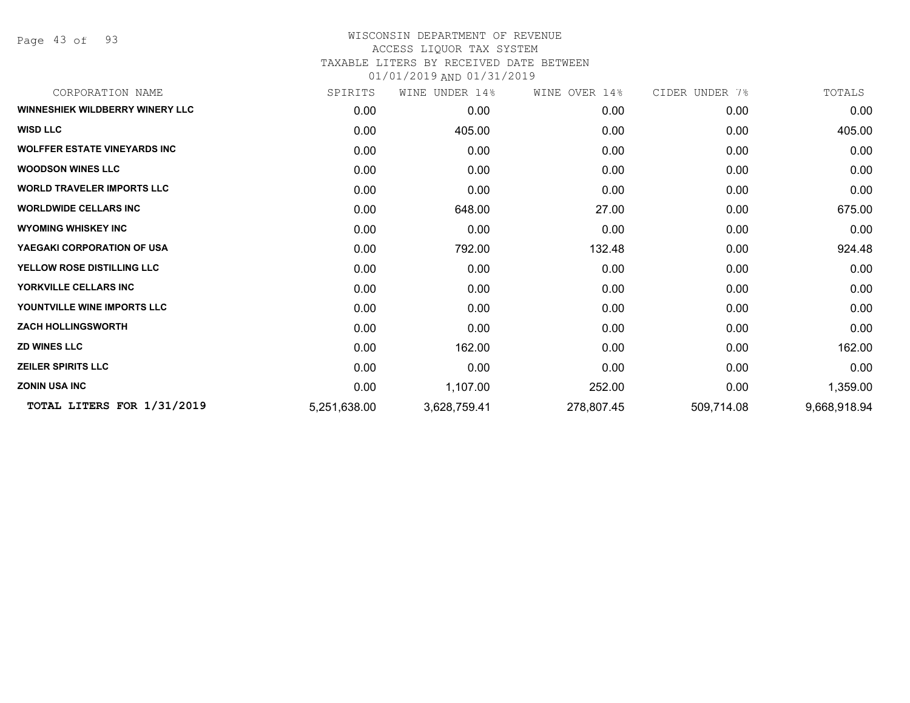# WISCONSIN DEPARTMENT OF REVENUE

ACCESS LIQUOR TAX SYSTEM

TAXABLE LITERS BY RECEIVED DATE BETWEEN

01/01/2019 AND 01/31/2019

| CORPORATION NAME | SPIRITS | WINE UNDER 14% | WINE OVER 14% | CIDER UNDER 7% | TOTALS |
|---|---|---|---|---|---|
| **WINNESHIEK WILDBERRY WINERY LLC** | 0.00 | 0.00 | 0.00 | 0.00 | 0.00 |
| **WISD LLC** | 0.00 | 405.00 | 0.00 | 0.00 | 405.00 |
| **WOLFFER ESTATE VINEYARDS INC** | 0.00 | 0.00 | 0.00 | 0.00 | 0.00 |
| **WOODSON WINES LLC** | 0.00 | 0.00 | 0.00 | 0.00 | 0.00 |
| **WORLD TRAVELER IMPORTS LLC** | 0.00 | 0.00 | 0.00 | 0.00 | 0.00 |
| **WORLDWIDE CELLARS INC** | 0.00 | 648.00 | 27.00 | 0.00 | 675.00 |
| **WYOMING WHISKEY INC** | 0.00 | 0.00 | 0.00 | 0.00 | 0.00 |
| **YAEGAKI CORPORATION OF USA** | 0.00 | 792.00 | 132.48 | 0.00 | 924.48 |
| **YELLOW ROSE DISTILLING LLC** | 0.00 | 0.00 | 0.00 | 0.00 | 0.00 |
| **YORKVILLE CELLARS INC** | 0.00 | 0.00 | 0.00 | 0.00 | 0.00 |
| **YOUNTVILLE WINE IMPORTS LLC** | 0.00 | 0.00 | 0.00 | 0.00 | 0.00 |
| **ZACH HOLLINGSWORTH** | 0.00 | 0.00 | 0.00 | 0.00 | 0.00 |
| **ZD WINES LLC** | 0.00 | 162.00 | 0.00 | 0.00 | 162.00 |
| **ZEILER SPIRITS LLC** | 0.00 | 0.00 | 0.00 | 0.00 | 0.00 |
| **ZONIN USA INC** | 0.00 | 1,107.00 | 252.00 | 0.00 | 1,359.00 |
| **TOTAL LITERS FOR 1/31/2019** | 5,251,638.00 | 3,628,759.41 | 278,807.45 | 509,714.08 | 9,668,918.94 |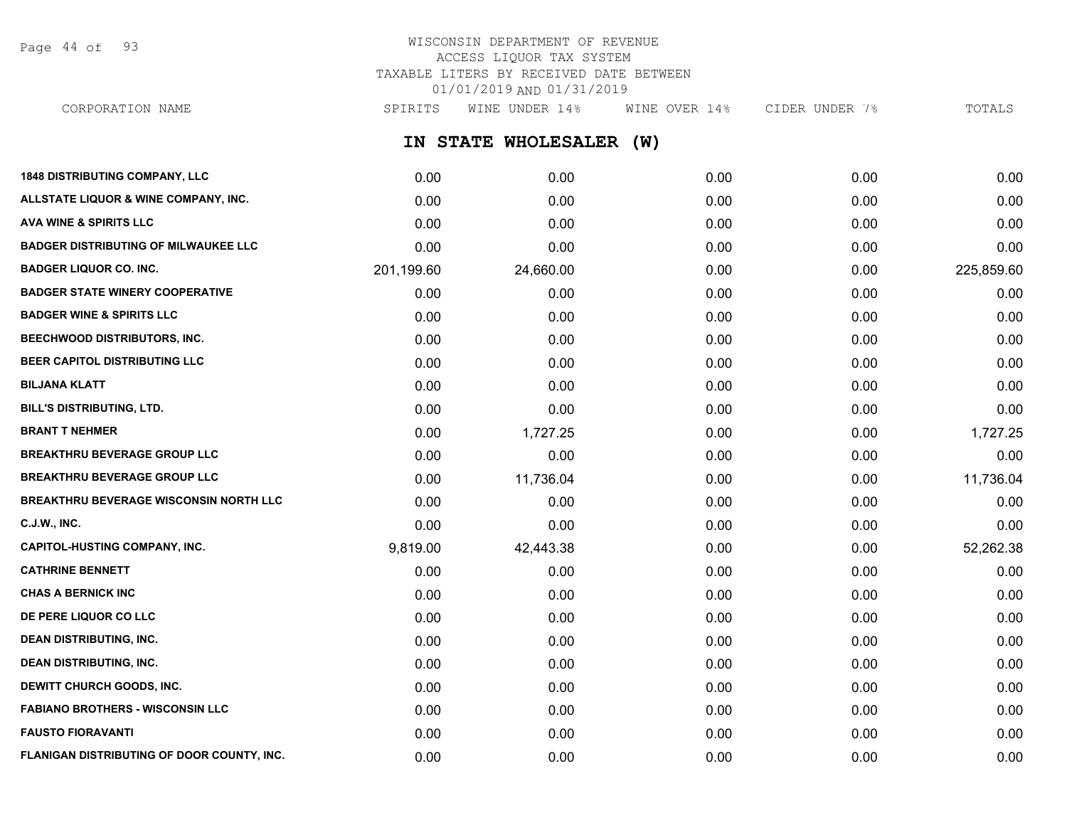# WISCONSIN DEPARTMENT OF REVENUE
## ACCESS LIQUOR TAX SYSTEM
## TAXABLE LITERS BY RECEIVED DATE BETWEEN 01/01/2019 AND 01/31/2019

## IN STATE WHOLESALER (W)

| CORPORATION NAME | SPIRITS | WINE UNDER 14% | WINE OVER 14% | CIDER UNDER 7% | TOTALS |
|---|---|---|---|---|---|
| **1848 DISTRIBUTING COMPANY, LLC** | 0.00 | 0.00 | 0.00 | 0.00 | 0.00 |
| **ALLSTATE LIQUOR & WINE COMPANY, INC.** | 0.00 | 0.00 | 0.00 | 0.00 | 0.00 |
| **AVA WINE & SPIRITS LLC** | 0.00 | 0.00 | 0.00 | 0.00 | 0.00 |
| **BADGER DISTRIBUTING OF MILWAUKEE LLC** | 0.00 | 0.00 | 0.00 | 0.00 | 0.00 |
| **BADGER LIQUOR CO. INC.** | 201,199.60 | 24,660.00 | 0.00 | 0.00 | 225,859.60 |
| **BADGER STATE WINERY COOPERATIVE** | 0.00 | 0.00 | 0.00 | 0.00 | 0.00 |
| **BADGER WINE & SPIRITS LLC** | 0.00 | 0.00 | 0.00 | 0.00 | 0.00 |
| **BEECHWOOD DISTRIBUTORS, INC.** | 0.00 | 0.00 | 0.00 | 0.00 | 0.00 |
| **BEER CAPITOL DISTRIBUTING LLC** | 0.00 | 0.00 | 0.00 | 0.00 | 0.00 |
| **BILJANA KLATT** | 0.00 | 0.00 | 0.00 | 0.00 | 0.00 |
| **BILL'S DISTRIBUTING, LTD.** | 0.00 | 0.00 | 0.00 | 0.00 | 0.00 |
| **BRANT T NEHMER** | 0.00 | 1,727.25 | 0.00 | 0.00 | 1,727.25 |
| **BREAKTHRU BEVERAGE GROUP LLC** | 0.00 | 0.00 | 0.00 | 0.00 | 0.00 |
| **BREAKTHRU BEVERAGE GROUP LLC** | 0.00 | 11,736.04 | 0.00 | 0.00 | 11,736.04 |
| **BREAKTHRU BEVERAGE WISCONSIN NORTH LLC** | 0.00 | 0.00 | 0.00 | 0.00 | 0.00 |
| **C.J.W., INC.** | 0.00 | 0.00 | 0.00 | 0.00 | 0.00 |
| **CAPITOL-HUSTING COMPANY, INC.** | 9,819.00 | 42,443.38 | 0.00 | 0.00 | 52,262.38 |
| **CATHRINE BENNETT** | 0.00 | 0.00 | 0.00 | 0.00 | 0.00 |
| **CHAS A BERNICK INC** | 0.00 | 0.00 | 0.00 | 0.00 | 0.00 |
| **DE PERE LIQUOR CO LLC** | 0.00 | 0.00 | 0.00 | 0.00 | 0.00 |
| **DEAN DISTRIBUTING, INC.** | 0.00 | 0.00 | 0.00 | 0.00 | 0.00 |
| **DEAN DISTRIBUTING, INC.** | 0.00 | 0.00 | 0.00 | 0.00 | 0.00 |
| **DEWITT CHURCH GOODS, INC.** | 0.00 | 0.00 | 0.00 | 0.00 | 0.00 |
| **FABIANO BROTHERS - WISCONSIN LLC** | 0.00 | 0.00 | 0.00 | 0.00 | 0.00 |
| **FAUSTO FIORAVANTI** | 0.00 | 0.00 | 0.00 | 0.00 | 0.00 |
| **FLANIGAN DISTRIBUTING OF DOOR COUNTY, INC.** | 0.00 | 0.00 | 0.00 | 0.00 | 0.00 |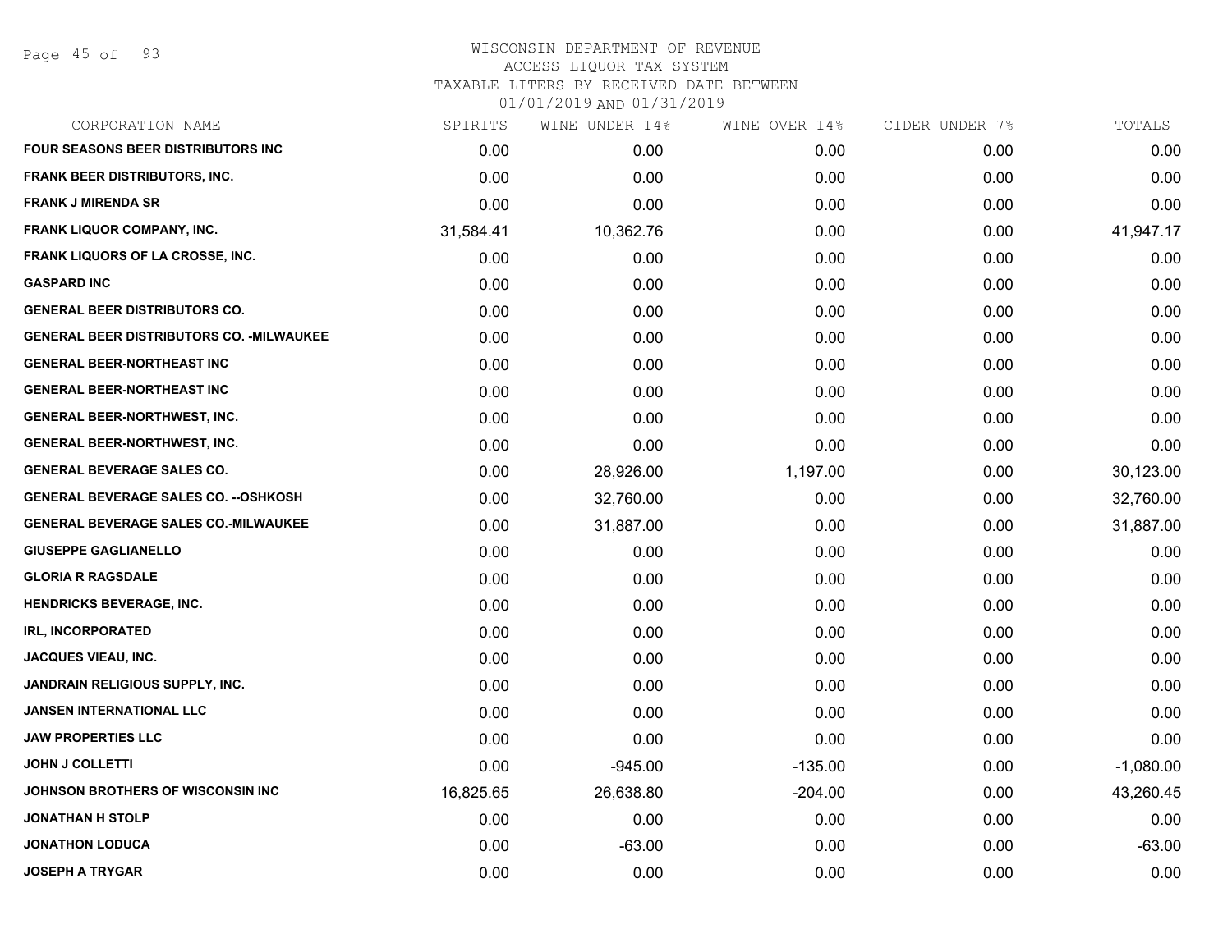# WISCONSIN DEPARTMENT OF REVENUE
## ACCESS LIQUOR TAX SYSTEM
### TAXABLE LITERS BY RECEIVED DATE BETWEEN 01/01/2019 AND 01/31/2019

| CORPORATION NAME | SPIRITS | WINE UNDER 14% | WINE OVER 14% | CIDER UNDER 7% | TOTALS |
|---|---|---|---|---|---|
| FOUR SEASONS BEER DISTRIBUTORS INC | 0.00 | 0.00 | 0.00 | 0.00 | 0.00 |
| FRANK BEER DISTRIBUTORS, INC. | 0.00 | 0.00 | 0.00 | 0.00 | 0.00 |
| FRANK J MIRENDA SR | 0.00 | 0.00 | 0.00 | 0.00 | 0.00 |
| FRANK LIQUOR COMPANY, INC. | 31,584.41 | 10,362.76 | 0.00 | 0.00 | 41,947.17 |
| FRANK LIQUORS OF LA CROSSE, INC. | 0.00 | 0.00 | 0.00 | 0.00 | 0.00 |
| GASPARD INC | 0.00 | 0.00 | 0.00 | 0.00 | 0.00 |
| GENERAL BEER DISTRIBUTORS CO. | 0.00 | 0.00 | 0.00 | 0.00 | 0.00 |
| GENERAL BEER DISTRIBUTORS CO. -MILWAUKEE | 0.00 | 0.00 | 0.00 | 0.00 | 0.00 |
| GENERAL BEER-NORTHEAST INC | 0.00 | 0.00 | 0.00 | 0.00 | 0.00 |
| GENERAL BEER-NORTHEAST INC | 0.00 | 0.00 | 0.00 | 0.00 | 0.00 |
| GENERAL BEER-NORTHWEST, INC. | 0.00 | 0.00 | 0.00 | 0.00 | 0.00 |
| GENERAL BEER-NORTHWEST, INC. | 0.00 | 0.00 | 0.00 | 0.00 | 0.00 |
| GENERAL BEVERAGE SALES CO. | 0.00 | 28,926.00 | 1,197.00 | 0.00 | 30,123.00 |
| GENERAL BEVERAGE SALES CO. --OSHKOSH | 0.00 | 32,760.00 | 0.00 | 0.00 | 32,760.00 |
| GENERAL BEVERAGE SALES CO.-MILWAUKEE | 0.00 | 31,887.00 | 0.00 | 0.00 | 31,887.00 |
| GIUSEPPE GAGLIANELLO | 0.00 | 0.00 | 0.00 | 0.00 | 0.00 |
| GLORIA R RAGSDALE | 0.00 | 0.00 | 0.00 | 0.00 | 0.00 |
| HENDRICKS BEVERAGE, INC. | 0.00 | 0.00 | 0.00 | 0.00 | 0.00 |
| IRL, INCORPORATED | 0.00 | 0.00 | 0.00 | 0.00 | 0.00 |
| JACQUES VIEAU, INC. | 0.00 | 0.00 | 0.00 | 0.00 | 0.00 |
| JANDRAIN RELIGIOUS SUPPLY, INC. | 0.00 | 0.00 | 0.00 | 0.00 | 0.00 |
| JANSEN INTERNATIONAL LLC | 0.00 | 0.00 | 0.00 | 0.00 | 0.00 |
| JAW PROPERTIES LLC | 0.00 | 0.00 | 0.00 | 0.00 | 0.00 |
| JOHN J COLLETTI | 0.00 | -945.00 | -135.00 | 0.00 | -1,080.00 |
| JOHNSON BROTHERS OF WISCONSIN INC | 16,825.65 | 26,638.80 | -204.00 | 0.00 | 43,260.45 |
| JONATHAN H STOLP | 0.00 | 0.00 | 0.00 | 0.00 | 0.00 |
| JONATHON LODUCA | 0.00 | -63.00 | 0.00 | 0.00 | -63.00 |
| JOSEPH A TRYGAR | 0.00 | 0.00 | 0.00 | 0.00 | 0.00 |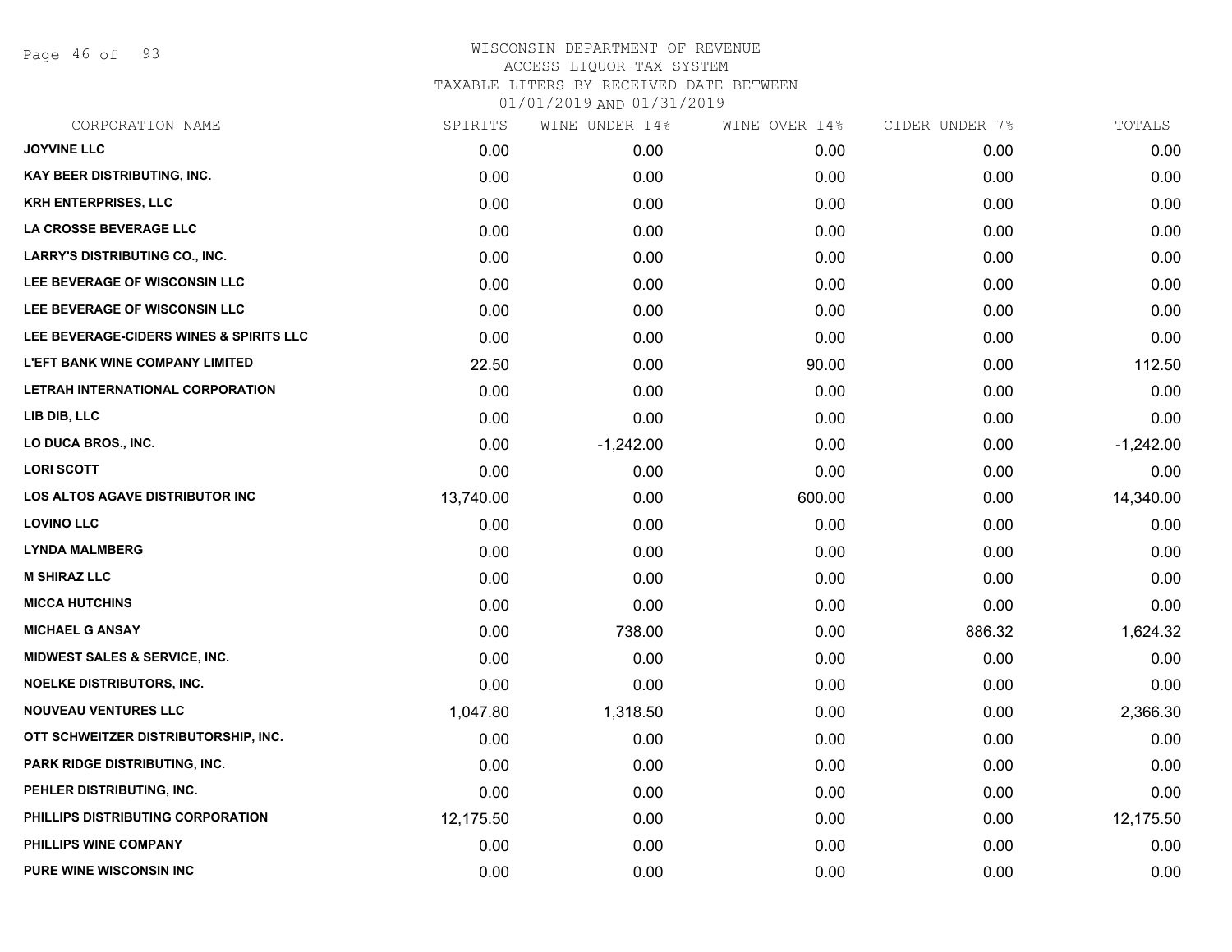# WISCONSIN DEPARTMENT OF REVENUE
## ACCESS LIQUOR TAX SYSTEM
### TAXABLE LITERS BY RECEIVED DATE BETWEEN 01/01/2019 AND 01/31/2019

| CORPORATION NAME | SPIRITS | WINE UNDER 14% | WINE OVER 14% | CIDER UNDER 7% | TOTALS |
|---|---|---|---|---|---|
| JOYVINE LLC | 0.00 | 0.00 | 0.00 | 0.00 | 0.00 |
| KAY BEER DISTRIBUTING, INC. | 0.00 | 0.00 | 0.00 | 0.00 | 0.00 |
| KRH ENTERPRISES, LLC | 0.00 | 0.00 | 0.00 | 0.00 | 0.00 |
| LA CROSSE BEVERAGE LLC | 0.00 | 0.00 | 0.00 | 0.00 | 0.00 |
| LARRY'S DISTRIBUTING CO., INC. | 0.00 | 0.00 | 0.00 | 0.00 | 0.00 |
| LEE BEVERAGE OF WISCONSIN LLC | 0.00 | 0.00 | 0.00 | 0.00 | 0.00 |
| LEE BEVERAGE OF WISCONSIN LLC | 0.00 | 0.00 | 0.00 | 0.00 | 0.00 |
| LEE BEVERAGE-CIDERS WINES & SPIRITS LLC | 0.00 | 0.00 | 0.00 | 0.00 | 0.00 |
| L'EFT BANK WINE COMPANY LIMITED | 22.50 | 0.00 | 90.00 | 0.00 | 112.50 |
| LETRAH INTERNATIONAL CORPORATION | 0.00 | 0.00 | 0.00 | 0.00 | 0.00 |
| LIB DIB, LLC | 0.00 | 0.00 | 0.00 | 0.00 | 0.00 |
| LO DUCA BROS., INC. | 0.00 | -1,242.00 | 0.00 | 0.00 | -1,242.00 |
| LORI SCOTT | 0.00 | 0.00 | 0.00 | 0.00 | 0.00 |
| LOS ALTOS AGAVE DISTRIBUTOR INC | 13,740.00 | 0.00 | 600.00 | 0.00 | 14,340.00 |
| LOVINO LLC | 0.00 | 0.00 | 0.00 | 0.00 | 0.00 |
| LYNDA MALMBERG | 0.00 | 0.00 | 0.00 | 0.00 | 0.00 |
| M SHIRAZ LLC | 0.00 | 0.00 | 0.00 | 0.00 | 0.00 |
| MICCA HUTCHINS | 0.00 | 0.00 | 0.00 | 0.00 | 0.00 |
| MICHAEL G ANSAY | 0.00 | 738.00 | 0.00 | 886.32 | 1,624.32 |
| MIDWEST SALES & SERVICE, INC. | 0.00 | 0.00 | 0.00 | 0.00 | 0.00 |
| NOELKE DISTRIBUTORS, INC. | 0.00 | 0.00 | 0.00 | 0.00 | 0.00 |
| NOUVEAU VENTURES LLC | 1,047.80 | 1,318.50 | 0.00 | 0.00 | 2,366.30 |
| OTT SCHWEITZER DISTRIBUTORSHIP, INC. | 0.00 | 0.00 | 0.00 | 0.00 | 0.00 |
| PARK RIDGE DISTRIBUTING, INC. | 0.00 | 0.00 | 0.00 | 0.00 | 0.00 |
| PEHLER DISTRIBUTING, INC. | 0.00 | 0.00 | 0.00 | 0.00 | 0.00 |
| PHILLIPS DISTRIBUTING CORPORATION | 12,175.50 | 0.00 | 0.00 | 0.00 | 12,175.50 |
| PHILLIPS WINE COMPANY | 0.00 | 0.00 | 0.00 | 0.00 | 0.00 |
| PURE WINE WISCONSIN INC | 0.00 | 0.00 | 0.00 | 0.00 | 0.00 |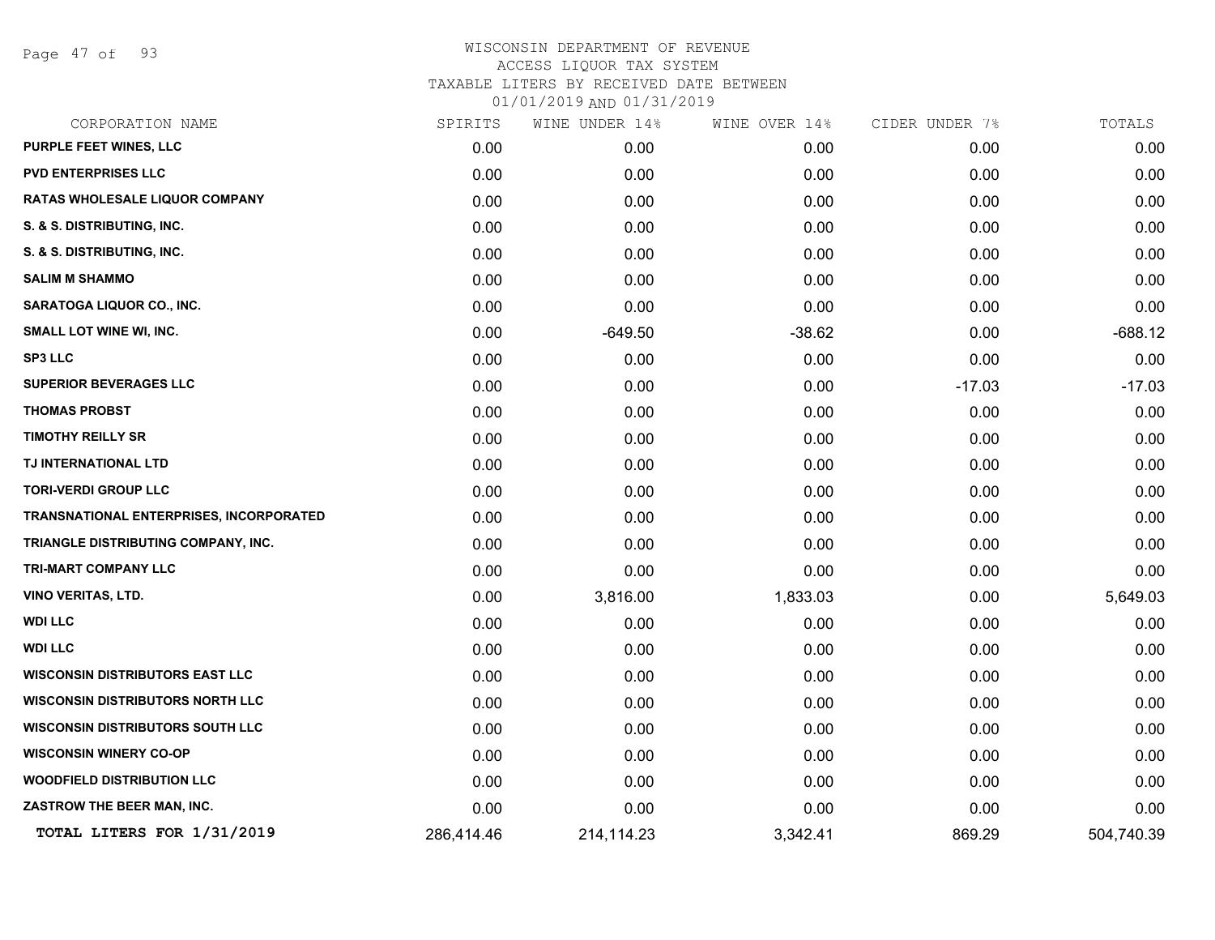WISCONSIN DEPARTMENT OF REVENUE
ACCESS LIQUOR TAX SYSTEM
TAXABLE LITERS BY RECEIVED DATE BETWEEN
01/01/2019 AND 01/31/2019

| CORPORATION NAME | SPIRITS | WINE UNDER 14% | WINE OVER 14% | CIDER UNDER 7% | TOTALS |
|---|---|---|---|---|---|
| PURPLE FEET WINES, LLC | 0.00 | 0.00 | 0.00 | 0.00 | 0.00 |
| PVD ENTERPRISES LLC | 0.00 | 0.00 | 0.00 | 0.00 | 0.00 |
| RATAS WHOLESALE LIQUOR COMPANY | 0.00 | 0.00 | 0.00 | 0.00 | 0.00 |
| S. & S. DISTRIBUTING, INC. | 0.00 | 0.00 | 0.00 | 0.00 | 0.00 |
| S. & S. DISTRIBUTING, INC. | 0.00 | 0.00 | 0.00 | 0.00 | 0.00 |
| SALIM M SHAMMO | 0.00 | 0.00 | 0.00 | 0.00 | 0.00 |
| SARATOGA LIQUOR CO., INC. | 0.00 | 0.00 | 0.00 | 0.00 | 0.00 |
| SMALL LOT WINE WI, INC. | 0.00 | -649.50 | -38.62 | 0.00 | -688.12 |
| SP3 LLC | 0.00 | 0.00 | 0.00 | 0.00 | 0.00 |
| SUPERIOR BEVERAGES LLC | 0.00 | 0.00 | 0.00 | -17.03 | -17.03 |
| THOMAS PROBST | 0.00 | 0.00 | 0.00 | 0.00 | 0.00 |
| TIMOTHY REILLY SR | 0.00 | 0.00 | 0.00 | 0.00 | 0.00 |
| TJ INTERNATIONAL LTD | 0.00 | 0.00 | 0.00 | 0.00 | 0.00 |
| TORI-VERDI GROUP LLC | 0.00 | 0.00 | 0.00 | 0.00 | 0.00 |
| TRANSNATIONAL ENTERPRISES, INCORPORATED | 0.00 | 0.00 | 0.00 | 0.00 | 0.00 |
| TRIANGLE DISTRIBUTING COMPANY, INC. | 0.00 | 0.00 | 0.00 | 0.00 | 0.00 |
| TRI-MART COMPANY LLC | 0.00 | 0.00 | 0.00 | 0.00 | 0.00 |
| VINO VERITAS, LTD. | 0.00 | 3,816.00 | 1,833.03 | 0.00 | 5,649.03 |
| WDI LLC | 0.00 | 0.00 | 0.00 | 0.00 | 0.00 |
| WDI LLC | 0.00 | 0.00 | 0.00 | 0.00 | 0.00 |
| WISCONSIN DISTRIBUTORS EAST LLC | 0.00 | 0.00 | 0.00 | 0.00 | 0.00 |
| WISCONSIN DISTRIBUTORS NORTH LLC | 0.00 | 0.00 | 0.00 | 0.00 | 0.00 |
| WISCONSIN DISTRIBUTORS SOUTH LLC | 0.00 | 0.00 | 0.00 | 0.00 | 0.00 |
| WISCONSIN WINERY CO-OP | 0.00 | 0.00 | 0.00 | 0.00 | 0.00 |
| WOODFIELD DISTRIBUTION LLC | 0.00 | 0.00 | 0.00 | 0.00 | 0.00 |
| ZASTROW THE BEER MAN, INC. | 0.00 | 0.00 | 0.00 | 0.00 | 0.00 |
| **TOTAL LITERS FOR 1/31/2019** | 286,414.46 | 214,114.23 | 3,342.41 | 869.29 | 504,740.39 |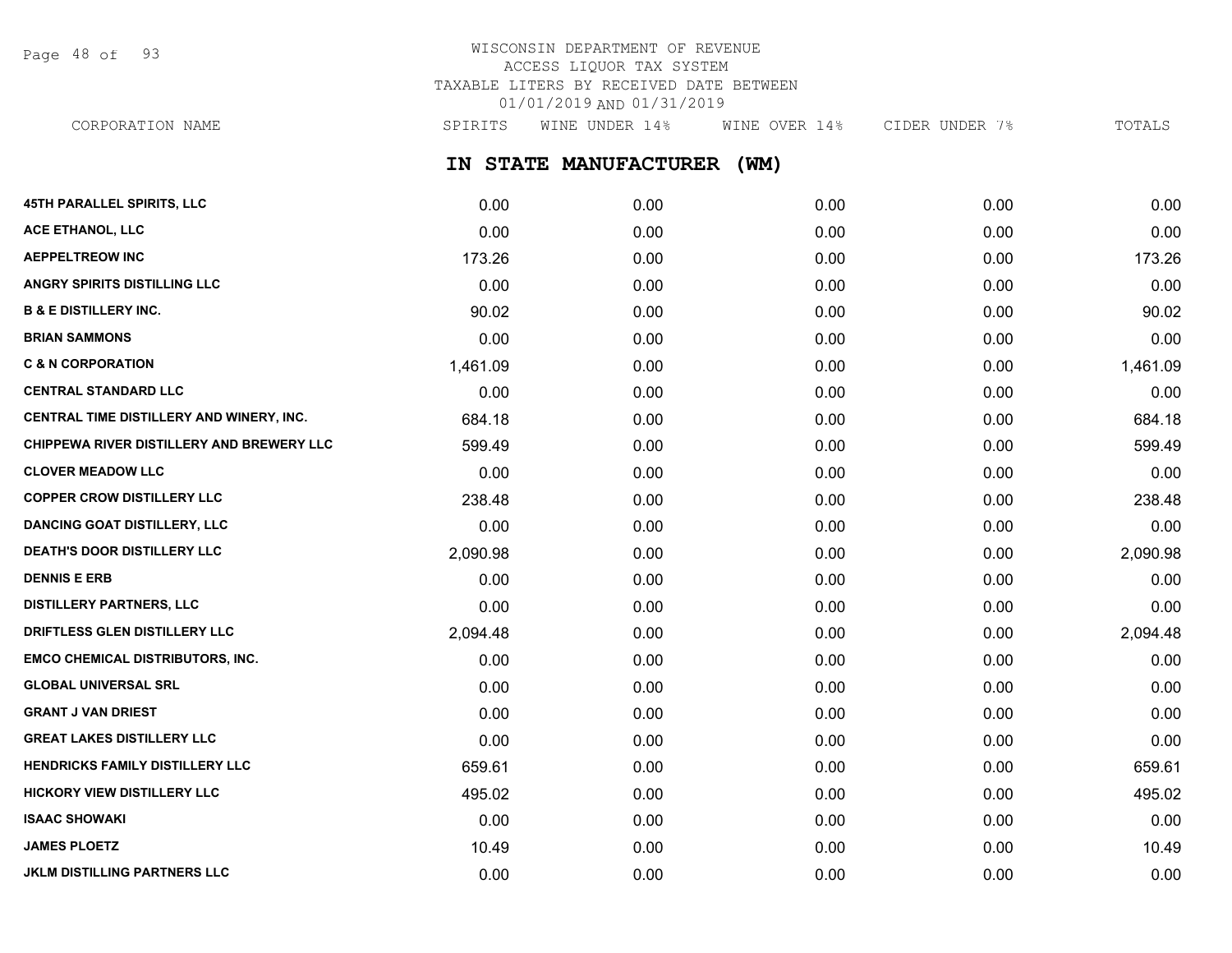WISCONSIN DEPARTMENT OF REVENUE
ACCESS LIQUOR TAX SYSTEM
TAXABLE LITERS BY RECEIVED DATE BETWEEN
01/01/2019 AND 01/31/2019

## IN STATE MANUFACTURER (WM)

| CORPORATION NAME | SPIRITS | WINE UNDER 14% | WINE OVER 14% | CIDER UNDER 7% | TOTALS |
|---|---|---|---|---|---|
| 45TH PARALLEL SPIRITS, LLC | 0.00 | 0.00 | 0.00 | 0.00 | 0.00 |
| ACE ETHANOL, LLC | 0.00 | 0.00 | 0.00 | 0.00 | 0.00 |
| AEPPELTREOW INC | 173.26 | 0.00 | 0.00 | 0.00 | 173.26 |
| ANGRY SPIRITS DISTILLING LLC | 0.00 | 0.00 | 0.00 | 0.00 | 0.00 |
| B & E DISTILLERY INC. | 90.02 | 0.00 | 0.00 | 0.00 | 90.02 |
| BRIAN SAMMONS | 0.00 | 0.00 | 0.00 | 0.00 | 0.00 |
| C & N CORPORATION | 1,461.09 | 0.00 | 0.00 | 0.00 | 1,461.09 |
| CENTRAL STANDARD LLC | 0.00 | 0.00 | 0.00 | 0.00 | 0.00 |
| CENTRAL TIME DISTILLERY AND WINERY, INC. | 684.18 | 0.00 | 0.00 | 0.00 | 684.18 |
| CHIPPEWA RIVER DISTILLERY AND BREWERY LLC | 599.49 | 0.00 | 0.00 | 0.00 | 599.49 |
| CLOVER MEADOW LLC | 0.00 | 0.00 | 0.00 | 0.00 | 0.00 |
| COPPER CROW DISTILLERY LLC | 238.48 | 0.00 | 0.00 | 0.00 | 238.48 |
| DANCING GOAT DISTILLERY, LLC | 0.00 | 0.00 | 0.00 | 0.00 | 0.00 |
| DEATH'S DOOR DISTILLERY LLC | 2,090.98 | 0.00 | 0.00 | 0.00 | 2,090.98 |
| DENNIS E ERB | 0.00 | 0.00 | 0.00 | 0.00 | 0.00 |
| DISTILLERY PARTNERS, LLC | 0.00 | 0.00 | 0.00 | 0.00 | 0.00 |
| DRIFTLESS GLEN DISTILLERY LLC | 2,094.48 | 0.00 | 0.00 | 0.00 | 2,094.48 |
| EMCO CHEMICAL DISTRIBUTORS, INC. | 0.00 | 0.00 | 0.00 | 0.00 | 0.00 |
| GLOBAL UNIVERSAL SRL | 0.00 | 0.00 | 0.00 | 0.00 | 0.00 |
| GRANT J VAN DRIEST | 0.00 | 0.00 | 0.00 | 0.00 | 0.00 |
| GREAT LAKES DISTILLERY LLC | 0.00 | 0.00 | 0.00 | 0.00 | 0.00 |
| HENDRICKS FAMILY DISTILLERY LLC | 659.61 | 0.00 | 0.00 | 0.00 | 659.61 |
| HICKORY VIEW DISTILLERY LLC | 495.02 | 0.00 | 0.00 | 0.00 | 495.02 |
| ISAAC SHOWAKI | 0.00 | 0.00 | 0.00 | 0.00 | 0.00 |
| JAMES PLOETZ | 10.49 | 0.00 | 0.00 | 0.00 | 10.49 |
| JKLM DISTILLING PARTNERS LLC | 0.00 | 0.00 | 0.00 | 0.00 | 0.00 |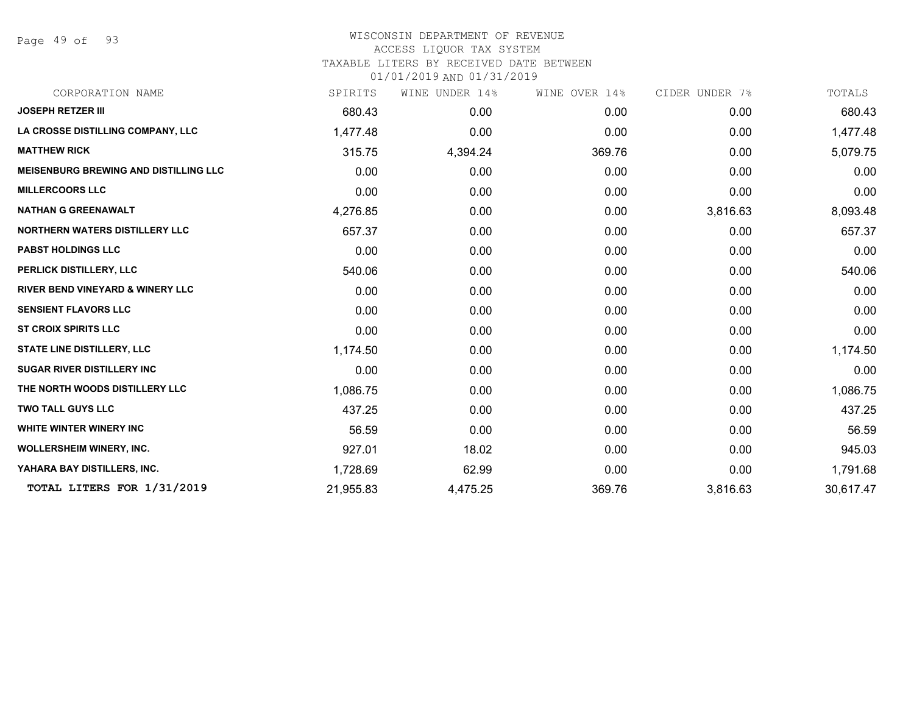WISCONSIN DEPARTMENT OF REVENUE
ACCESS LIQUOR TAX SYSTEM
TAXABLE LITERS BY RECEIVED DATE BETWEEN
01/01/2019 AND 01/31/2019

| CORPORATION NAME | SPIRITS | WINE UNDER 14% | WINE OVER 14% | CIDER UNDER 7% | TOTALS |
|---|---|---|---|---|---|
| **JOSEPH RETZER III** | 680.43 | 0.00 | 0.00 | 0.00 | 680.43 |
| **LA CROSSE DISTILLING COMPANY, LLC** | 1,477.48 | 0.00 | 0.00 | 0.00 | 1,477.48 |
| **MATTHEW RICK** | 315.75 | 4,394.24 | 369.76 | 0.00 | 5,079.75 |
| **MEISENBURG BREWING AND DISTILLING LLC** | 0.00 | 0.00 | 0.00 | 0.00 | 0.00 |
| **MILLERCOORS LLC** | 0.00 | 0.00 | 0.00 | 0.00 | 0.00 |
| **NATHAN G GREENAWALT** | 4,276.85 | 0.00 | 0.00 | 3,816.63 | 8,093.48 |
| **NORTHERN WATERS DISTILLERY LLC** | 657.37 | 0.00 | 0.00 | 0.00 | 657.37 |
| **PABST HOLDINGS LLC** | 0.00 | 0.00 | 0.00 | 0.00 | 0.00 |
| **PERLICK DISTILLERY, LLC** | 540.06 | 0.00 | 0.00 | 0.00 | 540.06 |
| **RIVER BEND VINEYARD & WINERY LLC** | 0.00 | 0.00 | 0.00 | 0.00 | 0.00 |
| **SENSIENT FLAVORS LLC** | 0.00 | 0.00 | 0.00 | 0.00 | 0.00 |
| **ST CROIX SPIRITS LLC** | 0.00 | 0.00 | 0.00 | 0.00 | 0.00 |
| **STATE LINE DISTILLERY, LLC** | 1,174.50 | 0.00 | 0.00 | 0.00 | 1,174.50 |
| **SUGAR RIVER DISTILLERY INC** | 0.00 | 0.00 | 0.00 | 0.00 | 0.00 |
| **THE NORTH WOODS DISTILLERY LLC** | 1,086.75 | 0.00 | 0.00 | 0.00 | 1,086.75 |
| **TWO TALL GUYS LLC** | 437.25 | 0.00 | 0.00 | 0.00 | 437.25 |
| **WHITE WINTER WINERY INC** | 56.59 | 0.00 | 0.00 | 0.00 | 56.59 |
| **WOLLERSHEIM WINERY, INC.** | 927.01 | 18.02 | 0.00 | 0.00 | 945.03 |
| **YAHARA BAY DISTILLERS, INC.** | 1,728.69 | 62.99 | 0.00 | 0.00 | 1,791.68 |
| **TOTAL LITERS FOR 1/31/2019** | 21,955.83 | 4,475.25 | 369.76 | 3,816.63 | 30,617.47 |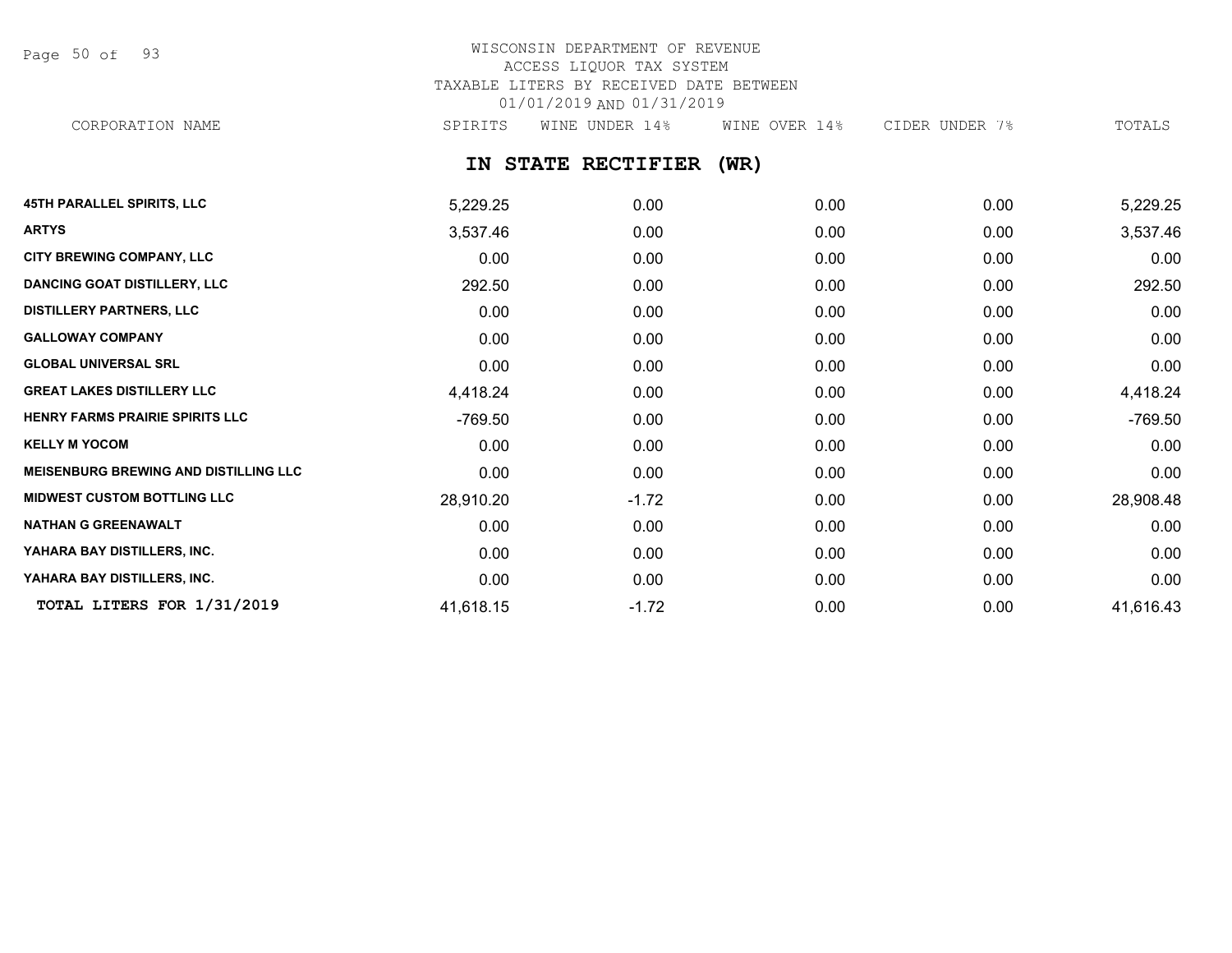WISCONSIN DEPARTMENT OF REVENUE
ACCESS LIQUOR TAX SYSTEM
TAXABLE LITERS BY RECEIVED DATE BETWEEN
01/01/2019 AND 01/31/2019

## IN STATE RECTIFIER (WR)

| CORPORATION NAME | SPIRITS | WINE UNDER 14% | WINE OVER 14% | CIDER UNDER 7% | TOTALS |
|---|---|---|---|---|---|
| **45TH PARALLEL SPIRITS, LLC** | 5,229.25 | 0.00 | 0.00 | 0.00 | 5,229.25 |
| **ARTYS** | 3,537.46 | 0.00 | 0.00 | 0.00 | 3,537.46 |
| **CITY BREWING COMPANY, LLC** | 0.00 | 0.00 | 0.00 | 0.00 | 0.00 |
| **DANCING GOAT DISTILLERY, LLC** | 292.50 | 0.00 | 0.00 | 0.00 | 292.50 |
| **DISTILLERY PARTNERS, LLC** | 0.00 | 0.00 | 0.00 | 0.00 | 0.00 |
| **GALLOWAY COMPANY** | 0.00 | 0.00 | 0.00 | 0.00 | 0.00 |
| **GLOBAL UNIVERSAL SRL** | 0.00 | 0.00 | 0.00 | 0.00 | 0.00 |
| **GREAT LAKES DISTILLERY LLC** | 4,418.24 | 0.00 | 0.00 | 0.00 | 4,418.24 |
| **HENRY FARMS PRAIRIE SPIRITS LLC** | -769.50 | 0.00 | 0.00 | 0.00 | -769.50 |
| **KELLY M YOCOM** | 0.00 | 0.00 | 0.00 | 0.00 | 0.00 |
| **MEISENBURG BREWING AND DISTILLING LLC** | 0.00 | 0.00 | 0.00 | 0.00 | 0.00 |
| **MIDWEST CUSTOM BOTTLING LLC** | 28,910.20 | -1.72 | 0.00 | 0.00 | 28,908.48 |
| **NATHAN G GREENAWALT** | 0.00 | 0.00 | 0.00 | 0.00 | 0.00 |
| **YAHARA BAY DISTILLERS, INC.** | 0.00 | 0.00 | 0.00 | 0.00 | 0.00 |
| **YAHARA BAY DISTILLERS, INC.** | 0.00 | 0.00 | 0.00 | 0.00 | 0.00 |
| **TOTAL LITERS FOR 1/31/2019** | 41,618.15 | -1.72 | 0.00 | 0.00 | 41,616.43 |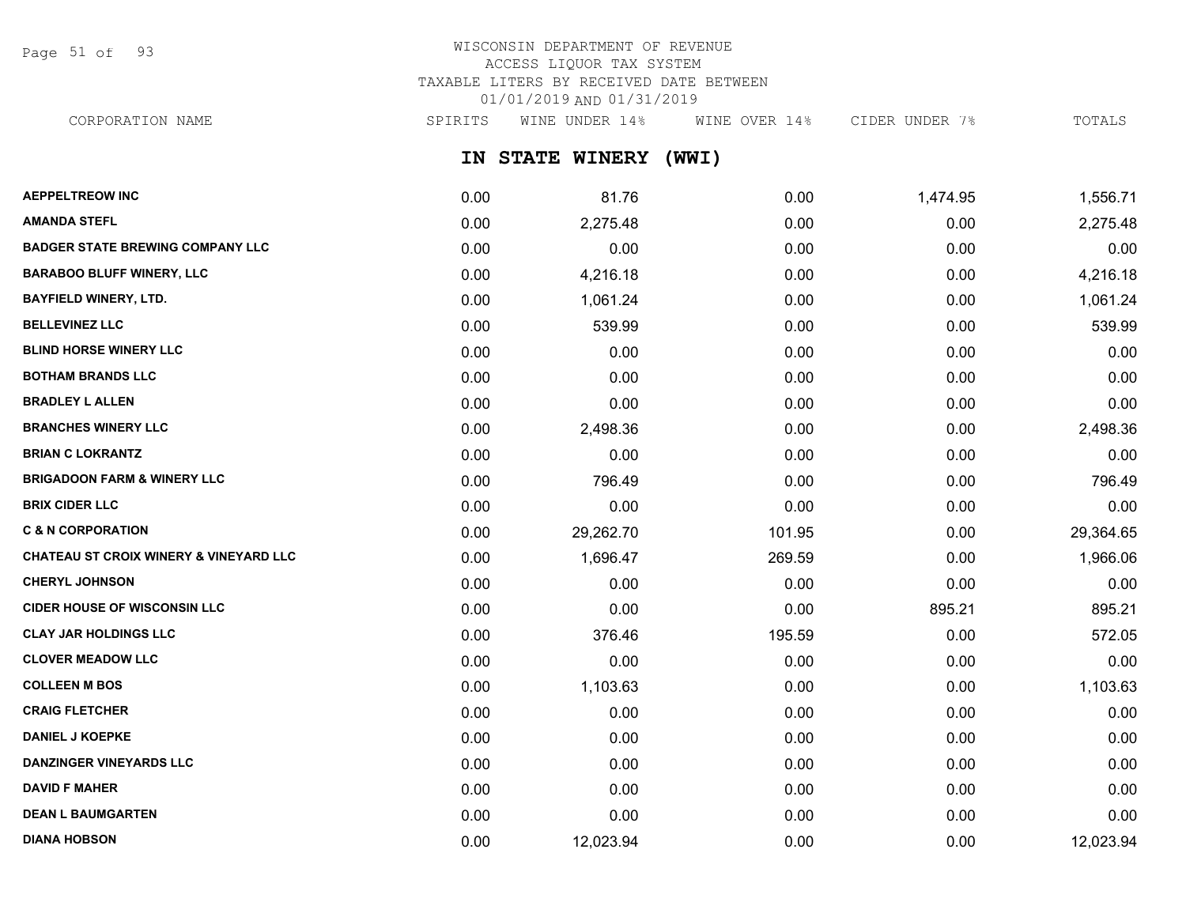WISCONSIN DEPARTMENT OF REVENUE
ACCESS LIQUOR TAX SYSTEM
TAXABLE LITERS BY RECEIVED DATE BETWEEN
01/01/2019 AND 01/31/2019

## IN STATE WINERY (WWI)

| CORPORATION NAME | SPIRITS | WINE UNDER 14% | WINE OVER 14% | CIDER UNDER 7% | TOTALS |
|---|---|---|---|---|---|
| AEPPELTREOW INC | 0.00 | 81.76 | 0.00 | 1,474.95 | 1,556.71 |
| AMANDA STEFL | 0.00 | 2,275.48 | 0.00 | 0.00 | 2,275.48 |
| BADGER STATE BREWING COMPANY LLC | 0.00 | 0.00 | 0.00 | 0.00 | 0.00 |
| BARABOO BLUFF WINERY, LLC | 0.00 | 4,216.18 | 0.00 | 0.00 | 4,216.18 |
| BAYFIELD WINERY, LTD. | 0.00 | 1,061.24 | 0.00 | 0.00 | 1,061.24 |
| BELLEVINEZ LLC | 0.00 | 539.99 | 0.00 | 0.00 | 539.99 |
| BLIND HORSE WINERY LLC | 0.00 | 0.00 | 0.00 | 0.00 | 0.00 |
| BOTHAM BRANDS LLC | 0.00 | 0.00 | 0.00 | 0.00 | 0.00 |
| BRADLEY L ALLEN | 0.00 | 0.00 | 0.00 | 0.00 | 0.00 |
| BRANCHES WINERY LLC | 0.00 | 2,498.36 | 0.00 | 0.00 | 2,498.36 |
| BRIAN C LOKRANTZ | 0.00 | 0.00 | 0.00 | 0.00 | 0.00 |
| BRIGADOON FARM & WINERY LLC | 0.00 | 796.49 | 0.00 | 0.00 | 796.49 |
| BRIX CIDER LLC | 0.00 | 0.00 | 0.00 | 0.00 | 0.00 |
| C & N CORPORATION | 0.00 | 29,262.70 | 101.95 | 0.00 | 29,364.65 |
| CHATEAU ST CROIX WINERY & VINEYARD LLC | 0.00 | 1,696.47 | 269.59 | 0.00 | 1,966.06 |
| CHERYL JOHNSON | 0.00 | 0.00 | 0.00 | 0.00 | 0.00 |
| CIDER HOUSE OF WISCONSIN LLC | 0.00 | 0.00 | 0.00 | 895.21 | 895.21 |
| CLAY JAR HOLDINGS LLC | 0.00 | 376.46 | 195.59 | 0.00 | 572.05 |
| CLOVER MEADOW LLC | 0.00 | 0.00 | 0.00 | 0.00 | 0.00 |
| COLLEEN M BOS | 0.00 | 1,103.63 | 0.00 | 0.00 | 1,103.63 |
| CRAIG FLETCHER | 0.00 | 0.00 | 0.00 | 0.00 | 0.00 |
| DANIEL J KOEPKE | 0.00 | 0.00 | 0.00 | 0.00 | 0.00 |
| DANZINGER VINEYARDS LLC | 0.00 | 0.00 | 0.00 | 0.00 | 0.00 |
| DAVID F MAHER | 0.00 | 0.00 | 0.00 | 0.00 | 0.00 |
| DEAN L BAUMGARTEN | 0.00 | 0.00 | 0.00 | 0.00 | 0.00 |
| DIANA HOBSON | 0.00 | 12,023.94 | 0.00 | 0.00 | 12,023.94 |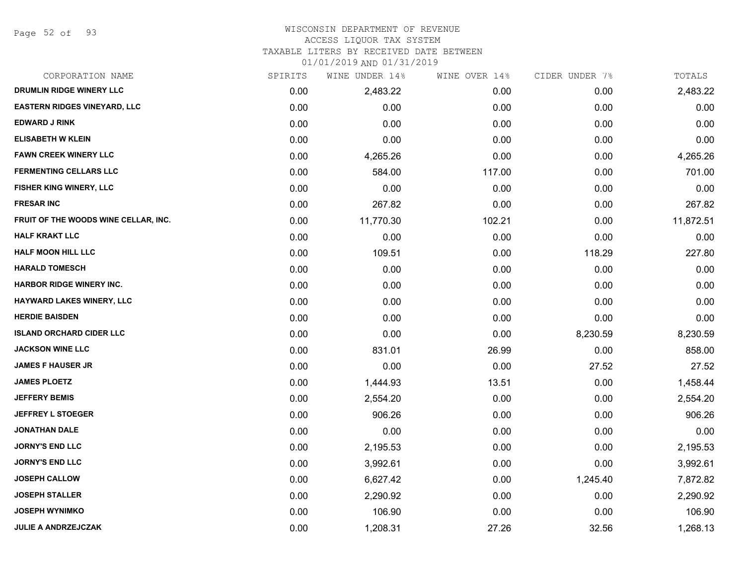WISCONSIN DEPARTMENT OF REVENUE
ACCESS LIQUOR TAX SYSTEM
TAXABLE LITERS BY RECEIVED DATE BETWEEN
01/01/2019 AND 01/31/2019

| CORPORATION NAME | SPIRITS | WINE UNDER 14% | WINE OVER 14% | CIDER UNDER 7% | TOTALS |
|---|---|---|---|---|---|
| DRUMLIN RIDGE WINERY LLC | 0.00 | 2,483.22 | 0.00 | 0.00 | 2,483.22 |
| EASTERN RIDGES VINEYARD, LLC | 0.00 | 0.00 | 0.00 | 0.00 | 0.00 |
| EDWARD J RINK | 0.00 | 0.00 | 0.00 | 0.00 | 0.00 |
| ELISABETH W KLEIN | 0.00 | 0.00 | 0.00 | 0.00 | 0.00 |
| FAWN CREEK WINERY LLC | 0.00 | 4,265.26 | 0.00 | 0.00 | 4,265.26 |
| FERMENTING CELLARS LLC | 0.00 | 584.00 | 117.00 | 0.00 | 701.00 |
| FISHER KING WINERY, LLC | 0.00 | 0.00 | 0.00 | 0.00 | 0.00 |
| FRESAR INC | 0.00 | 267.82 | 0.00 | 0.00 | 267.82 |
| FRUIT OF THE WOODS WINE CELLAR, INC. | 0.00 | 11,770.30 | 102.21 | 0.00 | 11,872.51 |
| HALF KRAKT LLC | 0.00 | 0.00 | 0.00 | 0.00 | 0.00 |
| HALF MOON HILL LLC | 0.00 | 109.51 | 0.00 | 118.29 | 227.80 |
| HARALD TOMESCH | 0.00 | 0.00 | 0.00 | 0.00 | 0.00 |
| HARBOR RIDGE WINERY INC. | 0.00 | 0.00 | 0.00 | 0.00 | 0.00 |
| HAYWARD LAKES WINERY, LLC | 0.00 | 0.00 | 0.00 | 0.00 | 0.00 |
| HERDIE BAISDEN | 0.00 | 0.00 | 0.00 | 0.00 | 0.00 |
| ISLAND ORCHARD CIDER LLC | 0.00 | 0.00 | 0.00 | 8,230.59 | 8,230.59 |
| JACKSON WINE LLC | 0.00 | 831.01 | 26.99 | 0.00 | 858.00 |
| JAMES F HAUSER JR | 0.00 | 0.00 | 0.00 | 27.52 | 27.52 |
| JAMES PLOETZ | 0.00 | 1,444.93 | 13.51 | 0.00 | 1,458.44 |
| JEFFERY BEMIS | 0.00 | 2,554.20 | 0.00 | 0.00 | 2,554.20 |
| JEFFREY L STOEGER | 0.00 | 906.26 | 0.00 | 0.00 | 906.26 |
| JONATHAN DALE | 0.00 | 0.00 | 0.00 | 0.00 | 0.00 |
| JORNY'S END LLC | 0.00 | 2,195.53 | 0.00 | 0.00 | 2,195.53 |
| JORNY'S END LLC | 0.00 | 3,992.61 | 0.00 | 0.00 | 3,992.61 |
| JOSEPH CALLOW | 0.00 | 6,627.42 | 0.00 | 1,245.40 | 7,872.82 |
| JOSEPH STALLER | 0.00 | 2,290.92 | 0.00 | 0.00 | 2,290.92 |
| JOSEPH WYNIMKO | 0.00 | 106.90 | 0.00 | 0.00 | 106.90 |
| JULIE A ANDRZEJCZAK | 0.00 | 1,208.31 | 27.26 | 32.56 | 1,268.13 |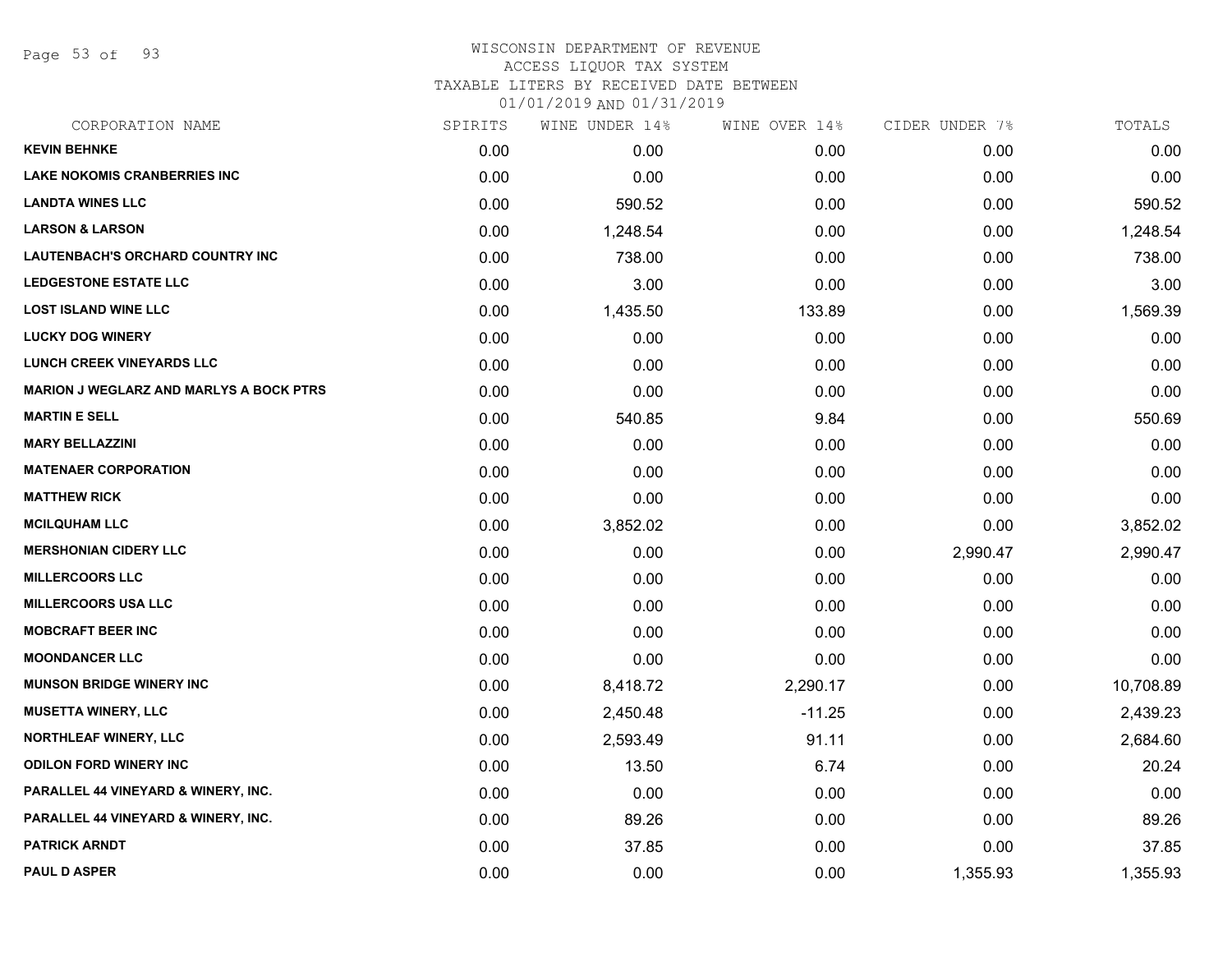WISCONSIN DEPARTMENT OF REVENUE
ACCESS LIQUOR TAX SYSTEM
TAXABLE LITERS BY RECEIVED DATE BETWEEN
01/01/2019 AND 01/31/2019

| CORPORATION NAME | SPIRITS | WINE UNDER 14% | WINE OVER 14% | CIDER UNDER 7% | TOTALS |
|---|---|---|---|---|---|
| KEVIN BEHNKE | 0.00 | 0.00 | 0.00 | 0.00 | 0.00 |
| LAKE NOKOMIS CRANBERRIES INC | 0.00 | 0.00 | 0.00 | 0.00 | 0.00 |
| LANDTA WINES LLC | 0.00 | 590.52 | 0.00 | 0.00 | 590.52 |
| LARSON & LARSON | 0.00 | 1,248.54 | 0.00 | 0.00 | 1,248.54 |
| LAUTENBACH'S ORCHARD COUNTRY INC | 0.00 | 738.00 | 0.00 | 0.00 | 738.00 |
| LEDGESTONE ESTATE LLC | 0.00 | 3.00 | 0.00 | 0.00 | 3.00 |
| LOST ISLAND WINE LLC | 0.00 | 1,435.50 | 133.89 | 0.00 | 1,569.39 |
| LUCKY DOG WINERY | 0.00 | 0.00 | 0.00 | 0.00 | 0.00 |
| LUNCH CREEK VINEYARDS LLC | 0.00 | 0.00 | 0.00 | 0.00 | 0.00 |
| MARION J WEGLARZ AND MARLYS A BOCK PTRS | 0.00 | 0.00 | 0.00 | 0.00 | 0.00 |
| MARTIN E SELL | 0.00 | 540.85 | 9.84 | 0.00 | 550.69 |
| MARY BELLAZZINI | 0.00 | 0.00 | 0.00 | 0.00 | 0.00 |
| MATENAER CORPORATION | 0.00 | 0.00 | 0.00 | 0.00 | 0.00 |
| MATTHEW RICK | 0.00 | 0.00 | 0.00 | 0.00 | 0.00 |
| MCILQUHAM LLC | 0.00 | 3,852.02 | 0.00 | 0.00 | 3,852.02 |
| MERSHONIAN CIDERY LLC | 0.00 | 0.00 | 0.00 | 2,990.47 | 2,990.47 |
| MILLERCOORS LLC | 0.00 | 0.00 | 0.00 | 0.00 | 0.00 |
| MILLERCOORS USA LLC | 0.00 | 0.00 | 0.00 | 0.00 | 0.00 |
| MOBCRAFT BEER INC | 0.00 | 0.00 | 0.00 | 0.00 | 0.00 |
| MOONDANCER LLC | 0.00 | 0.00 | 0.00 | 0.00 | 0.00 |
| MUNSON BRIDGE WINERY INC | 0.00 | 8,418.72 | 2,290.17 | 0.00 | 10,708.89 |
| MUSETTA WINERY, LLC | 0.00 | 2,450.48 | -11.25 | 0.00 | 2,439.23 |
| NORTHLEAF WINERY, LLC | 0.00 | 2,593.49 | 91.11 | 0.00 | 2,684.60 |
| ODILON FORD WINERY INC | 0.00 | 13.50 | 6.74 | 0.00 | 20.24 |
| PARALLEL 44 VINEYARD & WINERY, INC. | 0.00 | 0.00 | 0.00 | 0.00 | 0.00 |
| PARALLEL 44 VINEYARD & WINERY, INC. | 0.00 | 89.26 | 0.00 | 0.00 | 89.26 |
| PATRICK ARNDT | 0.00 | 37.85 | 0.00 | 0.00 | 37.85 |
| PAUL D ASPER | 0.00 | 0.00 | 0.00 | 1,355.93 | 1,355.93 |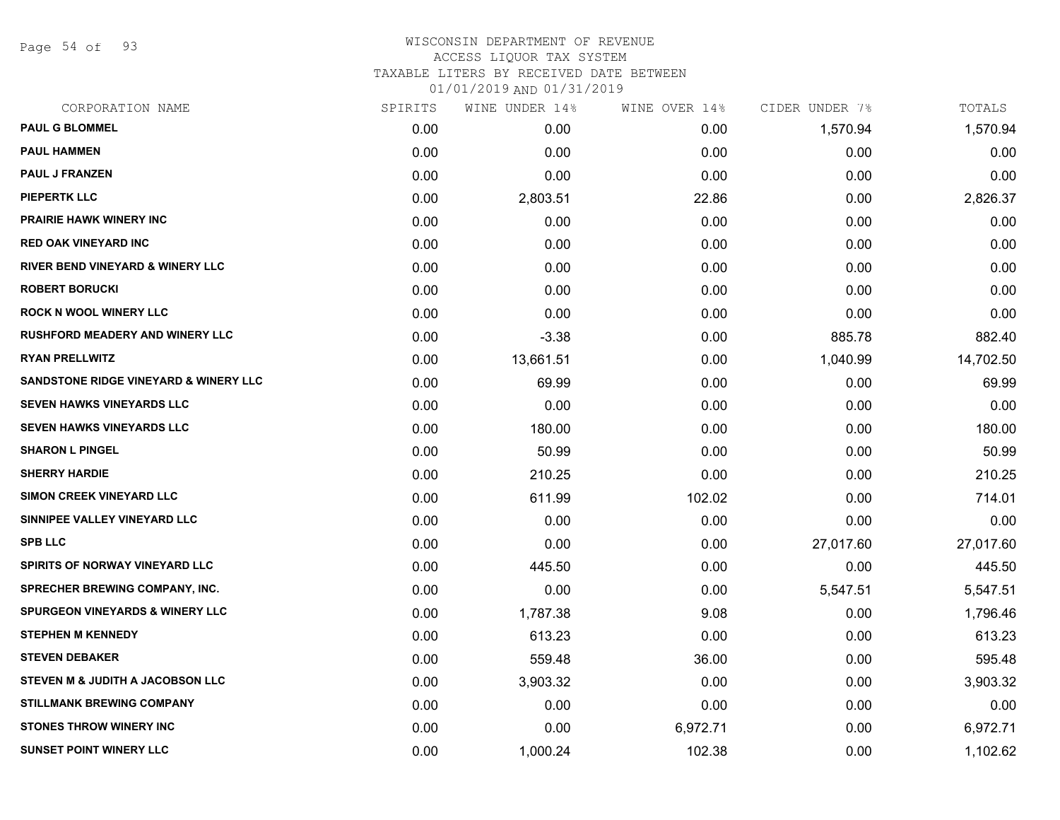WISCONSIN DEPARTMENT OF REVENUE
ACCESS LIQUOR TAX SYSTEM
TAXABLE LITERS BY RECEIVED DATE BETWEEN
01/01/2019 AND 01/31/2019

| CORPORATION NAME | SPIRITS | WINE UNDER 14% | WINE OVER 14% | CIDER UNDER 7% | TOTALS |
|---|---|---|---|---|---|
| PAUL G BLOMMEL | 0.00 | 0.00 | 0.00 | 1,570.94 | 1,570.94 |
| PAUL HAMMEN | 0.00 | 0.00 | 0.00 | 0.00 | 0.00 |
| PAUL J FRANZEN | 0.00 | 0.00 | 0.00 | 0.00 | 0.00 |
| PIEPERTK LLC | 0.00 | 2,803.51 | 22.86 | 0.00 | 2,826.37 |
| PRAIRIE HAWK WINERY INC | 0.00 | 0.00 | 0.00 | 0.00 | 0.00 |
| RED OAK VINEYARD INC | 0.00 | 0.00 | 0.00 | 0.00 | 0.00 |
| RIVER BEND VINEYARD & WINERY LLC | 0.00 | 0.00 | 0.00 | 0.00 | 0.00 |
| ROBERT BORUCKI | 0.00 | 0.00 | 0.00 | 0.00 | 0.00 |
| ROCK N WOOL WINERY LLC | 0.00 | 0.00 | 0.00 | 0.00 | 0.00 |
| RUSHFORD MEADERY AND WINERY LLC | 0.00 | -3.38 | 0.00 | 885.78 | 882.40 |
| RYAN PRELLWITZ | 0.00 | 13,661.51 | 0.00 | 1,040.99 | 14,702.50 |
| SANDSTONE RIDGE VINEYARD & WINERY LLC | 0.00 | 69.99 | 0.00 | 0.00 | 69.99 |
| SEVEN HAWKS VINEYARDS LLC | 0.00 | 0.00 | 0.00 | 0.00 | 0.00 |
| SEVEN HAWKS VINEYARDS LLC | 0.00 | 180.00 | 0.00 | 0.00 | 180.00 |
| SHARON L PINGEL | 0.00 | 50.99 | 0.00 | 0.00 | 50.99 |
| SHERRY HARDIE | 0.00 | 210.25 | 0.00 | 0.00 | 210.25 |
| SIMON CREEK VINEYARD LLC | 0.00 | 611.99 | 102.02 | 0.00 | 714.01 |
| SINNIPEE VALLEY VINEYARD LLC | 0.00 | 0.00 | 0.00 | 0.00 | 0.00 |
| SPB LLC | 0.00 | 0.00 | 0.00 | 27,017.60 | 27,017.60 |
| SPIRITS OF NORWAY VINEYARD LLC | 0.00 | 445.50 | 0.00 | 0.00 | 445.50 |
| SPRECHER BREWING COMPANY, INC. | 0.00 | 0.00 | 0.00 | 5,547.51 | 5,547.51 |
| SPURGEON VINEYARDS & WINERY LLC | 0.00 | 1,787.38 | 9.08 | 0.00 | 1,796.46 |
| STEPHEN M KENNEDY | 0.00 | 613.23 | 0.00 | 0.00 | 613.23 |
| STEVEN DEBAKER | 0.00 | 559.48 | 36.00 | 0.00 | 595.48 |
| STEVEN M & JUDITH A JACOBSON LLC | 0.00 | 3,903.32 | 0.00 | 0.00 | 3,903.32 |
| STILLMANK BREWING COMPANY | 0.00 | 0.00 | 0.00 | 0.00 | 0.00 |
| STONES THROW WINERY INC | 0.00 | 0.00 | 6,972.71 | 0.00 | 6,972.71 |
| SUNSET POINT WINERY LLC | 0.00 | 1,000.24 | 102.38 | 0.00 | 1,102.62 |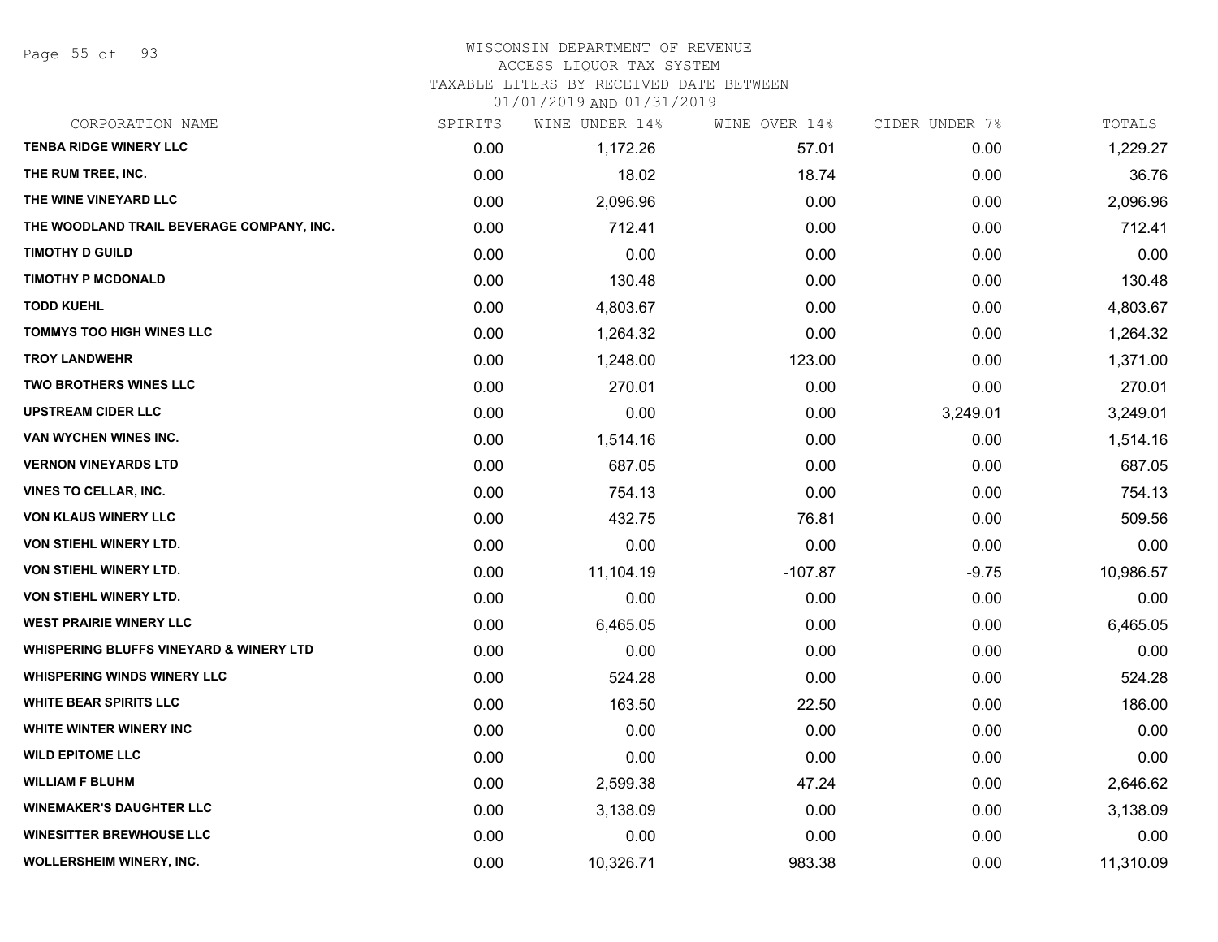WISCONSIN DEPARTMENT OF REVENUE
ACCESS LIQUOR TAX SYSTEM
TAXABLE LITERS BY RECEIVED DATE BETWEEN
01/01/2019 AND 01/31/2019

| CORPORATION NAME | SPIRITS | WINE UNDER 14% | WINE OVER 14% | CIDER UNDER 7% | TOTALS |
|---|---|---|---|---|---|
| TENBA RIDGE WINERY LLC | 0.00 | 1,172.26 | 57.01 | 0.00 | 1,229.27 |
| THE RUM TREE, INC. | 0.00 | 18.02 | 18.74 | 0.00 | 36.76 |
| THE WINE VINEYARD LLC | 0.00 | 2,096.96 | 0.00 | 0.00 | 2,096.96 |
| THE WOODLAND TRAIL BEVERAGE COMPANY, INC. | 0.00 | 712.41 | 0.00 | 0.00 | 712.41 |
| TIMOTHY D GUILD | 0.00 | 0.00 | 0.00 | 0.00 | 0.00 |
| TIMOTHY P MCDONALD | 0.00 | 130.48 | 0.00 | 0.00 | 130.48 |
| TODD KUEHL | 0.00 | 4,803.67 | 0.00 | 0.00 | 4,803.67 |
| TOMMYS TOO HIGH WINES LLC | 0.00 | 1,264.32 | 0.00 | 0.00 | 1,264.32 |
| TROY LANDWEHR | 0.00 | 1,248.00 | 123.00 | 0.00 | 1,371.00 |
| TWO BROTHERS WINES LLC | 0.00 | 270.01 | 0.00 | 0.00 | 270.01 |
| UPSTREAM CIDER LLC | 0.00 | 0.00 | 0.00 | 3,249.01 | 3,249.01 |
| VAN WYCHEN WINES INC. | 0.00 | 1,514.16 | 0.00 | 0.00 | 1,514.16 |
| VERNON VINEYARDS LTD | 0.00 | 687.05 | 0.00 | 0.00 | 687.05 |
| VINES TO CELLAR, INC. | 0.00 | 754.13 | 0.00 | 0.00 | 754.13 |
| VON KLAUS WINERY LLC | 0.00 | 432.75 | 76.81 | 0.00 | 509.56 |
| VON STIEHL WINERY LTD. | 0.00 | 0.00 | 0.00 | 0.00 | 0.00 |
| VON STIEHL WINERY LTD. | 0.00 | 11,104.19 | -107.87 | -9.75 | 10,986.57 |
| VON STIEHL WINERY LTD. | 0.00 | 0.00 | 0.00 | 0.00 | 0.00 |
| WEST PRAIRIE WINERY LLC | 0.00 | 6,465.05 | 0.00 | 0.00 | 6,465.05 |
| WHISPERING BLUFFS VINEYARD & WINERY LTD | 0.00 | 0.00 | 0.00 | 0.00 | 0.00 |
| WHISPERING WINDS WINERY LLC | 0.00 | 524.28 | 0.00 | 0.00 | 524.28 |
| WHITE BEAR SPIRITS LLC | 0.00 | 163.50 | 22.50 | 0.00 | 186.00 |
| WHITE WINTER WINERY INC | 0.00 | 0.00 | 0.00 | 0.00 | 0.00 |
| WILD EPITOME LLC | 0.00 | 0.00 | 0.00 | 0.00 | 0.00 |
| WILLIAM F BLUHM | 0.00 | 2,599.38 | 47.24 | 0.00 | 2,646.62 |
| WINEMAKER'S DAUGHTER LLC | 0.00 | 3,138.09 | 0.00 | 0.00 | 3,138.09 |
| WINESITTER BREWHOUSE LLC | 0.00 | 0.00 | 0.00 | 0.00 | 0.00 |
| WOLLERSHEIM WINERY, INC. | 0.00 | 10,326.71 | 983.38 | 0.00 | 11,310.09 |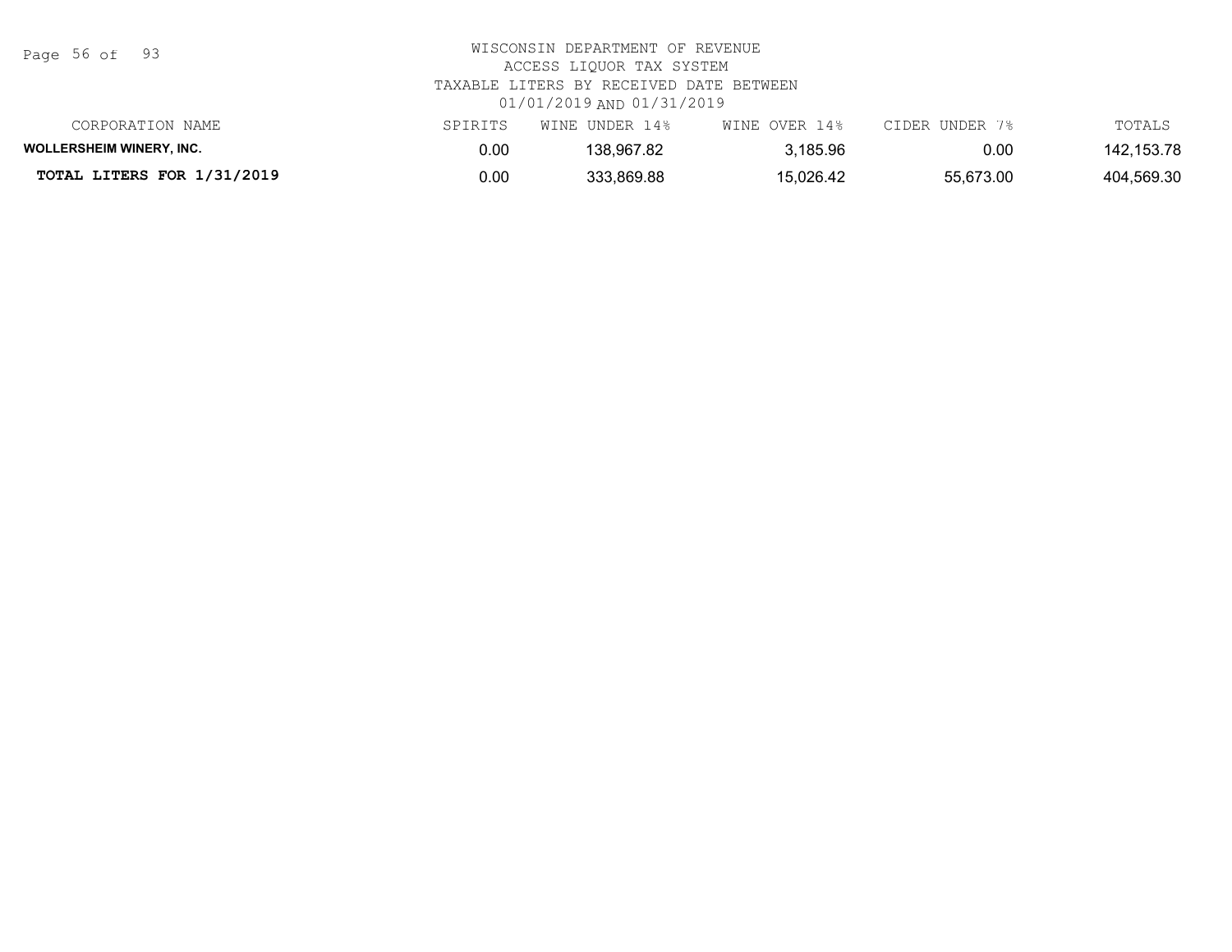WISCONSIN DEPARTMENT OF REVENUE
ACCESS LIQUOR TAX SYSTEM
TAXABLE LITERS BY RECEIVED DATE BETWEEN
01/01/2019 AND 01/31/2019

| CORPORATION NAME | SPIRITS | WINE UNDER 14% | WINE OVER 14% | CIDER UNDER 7% | TOTALS |
|---|---|---|---|---|---|
| **WOLLERSHEIM WINERY, INC.** | 0.00 | 138,967.82 | 3,185.96 | 0.00 | 142,153.78 |
| **TOTAL LITERS FOR 1/31/2019** | 0.00 | 333,869.88 | 15,026.42 | 55,673.00 | 404,569.30 |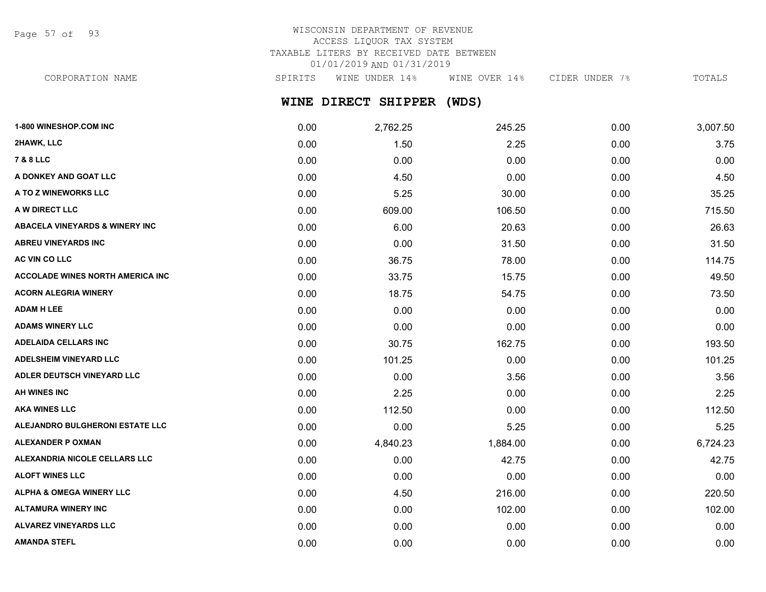WISCONSIN DEPARTMENT OF REVENUE
ACCESS LIQUOR TAX SYSTEM
TAXABLE LITERS BY RECEIVED DATE BETWEEN
01/01/2019 AND 01/31/2019

## WINE DIRECT SHIPPER (WDS)

| CORPORATION NAME | SPIRITS | WINE UNDER 14% | WINE OVER 14% | CIDER UNDER 7% | TOTALS |
|---|---|---|---|---|---|
| 1-800 WINESHOP.COM INC | 0.00 | 2,762.25 | 245.25 | 0.00 | 3,007.50 |
| 2HAWK, LLC | 0.00 | 1.50 | 2.25 | 0.00 | 3.75 |
| 7 & 8 LLC | 0.00 | 0.00 | 0.00 | 0.00 | 0.00 |
| A DONKEY AND GOAT LLC | 0.00 | 4.50 | 0.00 | 0.00 | 4.50 |
| A TO Z WINEWORKS LLC | 0.00 | 5.25 | 30.00 | 0.00 | 35.25 |
| A W DIRECT LLC | 0.00 | 609.00 | 106.50 | 0.00 | 715.50 |
| ABACELA VINEYARDS & WINERY INC | 0.00 | 6.00 | 20.63 | 0.00 | 26.63 |
| ABREU VINEYARDS INC | 0.00 | 0.00 | 31.50 | 0.00 | 31.50 |
| AC VIN CO LLC | 0.00 | 36.75 | 78.00 | 0.00 | 114.75 |
| ACCOLADE WINES NORTH AMERICA INC | 0.00 | 33.75 | 15.75 | 0.00 | 49.50 |
| ACORN ALEGRIA WINERY | 0.00 | 18.75 | 54.75 | 0.00 | 73.50 |
| ADAM H LEE | 0.00 | 0.00 | 0.00 | 0.00 | 0.00 |
| ADAMS WINERY LLC | 0.00 | 0.00 | 0.00 | 0.00 | 0.00 |
| ADELAIDA CELLARS INC | 0.00 | 30.75 | 162.75 | 0.00 | 193.50 |
| ADELSHEIM VINEYARD LLC | 0.00 | 101.25 | 0.00 | 0.00 | 101.25 |
| ADLER DEUTSCH VINEYARD LLC | 0.00 | 0.00 | 3.56 | 0.00 | 3.56 |
| AH WINES INC | 0.00 | 2.25 | 0.00 | 0.00 | 2.25 |
| AKA WINES LLC | 0.00 | 112.50 | 0.00 | 0.00 | 112.50 |
| ALEJANDRO BULGHERONI ESTATE LLC | 0.00 | 0.00 | 5.25 | 0.00 | 5.25 |
| ALEXANDER P OXMAN | 0.00 | 4,840.23 | 1,884.00 | 0.00 | 6,724.23 |
| ALEXANDRIA NICOLE CELLARS LLC | 0.00 | 0.00 | 42.75 | 0.00 | 42.75 |
| ALOFT WINES LLC | 0.00 | 0.00 | 0.00 | 0.00 | 0.00 |
| ALPHA & OMEGA WINERY LLC | 0.00 | 4.50 | 216.00 | 0.00 | 220.50 |
| ALTAMURA WINERY INC | 0.00 | 0.00 | 102.00 | 0.00 | 102.00 |
| ALVAREZ VINEYARDS LLC | 0.00 | 0.00 | 0.00 | 0.00 | 0.00 |
| AMANDA STEFL | 0.00 | 0.00 | 0.00 | 0.00 | 0.00 |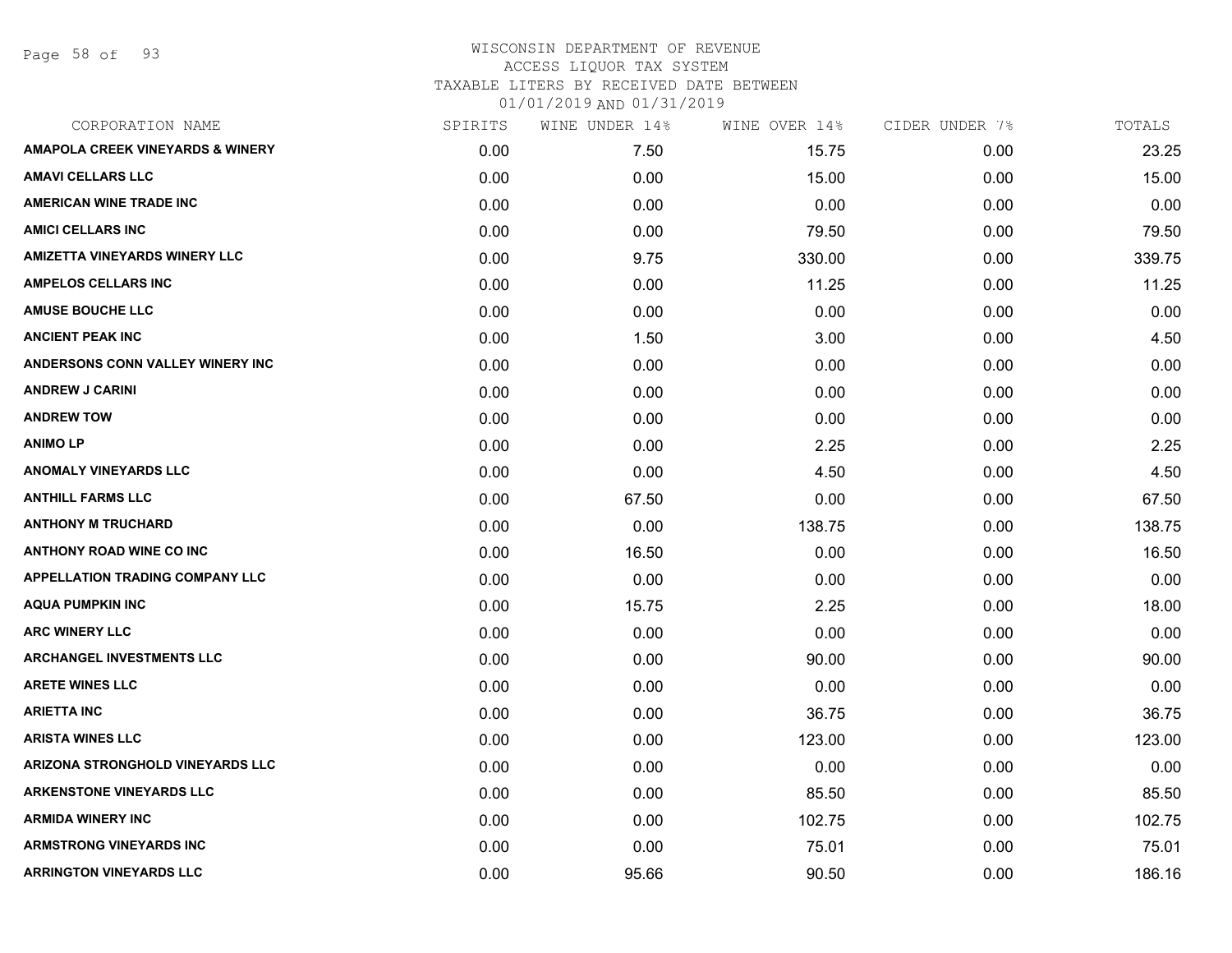WISCONSIN DEPARTMENT OF REVENUE
ACCESS LIQUOR TAX SYSTEM
TAXABLE LITERS BY RECEIVED DATE BETWEEN
01/01/2019 AND 01/31/2019

| CORPORATION NAME | SPIRITS | WINE UNDER 14% | WINE OVER 14% | CIDER UNDER 7% | TOTALS |
|---|---|---|---|---|---|
| AMAPOLA CREEK VINEYARDS & WINERY | 0.00 | 7.50 | 15.75 | 0.00 | 23.25 |
| AMAVI CELLARS LLC | 0.00 | 0.00 | 15.00 | 0.00 | 15.00 |
| AMERICAN WINE TRADE INC | 0.00 | 0.00 | 0.00 | 0.00 | 0.00 |
| AMICI CELLARS INC | 0.00 | 0.00 | 79.50 | 0.00 | 79.50 |
| AMIZETTA VINEYARDS WINERY LLC | 0.00 | 9.75 | 330.00 | 0.00 | 339.75 |
| AMPELOS CELLARS INC | 0.00 | 0.00 | 11.25 | 0.00 | 11.25 |
| AMUSE BOUCHE LLC | 0.00 | 0.00 | 0.00 | 0.00 | 0.00 |
| ANCIENT PEAK INC | 0.00 | 1.50 | 3.00 | 0.00 | 4.50 |
| ANDERSONS CONN VALLEY WINERY INC | 0.00 | 0.00 | 0.00 | 0.00 | 0.00 |
| ANDREW J CARINI | 0.00 | 0.00 | 0.00 | 0.00 | 0.00 |
| ANDREW TOW | 0.00 | 0.00 | 0.00 | 0.00 | 0.00 |
| ANIMO LP | 0.00 | 0.00 | 2.25 | 0.00 | 2.25 |
| ANOMALY VINEYARDS LLC | 0.00 | 0.00 | 4.50 | 0.00 | 4.50 |
| ANTHILL FARMS LLC | 0.00 | 67.50 | 0.00 | 0.00 | 67.50 |
| ANTHONY M TRUCHARD | 0.00 | 0.00 | 138.75 | 0.00 | 138.75 |
| ANTHONY ROAD WINE CO INC | 0.00 | 16.50 | 0.00 | 0.00 | 16.50 |
| APPELLATION TRADING COMPANY LLC | 0.00 | 0.00 | 0.00 | 0.00 | 0.00 |
| AQUA PUMPKIN INC | 0.00 | 15.75 | 2.25 | 0.00 | 18.00 |
| ARC WINERY LLC | 0.00 | 0.00 | 0.00 | 0.00 | 0.00 |
| ARCHANGEL INVESTMENTS LLC | 0.00 | 0.00 | 90.00 | 0.00 | 90.00 |
| ARETE WINES LLC | 0.00 | 0.00 | 0.00 | 0.00 | 0.00 |
| ARIETTA INC | 0.00 | 0.00 | 36.75 | 0.00 | 36.75 |
| ARISTA WINES LLC | 0.00 | 0.00 | 123.00 | 0.00 | 123.00 |
| ARIZONA STRONGHOLD VINEYARDS LLC | 0.00 | 0.00 | 0.00 | 0.00 | 0.00 |
| ARKENSTONE VINEYARDS LLC | 0.00 | 0.00 | 85.50 | 0.00 | 85.50 |
| ARMIDA WINERY INC | 0.00 | 0.00 | 102.75 | 0.00 | 102.75 |
| ARMSTRONG VINEYARDS INC | 0.00 | 0.00 | 75.01 | 0.00 | 75.01 |
| ARRINGTON VINEYARDS LLC | 0.00 | 95.66 | 90.50 | 0.00 | 186.16 |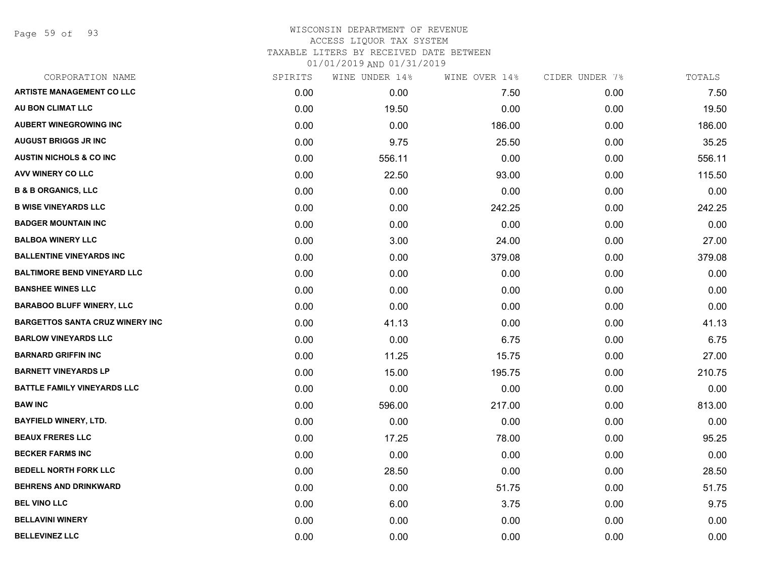WISCONSIN DEPARTMENT OF REVENUE
ACCESS LIQUOR TAX SYSTEM
TAXABLE LITERS BY RECEIVED DATE BETWEEN
01/01/2019 AND 01/31/2019

| CORPORATION NAME | SPIRITS | WINE UNDER 14% | WINE OVER 14% | CIDER UNDER 7% | TOTALS |
|---|---|---|---|---|---|
| ARTISTE MANAGEMENT CO LLC | 0.00 | 0.00 | 7.50 | 0.00 | 7.50 |
| AU BON CLIMAT LLC | 0.00 | 19.50 | 0.00 | 0.00 | 19.50 |
| AUBERT WINEGROWING INC | 0.00 | 0.00 | 186.00 | 0.00 | 186.00 |
| AUGUST BRIGGS JR INC | 0.00 | 9.75 | 25.50 | 0.00 | 35.25 |
| AUSTIN NICHOLS & CO INC | 0.00 | 556.11 | 0.00 | 0.00 | 556.11 |
| AVV WINERY CO LLC | 0.00 | 22.50 | 93.00 | 0.00 | 115.50 |
| B & B ORGANICS, LLC | 0.00 | 0.00 | 0.00 | 0.00 | 0.00 |
| B WISE VINEYARDS LLC | 0.00 | 0.00 | 242.25 | 0.00 | 242.25 |
| BADGER MOUNTAIN INC | 0.00 | 0.00 | 0.00 | 0.00 | 0.00 |
| BALBOA WINERY LLC | 0.00 | 3.00 | 24.00 | 0.00 | 27.00 |
| BALLENTINE VINEYARDS INC | 0.00 | 0.00 | 379.08 | 0.00 | 379.08 |
| BALTIMORE BEND VINEYARD LLC | 0.00 | 0.00 | 0.00 | 0.00 | 0.00 |
| BANSHEE WINES LLC | 0.00 | 0.00 | 0.00 | 0.00 | 0.00 |
| BARABOO BLUFF WINERY, LLC | 0.00 | 0.00 | 0.00 | 0.00 | 0.00 |
| BARGETTOS SANTA CRUZ WINERY INC | 0.00 | 41.13 | 0.00 | 0.00 | 41.13 |
| BARLOW VINEYARDS LLC | 0.00 | 0.00 | 6.75 | 0.00 | 6.75 |
| BARNARD GRIFFIN INC | 0.00 | 11.25 | 15.75 | 0.00 | 27.00 |
| BARNETT VINEYARDS LP | 0.00 | 15.00 | 195.75 | 0.00 | 210.75 |
| BATTLE FAMILY VINEYARDS LLC | 0.00 | 0.00 | 0.00 | 0.00 | 0.00 |
| BAW INC | 0.00 | 596.00 | 217.00 | 0.00 | 813.00 |
| BAYFIELD WINERY, LTD. | 0.00 | 0.00 | 0.00 | 0.00 | 0.00 |
| BEAUX FRERES LLC | 0.00 | 17.25 | 78.00 | 0.00 | 95.25 |
| BECKER FARMS INC | 0.00 | 0.00 | 0.00 | 0.00 | 0.00 |
| BEDELL NORTH FORK LLC | 0.00 | 28.50 | 0.00 | 0.00 | 28.50 |
| BEHRENS AND DRINKWARD | 0.00 | 0.00 | 51.75 | 0.00 | 51.75 |
| BEL VINO LLC | 0.00 | 6.00 | 3.75 | 0.00 | 9.75 |
| BELLAVINI WINERY | 0.00 | 0.00 | 0.00 | 0.00 | 0.00 |
| BELLEVINEZ LLC | 0.00 | 0.00 | 0.00 | 0.00 | 0.00 |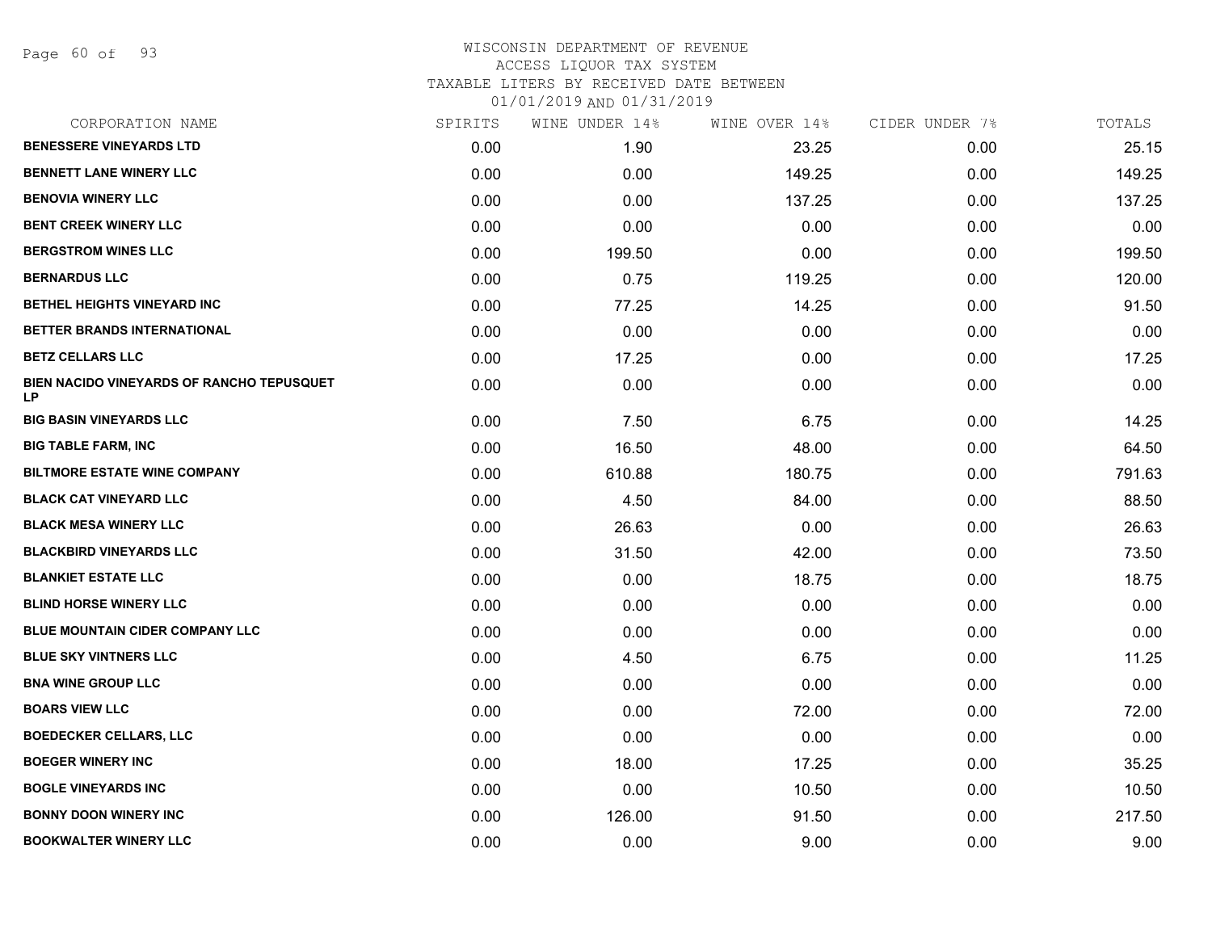WISCONSIN DEPARTMENT OF REVENUE
ACCESS LIQUOR TAX SYSTEM
TAXABLE LITERS BY RECEIVED DATE BETWEEN
01/01/2019 AND 01/31/2019

| CORPORATION NAME | SPIRITS | WINE UNDER 14% | WINE OVER 14% | CIDER UNDER 7% | TOTALS |
|---|---|---|---|---|---|
| BENESSERE VINEYARDS LTD | 0.00 | 1.90 | 23.25 | 0.00 | 25.15 |
| BENNETT LANE WINERY LLC | 0.00 | 0.00 | 149.25 | 0.00 | 149.25 |
| BENOVIA WINERY LLC | 0.00 | 0.00 | 137.25 | 0.00 | 137.25 |
| BENT CREEK WINERY LLC | 0.00 | 0.00 | 0.00 | 0.00 | 0.00 |
| BERGSTROM WINES LLC | 0.00 | 199.50 | 0.00 | 0.00 | 199.50 |
| BERNARDUS LLC | 0.00 | 0.75 | 119.25 | 0.00 | 120.00 |
| BETHEL HEIGHTS VINEYARD INC | 0.00 | 77.25 | 14.25 | 0.00 | 91.50 |
| BETTER BRANDS INTERNATIONAL | 0.00 | 0.00 | 0.00 | 0.00 | 0.00 |
| BETZ CELLARS LLC | 0.00 | 17.25 | 0.00 | 0.00 | 17.25 |
| BIEN NACIDO VINEYARDS OF RANCHO TEPUSQUET LP | 0.00 | 0.00 | 0.00 | 0.00 | 0.00 |
| BIG BASIN VINEYARDS LLC | 0.00 | 7.50 | 6.75 | 0.00 | 14.25 |
| BIG TABLE FARM, INC | 0.00 | 16.50 | 48.00 | 0.00 | 64.50 |
| BILTMORE ESTATE WINE COMPANY | 0.00 | 610.88 | 180.75 | 0.00 | 791.63 |
| BLACK CAT VINEYARD LLC | 0.00 | 4.50 | 84.00 | 0.00 | 88.50 |
| BLACK MESA WINERY LLC | 0.00 | 26.63 | 0.00 | 0.00 | 26.63 |
| BLACKBIRD VINEYARDS LLC | 0.00 | 31.50 | 42.00 | 0.00 | 73.50 |
| BLANKIET ESTATE LLC | 0.00 | 0.00 | 18.75 | 0.00 | 18.75 |
| BLIND HORSE WINERY LLC | 0.00 | 0.00 | 0.00 | 0.00 | 0.00 |
| BLUE MOUNTAIN CIDER COMPANY LLC | 0.00 | 0.00 | 0.00 | 0.00 | 0.00 |
| BLUE SKY VINTNERS LLC | 0.00 | 4.50 | 6.75 | 0.00 | 11.25 |
| BNA WINE GROUP LLC | 0.00 | 0.00 | 0.00 | 0.00 | 0.00 |
| BOARS VIEW LLC | 0.00 | 0.00 | 72.00 | 0.00 | 72.00 |
| BOEDECKER CELLARS, LLC | 0.00 | 0.00 | 0.00 | 0.00 | 0.00 |
| BOEGER WINERY INC | 0.00 | 18.00 | 17.25 | 0.00 | 35.25 |
| BOGLE VINEYARDS INC | 0.00 | 0.00 | 10.50 | 0.00 | 10.50 |
| BONNY DOON WINERY INC | 0.00 | 126.00 | 91.50 | 0.00 | 217.50 |
| BOOKWALTER WINERY LLC | 0.00 | 0.00 | 9.00 | 0.00 | 9.00 |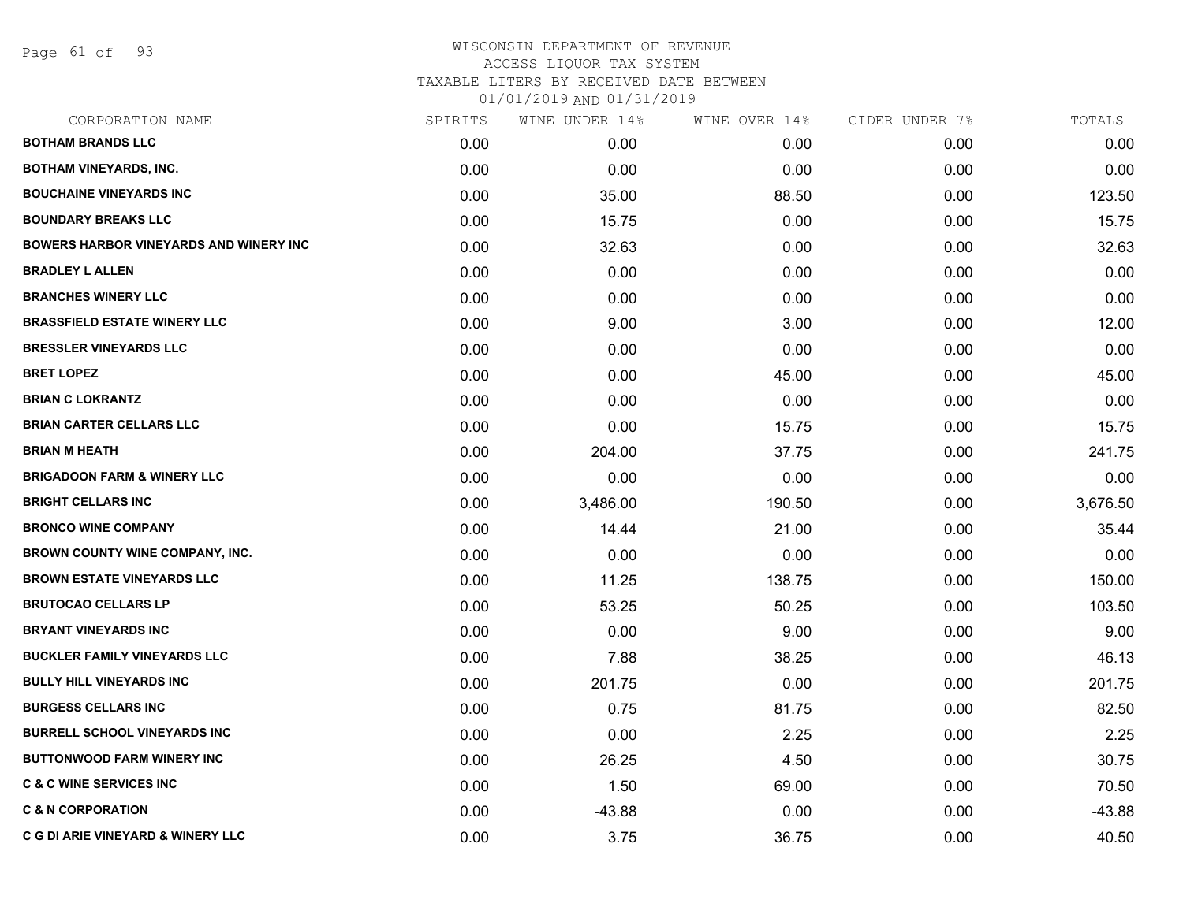WISCONSIN DEPARTMENT OF REVENUE
ACCESS LIQUOR TAX SYSTEM
TAXABLE LITERS BY RECEIVED DATE BETWEEN
01/01/2019 AND 01/31/2019

| CORPORATION NAME | SPIRITS | WINE UNDER 14% | WINE OVER 14% | CIDER UNDER 7% | TOTALS |
|---|---|---|---|---|---|
| BOTHAM BRANDS LLC | 0.00 | 0.00 | 0.00 | 0.00 | 0.00 |
| BOTHAM VINEYARDS, INC. | 0.00 | 0.00 | 0.00 | 0.00 | 0.00 |
| BOUCHAINE VINEYARDS INC | 0.00 | 35.00 | 88.50 | 0.00 | 123.50 |
| BOUNDARY BREAKS LLC | 0.00 | 15.75 | 0.00 | 0.00 | 15.75 |
| BOWERS HARBOR VINEYARDS AND WINERY INC | 0.00 | 32.63 | 0.00 | 0.00 | 32.63 |
| BRADLEY L ALLEN | 0.00 | 0.00 | 0.00 | 0.00 | 0.00 |
| BRANCHES WINERY LLC | 0.00 | 0.00 | 0.00 | 0.00 | 0.00 |
| BRASSFIELD ESTATE WINERY LLC | 0.00 | 9.00 | 3.00 | 0.00 | 12.00 |
| BRESSLER VINEYARDS LLC | 0.00 | 0.00 | 0.00 | 0.00 | 0.00 |
| BRET LOPEZ | 0.00 | 0.00 | 45.00 | 0.00 | 45.00 |
| BRIAN C LOKRANTZ | 0.00 | 0.00 | 0.00 | 0.00 | 0.00 |
| BRIAN CARTER CELLARS LLC | 0.00 | 0.00 | 15.75 | 0.00 | 15.75 |
| BRIAN M HEATH | 0.00 | 204.00 | 37.75 | 0.00 | 241.75 |
| BRIGADOON FARM & WINERY LLC | 0.00 | 0.00 | 0.00 | 0.00 | 0.00 |
| BRIGHT CELLARS INC | 0.00 | 3,486.00 | 190.50 | 0.00 | 3,676.50 |
| BRONCO WINE COMPANY | 0.00 | 14.44 | 21.00 | 0.00 | 35.44 |
| BROWN COUNTY WINE COMPANY, INC. | 0.00 | 0.00 | 0.00 | 0.00 | 0.00 |
| BROWN ESTATE VINEYARDS LLC | 0.00 | 11.25 | 138.75 | 0.00 | 150.00 |
| BRUTOCAO CELLARS LP | 0.00 | 53.25 | 50.25 | 0.00 | 103.50 |
| BRYANT VINEYARDS INC | 0.00 | 0.00 | 9.00 | 0.00 | 9.00 |
| BUCKLER FAMILY VINEYARDS LLC | 0.00 | 7.88 | 38.25 | 0.00 | 46.13 |
| BULLY HILL VINEYARDS INC | 0.00 | 201.75 | 0.00 | 0.00 | 201.75 |
| BURGESS CELLARS INC | 0.00 | 0.75 | 81.75 | 0.00 | 82.50 |
| BURRELL SCHOOL VINEYARDS INC | 0.00 | 0.00 | 2.25 | 0.00 | 2.25 |
| BUTTONWOOD FARM WINERY INC | 0.00 | 26.25 | 4.50 | 0.00 | 30.75 |
| C & C WINE SERVICES INC | 0.00 | 1.50 | 69.00 | 0.00 | 70.50 |
| C & N CORPORATION | 0.00 | -43.88 | 0.00 | 0.00 | -43.88 |
| C G DI ARIE VINEYARD & WINERY LLC | 0.00 | 3.75 | 36.75 | 0.00 | 40.50 |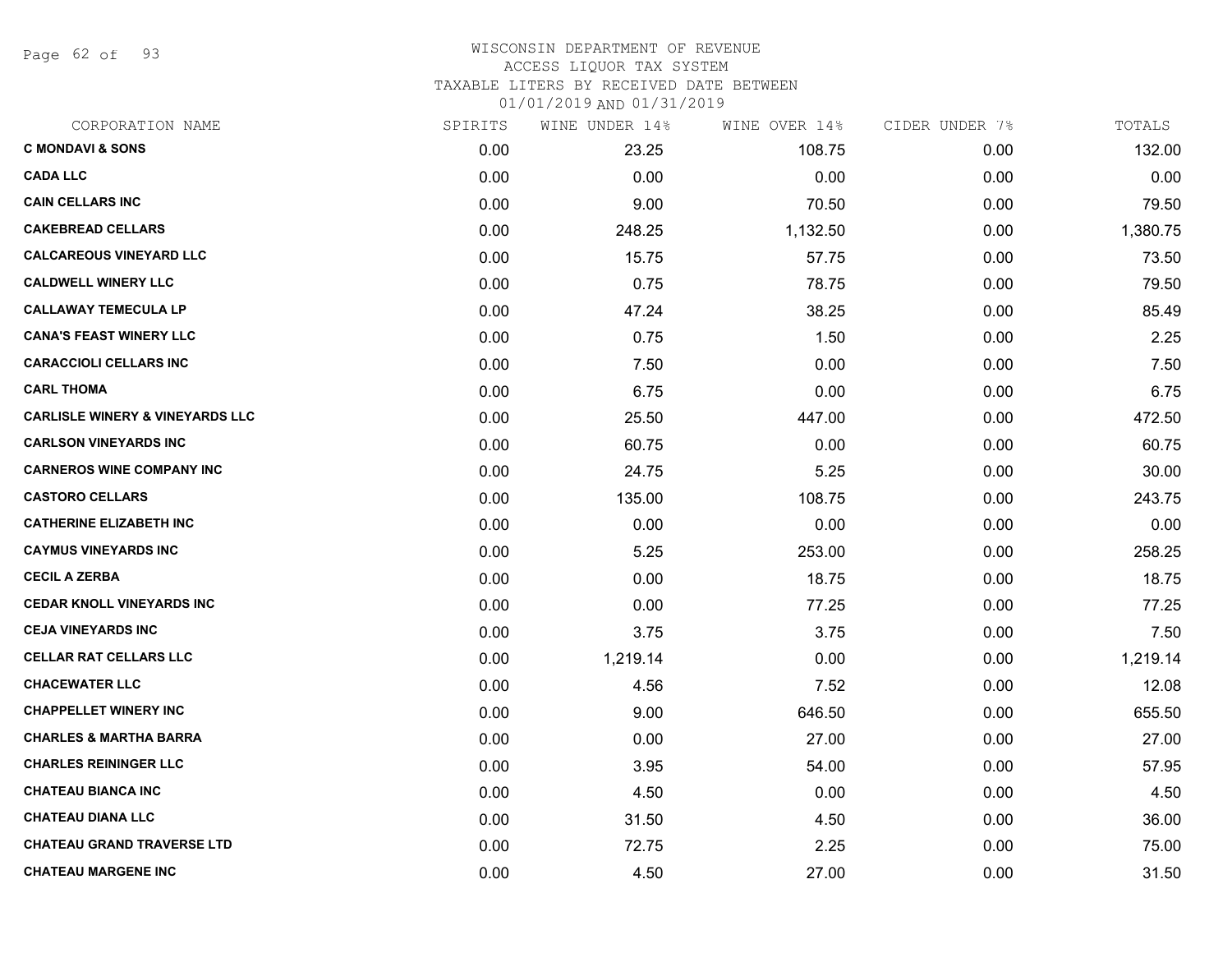WISCONSIN DEPARTMENT OF REVENUE
ACCESS LIQUOR TAX SYSTEM
TAXABLE LITERS BY RECEIVED DATE BETWEEN
01/01/2019 AND 01/31/2019

| CORPORATION NAME | SPIRITS | WINE UNDER 14% | WINE OVER 14% | CIDER UNDER 7% | TOTALS |
|---|---|---|---|---|---|
| **C MONDAVI & SONS** | 0.00 | 23.25 | 108.75 | 0.00 | 132.00 |
| **CADA LLC** | 0.00 | 0.00 | 0.00 | 0.00 | 0.00 |
| **CAIN CELLARS INC** | 0.00 | 9.00 | 70.50 | 0.00 | 79.50 |
| **CAKEBREAD CELLARS** | 0.00 | 248.25 | 1,132.50 | 0.00 | 1,380.75 |
| **CALCAREOUS VINEYARD LLC** | 0.00 | 15.75 | 57.75 | 0.00 | 73.50 |
| **CALDWELL WINERY LLC** | 0.00 | 0.75 | 78.75 | 0.00 | 79.50 |
| **CALLAWAY TEMECULA LP** | 0.00 | 47.24 | 38.25 | 0.00 | 85.49 |
| **CANA'S FEAST WINERY LLC** | 0.00 | 0.75 | 1.50 | 0.00 | 2.25 |
| **CARACCIOLI CELLARS INC** | 0.00 | 7.50 | 0.00 | 0.00 | 7.50 |
| **CARL THOMA** | 0.00 | 6.75 | 0.00 | 0.00 | 6.75 |
| **CARLISLE WINERY & VINEYARDS LLC** | 0.00 | 25.50 | 447.00 | 0.00 | 472.50 |
| **CARLSON VINEYARDS INC** | 0.00 | 60.75 | 0.00 | 0.00 | 60.75 |
| **CARNEROS WINE COMPANY INC** | 0.00 | 24.75 | 5.25 | 0.00 | 30.00 |
| **CASTORO CELLARS** | 0.00 | 135.00 | 108.75 | 0.00 | 243.75 |
| **CATHERINE ELIZABETH INC** | 0.00 | 0.00 | 0.00 | 0.00 | 0.00 |
| **CAYMUS VINEYARDS INC** | 0.00 | 5.25 | 253.00 | 0.00 | 258.25 |
| **CECIL A ZERBA** | 0.00 | 0.00 | 18.75 | 0.00 | 18.75 |
| **CEDAR KNOLL VINEYARDS INC** | 0.00 | 0.00 | 77.25 | 0.00 | 77.25 |
| **CEJA VINEYARDS INC** | 0.00 | 3.75 | 3.75 | 0.00 | 7.50 |
| **CELLAR RAT CELLARS LLC** | 0.00 | 1,219.14 | 0.00 | 0.00 | 1,219.14 |
| **CHACEWATER LLC** | 0.00 | 4.56 | 7.52 | 0.00 | 12.08 |
| **CHAPPELLET WINERY INC** | 0.00 | 9.00 | 646.50 | 0.00 | 655.50 |
| **CHARLES & MARTHA BARRA** | 0.00 | 0.00 | 27.00 | 0.00 | 27.00 |
| **CHARLES REININGER LLC** | 0.00 | 3.95 | 54.00 | 0.00 | 57.95 |
| **CHATEAU BIANCA INC** | 0.00 | 4.50 | 0.00 | 0.00 | 4.50 |
| **CHATEAU DIANA LLC** | 0.00 | 31.50 | 4.50 | 0.00 | 36.00 |
| **CHATEAU GRAND TRAVERSE LTD** | 0.00 | 72.75 | 2.25 | 0.00 | 75.00 |
| **CHATEAU MARGENE INC** | 0.00 | 4.50 | 27.00 | 0.00 | 31.50 |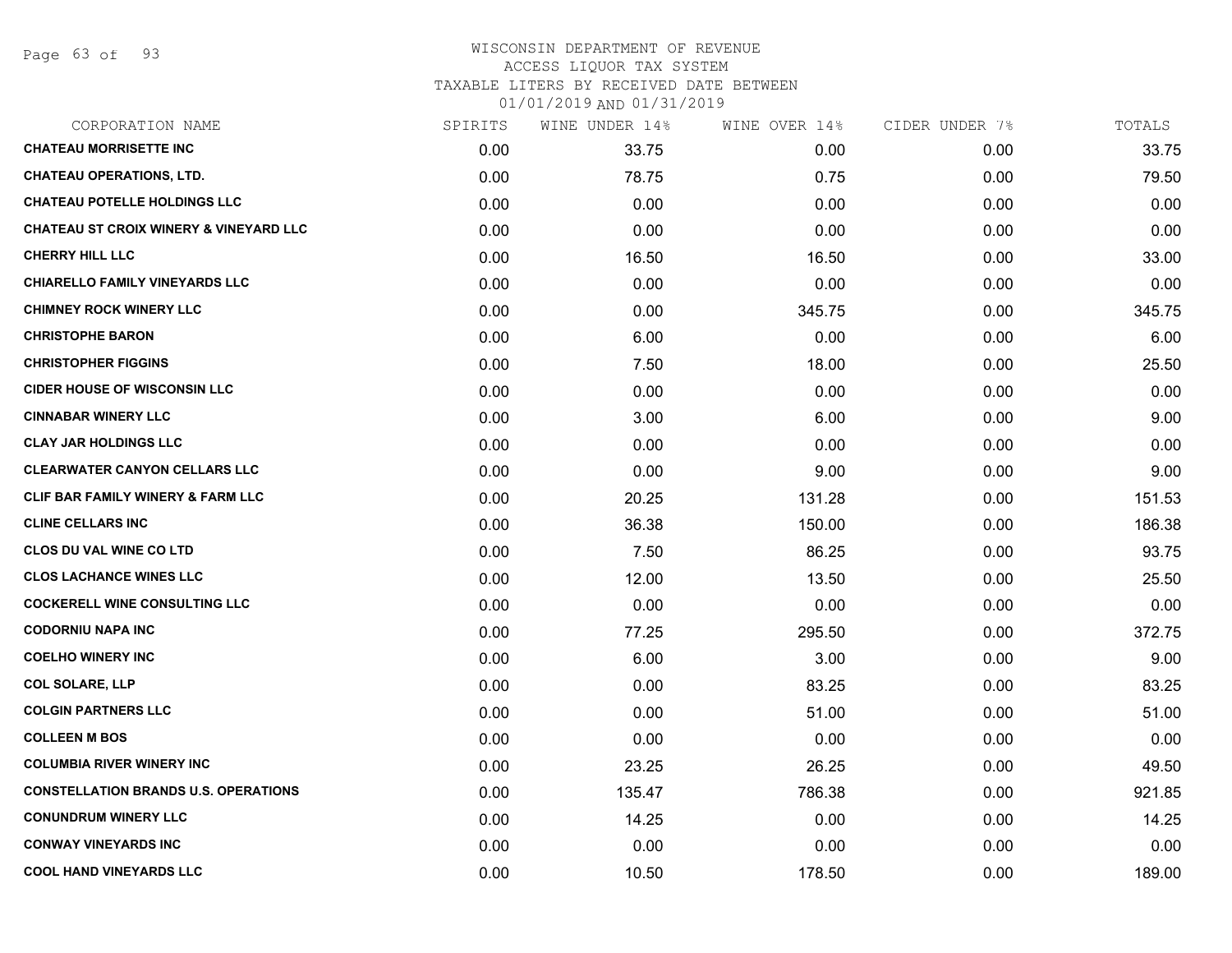WISCONSIN DEPARTMENT OF REVENUE
ACCESS LIQUOR TAX SYSTEM
TAXABLE LITERS BY RECEIVED DATE BETWEEN
01/01/2019 AND 01/31/2019

| CORPORATION NAME | SPIRITS | WINE UNDER 14% | WINE OVER 14% | CIDER UNDER 7% | TOTALS |
|---|---|---|---|---|---|
| **CHATEAU MORRISETTE INC** | 0.00 | 33.75 | 0.00 | 0.00 | 33.75 |
| **CHATEAU OPERATIONS, LTD.** | 0.00 | 78.75 | 0.75 | 0.00 | 79.50 |
| **CHATEAU POTELLE HOLDINGS LLC** | 0.00 | 0.00 | 0.00 | 0.00 | 0.00 |
| **CHATEAU ST CROIX WINERY & VINEYARD LLC** | 0.00 | 0.00 | 0.00 | 0.00 | 0.00 |
| **CHERRY HILL LLC** | 0.00 | 16.50 | 16.50 | 0.00 | 33.00 |
| **CHIARELLO FAMILY VINEYARDS LLC** | 0.00 | 0.00 | 0.00 | 0.00 | 0.00 |
| **CHIMNEY ROCK WINERY LLC** | 0.00 | 0.00 | 345.75 | 0.00 | 345.75 |
| **CHRISTOPHE BARON** | 0.00 | 6.00 | 0.00 | 0.00 | 6.00 |
| **CHRISTOPHER FIGGINS** | 0.00 | 7.50 | 18.00 | 0.00 | 25.50 |
| **CIDER HOUSE OF WISCONSIN LLC** | 0.00 | 0.00 | 0.00 | 0.00 | 0.00 |
| **CINNABAR WINERY LLC** | 0.00 | 3.00 | 6.00 | 0.00 | 9.00 |
| **CLAY JAR HOLDINGS LLC** | 0.00 | 0.00 | 0.00 | 0.00 | 0.00 |
| **CLEARWATER CANYON CELLARS LLC** | 0.00 | 0.00 | 9.00 | 0.00 | 9.00 |
| **CLIF BAR FAMILY WINERY & FARM LLC** | 0.00 | 20.25 | 131.28 | 0.00 | 151.53 |
| **CLINE CELLARS INC** | 0.00 | 36.38 | 150.00 | 0.00 | 186.38 |
| **CLOS DU VAL WINE CO LTD** | 0.00 | 7.50 | 86.25 | 0.00 | 93.75 |
| **CLOS LACHANCE WINES LLC** | 0.00 | 12.00 | 13.50 | 0.00 | 25.50 |
| **COCKERELL WINE CONSULTING LLC** | 0.00 | 0.00 | 0.00 | 0.00 | 0.00 |
| **CODORNIU NAPA INC** | 0.00 | 77.25 | 295.50 | 0.00 | 372.75 |
| **COELHO WINERY INC** | 0.00 | 6.00 | 3.00 | 0.00 | 9.00 |
| **COL SOLARE, LLP** | 0.00 | 0.00 | 83.25 | 0.00 | 83.25 |
| **COLGIN PARTNERS LLC** | 0.00 | 0.00 | 51.00 | 0.00 | 51.00 |
| **COLLEEN M BOS** | 0.00 | 0.00 | 0.00 | 0.00 | 0.00 |
| **COLUMBIA RIVER WINERY INC** | 0.00 | 23.25 | 26.25 | 0.00 | 49.50 |
| **CONSTELLATION BRANDS U.S. OPERATIONS** | 0.00 | 135.47 | 786.38 | 0.00 | 921.85 |
| **CONUNDRUM WINERY LLC** | 0.00 | 14.25 | 0.00 | 0.00 | 14.25 |
| **CONWAY VINEYARDS INC** | 0.00 | 0.00 | 0.00 | 0.00 | 0.00 |
| **COOL HAND VINEYARDS LLC** | 0.00 | 10.50 | 178.50 | 0.00 | 189.00 |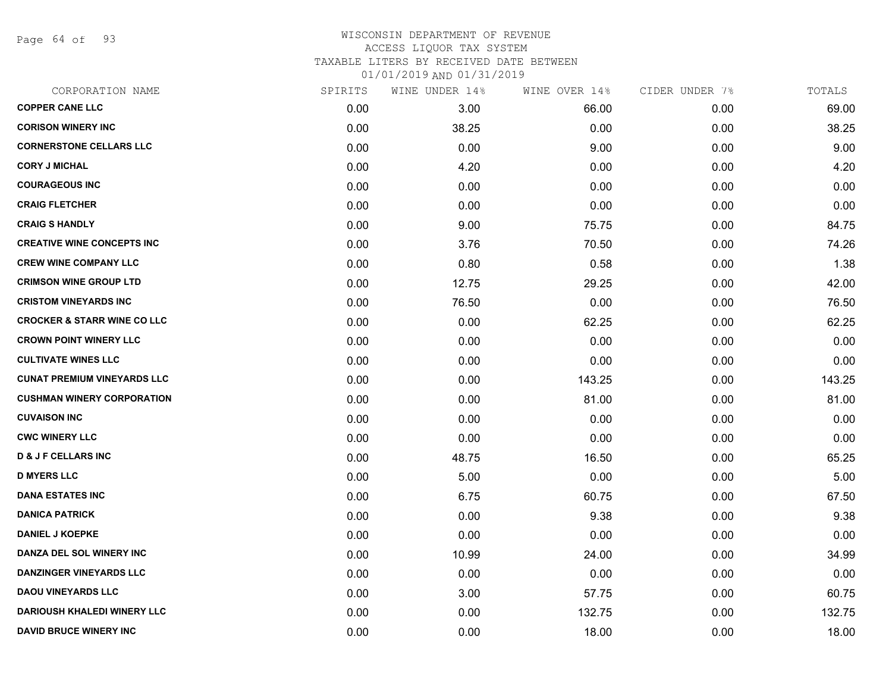# WISCONSIN DEPARTMENT OF REVENUE
ACCESS LIQUOR TAX SYSTEM
TAXABLE LITERS BY RECEIVED DATE BETWEEN
01/01/2019 AND 01/31/2019

| CORPORATION NAME | SPIRITS | WINE UNDER 14% | WINE OVER 14% | CIDER UNDER 7% | TOTALS |
|---|---|---|---|---|---|
| COPPER CANE LLC | 0.00 | 3.00 | 66.00 | 0.00 | 69.00 |
| CORISON WINERY INC | 0.00 | 38.25 | 0.00 | 0.00 | 38.25 |
| CORNERSTONE CELLARS LLC | 0.00 | 0.00 | 9.00 | 0.00 | 9.00 |
| CORY J MICHAL | 0.00 | 4.20 | 0.00 | 0.00 | 4.20 |
| COURAGEOUS INC | 0.00 | 0.00 | 0.00 | 0.00 | 0.00 |
| CRAIG FLETCHER | 0.00 | 0.00 | 0.00 | 0.00 | 0.00 |
| CRAIG S HANDLY | 0.00 | 9.00 | 75.75 | 0.00 | 84.75 |
| CREATIVE WINE CONCEPTS INC | 0.00 | 3.76 | 70.50 | 0.00 | 74.26 |
| CREW WINE COMPANY LLC | 0.00 | 0.80 | 0.58 | 0.00 | 1.38 |
| CRIMSON WINE GROUP LTD | 0.00 | 12.75 | 29.25 | 0.00 | 42.00 |
| CRISTOM VINEYARDS INC | 0.00 | 76.50 | 0.00 | 0.00 | 76.50 |
| CROCKER & STARR WINE CO LLC | 0.00 | 0.00 | 62.25 | 0.00 | 62.25 |
| CROWN POINT WINERY LLC | 0.00 | 0.00 | 0.00 | 0.00 | 0.00 |
| CULTIVATE WINES LLC | 0.00 | 0.00 | 0.00 | 0.00 | 0.00 |
| CUNAT PREMIUM VINEYARDS LLC | 0.00 | 0.00 | 143.25 | 0.00 | 143.25 |
| CUSHMAN WINERY CORPORATION | 0.00 | 0.00 | 81.00 | 0.00 | 81.00 |
| CUVAISON INC | 0.00 | 0.00 | 0.00 | 0.00 | 0.00 |
| CWC WINERY LLC | 0.00 | 0.00 | 0.00 | 0.00 | 0.00 |
| D & J F CELLARS INC | 0.00 | 48.75 | 16.50 | 0.00 | 65.25 |
| D MYERS LLC | 0.00 | 5.00 | 0.00 | 0.00 | 5.00 |
| DANA ESTATES INC | 0.00 | 6.75 | 60.75 | 0.00 | 67.50 |
| DANICA PATRICK | 0.00 | 0.00 | 9.38 | 0.00 | 9.38 |
| DANIEL J KOEPKE | 0.00 | 0.00 | 0.00 | 0.00 | 0.00 |
| DANZA DEL SOL WINERY INC | 0.00 | 10.99 | 24.00 | 0.00 | 34.99 |
| DANZINGER VINEYARDS LLC | 0.00 | 0.00 | 0.00 | 0.00 | 0.00 |
| DAOU VINEYARDS LLC | 0.00 | 3.00 | 57.75 | 0.00 | 60.75 |
| DARIOUSH KHALEDI WINERY LLC | 0.00 | 0.00 | 132.75 | 0.00 | 132.75 |
| DAVID BRUCE WINERY INC | 0.00 | 0.00 | 18.00 | 0.00 | 18.00 |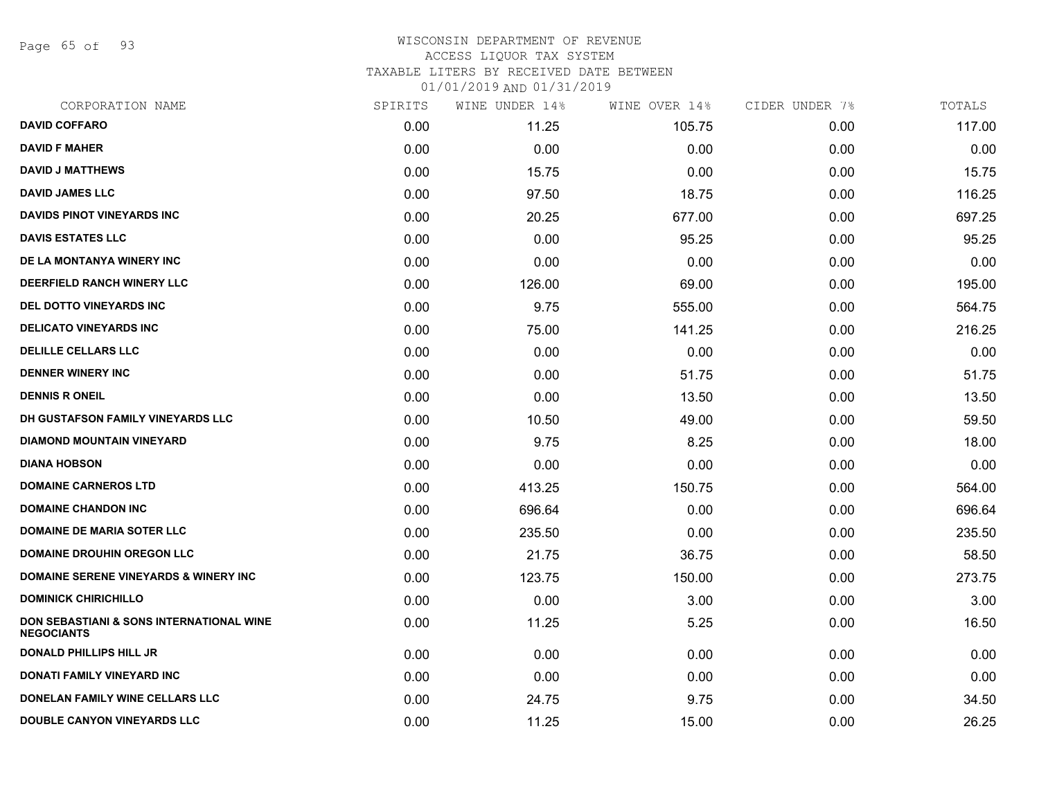WISCONSIN DEPARTMENT OF REVENUE
ACCESS LIQUOR TAX SYSTEM
TAXABLE LITERS BY RECEIVED DATE BETWEEN
01/01/2019 AND 01/31/2019

| CORPORATION NAME | SPIRITS | WINE UNDER 14% | WINE OVER 14% | CIDER UNDER 7% | TOTALS |
|---|---|---|---|---|---|
| DAVID COFFARO | 0.00 | 11.25 | 105.75 | 0.00 | 117.00 |
| DAVID F MAHER | 0.00 | 0.00 | 0.00 | 0.00 | 0.00 |
| DAVID J MATTHEWS | 0.00 | 15.75 | 0.00 | 0.00 | 15.75 |
| DAVID JAMES LLC | 0.00 | 97.50 | 18.75 | 0.00 | 116.25 |
| DAVIDS PINOT VINEYARDS INC | 0.00 | 20.25 | 677.00 | 0.00 | 697.25 |
| DAVIS ESTATES LLC | 0.00 | 0.00 | 95.25 | 0.00 | 95.25 |
| DE LA MONTANYA WINERY INC | 0.00 | 0.00 | 0.00 | 0.00 | 0.00 |
| DEERFIELD RANCH WINERY LLC | 0.00 | 126.00 | 69.00 | 0.00 | 195.00 |
| DEL DOTTO VINEYARDS INC | 0.00 | 9.75 | 555.00 | 0.00 | 564.75 |
| DELICATO VINEYARDS INC | 0.00 | 75.00 | 141.25 | 0.00 | 216.25 |
| DELILLE CELLARS LLC | 0.00 | 0.00 | 0.00 | 0.00 | 0.00 |
| DENNER WINERY INC | 0.00 | 0.00 | 51.75 | 0.00 | 51.75 |
| DENNIS R ONEIL | 0.00 | 0.00 | 13.50 | 0.00 | 13.50 |
| DH GUSTAFSON FAMILY VINEYARDS LLC | 0.00 | 10.50 | 49.00 | 0.00 | 59.50 |
| DIAMOND MOUNTAIN VINEYARD | 0.00 | 9.75 | 8.25 | 0.00 | 18.00 |
| DIANA HOBSON | 0.00 | 0.00 | 0.00 | 0.00 | 0.00 |
| DOMAINE CARNEROS LTD | 0.00 | 413.25 | 150.75 | 0.00 | 564.00 |
| DOMAINE CHANDON INC | 0.00 | 696.64 | 0.00 | 0.00 | 696.64 |
| DOMAINE DE MARIA SOTER LLC | 0.00 | 235.50 | 0.00 | 0.00 | 235.50 |
| DOMAINE DROUHIN OREGON LLC | 0.00 | 21.75 | 36.75 | 0.00 | 58.50 |
| DOMAINE SERENE VINEYARDS & WINERY INC | 0.00 | 123.75 | 150.00 | 0.00 | 273.75 |
| DOMINICK CHIRICHILLO | 0.00 | 0.00 | 3.00 | 0.00 | 3.00 |
| DON SEBASTIANI & SONS INTERNATIONAL WINE NEGOCIANTS | 0.00 | 11.25 | 5.25 | 0.00 | 16.50 |
| DONALD PHILLIPS HILL JR | 0.00 | 0.00 | 0.00 | 0.00 | 0.00 |
| DONATI FAMILY VINEYARD INC | 0.00 | 0.00 | 0.00 | 0.00 | 0.00 |
| DONELAN FAMILY WINE CELLARS LLC | 0.00 | 24.75 | 9.75 | 0.00 | 34.50 |
| DOUBLE CANYON VINEYARDS LLC | 0.00 | 11.25 | 15.00 | 0.00 | 26.25 |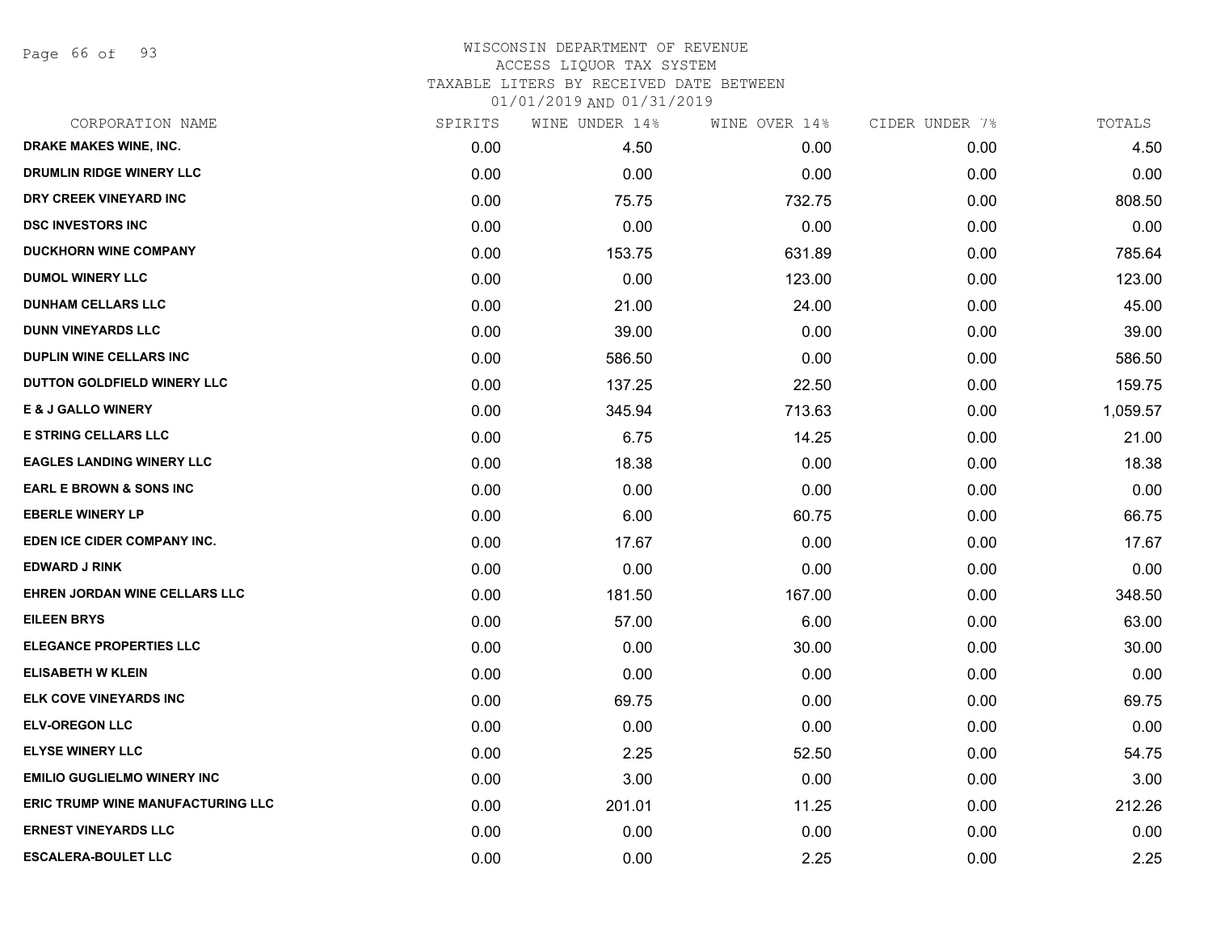WISCONSIN DEPARTMENT OF REVENUE
ACCESS LIQUOR TAX SYSTEM
TAXABLE LITERS BY RECEIVED DATE BETWEEN
01/01/2019 AND 01/31/2019

| CORPORATION NAME | SPIRITS | WINE UNDER 14% | WINE OVER 14% | CIDER UNDER 7% | TOTALS |
|---|---|---|---|---|---|
| DRAKE MAKES WINE, INC. | 0.00 | 4.50 | 0.00 | 0.00 | 4.50 |
| DRUMLIN RIDGE WINERY LLC | 0.00 | 0.00 | 0.00 | 0.00 | 0.00 |
| DRY CREEK VINEYARD INC | 0.00 | 75.75 | 732.75 | 0.00 | 808.50 |
| DSC INVESTORS INC | 0.00 | 0.00 | 0.00 | 0.00 | 0.00 |
| DUCKHORN WINE COMPANY | 0.00 | 153.75 | 631.89 | 0.00 | 785.64 |
| DUMOL WINERY LLC | 0.00 | 0.00 | 123.00 | 0.00 | 123.00 |
| DUNHAM CELLARS LLC | 0.00 | 21.00 | 24.00 | 0.00 | 45.00 |
| DUNN VINEYARDS LLC | 0.00 | 39.00 | 0.00 | 0.00 | 39.00 |
| DUPLIN WINE CELLARS INC | 0.00 | 586.50 | 0.00 | 0.00 | 586.50 |
| DUTTON GOLDFIELD WINERY LLC | 0.00 | 137.25 | 22.50 | 0.00 | 159.75 |
| E & J GALLO WINERY | 0.00 | 345.94 | 713.63 | 0.00 | 1,059.57 |
| E STRING CELLARS LLC | 0.00 | 6.75 | 14.25 | 0.00 | 21.00 |
| EAGLES LANDING WINERY LLC | 0.00 | 18.38 | 0.00 | 0.00 | 18.38 |
| EARL E BROWN & SONS INC | 0.00 | 0.00 | 0.00 | 0.00 | 0.00 |
| EBERLE WINERY LP | 0.00 | 6.00 | 60.75 | 0.00 | 66.75 |
| EDEN ICE CIDER COMPANY INC. | 0.00 | 17.67 | 0.00 | 0.00 | 17.67 |
| EDWARD J RINK | 0.00 | 0.00 | 0.00 | 0.00 | 0.00 |
| EHREN JORDAN WINE CELLARS LLC | 0.00 | 181.50 | 167.00 | 0.00 | 348.50 |
| EILEEN BRYS | 0.00 | 57.00 | 6.00 | 0.00 | 63.00 |
| ELEGANCE PROPERTIES LLC | 0.00 | 0.00 | 30.00 | 0.00 | 30.00 |
| ELISABETH W KLEIN | 0.00 | 0.00 | 0.00 | 0.00 | 0.00 |
| ELK COVE VINEYARDS INC | 0.00 | 69.75 | 0.00 | 0.00 | 69.75 |
| ELV-OREGON LLC | 0.00 | 0.00 | 0.00 | 0.00 | 0.00 |
| ELYSE WINERY LLC | 0.00 | 2.25 | 52.50 | 0.00 | 54.75 |
| EMILIO GUGLIELMO WINERY INC | 0.00 | 3.00 | 0.00 | 0.00 | 3.00 |
| ERIC TRUMP WINE MANUFACTURING LLC | 0.00 | 201.01 | 11.25 | 0.00 | 212.26 |
| ERNEST VINEYARDS LLC | 0.00 | 0.00 | 0.00 | 0.00 | 0.00 |
| ESCALERA-BOULET LLC | 0.00 | 0.00 | 2.25 | 0.00 | 2.25 |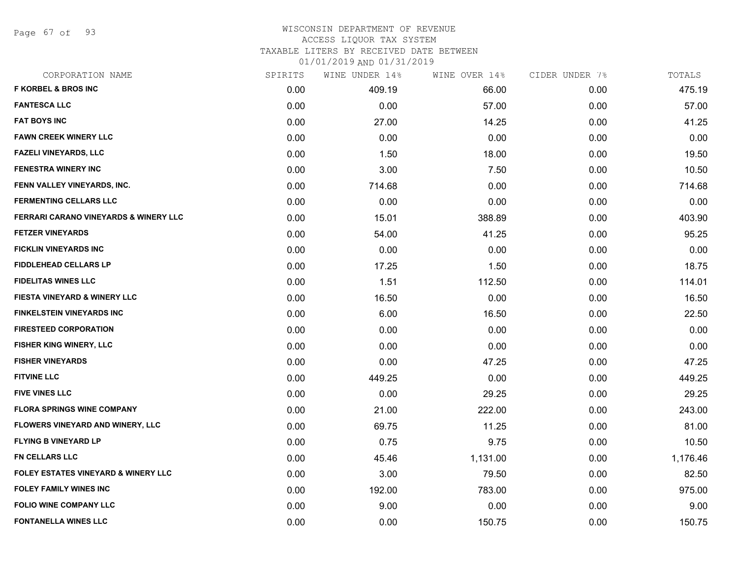WISCONSIN DEPARTMENT OF REVENUE
ACCESS LIQUOR TAX SYSTEM
TAXABLE LITERS BY RECEIVED DATE BETWEEN
01/01/2019 AND 01/31/2019

| CORPORATION NAME | SPIRITS | WINE UNDER 14% | WINE OVER 14% | CIDER UNDER 7% | TOTALS |
|---|---|---|---|---|---|
| F KORBEL & BROS INC | 0.00 | 409.19 | 66.00 | 0.00 | 475.19 |
| FANTESCA LLC | 0.00 | 0.00 | 57.00 | 0.00 | 57.00 |
| FAT BOYS INC | 0.00 | 27.00 | 14.25 | 0.00 | 41.25 |
| FAWN CREEK WINERY LLC | 0.00 | 0.00 | 0.00 | 0.00 | 0.00 |
| FAZELI VINEYARDS, LLC | 0.00 | 1.50 | 18.00 | 0.00 | 19.50 |
| FENESTRA WINERY INC | 0.00 | 3.00 | 7.50 | 0.00 | 10.50 |
| FENN VALLEY VINEYARDS, INC. | 0.00 | 714.68 | 0.00 | 0.00 | 714.68 |
| FERMENTING CELLARS LLC | 0.00 | 0.00 | 0.00 | 0.00 | 0.00 |
| FERRARI CARANO VINEYARDS & WINERY LLC | 0.00 | 15.01 | 388.89 | 0.00 | 403.90 |
| FETZER VINEYARDS | 0.00 | 54.00 | 41.25 | 0.00 | 95.25 |
| FICKLIN VINEYARDS INC | 0.00 | 0.00 | 0.00 | 0.00 | 0.00 |
| FIDDLEHEAD CELLARS LP | 0.00 | 17.25 | 1.50 | 0.00 | 18.75 |
| FIDELITAS WINES LLC | 0.00 | 1.51 | 112.50 | 0.00 | 114.01 |
| FIESTA VINEYARD & WINERY LLC | 0.00 | 16.50 | 0.00 | 0.00 | 16.50 |
| FINKELSTEIN VINEYARDS INC | 0.00 | 6.00 | 16.50 | 0.00 | 22.50 |
| FIRESTEED CORPORATION | 0.00 | 0.00 | 0.00 | 0.00 | 0.00 |
| FISHER KING WINERY, LLC | 0.00 | 0.00 | 0.00 | 0.00 | 0.00 |
| FISHER VINEYARDS | 0.00 | 0.00 | 47.25 | 0.00 | 47.25 |
| FITVINE LLC | 0.00 | 449.25 | 0.00 | 0.00 | 449.25 |
| FIVE VINES LLC | 0.00 | 0.00 | 29.25 | 0.00 | 29.25 |
| FLORA SPRINGS WINE COMPANY | 0.00 | 21.00 | 222.00 | 0.00 | 243.00 |
| FLOWERS VINEYARD AND WINERY, LLC | 0.00 | 69.75 | 11.25 | 0.00 | 81.00 |
| FLYING B VINEYARD LP | 0.00 | 0.75 | 9.75 | 0.00 | 10.50 |
| FN CELLARS LLC | 0.00 | 45.46 | 1,131.00 | 0.00 | 1,176.46 |
| FOLEY ESTATES VINEYARD & WINERY LLC | 0.00 | 3.00 | 79.50 | 0.00 | 82.50 |
| FOLEY FAMILY WINES INC | 0.00 | 192.00 | 783.00 | 0.00 | 975.00 |
| FOLIO WINE COMPANY LLC | 0.00 | 9.00 | 0.00 | 0.00 | 9.00 |
| FONTANELLA WINES LLC | 0.00 | 0.00 | 150.75 | 0.00 | 150.75 |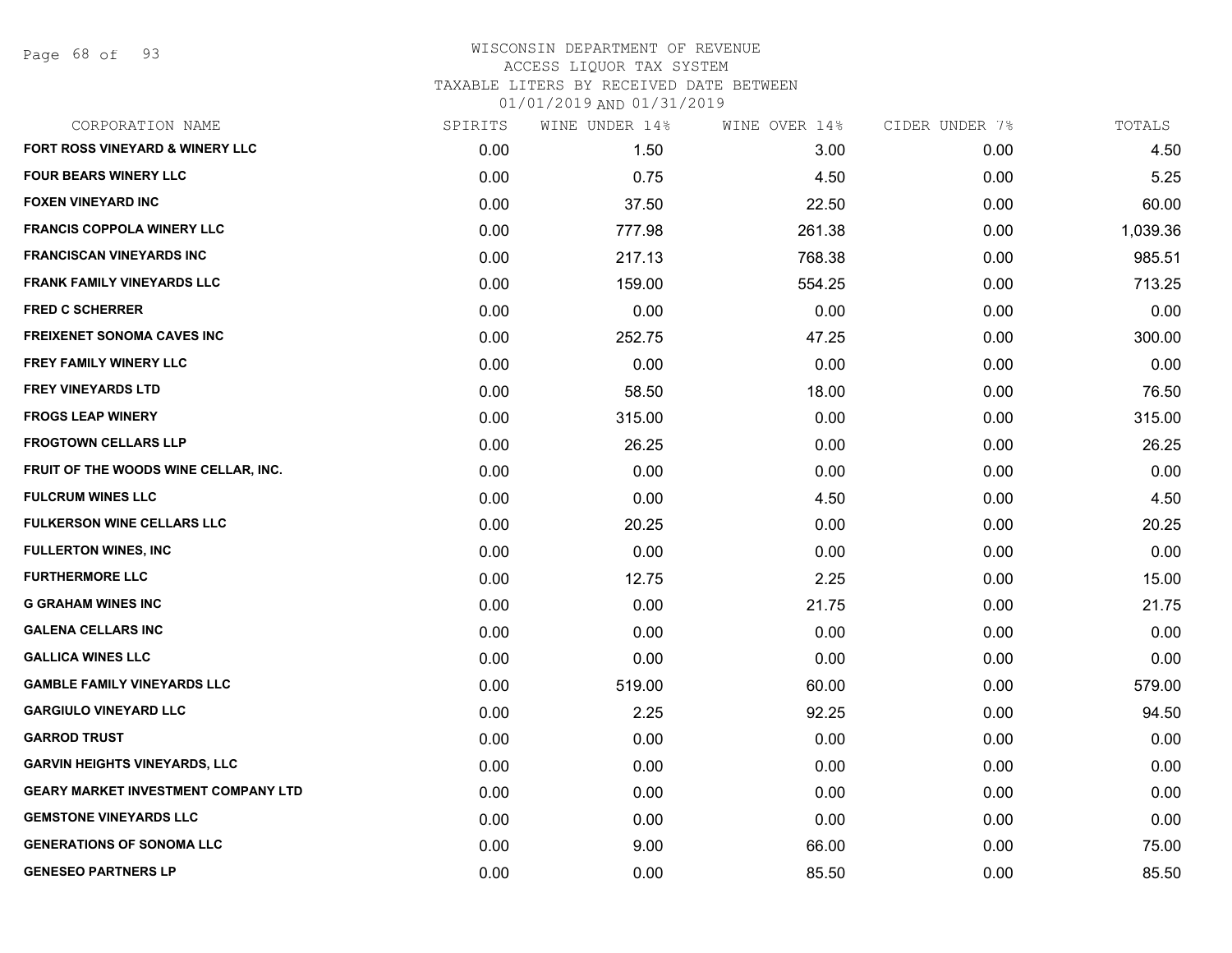# WISCONSIN DEPARTMENT OF REVENUE
## ACCESS LIQUOR TAX SYSTEM
## TAXABLE LITERS BY RECEIVED DATE BETWEEN 01/01/2019 AND 01/31/2019

| CORPORATION NAME | SPIRITS | WINE UNDER 14% | WINE OVER 14% | CIDER UNDER 7% | TOTALS |
|---|---|---|---|---|---|
| FORT ROSS VINEYARD & WINERY LLC | 0.00 | 1.50 | 3.00 | 0.00 | 4.50 |
| FOUR BEARS WINERY LLC | 0.00 | 0.75 | 4.50 | 0.00 | 5.25 |
| FOXEN VINEYARD INC | 0.00 | 37.50 | 22.50 | 0.00 | 60.00 |
| FRANCIS COPPOLA WINERY LLC | 0.00 | 777.98 | 261.38 | 0.00 | 1,039.36 |
| FRANCISCAN VINEYARDS INC | 0.00 | 217.13 | 768.38 | 0.00 | 985.51 |
| FRANK FAMILY VINEYARDS LLC | 0.00 | 159.00 | 554.25 | 0.00 | 713.25 |
| FRED C SCHERRER | 0.00 | 0.00 | 0.00 | 0.00 | 0.00 |
| FREIXENET SONOMA CAVES INC | 0.00 | 252.75 | 47.25 | 0.00 | 300.00 |
| FREY FAMILY WINERY LLC | 0.00 | 0.00 | 0.00 | 0.00 | 0.00 |
| FREY VINEYARDS LTD | 0.00 | 58.50 | 18.00 | 0.00 | 76.50 |
| FROGS LEAP WINERY | 0.00 | 315.00 | 0.00 | 0.00 | 315.00 |
| FROGTOWN CELLARS LLP | 0.00 | 26.25 | 0.00 | 0.00 | 26.25 |
| FRUIT OF THE WOODS WINE CELLAR, INC. | 0.00 | 0.00 | 0.00 | 0.00 | 0.00 |
| FULCRUM WINES LLC | 0.00 | 0.00 | 4.50 | 0.00 | 4.50 |
| FULKERSON WINE CELLARS LLC | 0.00 | 20.25 | 0.00 | 0.00 | 20.25 |
| FULLERTON WINES, INC | 0.00 | 0.00 | 0.00 | 0.00 | 0.00 |
| FURTHERMORE LLC | 0.00 | 12.75 | 2.25 | 0.00 | 15.00 |
| G GRAHAM WINES INC | 0.00 | 0.00 | 21.75 | 0.00 | 21.75 |
| GALENA CELLARS INC | 0.00 | 0.00 | 0.00 | 0.00 | 0.00 |
| GALLICA WINES LLC | 0.00 | 0.00 | 0.00 | 0.00 | 0.00 |
| GAMBLE FAMILY VINEYARDS LLC | 0.00 | 519.00 | 60.00 | 0.00 | 579.00 |
| GARGIULO VINEYARD LLC | 0.00 | 2.25 | 92.25 | 0.00 | 94.50 |
| GARROD TRUST | 0.00 | 0.00 | 0.00 | 0.00 | 0.00 |
| GARVIN HEIGHTS VINEYARDS, LLC | 0.00 | 0.00 | 0.00 | 0.00 | 0.00 |
| GEARY MARKET INVESTMENT COMPANY LTD | 0.00 | 0.00 | 0.00 | 0.00 | 0.00 |
| GEMSTONE VINEYARDS LLC | 0.00 | 0.00 | 0.00 | 0.00 | 0.00 |
| GENERATIONS OF SONOMA LLC | 0.00 | 9.00 | 66.00 | 0.00 | 75.00 |
| GENESEO PARTNERS LP | 0.00 | 0.00 | 85.50 | 0.00 | 85.50 |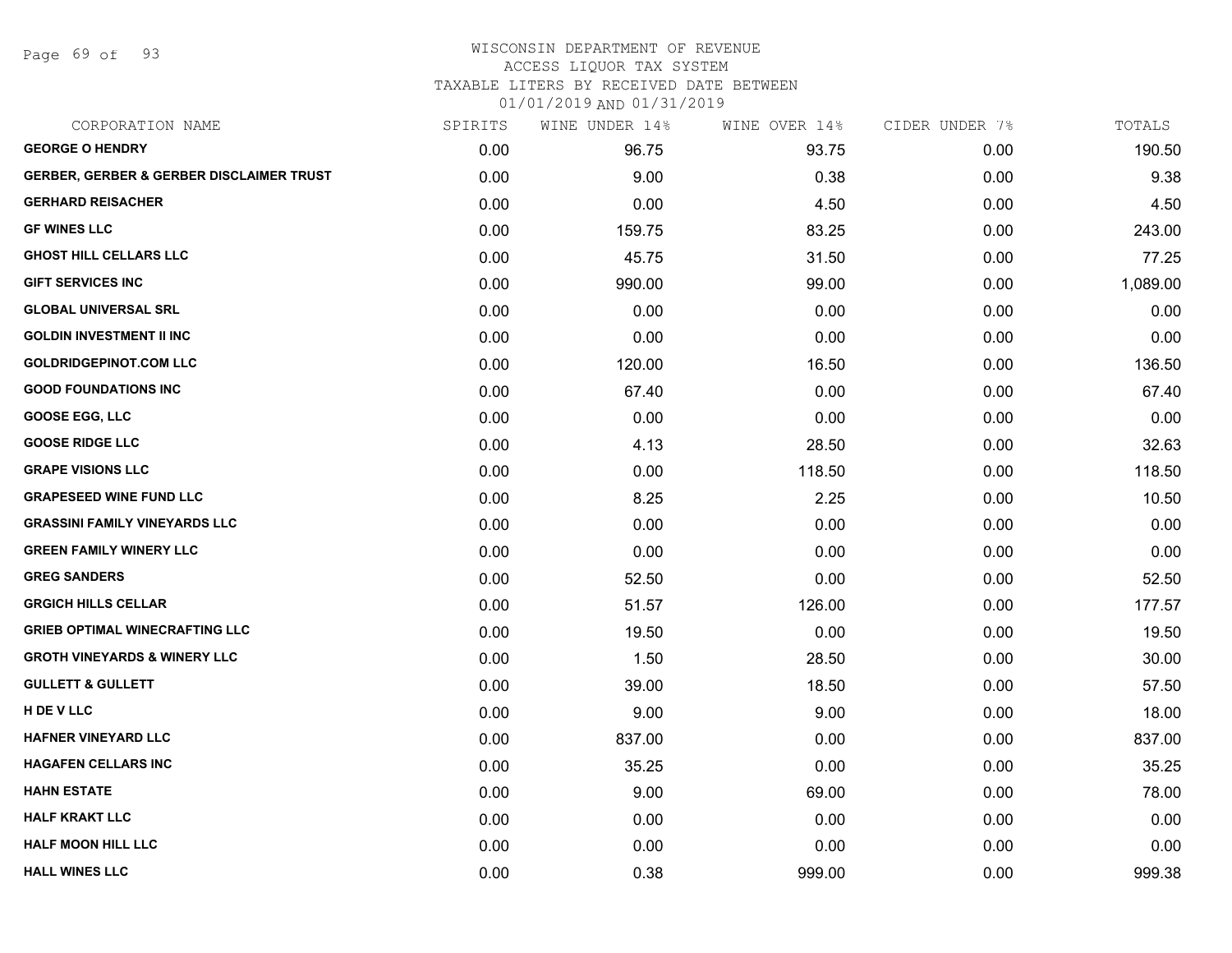WISCONSIN DEPARTMENT OF REVENUE
ACCESS LIQUOR TAX SYSTEM
TAXABLE LITERS BY RECEIVED DATE BETWEEN
01/01/2019 AND 01/31/2019

| CORPORATION NAME | SPIRITS | WINE UNDER 14% | WINE OVER 14% | CIDER UNDER 7% | TOTALS |
|---|---|---|---|---|---|
| **GEORGE O HENDRY** | 0.00 | 96.75 | 93.75 | 0.00 | 190.50 |
| **GERBER, GERBER & GERBER DISCLAIMER TRUST** | 0.00 | 9.00 | 0.38 | 0.00 | 9.38 |
| **GERHARD REISACHER** | 0.00 | 0.00 | 4.50 | 0.00 | 4.50 |
| **GF WINES LLC** | 0.00 | 159.75 | 83.25 | 0.00 | 243.00 |
| **GHOST HILL CELLARS LLC** | 0.00 | 45.75 | 31.50 | 0.00 | 77.25 |
| **GIFT SERVICES INC** | 0.00 | 990.00 | 99.00 | 0.00 | 1,089.00 |
| **GLOBAL UNIVERSAL SRL** | 0.00 | 0.00 | 0.00 | 0.00 | 0.00 |
| **GOLDIN INVESTMENT II INC** | 0.00 | 0.00 | 0.00 | 0.00 | 0.00 |
| **GOLDRIDGEPINOT.COM LLC** | 0.00 | 120.00 | 16.50 | 0.00 | 136.50 |
| **GOOD FOUNDATIONS INC** | 0.00 | 67.40 | 0.00 | 0.00 | 67.40 |
| **GOOSE EGG, LLC** | 0.00 | 0.00 | 0.00 | 0.00 | 0.00 |
| **GOOSE RIDGE LLC** | 0.00 | 4.13 | 28.50 | 0.00 | 32.63 |
| **GRAPE VISIONS LLC** | 0.00 | 0.00 | 118.50 | 0.00 | 118.50 |
| **GRAPESEED WINE FUND LLC** | 0.00 | 8.25 | 2.25 | 0.00 | 10.50 |
| **GRASSINI FAMILY VINEYARDS LLC** | 0.00 | 0.00 | 0.00 | 0.00 | 0.00 |
| **GREEN FAMILY WINERY LLC** | 0.00 | 0.00 | 0.00 | 0.00 | 0.00 |
| **GREG SANDERS** | 0.00 | 52.50 | 0.00 | 0.00 | 52.50 |
| **GRGICH HILLS CELLAR** | 0.00 | 51.57 | 126.00 | 0.00 | 177.57 |
| **GRIEB OPTIMAL WINECRAFTING LLC** | 0.00 | 19.50 | 0.00 | 0.00 | 19.50 |
| **GROTH VINEYARDS & WINERY LLC** | 0.00 | 1.50 | 28.50 | 0.00 | 30.00 |
| **GULLETT & GULLETT** | 0.00 | 39.00 | 18.50 | 0.00 | 57.50 |
| **H DE V LLC** | 0.00 | 9.00 | 9.00 | 0.00 | 18.00 |
| **HAFNER VINEYARD LLC** | 0.00 | 837.00 | 0.00 | 0.00 | 837.00 |
| **HAGAFEN CELLARS INC** | 0.00 | 35.25 | 0.00 | 0.00 | 35.25 |
| **HAHN ESTATE** | 0.00 | 9.00 | 69.00 | 0.00 | 78.00 |
| **HALF KRAKT LLC** | 0.00 | 0.00 | 0.00 | 0.00 | 0.00 |
| **HALF MOON HILL LLC** | 0.00 | 0.00 | 0.00 | 0.00 | 0.00 |
| **HALL WINES LLC** | 0.00 | 0.38 | 999.00 | 0.00 | 999.38 |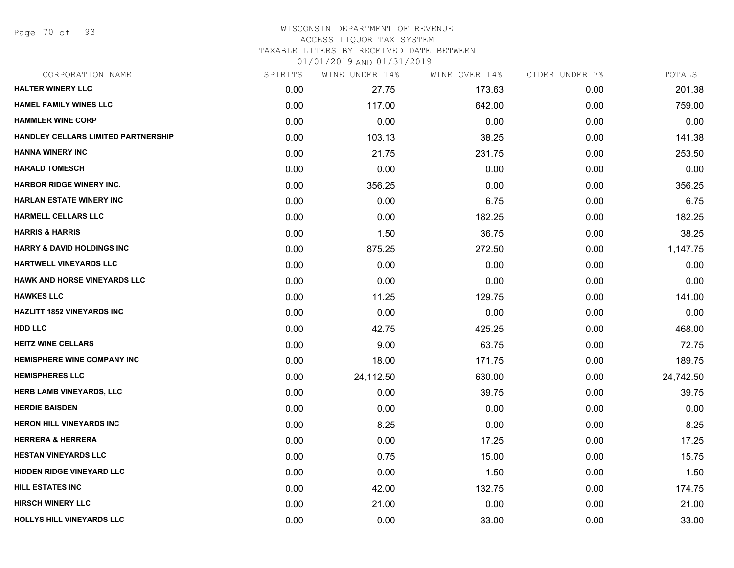WISCONSIN DEPARTMENT OF REVENUE
ACCESS LIQUOR TAX SYSTEM
TAXABLE LITERS BY RECEIVED DATE BETWEEN
01/01/2019 AND 01/31/2019

| CORPORATION NAME | SPIRITS | WINE UNDER 14% | WINE OVER 14% | CIDER UNDER 7% | TOTALS |
|---|---|---|---|---|---|
| HALTER WINERY LLC | 0.00 | 27.75 | 173.63 | 0.00 | 201.38 |
| HAMEL FAMILY WINES LLC | 0.00 | 117.00 | 642.00 | 0.00 | 759.00 |
| HAMMLER WINE CORP | 0.00 | 0.00 | 0.00 | 0.00 | 0.00 |
| HANDLEY CELLARS LIMITED PARTNERSHIP | 0.00 | 103.13 | 38.25 | 0.00 | 141.38 |
| HANNA WINERY INC | 0.00 | 21.75 | 231.75 | 0.00 | 253.50 |
| HARALD TOMESCH | 0.00 | 0.00 | 0.00 | 0.00 | 0.00 |
| HARBOR RIDGE WINERY INC. | 0.00 | 356.25 | 0.00 | 0.00 | 356.25 |
| HARLAN ESTATE WINERY INC | 0.00 | 0.00 | 6.75 | 0.00 | 6.75 |
| HARMELL CELLARS LLC | 0.00 | 0.00 | 182.25 | 0.00 | 182.25 |
| HARRIS & HARRIS | 0.00 | 1.50 | 36.75 | 0.00 | 38.25 |
| HARRY & DAVID HOLDINGS INC | 0.00 | 875.25 | 272.50 | 0.00 | 1,147.75 |
| HARTWELL VINEYARDS LLC | 0.00 | 0.00 | 0.00 | 0.00 | 0.00 |
| HAWK AND HORSE VINEYARDS LLC | 0.00 | 0.00 | 0.00 | 0.00 | 0.00 |
| HAWKES LLC | 0.00 | 11.25 | 129.75 | 0.00 | 141.00 |
| HAZLITT 1852 VINEYARDS INC | 0.00 | 0.00 | 0.00 | 0.00 | 0.00 |
| HDD LLC | 0.00 | 42.75 | 425.25 | 0.00 | 468.00 |
| HEITZ WINE CELLARS | 0.00 | 9.00 | 63.75 | 0.00 | 72.75 |
| HEMISPHERE WINE COMPANY INC | 0.00 | 18.00 | 171.75 | 0.00 | 189.75 |
| HEMISPHERES LLC | 0.00 | 24,112.50 | 630.00 | 0.00 | 24,742.50 |
| HERB LAMB VINEYARDS, LLC | 0.00 | 0.00 | 39.75 | 0.00 | 39.75 |
| HERDIE BAISDEN | 0.00 | 0.00 | 0.00 | 0.00 | 0.00 |
| HERON HILL VINEYARDS INC | 0.00 | 8.25 | 0.00 | 0.00 | 8.25 |
| HERRERA & HERRERA | 0.00 | 0.00 | 17.25 | 0.00 | 17.25 |
| HESTAN VINEYARDS LLC | 0.00 | 0.75 | 15.00 | 0.00 | 15.75 |
| HIDDEN RIDGE VINEYARD LLC | 0.00 | 0.00 | 1.50 | 0.00 | 1.50 |
| HILL ESTATES INC | 0.00 | 42.00 | 132.75 | 0.00 | 174.75 |
| HIRSCH WINERY LLC | 0.00 | 21.00 | 0.00 | 0.00 | 21.00 |
| HOLLYS HILL VINEYARDS LLC | 0.00 | 0.00 | 33.00 | 0.00 | 33.00 |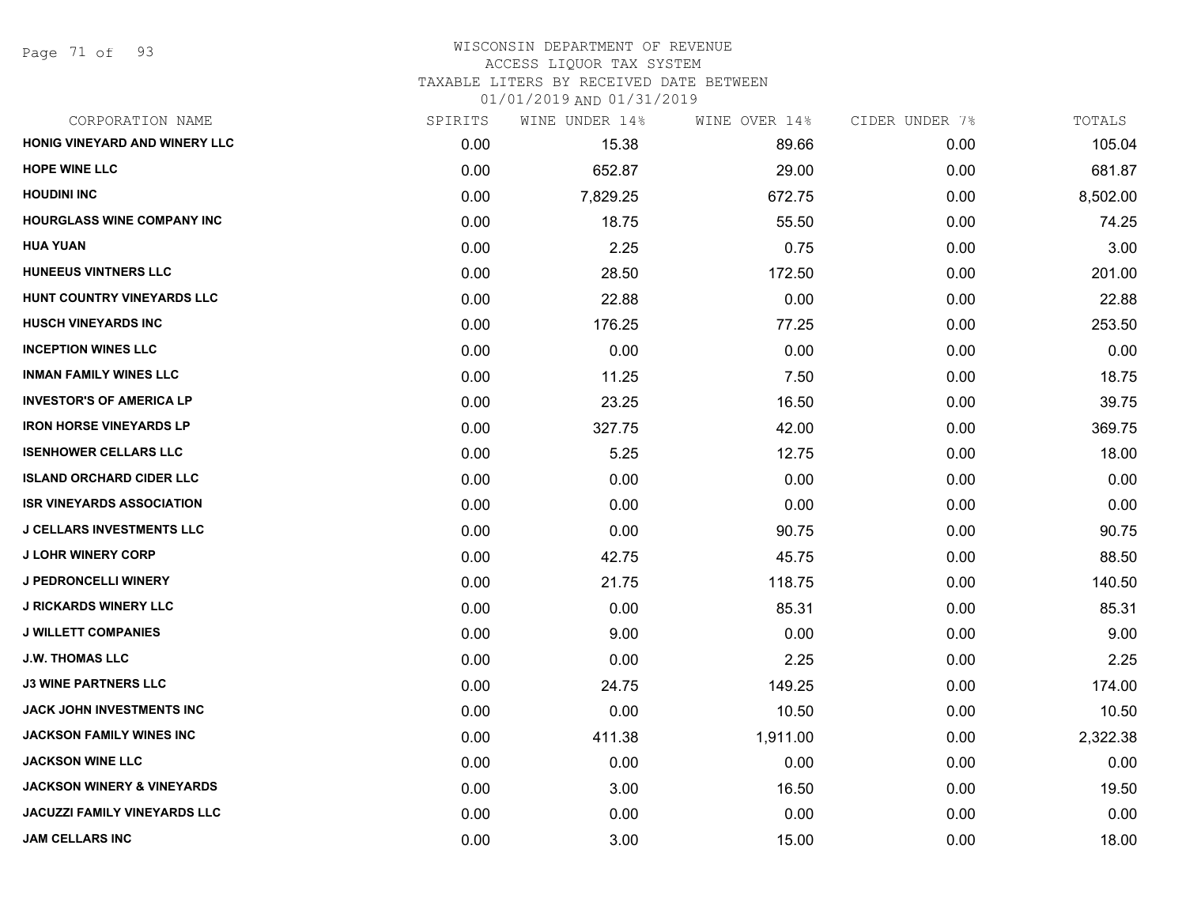WISCONSIN DEPARTMENT OF REVENUE
ACCESS LIQUOR TAX SYSTEM
TAXABLE LITERS BY RECEIVED DATE BETWEEN
01/01/2019 AND 01/31/2019

| CORPORATION NAME | SPIRITS | WINE UNDER 14% | WINE OVER 14% | CIDER UNDER 7% | TOTALS |
|---|---|---|---|---|---|
| HONIG VINEYARD AND WINERY LLC | 0.00 | 15.38 | 89.66 | 0.00 | 105.04 |
| HOPE WINE LLC | 0.00 | 652.87 | 29.00 | 0.00 | 681.87 |
| HOUDINI INC | 0.00 | 7,829.25 | 672.75 | 0.00 | 8,502.00 |
| HOURGLASS WINE COMPANY INC | 0.00 | 18.75 | 55.50 | 0.00 | 74.25 |
| HUA YUAN | 0.00 | 2.25 | 0.75 | 0.00 | 3.00 |
| HUNEEUS VINTNERS LLC | 0.00 | 28.50 | 172.50 | 0.00 | 201.00 |
| HUNT COUNTRY VINEYARDS LLC | 0.00 | 22.88 | 0.00 | 0.00 | 22.88 |
| HUSCH VINEYARDS INC | 0.00 | 176.25 | 77.25 | 0.00 | 253.50 |
| INCEPTION WINES LLC | 0.00 | 0.00 | 0.00 | 0.00 | 0.00 |
| INMAN FAMILY WINES LLC | 0.00 | 11.25 | 7.50 | 0.00 | 18.75 |
| INVESTOR'S OF AMERICA LP | 0.00 | 23.25 | 16.50 | 0.00 | 39.75 |
| IRON HORSE VINEYARDS LP | 0.00 | 327.75 | 42.00 | 0.00 | 369.75 |
| ISENHOWER CELLARS LLC | 0.00 | 5.25 | 12.75 | 0.00 | 18.00 |
| ISLAND ORCHARD CIDER LLC | 0.00 | 0.00 | 0.00 | 0.00 | 0.00 |
| ISR VINEYARDS ASSOCIATION | 0.00 | 0.00 | 0.00 | 0.00 | 0.00 |
| J CELLARS INVESTMENTS LLC | 0.00 | 0.00 | 90.75 | 0.00 | 90.75 |
| J LOHR WINERY CORP | 0.00 | 42.75 | 45.75 | 0.00 | 88.50 |
| J PEDRONCELLI WINERY | 0.00 | 21.75 | 118.75 | 0.00 | 140.50 |
| J RICKARDS WINERY LLC | 0.00 | 0.00 | 85.31 | 0.00 | 85.31 |
| J WILLETT COMPANIES | 0.00 | 9.00 | 0.00 | 0.00 | 9.00 |
| J.W. THOMAS LLC | 0.00 | 0.00 | 2.25 | 0.00 | 2.25 |
| J3 WINE PARTNERS LLC | 0.00 | 24.75 | 149.25 | 0.00 | 174.00 |
| JACK JOHN INVESTMENTS INC | 0.00 | 0.00 | 10.50 | 0.00 | 10.50 |
| JACKSON FAMILY WINES INC | 0.00 | 411.38 | 1,911.00 | 0.00 | 2,322.38 |
| JACKSON WINE LLC | 0.00 | 0.00 | 0.00 | 0.00 | 0.00 |
| JACKSON WINERY & VINEYARDS | 0.00 | 3.00 | 16.50 | 0.00 | 19.50 |
| JACUZZI FAMILY VINEYARDS LLC | 0.00 | 0.00 | 0.00 | 0.00 | 0.00 |
| JAM CELLARS INC | 0.00 | 3.00 | 15.00 | 0.00 | 18.00 |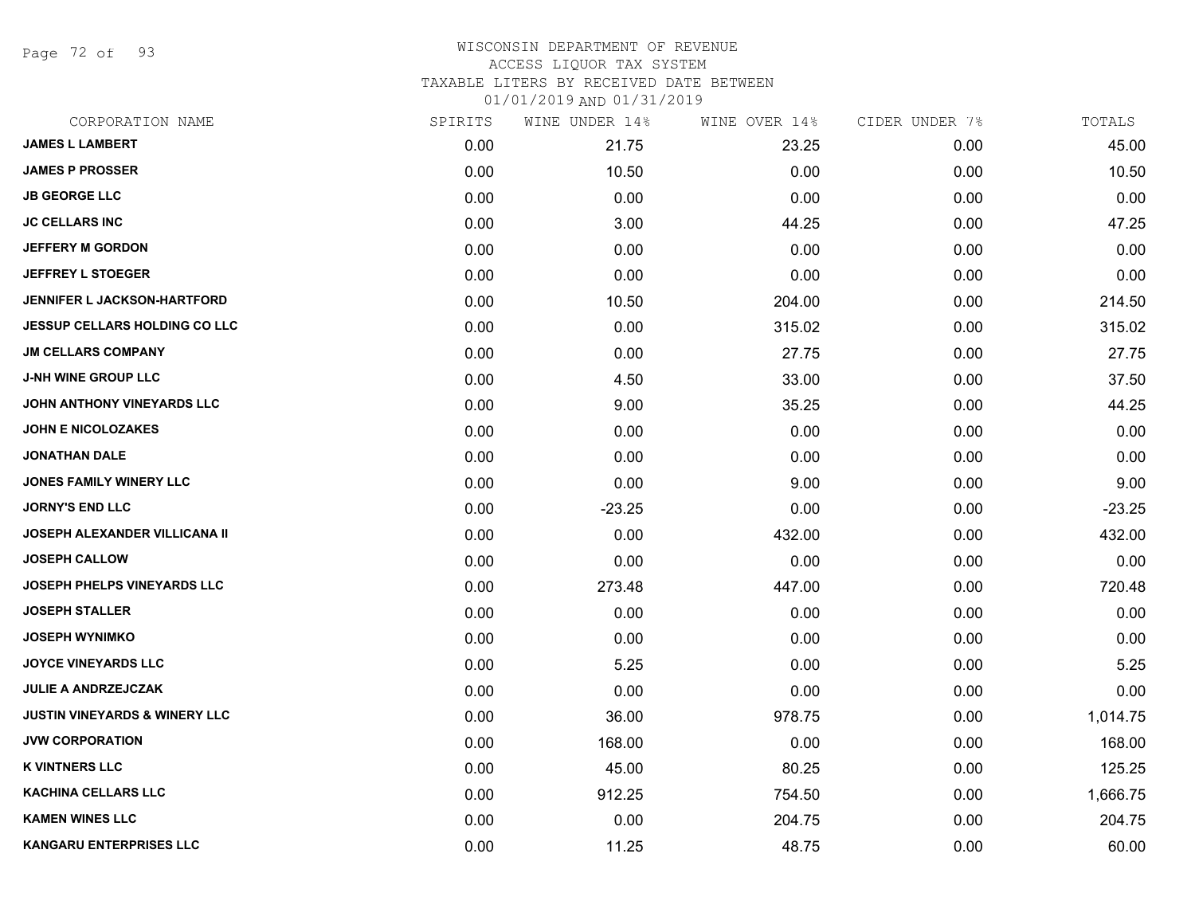WISCONSIN DEPARTMENT OF REVENUE
ACCESS LIQUOR TAX SYSTEM
TAXABLE LITERS BY RECEIVED DATE BETWEEN
01/01/2019 AND 01/31/2019

| CORPORATION NAME | SPIRITS | WINE UNDER 14% | WINE OVER 14% | CIDER UNDER 7% | TOTALS |
|---|---|---|---|---|---|
| JAMES L LAMBERT | 0.00 | 21.75 | 23.25 | 0.00 | 45.00 |
| JAMES P PROSSER | 0.00 | 10.50 | 0.00 | 0.00 | 10.50 |
| JB GEORGE LLC | 0.00 | 0.00 | 0.00 | 0.00 | 0.00 |
| JC CELLARS INC | 0.00 | 3.00 | 44.25 | 0.00 | 47.25 |
| JEFFERY M GORDON | 0.00 | 0.00 | 0.00 | 0.00 | 0.00 |
| JEFFREY L STOEGER | 0.00 | 0.00 | 0.00 | 0.00 | 0.00 |
| JENNIFER L JACKSON-HARTFORD | 0.00 | 10.50 | 204.00 | 0.00 | 214.50 |
| JESSUP CELLARS HOLDING CO LLC | 0.00 | 0.00 | 315.02 | 0.00 | 315.02 |
| JM CELLARS COMPANY | 0.00 | 0.00 | 27.75 | 0.00 | 27.75 |
| J-NH WINE GROUP LLC | 0.00 | 4.50 | 33.00 | 0.00 | 37.50 |
| JOHN ANTHONY VINEYARDS LLC | 0.00 | 9.00 | 35.25 | 0.00 | 44.25 |
| JOHN E NICOLOZAKES | 0.00 | 0.00 | 0.00 | 0.00 | 0.00 |
| JONATHAN DALE | 0.00 | 0.00 | 0.00 | 0.00 | 0.00 |
| JONES FAMILY WINERY LLC | 0.00 | 0.00 | 9.00 | 0.00 | 9.00 |
| JORNY'S END LLC | 0.00 | -23.25 | 0.00 | 0.00 | -23.25 |
| JOSEPH ALEXANDER VILLICANA II | 0.00 | 0.00 | 432.00 | 0.00 | 432.00 |
| JOSEPH CALLOW | 0.00 | 0.00 | 0.00 | 0.00 | 0.00 |
| JOSEPH PHELPS VINEYARDS LLC | 0.00 | 273.48 | 447.00 | 0.00 | 720.48 |
| JOSEPH STALLER | 0.00 | 0.00 | 0.00 | 0.00 | 0.00 |
| JOSEPH WYNIMKO | 0.00 | 0.00 | 0.00 | 0.00 | 0.00 |
| JOYCE VINEYARDS LLC | 0.00 | 5.25 | 0.00 | 0.00 | 5.25 |
| JULIE A ANDRZEJCZAK | 0.00 | 0.00 | 0.00 | 0.00 | 0.00 |
| JUSTIN VINEYARDS & WINERY LLC | 0.00 | 36.00 | 978.75 | 0.00 | 1,014.75 |
| JVW CORPORATION | 0.00 | 168.00 | 0.00 | 0.00 | 168.00 |
| K VINTNERS LLC | 0.00 | 45.00 | 80.25 | 0.00 | 125.25 |
| KACHINA CELLARS LLC | 0.00 | 912.25 | 754.50 | 0.00 | 1,666.75 |
| KAMEN WINES LLC | 0.00 | 0.00 | 204.75 | 0.00 | 204.75 |
| KANGARU ENTERPRISES LLC | 0.00 | 11.25 | 48.75 | 0.00 | 60.00 |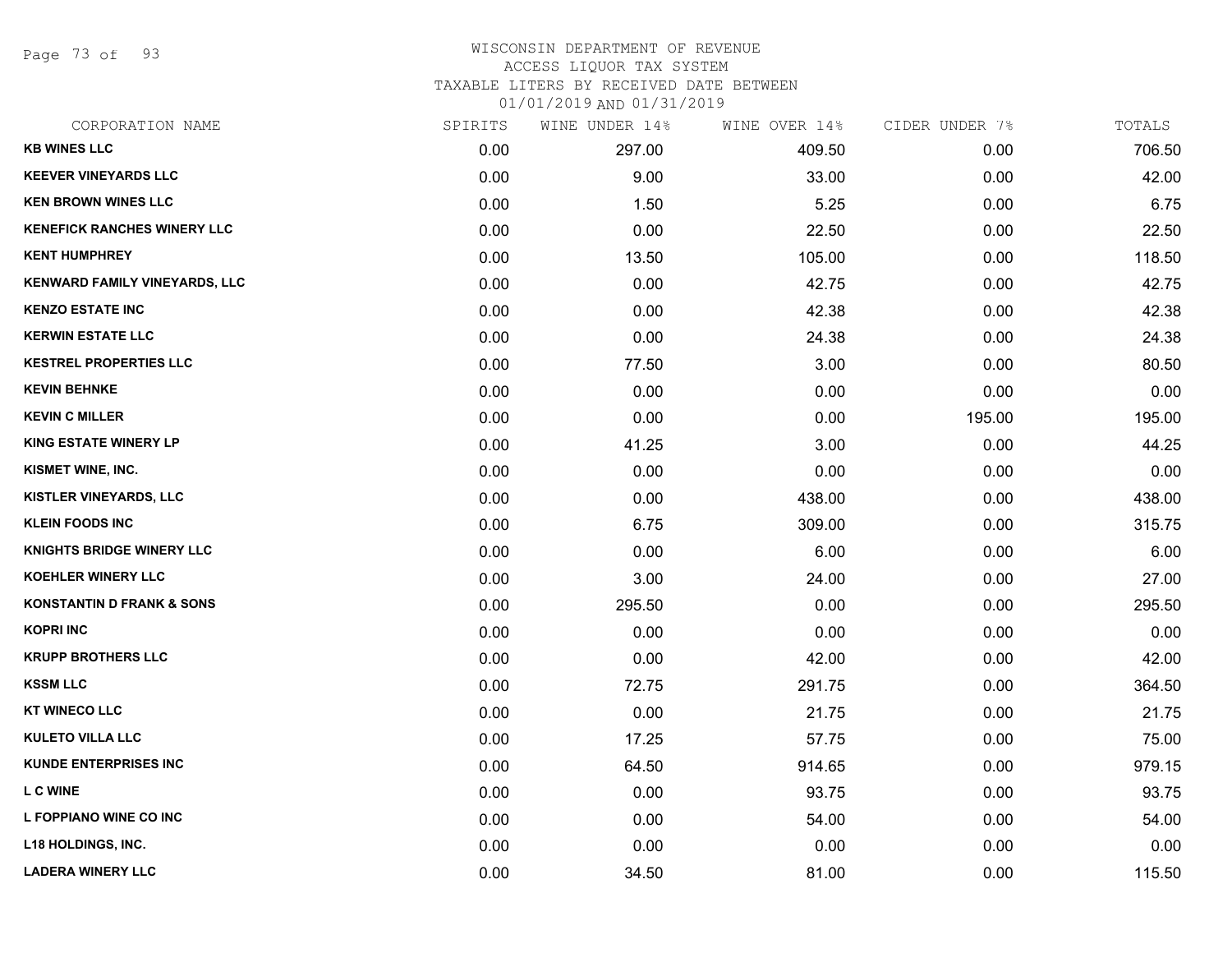WISCONSIN DEPARTMENT OF REVENUE
ACCESS LIQUOR TAX SYSTEM
TAXABLE LITERS BY RECEIVED DATE BETWEEN
01/01/2019 AND 01/31/2019

| CORPORATION NAME | SPIRITS | WINE UNDER 14% | WINE OVER 14% | CIDER UNDER 7% | TOTALS |
|---|---|---|---|---|---|
| **KB WINES LLC** | 0.00 | 297.00 | 409.50 | 0.00 | 706.50 |
| **KEEVER VINEYARDS LLC** | 0.00 | 9.00 | 33.00 | 0.00 | 42.00 |
| **KEN BROWN WINES LLC** | 0.00 | 1.50 | 5.25 | 0.00 | 6.75 |
| **KENEFICK RANCHES WINERY LLC** | 0.00 | 0.00 | 22.50 | 0.00 | 22.50 |
| **KENT HUMPHREY** | 0.00 | 13.50 | 105.00 | 0.00 | 118.50 |
| **KENWARD FAMILY VINEYARDS, LLC** | 0.00 | 0.00 | 42.75 | 0.00 | 42.75 |
| **KENZO ESTATE INC** | 0.00 | 0.00 | 42.38 | 0.00 | 42.38 |
| **KERWIN ESTATE LLC** | 0.00 | 0.00 | 24.38 | 0.00 | 24.38 |
| **KESTREL PROPERTIES LLC** | 0.00 | 77.50 | 3.00 | 0.00 | 80.50 |
| **KEVIN BEHNKE** | 0.00 | 0.00 | 0.00 | 0.00 | 0.00 |
| **KEVIN C MILLER** | 0.00 | 0.00 | 0.00 | 195.00 | 195.00 |
| **KING ESTATE WINERY LP** | 0.00 | 41.25 | 3.00 | 0.00 | 44.25 |
| **KISMET WINE, INC.** | 0.00 | 0.00 | 0.00 | 0.00 | 0.00 |
| **KISTLER VINEYARDS, LLC** | 0.00 | 0.00 | 438.00 | 0.00 | 438.00 |
| **KLEIN FOODS INC** | 0.00 | 6.75 | 309.00 | 0.00 | 315.75 |
| **KNIGHTS BRIDGE WINERY LLC** | 0.00 | 0.00 | 6.00 | 0.00 | 6.00 |
| **KOEHLER WINERY LLC** | 0.00 | 3.00 | 24.00 | 0.00 | 27.00 |
| **KONSTANTIN D FRANK & SONS** | 0.00 | 295.50 | 0.00 | 0.00 | 295.50 |
| **KOPRI INC** | 0.00 | 0.00 | 0.00 | 0.00 | 0.00 |
| **KRUPP BROTHERS LLC** | 0.00 | 0.00 | 42.00 | 0.00 | 42.00 |
| **KSSM LLC** | 0.00 | 72.75 | 291.75 | 0.00 | 364.50 |
| **KT WINECO LLC** | 0.00 | 0.00 | 21.75 | 0.00 | 21.75 |
| **KULETO VILLA LLC** | 0.00 | 17.25 | 57.75 | 0.00 | 75.00 |
| **KUNDE ENTERPRISES INC** | 0.00 | 64.50 | 914.65 | 0.00 | 979.15 |
| **L C WINE** | 0.00 | 0.00 | 93.75 | 0.00 | 93.75 |
| **L FOPPIANO WINE CO INC** | 0.00 | 0.00 | 54.00 | 0.00 | 54.00 |
| **L18 HOLDINGS, INC.** | 0.00 | 0.00 | 0.00 | 0.00 | 0.00 |
| **LADERA WINERY LLC** | 0.00 | 34.50 | 81.00 | 0.00 | 115.50 |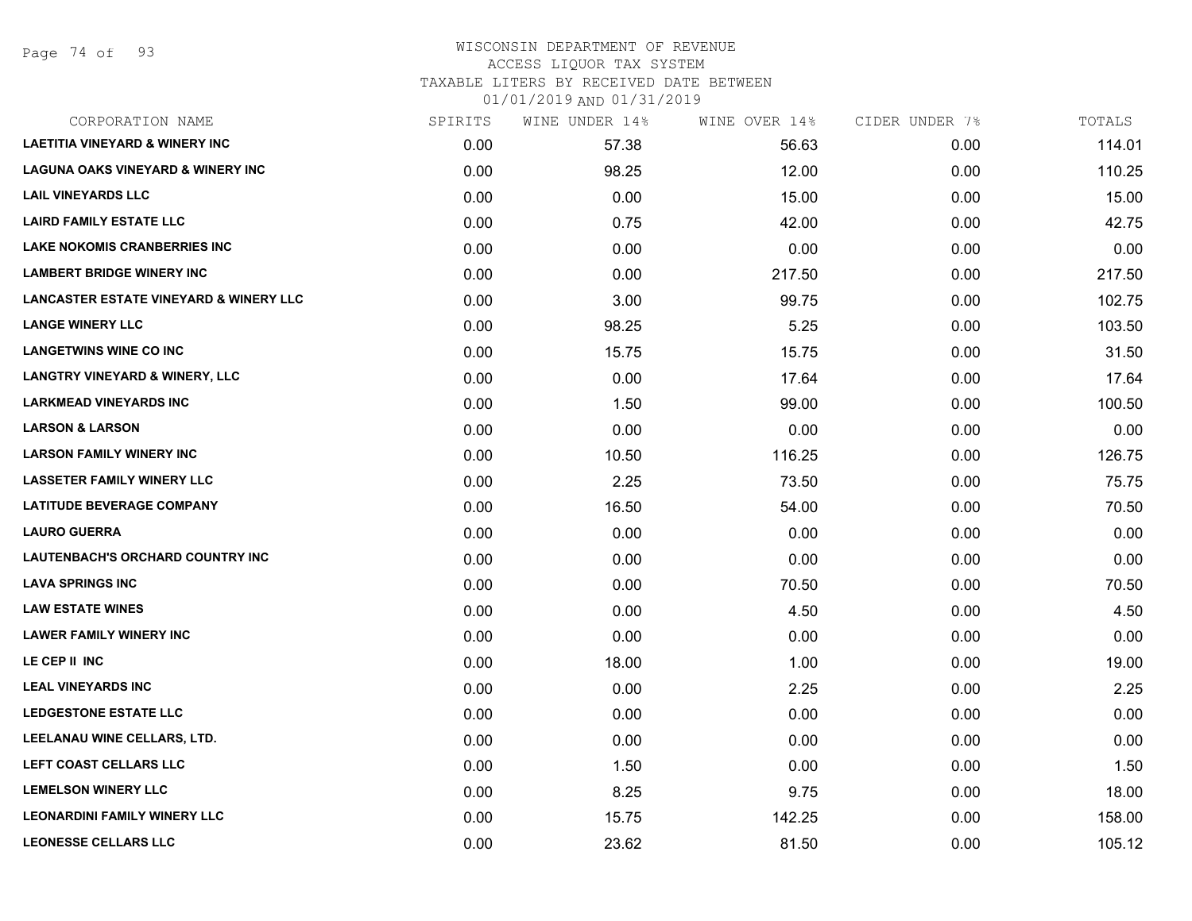WISCONSIN DEPARTMENT OF REVENUE
ACCESS LIQUOR TAX SYSTEM
TAXABLE LITERS BY RECEIVED DATE BETWEEN
01/01/2019 AND 01/31/2019

| CORPORATION NAME | SPIRITS | WINE UNDER 14% | WINE OVER 14% | CIDER UNDER 7% | TOTALS |
|---|---|---|---|---|---|
| LAETITIA VINEYARD & WINERY INC | 0.00 | 57.38 | 56.63 | 0.00 | 114.01 |
| LAGUNA OAKS VINEYARD & WINERY INC | 0.00 | 98.25 | 12.00 | 0.00 | 110.25 |
| LAIL VINEYARDS LLC | 0.00 | 0.00 | 15.00 | 0.00 | 15.00 |
| LAIRD FAMILY ESTATE LLC | 0.00 | 0.75 | 42.00 | 0.00 | 42.75 |
| LAKE NOKOMIS CRANBERRIES INC | 0.00 | 0.00 | 0.00 | 0.00 | 0.00 |
| LAMBERT BRIDGE WINERY INC | 0.00 | 0.00 | 217.50 | 0.00 | 217.50 |
| LANCASTER ESTATE VINEYARD & WINERY LLC | 0.00 | 3.00 | 99.75 | 0.00 | 102.75 |
| LANGE WINERY LLC | 0.00 | 98.25 | 5.25 | 0.00 | 103.50 |
| LANGETWINS WINE CO INC | 0.00 | 15.75 | 15.75 | 0.00 | 31.50 |
| LANGTRY VINEYARD & WINERY, LLC | 0.00 | 0.00 | 17.64 | 0.00 | 17.64 |
| LARKMEAD VINEYARDS INC | 0.00 | 1.50 | 99.00 | 0.00 | 100.50 |
| LARSON & LARSON | 0.00 | 0.00 | 0.00 | 0.00 | 0.00 |
| LARSON FAMILY WINERY INC | 0.00 | 10.50 | 116.25 | 0.00 | 126.75 |
| LASSETER FAMILY WINERY LLC | 0.00 | 2.25 | 73.50 | 0.00 | 75.75 |
| LATITUDE BEVERAGE COMPANY | 0.00 | 16.50 | 54.00 | 0.00 | 70.50 |
| LAURO GUERRA | 0.00 | 0.00 | 0.00 | 0.00 | 0.00 |
| LAUTENBACH'S ORCHARD COUNTRY INC | 0.00 | 0.00 | 0.00 | 0.00 | 0.00 |
| LAVA SPRINGS INC | 0.00 | 0.00 | 70.50 | 0.00 | 70.50 |
| LAW ESTATE WINES | 0.00 | 0.00 | 4.50 | 0.00 | 4.50 |
| LAWER FAMILY WINERY INC | 0.00 | 0.00 | 0.00 | 0.00 | 0.00 |
| LE CEP II INC | 0.00 | 18.00 | 1.00 | 0.00 | 19.00 |
| LEAL VINEYARDS INC | 0.00 | 0.00 | 2.25 | 0.00 | 2.25 |
| LEDGESTONE ESTATE LLC | 0.00 | 0.00 | 0.00 | 0.00 | 0.00 |
| LEELANAU WINE CELLARS, LTD. | 0.00 | 0.00 | 0.00 | 0.00 | 0.00 |
| LEFT COAST CELLARS LLC | 0.00 | 1.50 | 0.00 | 0.00 | 1.50 |
| LEMELSON WINERY LLC | 0.00 | 8.25 | 9.75 | 0.00 | 18.00 |
| LEONARDINI FAMILY WINERY LLC | 0.00 | 15.75 | 142.25 | 0.00 | 158.00 |
| LEONESSE CELLARS LLC | 0.00 | 23.62 | 81.50 | 0.00 | 105.12 |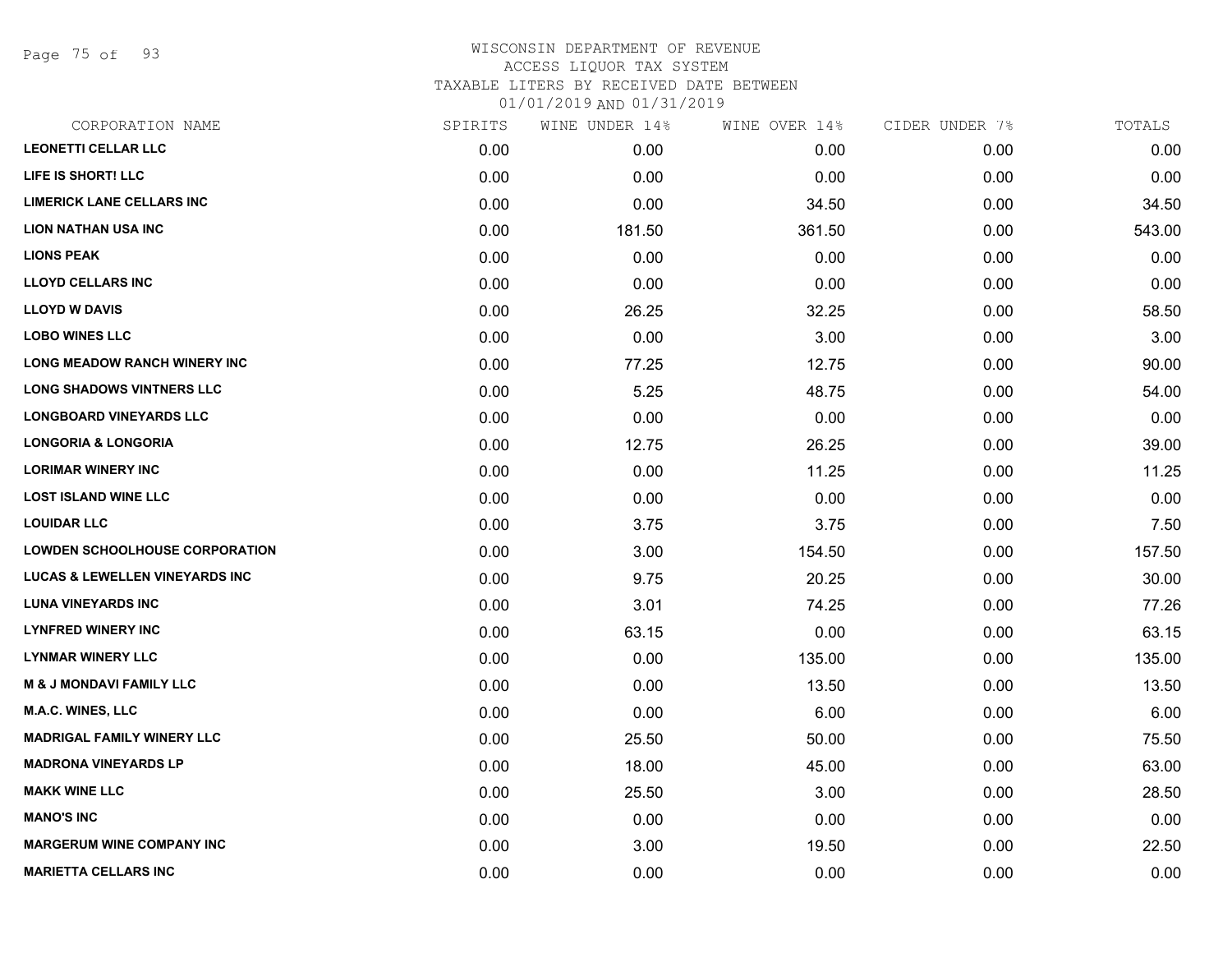# WISCONSIN DEPARTMENT OF REVENUE
ACCESS LIQUOR TAX SYSTEM
TAXABLE LITERS BY RECEIVED DATE BETWEEN
01/01/2019 AND 01/31/2019

| CORPORATION NAME | SPIRITS | WINE UNDER 14% | WINE OVER 14% | CIDER UNDER 7% | TOTALS |
|---|---|---|---|---|---|
| LEONETTI CELLAR LLC | 0.00 | 0.00 | 0.00 | 0.00 | 0.00 |
| LIFE IS SHORT! LLC | 0.00 | 0.00 | 0.00 | 0.00 | 0.00 |
| LIMERICK LANE CELLARS INC | 0.00 | 0.00 | 34.50 | 0.00 | 34.50 |
| LION NATHAN USA INC | 0.00 | 181.50 | 361.50 | 0.00 | 543.00 |
| LIONS PEAK | 0.00 | 0.00 | 0.00 | 0.00 | 0.00 |
| LLOYD CELLARS INC | 0.00 | 0.00 | 0.00 | 0.00 | 0.00 |
| LLOYD W DAVIS | 0.00 | 26.25 | 32.25 | 0.00 | 58.50 |
| LOBO WINES LLC | 0.00 | 0.00 | 3.00 | 0.00 | 3.00 |
| LONG MEADOW RANCH WINERY INC | 0.00 | 77.25 | 12.75 | 0.00 | 90.00 |
| LONG SHADOWS VINTNERS LLC | 0.00 | 5.25 | 48.75 | 0.00 | 54.00 |
| LONGBOARD VINEYARDS LLC | 0.00 | 0.00 | 0.00 | 0.00 | 0.00 |
| LONGORIA & LONGORIA | 0.00 | 12.75 | 26.25 | 0.00 | 39.00 |
| LORIMAR WINERY INC | 0.00 | 0.00 | 11.25 | 0.00 | 11.25 |
| LOST ISLAND WINE LLC | 0.00 | 0.00 | 0.00 | 0.00 | 0.00 |
| LOUIDAR LLC | 0.00 | 3.75 | 3.75 | 0.00 | 7.50 |
| LOWDEN SCHOOLHOUSE CORPORATION | 0.00 | 3.00 | 154.50 | 0.00 | 157.50 |
| LUCAS & LEWELLEN VINEYARDS INC | 0.00 | 9.75 | 20.25 | 0.00 | 30.00 |
| LUNA VINEYARDS INC | 0.00 | 3.01 | 74.25 | 0.00 | 77.26 |
| LYNFRED WINERY INC | 0.00 | 63.15 | 0.00 | 0.00 | 63.15 |
| LYNMAR WINERY LLC | 0.00 | 0.00 | 135.00 | 0.00 | 135.00 |
| M & J MONDAVI FAMILY LLC | 0.00 | 0.00 | 13.50 | 0.00 | 13.50 |
| M.A.C. WINES, LLC | 0.00 | 0.00 | 6.00 | 0.00 | 6.00 |
| MADRIGAL FAMILY WINERY LLC | 0.00 | 25.50 | 50.00 | 0.00 | 75.50 |
| MADRONA VINEYARDS LP | 0.00 | 18.00 | 45.00 | 0.00 | 63.00 |
| MAKK WINE LLC | 0.00 | 25.50 | 3.00 | 0.00 | 28.50 |
| MANO'S INC | 0.00 | 0.00 | 0.00 | 0.00 | 0.00 |
| MARGERUM WINE COMPANY INC | 0.00 | 3.00 | 19.50 | 0.00 | 22.50 |
| MARIETTA CELLARS INC | 0.00 | 0.00 | 0.00 | 0.00 | 0.00 |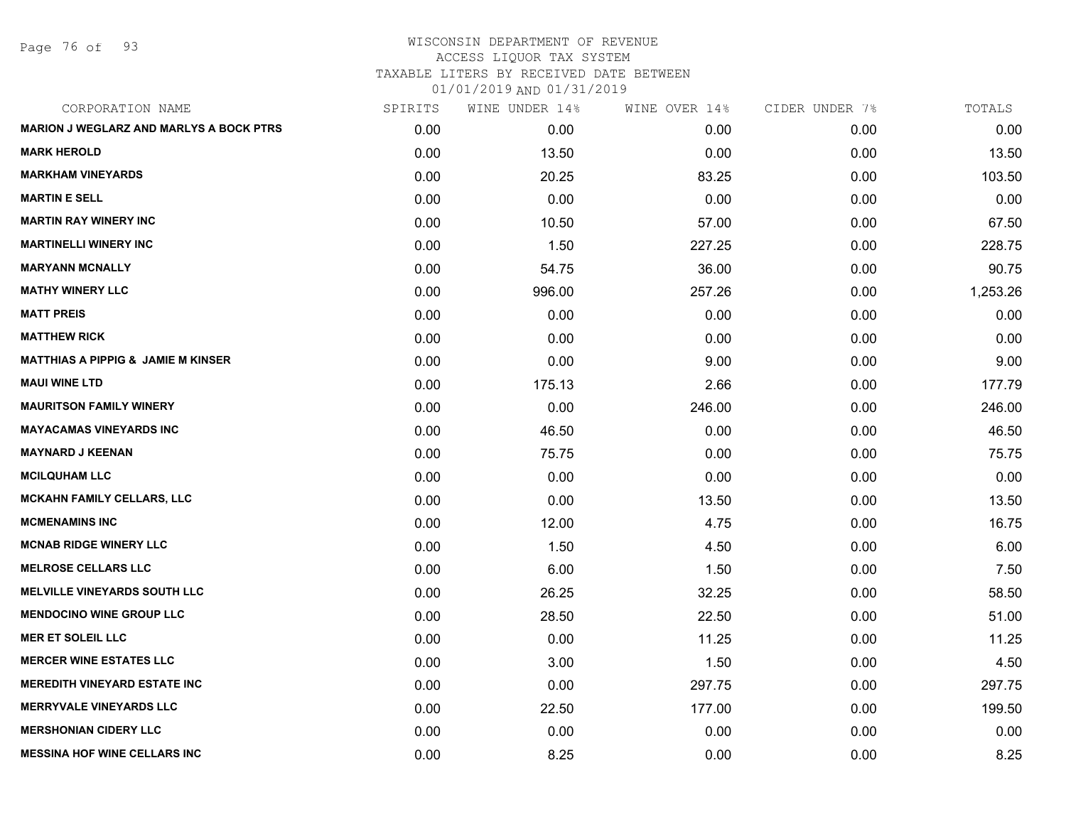WISCONSIN DEPARTMENT OF REVENUE
ACCESS LIQUOR TAX SYSTEM
TAXABLE LITERS BY RECEIVED DATE BETWEEN
01/01/2019 AND 01/31/2019

| CORPORATION NAME | SPIRITS | WINE UNDER 14% | WINE OVER 14% | CIDER UNDER 7% | TOTALS |
|---|---|---|---|---|---|
| MARION J WEGLARZ AND MARLYS A BOCK PTRS | 0.00 | 0.00 | 0.00 | 0.00 | 0.00 |
| MARK HEROLD | 0.00 | 13.50 | 0.00 | 0.00 | 13.50 |
| MARKHAM VINEYARDS | 0.00 | 20.25 | 83.25 | 0.00 | 103.50 |
| MARTIN E SELL | 0.00 | 0.00 | 0.00 | 0.00 | 0.00 |
| MARTIN RAY WINERY INC | 0.00 | 10.50 | 57.00 | 0.00 | 67.50 |
| MARTINELLI WINERY INC | 0.00 | 1.50 | 227.25 | 0.00 | 228.75 |
| MARYANN MCNALLY | 0.00 | 54.75 | 36.00 | 0.00 | 90.75 |
| MATHY WINERY LLC | 0.00 | 996.00 | 257.26 | 0.00 | 1,253.26 |
| MATT PREIS | 0.00 | 0.00 | 0.00 | 0.00 | 0.00 |
| MATTHEW RICK | 0.00 | 0.00 | 0.00 | 0.00 | 0.00 |
| MATTHIAS A PIPPIG & JAMIE M KINSER | 0.00 | 0.00 | 9.00 | 0.00 | 9.00 |
| MAUI WINE LTD | 0.00 | 175.13 | 2.66 | 0.00 | 177.79 |
| MAURITSON FAMILY WINERY | 0.00 | 0.00 | 246.00 | 0.00 | 246.00 |
| MAYACAMAS VINEYARDS INC | 0.00 | 46.50 | 0.00 | 0.00 | 46.50 |
| MAYNARD J KEENAN | 0.00 | 75.75 | 0.00 | 0.00 | 75.75 |
| MCILQUHAM LLC | 0.00 | 0.00 | 0.00 | 0.00 | 0.00 |
| MCKAHN FAMILY CELLARS, LLC | 0.00 | 0.00 | 13.50 | 0.00 | 13.50 |
| MCMENAMINS INC | 0.00 | 12.00 | 4.75 | 0.00 | 16.75 |
| MCNAB RIDGE WINERY LLC | 0.00 | 1.50 | 4.50 | 0.00 | 6.00 |
| MELROSE CELLARS LLC | 0.00 | 6.00 | 1.50 | 0.00 | 7.50 |
| MELVILLE VINEYARDS SOUTH LLC | 0.00 | 26.25 | 32.25 | 0.00 | 58.50 |
| MENDOCINO WINE GROUP LLC | 0.00 | 28.50 | 22.50 | 0.00 | 51.00 |
| MER ET SOLEIL LLC | 0.00 | 0.00 | 11.25 | 0.00 | 11.25 |
| MERCER WINE ESTATES LLC | 0.00 | 3.00 | 1.50 | 0.00 | 4.50 |
| MEREDITH VINEYARD ESTATE INC | 0.00 | 0.00 | 297.75 | 0.00 | 297.75 |
| MERRYVALE VINEYARDS LLC | 0.00 | 22.50 | 177.00 | 0.00 | 199.50 |
| MERSHONIAN CIDERY LLC | 0.00 | 0.00 | 0.00 | 0.00 | 0.00 |
| MESSINA HOF WINE CELLARS INC | 0.00 | 8.25 | 0.00 | 0.00 | 8.25 |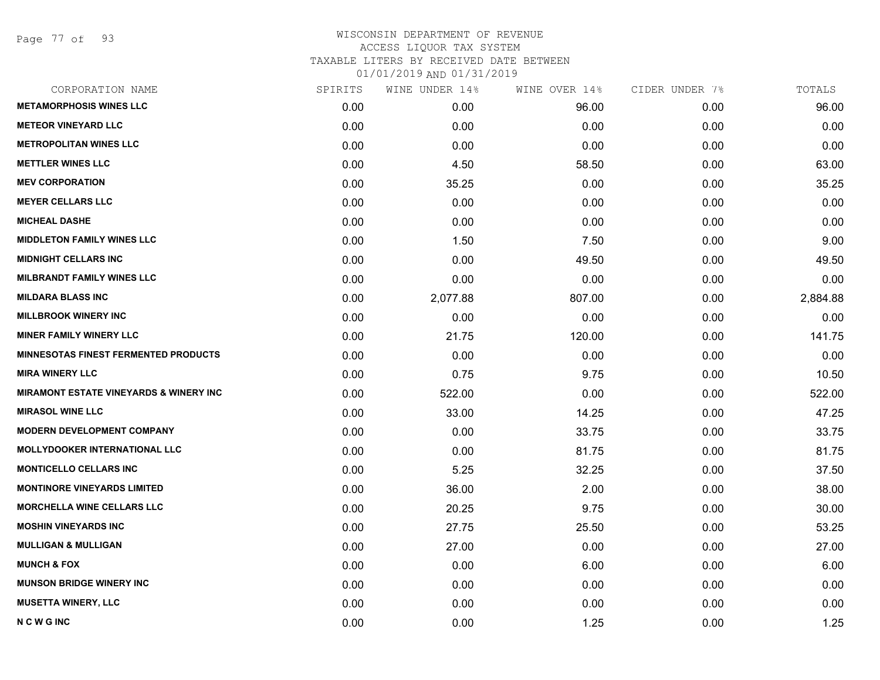WISCONSIN DEPARTMENT OF REVENUE
ACCESS LIQUOR TAX SYSTEM
TAXABLE LITERS BY RECEIVED DATE BETWEEN
01/01/2019 AND 01/31/2019

| CORPORATION NAME | SPIRITS | WINE UNDER 14% | WINE OVER 14% | CIDER UNDER 7% | TOTALS |
|---|---|---|---|---|---|
| **METAMORPHOSIS WINES LLC** | 0.00 | 0.00 | 96.00 | 0.00 | 96.00 |
| **METEOR VINEYARD LLC** | 0.00 | 0.00 | 0.00 | 0.00 | 0.00 |
| **METROPOLITAN WINES LLC** | 0.00 | 0.00 | 0.00 | 0.00 | 0.00 |
| **METTLER WINES LLC** | 0.00 | 4.50 | 58.50 | 0.00 | 63.00 |
| **MEV CORPORATION** | 0.00 | 35.25 | 0.00 | 0.00 | 35.25 |
| **MEYER CELLARS LLC** | 0.00 | 0.00 | 0.00 | 0.00 | 0.00 |
| **MICHEAL DASHE** | 0.00 | 0.00 | 0.00 | 0.00 | 0.00 |
| **MIDDLETON FAMILY WINES LLC** | 0.00 | 1.50 | 7.50 | 0.00 | 9.00 |
| **MIDNIGHT CELLARS INC** | 0.00 | 0.00 | 49.50 | 0.00 | 49.50 |
| **MILBRANDT FAMILY WINES LLC** | 0.00 | 0.00 | 0.00 | 0.00 | 0.00 |
| **MILDARA BLASS INC** | 0.00 | 2,077.88 | 807.00 | 0.00 | 2,884.88 |
| **MILLBROOK WINERY INC** | 0.00 | 0.00 | 0.00 | 0.00 | 0.00 |
| **MINER FAMILY WINERY LLC** | 0.00 | 21.75 | 120.00 | 0.00 | 141.75 |
| **MINNESOTAS FINEST FERMENTED PRODUCTS** | 0.00 | 0.00 | 0.00 | 0.00 | 0.00 |
| **MIRA WINERY LLC** | 0.00 | 0.75 | 9.75 | 0.00 | 10.50 |
| **MIRAMONT ESTATE VINEYARDS & WINERY INC** | 0.00 | 522.00 | 0.00 | 0.00 | 522.00 |
| **MIRASOL WINE LLC** | 0.00 | 33.00 | 14.25 | 0.00 | 47.25 |
| **MODERN DEVELOPMENT COMPANY** | 0.00 | 0.00 | 33.75 | 0.00 | 33.75 |
| **MOLLYDOOKER INTERNATIONAL LLC** | 0.00 | 0.00 | 81.75 | 0.00 | 81.75 |
| **MONTICELLO CELLARS INC** | 0.00 | 5.25 | 32.25 | 0.00 | 37.50 |
| **MONTINORE VINEYARDS LIMITED** | 0.00 | 36.00 | 2.00 | 0.00 | 38.00 |
| **MORCHELLA WINE CELLARS LLC** | 0.00 | 20.25 | 9.75 | 0.00 | 30.00 |
| **MOSHIN VINEYARDS INC** | 0.00 | 27.75 | 25.50 | 0.00 | 53.25 |
| **MULLIGAN & MULLIGAN** | 0.00 | 27.00 | 0.00 | 0.00 | 27.00 |
| **MUNCH & FOX** | 0.00 | 0.00 | 6.00 | 0.00 | 6.00 |
| **MUNSON BRIDGE WINERY INC** | 0.00 | 0.00 | 0.00 | 0.00 | 0.00 |
| **MUSETTA WINERY, LLC** | 0.00 | 0.00 | 0.00 | 0.00 | 0.00 |
| **N C W G INC** | 0.00 | 0.00 | 1.25 | 0.00 | 1.25 |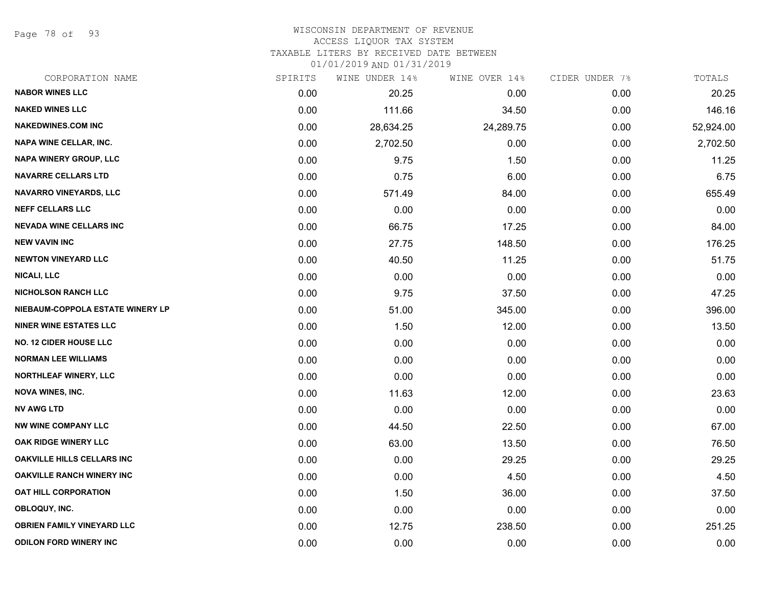WISCONSIN DEPARTMENT OF REVENUE
ACCESS LIQUOR TAX SYSTEM
TAXABLE LITERS BY RECEIVED DATE BETWEEN
01/01/2019 AND 01/31/2019

| CORPORATION NAME | SPIRITS | WINE UNDER 14% | WINE OVER 14% | CIDER UNDER 7% | TOTALS |
|---|---|---|---|---|---|
| NABOR WINES LLC | 0.00 | 20.25 | 0.00 | 0.00 | 20.25 |
| NAKED WINES LLC | 0.00 | 111.66 | 34.50 | 0.00 | 146.16 |
| NAKEDWINES.COM INC | 0.00 | 28,634.25 | 24,289.75 | 0.00 | 52,924.00 |
| NAPA WINE CELLAR, INC. | 0.00 | 2,702.50 | 0.00 | 0.00 | 2,702.50 |
| NAPA WINERY GROUP, LLC | 0.00 | 9.75 | 1.50 | 0.00 | 11.25 |
| NAVARRE CELLARS LTD | 0.00 | 0.75 | 6.00 | 0.00 | 6.75 |
| NAVARRO VINEYARDS, LLC | 0.00 | 571.49 | 84.00 | 0.00 | 655.49 |
| NEFF CELLARS LLC | 0.00 | 0.00 | 0.00 | 0.00 | 0.00 |
| NEVADA WINE CELLARS INC | 0.00 | 66.75 | 17.25 | 0.00 | 84.00 |
| NEW VAVIN INC | 0.00 | 27.75 | 148.50 | 0.00 | 176.25 |
| NEWTON VINEYARD LLC | 0.00 | 40.50 | 11.25 | 0.00 | 51.75 |
| NICALI, LLC | 0.00 | 0.00 | 0.00 | 0.00 | 0.00 |
| NICHOLSON RANCH LLC | 0.00 | 9.75 | 37.50 | 0.00 | 47.25 |
| NIEBAUM-COPPOLA ESTATE WINERY LP | 0.00 | 51.00 | 345.00 | 0.00 | 396.00 |
| NINER WINE ESTATES LLC | 0.00 | 1.50 | 12.00 | 0.00 | 13.50 |
| NO. 12 CIDER HOUSE LLC | 0.00 | 0.00 | 0.00 | 0.00 | 0.00 |
| NORMAN LEE WILLIAMS | 0.00 | 0.00 | 0.00 | 0.00 | 0.00 |
| NORTHLEAF WINERY, LLC | 0.00 | 0.00 | 0.00 | 0.00 | 0.00 |
| NOVA WINES, INC. | 0.00 | 11.63 | 12.00 | 0.00 | 23.63 |
| NV AWG LTD | 0.00 | 0.00 | 0.00 | 0.00 | 0.00 |
| NW WINE COMPANY LLC | 0.00 | 44.50 | 22.50 | 0.00 | 67.00 |
| OAK RIDGE WINERY LLC | 0.00 | 63.00 | 13.50 | 0.00 | 76.50 |
| OAKVILLE HILLS CELLARS INC | 0.00 | 0.00 | 29.25 | 0.00 | 29.25 |
| OAKVILLE RANCH WINERY INC | 0.00 | 0.00 | 4.50 | 0.00 | 4.50 |
| OAT HILL CORPORATION | 0.00 | 1.50 | 36.00 | 0.00 | 37.50 |
| OBLOQUY, INC. | 0.00 | 0.00 | 0.00 | 0.00 | 0.00 |
| OBRIEN FAMILY VINEYARD LLC | 0.00 | 12.75 | 238.50 | 0.00 | 251.25 |
| ODILON FORD WINERY INC | 0.00 | 0.00 | 0.00 | 0.00 | 0.00 |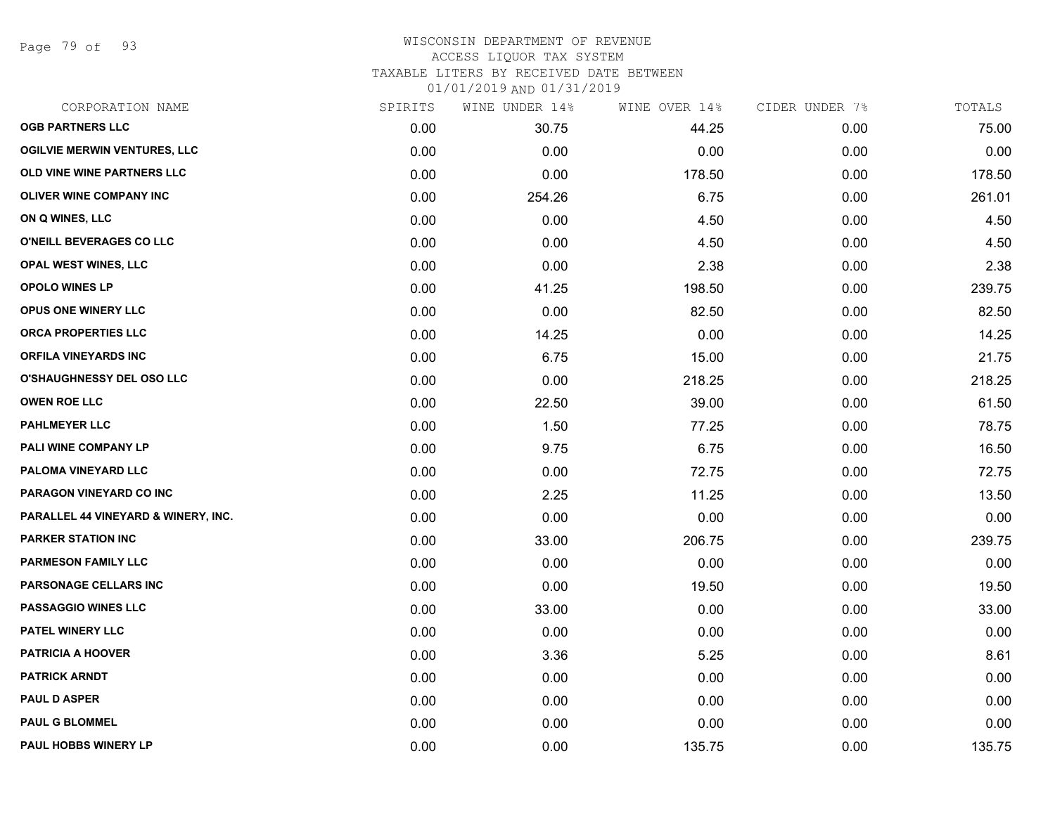WISCONSIN DEPARTMENT OF REVENUE
ACCESS LIQUOR TAX SYSTEM
TAXABLE LITERS BY RECEIVED DATE BETWEEN
01/01/2019 AND 01/31/2019

| CORPORATION NAME | SPIRITS | WINE UNDER 14% | WINE OVER 14% | CIDER UNDER 7% | TOTALS |
|---|---|---|---|---|---|
| OGB PARTNERS LLC | 0.00 | 30.75 | 44.25 | 0.00 | 75.00 |
| OGILVIE MERWIN VENTURES, LLC | 0.00 | 0.00 | 0.00 | 0.00 | 0.00 |
| OLD VINE WINE PARTNERS LLC | 0.00 | 0.00 | 178.50 | 0.00 | 178.50 |
| OLIVER WINE COMPANY INC | 0.00 | 254.26 | 6.75 | 0.00 | 261.01 |
| ON Q WINES, LLC | 0.00 | 0.00 | 4.50 | 0.00 | 4.50 |
| O'NEILL BEVERAGES CO LLC | 0.00 | 0.00 | 4.50 | 0.00 | 4.50 |
| OPAL WEST WINES, LLC | 0.00 | 0.00 | 2.38 | 0.00 | 2.38 |
| OPOLO WINES LP | 0.00 | 41.25 | 198.50 | 0.00 | 239.75 |
| OPUS ONE WINERY LLC | 0.00 | 0.00 | 82.50 | 0.00 | 82.50 |
| ORCA PROPERTIES LLC | 0.00 | 14.25 | 0.00 | 0.00 | 14.25 |
| ORFILA VINEYARDS INC | 0.00 | 6.75 | 15.00 | 0.00 | 21.75 |
| O'SHAUGHNESSY DEL OSO LLC | 0.00 | 0.00 | 218.25 | 0.00 | 218.25 |
| OWEN ROE LLC | 0.00 | 22.50 | 39.00 | 0.00 | 61.50 |
| PAHLMEYER LLC | 0.00 | 1.50 | 77.25 | 0.00 | 78.75 |
| PALI WINE COMPANY LP | 0.00 | 9.75 | 6.75 | 0.00 | 16.50 |
| PALOMA VINEYARD LLC | 0.00 | 0.00 | 72.75 | 0.00 | 72.75 |
| PARAGON VINEYARD CO INC | 0.00 | 2.25 | 11.25 | 0.00 | 13.50 |
| PARALLEL 44 VINEYARD & WINERY, INC. | 0.00 | 0.00 | 0.00 | 0.00 | 0.00 |
| PARKER STATION INC | 0.00 | 33.00 | 206.75 | 0.00 | 239.75 |
| PARMESON FAMILY LLC | 0.00 | 0.00 | 0.00 | 0.00 | 0.00 |
| PARSONAGE CELLARS INC | 0.00 | 0.00 | 19.50 | 0.00 | 19.50 |
| PASSAGGIO WINES LLC | 0.00 | 33.00 | 0.00 | 0.00 | 33.00 |
| PATEL WINERY LLC | 0.00 | 0.00 | 0.00 | 0.00 | 0.00 |
| PATRICIA A HOOVER | 0.00 | 3.36 | 5.25 | 0.00 | 8.61 |
| PATRICK ARNDT | 0.00 | 0.00 | 0.00 | 0.00 | 0.00 |
| PAUL D ASPER | 0.00 | 0.00 | 0.00 | 0.00 | 0.00 |
| PAUL G BLOMMEL | 0.00 | 0.00 | 0.00 | 0.00 | 0.00 |
| PAUL HOBBS WINERY LP | 0.00 | 0.00 | 135.75 | 0.00 | 135.75 |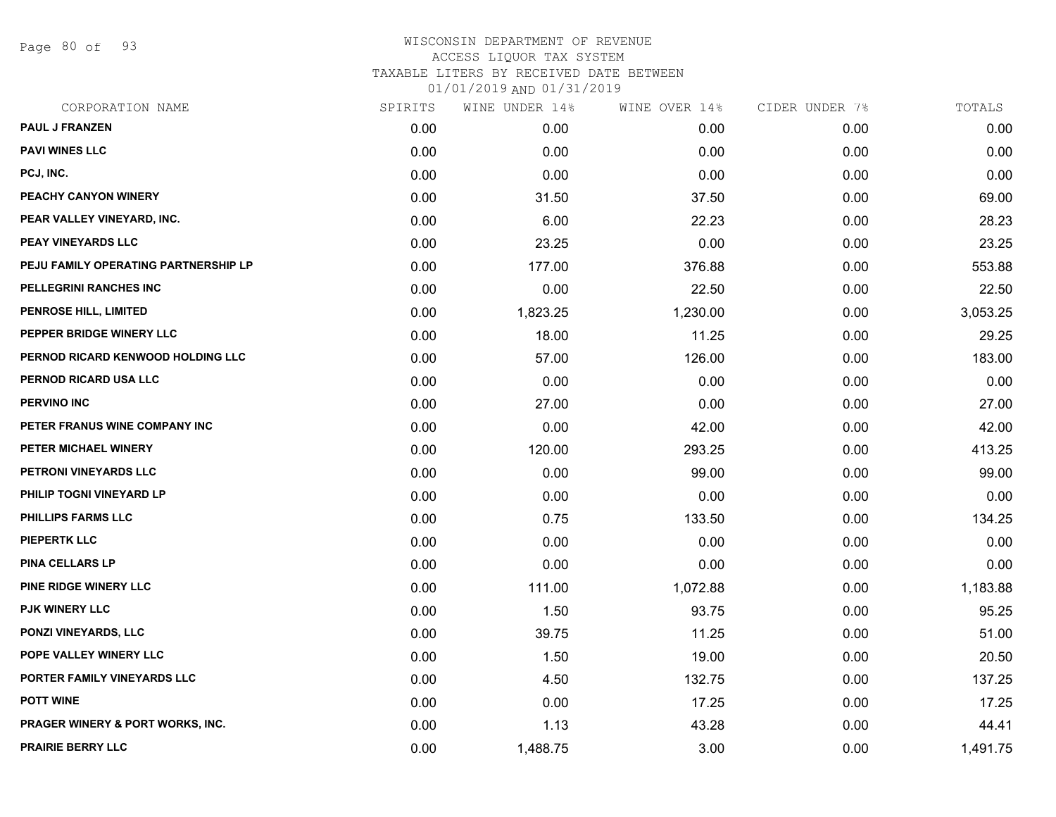WISCONSIN DEPARTMENT OF REVENUE
ACCESS LIQUOR TAX SYSTEM
TAXABLE LITERS BY RECEIVED DATE BETWEEN
01/01/2019 AND 01/31/2019

| CORPORATION NAME | SPIRITS | WINE UNDER 14% | WINE OVER 14% | CIDER UNDER 7% | TOTALS |
|---|---|---|---|---|---|
| PAUL J FRANZEN | 0.00 | 0.00 | 0.00 | 0.00 | 0.00 |
| PAVI WINES LLC | 0.00 | 0.00 | 0.00 | 0.00 | 0.00 |
| PCJ, INC. | 0.00 | 0.00 | 0.00 | 0.00 | 0.00 |
| PEACHY CANYON WINERY | 0.00 | 31.50 | 37.50 | 0.00 | 69.00 |
| PEAR VALLEY VINEYARD, INC. | 0.00 | 6.00 | 22.23 | 0.00 | 28.23 |
| PEAY VINEYARDS LLC | 0.00 | 23.25 | 0.00 | 0.00 | 23.25 |
| PEJU FAMILY OPERATING PARTNERSHIP LP | 0.00 | 177.00 | 376.88 | 0.00 | 553.88 |
| PELLEGRINI RANCHES INC | 0.00 | 0.00 | 22.50 | 0.00 | 22.50 |
| PENROSE HILL, LIMITED | 0.00 | 1,823.25 | 1,230.00 | 0.00 | 3,053.25 |
| PEPPER BRIDGE WINERY LLC | 0.00 | 18.00 | 11.25 | 0.00 | 29.25 |
| PERNOD RICARD KENWOOD HOLDING LLC | 0.00 | 57.00 | 126.00 | 0.00 | 183.00 |
| PERNOD RICARD USA LLC | 0.00 | 0.00 | 0.00 | 0.00 | 0.00 |
| PERVINO INC | 0.00 | 27.00 | 0.00 | 0.00 | 27.00 |
| PETER FRANUS WINE COMPANY INC | 0.00 | 0.00 | 42.00 | 0.00 | 42.00 |
| PETER MICHAEL WINERY | 0.00 | 120.00 | 293.25 | 0.00 | 413.25 |
| PETRONI VINEYARDS LLC | 0.00 | 0.00 | 99.00 | 0.00 | 99.00 |
| PHILIP TOGNI VINEYARD LP | 0.00 | 0.00 | 0.00 | 0.00 | 0.00 |
| PHILLIPS FARMS LLC | 0.00 | 0.75 | 133.50 | 0.00 | 134.25 |
| PIEPERTK LLC | 0.00 | 0.00 | 0.00 | 0.00 | 0.00 |
| PINA CELLARS LP | 0.00 | 0.00 | 0.00 | 0.00 | 0.00 |
| PINE RIDGE WINERY LLC | 0.00 | 111.00 | 1,072.88 | 0.00 | 1,183.88 |
| PJK WINERY LLC | 0.00 | 1.50 | 93.75 | 0.00 | 95.25 |
| PONZI VINEYARDS, LLC | 0.00 | 39.75 | 11.25 | 0.00 | 51.00 |
| POPE VALLEY WINERY LLC | 0.00 | 1.50 | 19.00 | 0.00 | 20.50 |
| PORTER FAMILY VINEYARDS LLC | 0.00 | 4.50 | 132.75 | 0.00 | 137.25 |
| POTT WINE | 0.00 | 0.00 | 17.25 | 0.00 | 17.25 |
| PRAGER WINERY & PORT WORKS, INC. | 0.00 | 1.13 | 43.28 | 0.00 | 44.41 |
| PRAIRIE BERRY LLC | 0.00 | 1,488.75 | 3.00 | 0.00 | 1,491.75 |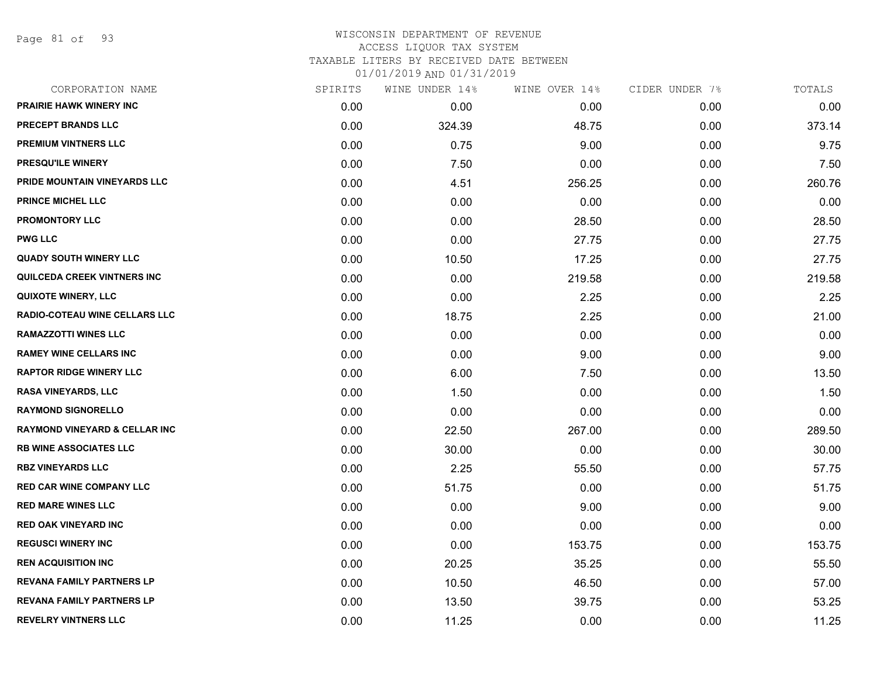# WISCONSIN DEPARTMENT OF REVENUE
## ACCESS LIQUOR TAX SYSTEM
### TAXABLE LITERS BY RECEIVED DATE BETWEEN 01/01/2019 AND 01/31/2019

| CORPORATION NAME | SPIRITS | WINE UNDER 14% | WINE OVER 14% | CIDER UNDER 7% | TOTALS |
|---|---|---|---|---|---|
| PRAIRIE HAWK WINERY INC | 0.00 | 0.00 | 0.00 | 0.00 | 0.00 |
| PRECEPT BRANDS LLC | 0.00 | 324.39 | 48.75 | 0.00 | 373.14 |
| PREMIUM VINTNERS LLC | 0.00 | 0.75 | 9.00 | 0.00 | 9.75 |
| PRESQU'ILE WINERY | 0.00 | 7.50 | 0.00 | 0.00 | 7.50 |
| PRIDE MOUNTAIN VINEYARDS LLC | 0.00 | 4.51 | 256.25 | 0.00 | 260.76 |
| PRINCE MICHEL LLC | 0.00 | 0.00 | 0.00 | 0.00 | 0.00 |
| PROMONTORY LLC | 0.00 | 0.00 | 28.50 | 0.00 | 28.50 |
| PWG LLC | 0.00 | 0.00 | 27.75 | 0.00 | 27.75 |
| QUADY SOUTH WINERY LLC | 0.00 | 10.50 | 17.25 | 0.00 | 27.75 |
| QUILCEDA CREEK VINTNERS INC | 0.00 | 0.00 | 219.58 | 0.00 | 219.58 |
| QUIXOTE WINERY, LLC | 0.00 | 0.00 | 2.25 | 0.00 | 2.25 |
| RADIO-COTEAU WINE CELLARS LLC | 0.00 | 18.75 | 2.25 | 0.00 | 21.00 |
| RAMAZZOTTI WINES LLC | 0.00 | 0.00 | 0.00 | 0.00 | 0.00 |
| RAMEY WINE CELLARS INC | 0.00 | 0.00 | 9.00 | 0.00 | 9.00 |
| RAPTOR RIDGE WINERY LLC | 0.00 | 6.00 | 7.50 | 0.00 | 13.50 |
| RASA VINEYARDS, LLC | 0.00 | 1.50 | 0.00 | 0.00 | 1.50 |
| RAYMOND SIGNORELLO | 0.00 | 0.00 | 0.00 | 0.00 | 0.00 |
| RAYMOND VINEYARD & CELLAR INC | 0.00 | 22.50 | 267.00 | 0.00 | 289.50 |
| RB WINE ASSOCIATES LLC | 0.00 | 30.00 | 0.00 | 0.00 | 30.00 |
| RBZ VINEYARDS LLC | 0.00 | 2.25 | 55.50 | 0.00 | 57.75 |
| RED CAR WINE COMPANY LLC | 0.00 | 51.75 | 0.00 | 0.00 | 51.75 |
| RED MARE WINES LLC | 0.00 | 0.00 | 9.00 | 0.00 | 9.00 |
| RED OAK VINEYARD INC | 0.00 | 0.00 | 0.00 | 0.00 | 0.00 |
| REGUSCI WINERY INC | 0.00 | 0.00 | 153.75 | 0.00 | 153.75 |
| REN ACQUISITION INC | 0.00 | 20.25 | 35.25 | 0.00 | 55.50 |
| REVANA FAMILY PARTNERS LP | 0.00 | 10.50 | 46.50 | 0.00 | 57.00 |
| REVANA FAMILY PARTNERS LP | 0.00 | 13.50 | 39.75 | 0.00 | 53.25 |
| REVELRY VINTNERS LLC | 0.00 | 11.25 | 0.00 | 0.00 | 11.25 |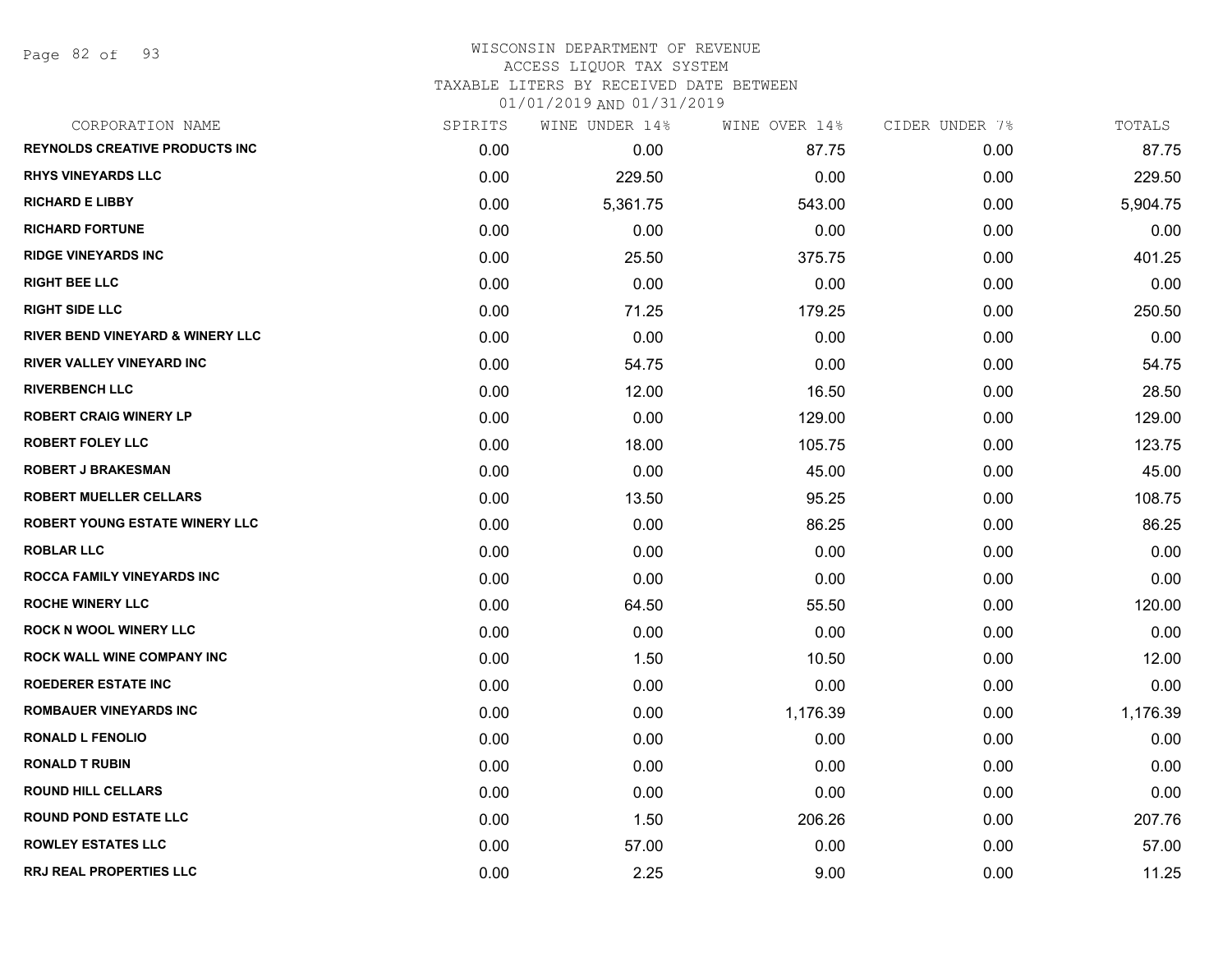# WISCONSIN DEPARTMENT OF REVENUE
ACCESS LIQUOR TAX SYSTEM
TAXABLE LITERS BY RECEIVED DATE BETWEEN
01/01/2019 AND 01/31/2019

| CORPORATION NAME | SPIRITS | WINE UNDER 14% | WINE OVER 14% | CIDER UNDER 7% | TOTALS |
|---|---|---|---|---|---|
| REYNOLDS CREATIVE PRODUCTS INC | 0.00 | 0.00 | 87.75 | 0.00 | 87.75 |
| RHYS VINEYARDS LLC | 0.00 | 229.50 | 0.00 | 0.00 | 229.50 |
| RICHARD E LIBBY | 0.00 | 5,361.75 | 543.00 | 0.00 | 5,904.75 |
| RICHARD FORTUNE | 0.00 | 0.00 | 0.00 | 0.00 | 0.00 |
| RIDGE VINEYARDS INC | 0.00 | 25.50 | 375.75 | 0.00 | 401.25 |
| RIGHT BEE LLC | 0.00 | 0.00 | 0.00 | 0.00 | 0.00 |
| RIGHT SIDE LLC | 0.00 | 71.25 | 179.25 | 0.00 | 250.50 |
| RIVER BEND VINEYARD & WINERY LLC | 0.00 | 0.00 | 0.00 | 0.00 | 0.00 |
| RIVER VALLEY VINEYARD INC | 0.00 | 54.75 | 0.00 | 0.00 | 54.75 |
| RIVERBENCH LLC | 0.00 | 12.00 | 16.50 | 0.00 | 28.50 |
| ROBERT CRAIG WINERY LP | 0.00 | 0.00 | 129.00 | 0.00 | 129.00 |
| ROBERT FOLEY LLC | 0.00 | 18.00 | 105.75 | 0.00 | 123.75 |
| ROBERT J BRAKESMAN | 0.00 | 0.00 | 45.00 | 0.00 | 45.00 |
| ROBERT MUELLER CELLARS | 0.00 | 13.50 | 95.25 | 0.00 | 108.75 |
| ROBERT YOUNG ESTATE WINERY LLC | 0.00 | 0.00 | 86.25 | 0.00 | 86.25 |
| ROBLAR LLC | 0.00 | 0.00 | 0.00 | 0.00 | 0.00 |
| ROCCA FAMILY VINEYARDS INC | 0.00 | 0.00 | 0.00 | 0.00 | 0.00 |
| ROCHE WINERY LLC | 0.00 | 64.50 | 55.50 | 0.00 | 120.00 |
| ROCK N WOOL WINERY LLC | 0.00 | 0.00 | 0.00 | 0.00 | 0.00 |
| ROCK WALL WINE COMPANY INC | 0.00 | 1.50 | 10.50 | 0.00 | 12.00 |
| ROEDERER ESTATE INC | 0.00 | 0.00 | 0.00 | 0.00 | 0.00 |
| ROMBAUER VINEYARDS INC | 0.00 | 0.00 | 1,176.39 | 0.00 | 1,176.39 |
| RONALD L FENOLIO | 0.00 | 0.00 | 0.00 | 0.00 | 0.00 |
| RONALD T RUBIN | 0.00 | 0.00 | 0.00 | 0.00 | 0.00 |
| ROUND HILL CELLARS | 0.00 | 0.00 | 0.00 | 0.00 | 0.00 |
| ROUND POND ESTATE LLC | 0.00 | 1.50 | 206.26 | 0.00 | 207.76 |
| ROWLEY ESTATES LLC | 0.00 | 57.00 | 0.00 | 0.00 | 57.00 |
| RRJ REAL PROPERTIES LLC | 0.00 | 2.25 | 9.00 | 0.00 | 11.25 |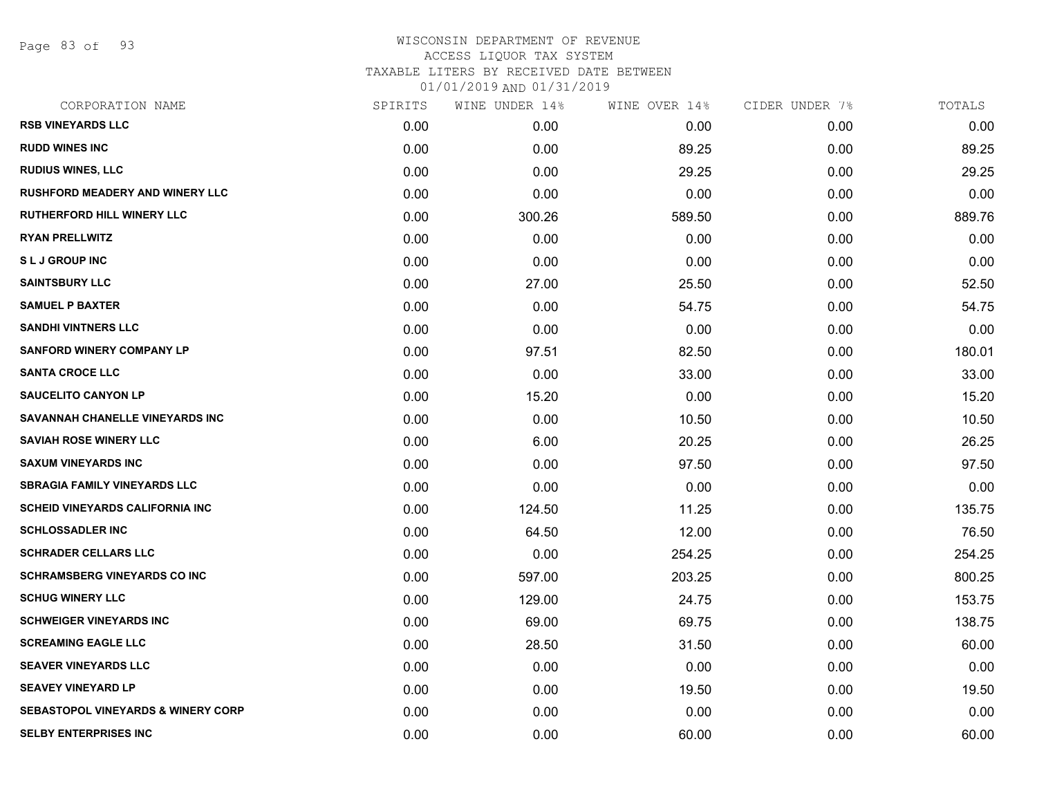# WISCONSIN DEPARTMENT OF REVENUE
## ACCESS LIQUOR TAX SYSTEM
### TAXABLE LITERS BY RECEIVED DATE BETWEEN 01/01/2019 AND 01/31/2019

| CORPORATION NAME | SPIRITS | WINE UNDER 14% | WINE OVER 14% | CIDER UNDER 7% | TOTALS |
|---|---|---|---|---|---|
| RSB VINEYARDS LLC | 0.00 | 0.00 | 0.00 | 0.00 | 0.00 |
| RUDD WINES INC | 0.00 | 0.00 | 89.25 | 0.00 | 89.25 |
| RUDIUS WINES, LLC | 0.00 | 0.00 | 29.25 | 0.00 | 29.25 |
| RUSHFORD MEADERY AND WINERY LLC | 0.00 | 0.00 | 0.00 | 0.00 | 0.00 |
| RUTHERFORD HILL WINERY LLC | 0.00 | 300.26 | 589.50 | 0.00 | 889.76 |
| RYAN PRELLWITZ | 0.00 | 0.00 | 0.00 | 0.00 | 0.00 |
| S L J GROUP INC | 0.00 | 0.00 | 0.00 | 0.00 | 0.00 |
| SAINTSBURY LLC | 0.00 | 27.00 | 25.50 | 0.00 | 52.50 |
| SAMUEL P BAXTER | 0.00 | 0.00 | 54.75 | 0.00 | 54.75 |
| SANDHI VINTNERS LLC | 0.00 | 0.00 | 0.00 | 0.00 | 0.00 |
| SANFORD WINERY COMPANY LP | 0.00 | 97.51 | 82.50 | 0.00 | 180.01 |
| SANTA CROCE LLC | 0.00 | 0.00 | 33.00 | 0.00 | 33.00 |
| SAUCELITO CANYON LP | 0.00 | 15.20 | 0.00 | 0.00 | 15.20 |
| SAVANNAH CHANELLE VINEYARDS INC | 0.00 | 0.00 | 10.50 | 0.00 | 10.50 |
| SAVIAH ROSE WINERY LLC | 0.00 | 6.00 | 20.25 | 0.00 | 26.25 |
| SAXUM VINEYARDS INC | 0.00 | 0.00 | 97.50 | 0.00 | 97.50 |
| SBRAGIA FAMILY VINEYARDS LLC | 0.00 | 0.00 | 0.00 | 0.00 | 0.00 |
| SCHEID VINEYARDS CALIFORNIA INC | 0.00 | 124.50 | 11.25 | 0.00 | 135.75 |
| SCHLOSSADLER INC | 0.00 | 64.50 | 12.00 | 0.00 | 76.50 |
| SCHRADER CELLARS LLC | 0.00 | 0.00 | 254.25 | 0.00 | 254.25 |
| SCHRAMSBERG VINEYARDS CO INC | 0.00 | 597.00 | 203.25 | 0.00 | 800.25 |
| SCHUG WINERY LLC | 0.00 | 129.00 | 24.75 | 0.00 | 153.75 |
| SCHWEIGER VINEYARDS INC | 0.00 | 69.00 | 69.75 | 0.00 | 138.75 |
| SCREAMING EAGLE LLC | 0.00 | 28.50 | 31.50 | 0.00 | 60.00 |
| SEAVER VINEYARDS LLC | 0.00 | 0.00 | 0.00 | 0.00 | 0.00 |
| SEAVEY VINEYARD LP | 0.00 | 0.00 | 19.50 | 0.00 | 19.50 |
| SEBASTOPOL VINEYARDS & WINERY CORP | 0.00 | 0.00 | 0.00 | 0.00 | 0.00 |
| SELBY ENTERPRISES INC | 0.00 | 0.00 | 60.00 | 0.00 | 60.00 |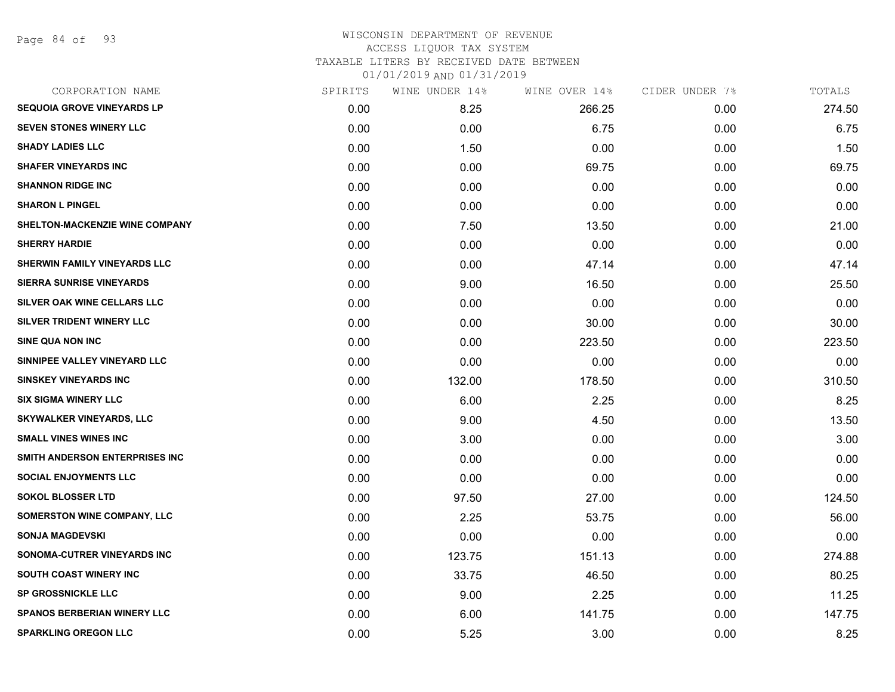# WISCONSIN DEPARTMENT OF REVENUE
## ACCESS LIQUOR TAX SYSTEM
### TAXABLE LITERS BY RECEIVED DATE BETWEEN 01/01/2019 AND 01/31/2019

| CORPORATION NAME | SPIRITS | WINE UNDER 14% | WINE OVER 14% | CIDER UNDER 7% | TOTALS |
|---|---|---|---|---|---|
| SEQUOIA GROVE VINEYARDS LP | 0.00 | 8.25 | 266.25 | 0.00 | 274.50 |
| SEVEN STONES WINERY LLC | 0.00 | 0.00 | 6.75 | 0.00 | 6.75 |
| SHADY LADIES LLC | 0.00 | 1.50 | 0.00 | 0.00 | 1.50 |
| SHAFER VINEYARDS INC | 0.00 | 0.00 | 69.75 | 0.00 | 69.75 |
| SHANNON RIDGE INC | 0.00 | 0.00 | 0.00 | 0.00 | 0.00 |
| SHARON L PINGEL | 0.00 | 0.00 | 0.00 | 0.00 | 0.00 |
| SHELTON-MACKENZIE WINE COMPANY | 0.00 | 7.50 | 13.50 | 0.00 | 21.00 |
| SHERRY HARDIE | 0.00 | 0.00 | 0.00 | 0.00 | 0.00 |
| SHERWIN FAMILY VINEYARDS LLC | 0.00 | 0.00 | 47.14 | 0.00 | 47.14 |
| SIERRA SUNRISE VINEYARDS | 0.00 | 9.00 | 16.50 | 0.00 | 25.50 |
| SILVER OAK WINE CELLARS LLC | 0.00 | 0.00 | 0.00 | 0.00 | 0.00 |
| SILVER TRIDENT WINERY LLC | 0.00 | 0.00 | 30.00 | 0.00 | 30.00 |
| SINE QUA NON INC | 0.00 | 0.00 | 223.50 | 0.00 | 223.50 |
| SINNIPEE VALLEY VINEYARD LLC | 0.00 | 0.00 | 0.00 | 0.00 | 0.00 |
| SINSKEY VINEYARDS INC | 0.00 | 132.00 | 178.50 | 0.00 | 310.50 |
| SIX SIGMA WINERY LLC | 0.00 | 6.00 | 2.25 | 0.00 | 8.25 |
| SKYWALKER VINEYARDS, LLC | 0.00 | 9.00 | 4.50 | 0.00 | 13.50 |
| SMALL VINES WINES INC | 0.00 | 3.00 | 0.00 | 0.00 | 3.00 |
| SMITH ANDERSON ENTERPRISES INC | 0.00 | 0.00 | 0.00 | 0.00 | 0.00 |
| SOCIAL ENJOYMENTS LLC | 0.00 | 0.00 | 0.00 | 0.00 | 0.00 |
| SOKOL BLOSSER LTD | 0.00 | 97.50 | 27.00 | 0.00 | 124.50 |
| SOMERSTON WINE COMPANY, LLC | 0.00 | 2.25 | 53.75 | 0.00 | 56.00 |
| SONJA MAGDEVSKI | 0.00 | 0.00 | 0.00 | 0.00 | 0.00 |
| SONOMA-CUTRER VINEYARDS INC | 0.00 | 123.75 | 151.13 | 0.00 | 274.88 |
| SOUTH COAST WINERY INC | 0.00 | 33.75 | 46.50 | 0.00 | 80.25 |
| SP GROSSNICKLE LLC | 0.00 | 9.00 | 2.25 | 0.00 | 11.25 |
| SPANOS BERBERIAN WINERY LLC | 0.00 | 6.00 | 141.75 | 0.00 | 147.75 |
| SPARKLING OREGON LLC | 0.00 | 5.25 | 3.00 | 0.00 | 8.25 |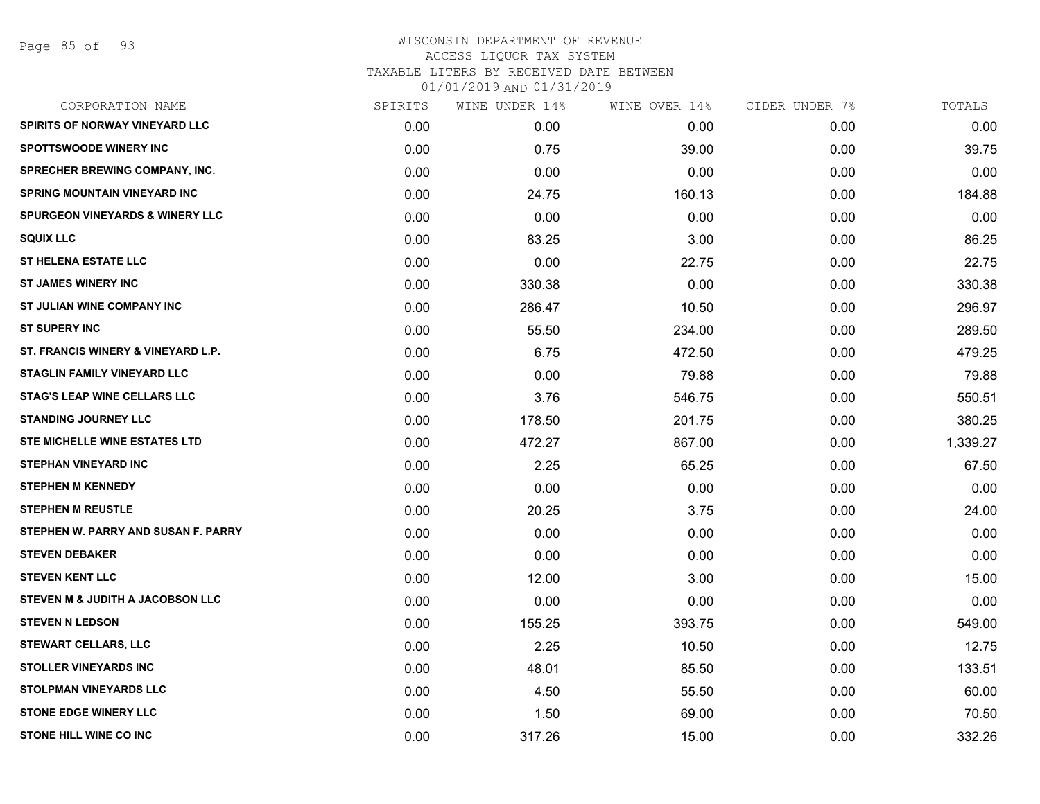WISCONSIN DEPARTMENT OF REVENUE
ACCESS LIQUOR TAX SYSTEM
TAXABLE LITERS BY RECEIVED DATE BETWEEN
01/01/2019 AND 01/31/2019

| CORPORATION NAME | SPIRITS | WINE UNDER 14% | WINE OVER 14% | CIDER UNDER 7% | TOTALS |
|---|---|---|---|---|---|
| SPIRITS OF NORWAY VINEYARD LLC | 0.00 | 0.00 | 0.00 | 0.00 | 0.00 |
| SPOTTSWOODE WINERY INC | 0.00 | 0.75 | 39.00 | 0.00 | 39.75 |
| SPRECHER BREWING COMPANY, INC. | 0.00 | 0.00 | 0.00 | 0.00 | 0.00 |
| SPRING MOUNTAIN VINEYARD INC | 0.00 | 24.75 | 160.13 | 0.00 | 184.88 |
| SPURGEON VINEYARDS & WINERY LLC | 0.00 | 0.00 | 0.00 | 0.00 | 0.00 |
| SQUIX LLC | 0.00 | 83.25 | 3.00 | 0.00 | 86.25 |
| ST HELENA ESTATE LLC | 0.00 | 0.00 | 22.75 | 0.00 | 22.75 |
| ST JAMES WINERY INC | 0.00 | 330.38 | 0.00 | 0.00 | 330.38 |
| ST JULIAN WINE COMPANY INC | 0.00 | 286.47 | 10.50 | 0.00 | 296.97 |
| ST SUPERY INC | 0.00 | 55.50 | 234.00 | 0.00 | 289.50 |
| ST. FRANCIS WINERY & VINEYARD L.P. | 0.00 | 6.75 | 472.50 | 0.00 | 479.25 |
| STAGLIN FAMILY VINEYARD LLC | 0.00 | 0.00 | 79.88 | 0.00 | 79.88 |
| STAG'S LEAP WINE CELLARS LLC | 0.00 | 3.76 | 546.75 | 0.00 | 550.51 |
| STANDING JOURNEY LLC | 0.00 | 178.50 | 201.75 | 0.00 | 380.25 |
| STE MICHELLE WINE ESTATES LTD | 0.00 | 472.27 | 867.00 | 0.00 | 1,339.27 |
| STEPHAN VINEYARD INC | 0.00 | 2.25 | 65.25 | 0.00 | 67.50 |
| STEPHEN M KENNEDY | 0.00 | 0.00 | 0.00 | 0.00 | 0.00 |
| STEPHEN M REUSTLE | 0.00 | 20.25 | 3.75 | 0.00 | 24.00 |
| STEPHEN W. PARRY AND SUSAN F. PARRY | 0.00 | 0.00 | 0.00 | 0.00 | 0.00 |
| STEVEN DEBAKER | 0.00 | 0.00 | 0.00 | 0.00 | 0.00 |
| STEVEN KENT LLC | 0.00 | 12.00 | 3.00 | 0.00 | 15.00 |
| STEVEN M & JUDITH A JACOBSON LLC | 0.00 | 0.00 | 0.00 | 0.00 | 0.00 |
| STEVEN N LEDSON | 0.00 | 155.25 | 393.75 | 0.00 | 549.00 |
| STEWART CELLARS, LLC | 0.00 | 2.25 | 10.50 | 0.00 | 12.75 |
| STOLLER VINEYARDS INC | 0.00 | 48.01 | 85.50 | 0.00 | 133.51 |
| STOLPMAN VINEYARDS LLC | 0.00 | 4.50 | 55.50 | 0.00 | 60.00 |
| STONE EDGE WINERY LLC | 0.00 | 1.50 | 69.00 | 0.00 | 70.50 |
| STONE HILL WINE CO INC | 0.00 | 317.26 | 15.00 | 0.00 | 332.26 |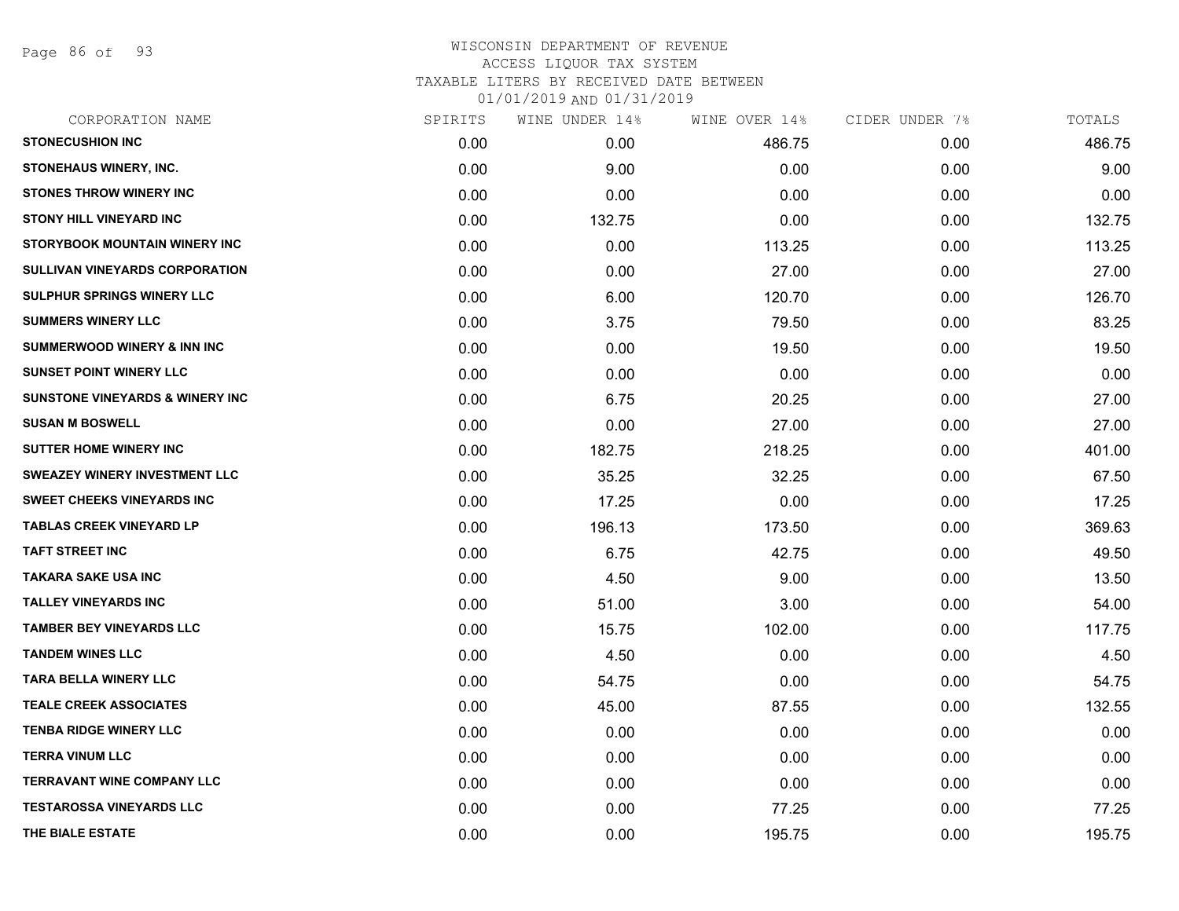WISCONSIN DEPARTMENT OF REVENUE
ACCESS LIQUOR TAX SYSTEM
TAXABLE LITERS BY RECEIVED DATE BETWEEN
01/01/2019 AND 01/31/2019

| CORPORATION NAME | SPIRITS | WINE UNDER 14% | WINE OVER 14% | CIDER UNDER 7% | TOTALS |
|---|---|---|---|---|---|
| STONECUSHION INC | 0.00 | 0.00 | 486.75 | 0.00 | 486.75 |
| STONEHAUS WINERY, INC. | 0.00 | 9.00 | 0.00 | 0.00 | 9.00 |
| STONES THROW WINERY INC | 0.00 | 0.00 | 0.00 | 0.00 | 0.00 |
| STONY HILL VINEYARD INC | 0.00 | 132.75 | 0.00 | 0.00 | 132.75 |
| STORYBOOK MOUNTAIN WINERY INC | 0.00 | 0.00 | 113.25 | 0.00 | 113.25 |
| SULLIVAN VINEYARDS CORPORATION | 0.00 | 0.00 | 27.00 | 0.00 | 27.00 |
| SULPHUR SPRINGS WINERY LLC | 0.00 | 6.00 | 120.70 | 0.00 | 126.70 |
| SUMMERS WINERY LLC | 0.00 | 3.75 | 79.50 | 0.00 | 83.25 |
| SUMMERWOOD WINERY & INN INC | 0.00 | 0.00 | 19.50 | 0.00 | 19.50 |
| SUNSET POINT WINERY LLC | 0.00 | 0.00 | 0.00 | 0.00 | 0.00 |
| SUNSTONE VINEYARDS & WINERY INC | 0.00 | 6.75 | 20.25 | 0.00 | 27.00 |
| SUSAN M BOSWELL | 0.00 | 0.00 | 27.00 | 0.00 | 27.00 |
| SUTTER HOME WINERY INC | 0.00 | 182.75 | 218.25 | 0.00 | 401.00 |
| SWEAZEY WINERY INVESTMENT LLC | 0.00 | 35.25 | 32.25 | 0.00 | 67.50 |
| SWEET CHEEKS VINEYARDS INC | 0.00 | 17.25 | 0.00 | 0.00 | 17.25 |
| TABLAS CREEK VINEYARD LP | 0.00 | 196.13 | 173.50 | 0.00 | 369.63 |
| TAFT STREET INC | 0.00 | 6.75 | 42.75 | 0.00 | 49.50 |
| TAKARA SAKE USA INC | 0.00 | 4.50 | 9.00 | 0.00 | 13.50 |
| TALLEY VINEYARDS INC | 0.00 | 51.00 | 3.00 | 0.00 | 54.00 |
| TAMBER BEY VINEYARDS LLC | 0.00 | 15.75 | 102.00 | 0.00 | 117.75 |
| TANDEM WINES LLC | 0.00 | 4.50 | 0.00 | 0.00 | 4.50 |
| TARA BELLA WINERY LLC | 0.00 | 54.75 | 0.00 | 0.00 | 54.75 |
| TEALE CREEK ASSOCIATES | 0.00 | 45.00 | 87.55 | 0.00 | 132.55 |
| TENBA RIDGE WINERY LLC | 0.00 | 0.00 | 0.00 | 0.00 | 0.00 |
| TERRA VINUM LLC | 0.00 | 0.00 | 0.00 | 0.00 | 0.00 |
| TERRAVANT WINE COMPANY LLC | 0.00 | 0.00 | 0.00 | 0.00 | 0.00 |
| TESTAROSSA VINEYARDS LLC | 0.00 | 0.00 | 77.25 | 0.00 | 77.25 |
| THE BIALE ESTATE | 0.00 | 0.00 | 195.75 | 0.00 | 195.75 |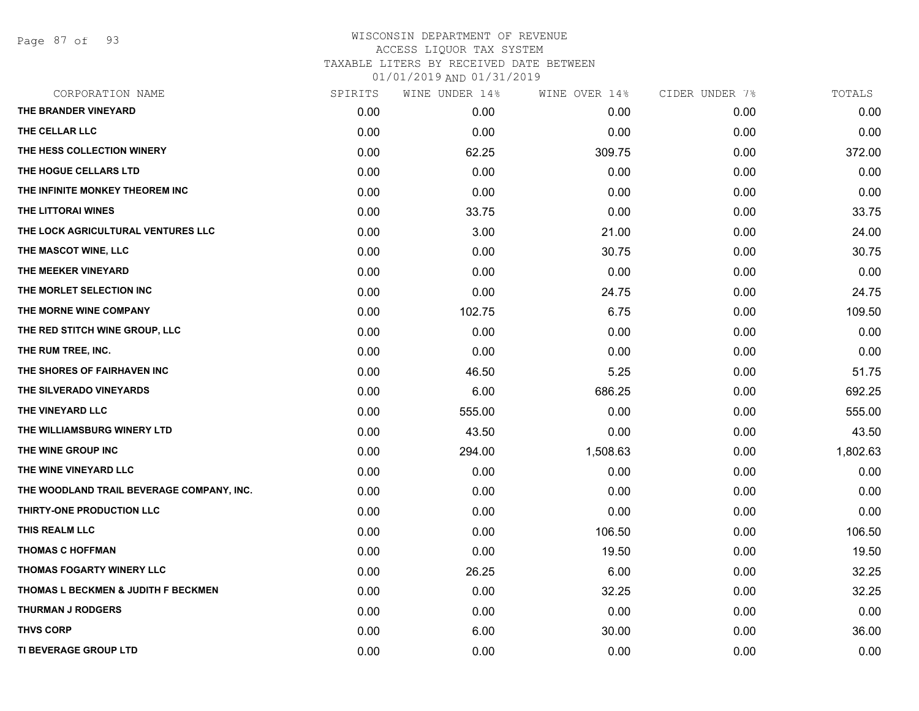# WISCONSIN DEPARTMENT OF REVENUE
## ACCESS LIQUOR TAX SYSTEM
### TAXABLE LITERS BY RECEIVED DATE BETWEEN 01/01/2019 AND 01/31/2019

| CORPORATION NAME | SPIRITS | WINE UNDER 14% | WINE OVER 14% | CIDER UNDER 7% | TOTALS |
|---|---|---|---|---|---|
| THE BRANDER VINEYARD | 0.00 | 0.00 | 0.00 | 0.00 | 0.00 |
| THE CELLAR LLC | 0.00 | 0.00 | 0.00 | 0.00 | 0.00 |
| THE HESS COLLECTION WINERY | 0.00 | 62.25 | 309.75 | 0.00 | 372.00 |
| THE HOGUE CELLARS LTD | 0.00 | 0.00 | 0.00 | 0.00 | 0.00 |
| THE INFINITE MONKEY THEOREM INC | 0.00 | 0.00 | 0.00 | 0.00 | 0.00 |
| THE LITTORAI WINES | 0.00 | 33.75 | 0.00 | 0.00 | 33.75 |
| THE LOCK AGRICULTURAL VENTURES LLC | 0.00 | 3.00 | 21.00 | 0.00 | 24.00 |
| THE MASCOT WINE, LLC | 0.00 | 0.00 | 30.75 | 0.00 | 30.75 |
| THE MEEKER VINEYARD | 0.00 | 0.00 | 0.00 | 0.00 | 0.00 |
| THE MORLET SELECTION INC | 0.00 | 0.00 | 24.75 | 0.00 | 24.75 |
| THE MORNE WINE COMPANY | 0.00 | 102.75 | 6.75 | 0.00 | 109.50 |
| THE RED STITCH WINE GROUP, LLC | 0.00 | 0.00 | 0.00 | 0.00 | 0.00 |
| THE RUM TREE, INC. | 0.00 | 0.00 | 0.00 | 0.00 | 0.00 |
| THE SHORES OF FAIRHAVEN INC | 0.00 | 46.50 | 5.25 | 0.00 | 51.75 |
| THE SILVERADO VINEYARDS | 0.00 | 6.00 | 686.25 | 0.00 | 692.25 |
| THE VINEYARD LLC | 0.00 | 555.00 | 0.00 | 0.00 | 555.00 |
| THE WILLIAMSBURG WINERY LTD | 0.00 | 43.50 | 0.00 | 0.00 | 43.50 |
| THE WINE GROUP INC | 0.00 | 294.00 | 1,508.63 | 0.00 | 1,802.63 |
| THE WINE VINEYARD LLC | 0.00 | 0.00 | 0.00 | 0.00 | 0.00 |
| THE WOODLAND TRAIL BEVERAGE COMPANY, INC. | 0.00 | 0.00 | 0.00 | 0.00 | 0.00 |
| THIRTY-ONE PRODUCTION LLC | 0.00 | 0.00 | 0.00 | 0.00 | 0.00 |
| THIS REALM LLC | 0.00 | 0.00 | 106.50 | 0.00 | 106.50 |
| THOMAS C HOFFMAN | 0.00 | 0.00 | 19.50 | 0.00 | 19.50 |
| THOMAS FOGARTY WINERY LLC | 0.00 | 26.25 | 6.00 | 0.00 | 32.25 |
| THOMAS L BECKMEN & JUDITH F BECKMEN | 0.00 | 0.00 | 32.25 | 0.00 | 32.25 |
| THURMAN J RODGERS | 0.00 | 0.00 | 0.00 | 0.00 | 0.00 |
| THVS CORP | 0.00 | 6.00 | 30.00 | 0.00 | 36.00 |
| TI BEVERAGE GROUP LTD | 0.00 | 0.00 | 0.00 | 0.00 | 0.00 |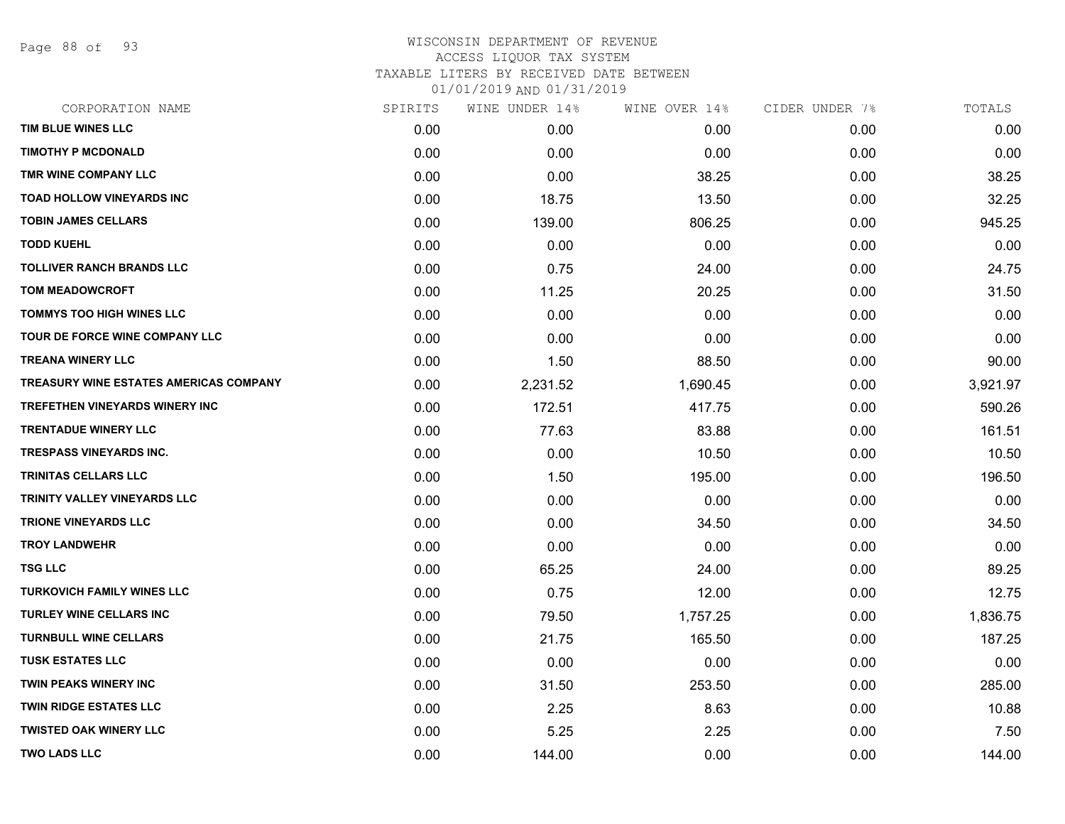# WISCONSIN DEPARTMENT OF REVENUE
ACCESS LIQUOR TAX SYSTEM
TAXABLE LITERS BY RECEIVED DATE BETWEEN
01/01/2019 AND 01/31/2019

| CORPORATION NAME | SPIRITS | WINE UNDER 14% | WINE OVER 14% | CIDER UNDER 7% | TOTALS |
|---|---|---|---|---|---|
| TIM BLUE WINES LLC | 0.00 | 0.00 | 0.00 | 0.00 | 0.00 |
| TIMOTHY P MCDONALD | 0.00 | 0.00 | 0.00 | 0.00 | 0.00 |
| TMR WINE COMPANY LLC | 0.00 | 0.00 | 38.25 | 0.00 | 38.25 |
| TOAD HOLLOW VINEYARDS INC | 0.00 | 18.75 | 13.50 | 0.00 | 32.25 |
| TOBIN JAMES CELLARS | 0.00 | 139.00 | 806.25 | 0.00 | 945.25 |
| TODD KUEHL | 0.00 | 0.00 | 0.00 | 0.00 | 0.00 |
| TOLLIVER RANCH BRANDS LLC | 0.00 | 0.75 | 24.00 | 0.00 | 24.75 |
| TOM MEADOWCROFT | 0.00 | 11.25 | 20.25 | 0.00 | 31.50 |
| TOMMYS TOO HIGH WINES LLC | 0.00 | 0.00 | 0.00 | 0.00 | 0.00 |
| TOUR DE FORCE WINE COMPANY LLC | 0.00 | 0.00 | 0.00 | 0.00 | 0.00 |
| TREANA WINERY LLC | 0.00 | 1.50 | 88.50 | 0.00 | 90.00 |
| TREASURY WINE ESTATES AMERICAS COMPANY | 0.00 | 2,231.52 | 1,690.45 | 0.00 | 3,921.97 |
| TREFETHEN VINEYARDS WINERY INC | 0.00 | 172.51 | 417.75 | 0.00 | 590.26 |
| TRENTADUE WINERY LLC | 0.00 | 77.63 | 83.88 | 0.00 | 161.51 |
| TRESPASS VINEYARDS INC. | 0.00 | 0.00 | 10.50 | 0.00 | 10.50 |
| TRINITAS CELLARS LLC | 0.00 | 1.50 | 195.00 | 0.00 | 196.50 |
| TRINITY VALLEY VINEYARDS LLC | 0.00 | 0.00 | 0.00 | 0.00 | 0.00 |
| TRIONE VINEYARDS LLC | 0.00 | 0.00 | 34.50 | 0.00 | 34.50 |
| TROY LANDWEHR | 0.00 | 0.00 | 0.00 | 0.00 | 0.00 |
| TSG LLC | 0.00 | 65.25 | 24.00 | 0.00 | 89.25 |
| TURKOVICH FAMILY WINES LLC | 0.00 | 0.75 | 12.00 | 0.00 | 12.75 |
| TURLEY WINE CELLARS INC | 0.00 | 79.50 | 1,757.25 | 0.00 | 1,836.75 |
| TURNBULL WINE CELLARS | 0.00 | 21.75 | 165.50 | 0.00 | 187.25 |
| TUSK ESTATES LLC | 0.00 | 0.00 | 0.00 | 0.00 | 0.00 |
| TWIN PEAKS WINERY INC | 0.00 | 31.50 | 253.50 | 0.00 | 285.00 |
| TWIN RIDGE ESTATES LLC | 0.00 | 2.25 | 8.63 | 0.00 | 10.88 |
| TWISTED OAK WINERY LLC | 0.00 | 5.25 | 2.25 | 0.00 | 7.50 |
| TWO LADS LLC | 0.00 | 144.00 | 0.00 | 0.00 | 144.00 |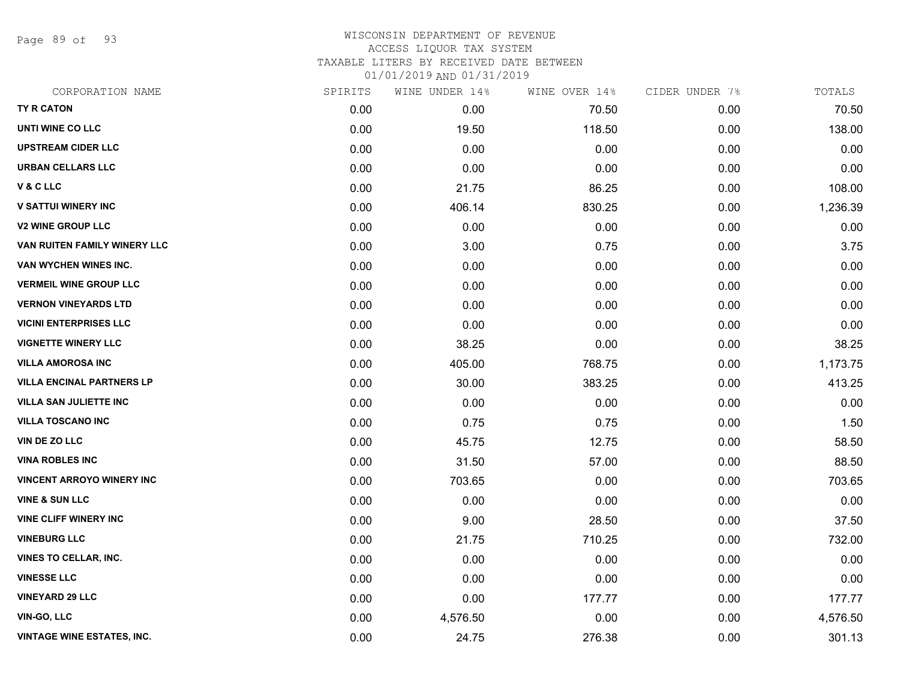# WISCONSIN DEPARTMENT OF REVENUE
## ACCESS LIQUOR TAX SYSTEM
### TAXABLE LITERS BY RECEIVED DATE BETWEEN 01/01/2019 AND 01/31/2019

| CORPORATION NAME | SPIRITS | WINE UNDER 14% | WINE OVER 14% | CIDER UNDER 7% | TOTALS |
|---|---|---|---|---|---|
| TY R CATON | 0.00 | 0.00 | 70.50 | 0.00 | 70.50 |
| UNTI WINE CO LLC | 0.00 | 19.50 | 118.50 | 0.00 | 138.00 |
| UPSTREAM CIDER LLC | 0.00 | 0.00 | 0.00 | 0.00 | 0.00 |
| URBAN CELLARS LLC | 0.00 | 0.00 | 0.00 | 0.00 | 0.00 |
| V & C LLC | 0.00 | 21.75 | 86.25 | 0.00 | 108.00 |
| V SATTUI WINERY INC | 0.00 | 406.14 | 830.25 | 0.00 | 1,236.39 |
| V2 WINE GROUP LLC | 0.00 | 0.00 | 0.00 | 0.00 | 0.00 |
| VAN RUITEN FAMILY WINERY LLC | 0.00 | 3.00 | 0.75 | 0.00 | 3.75 |
| VAN WYCHEN WINES INC. | 0.00 | 0.00 | 0.00 | 0.00 | 0.00 |
| VERMEIL WINE GROUP LLC | 0.00 | 0.00 | 0.00 | 0.00 | 0.00 |
| VERNON VINEYARDS LTD | 0.00 | 0.00 | 0.00 | 0.00 | 0.00 |
| VICINI ENTERPRISES LLC | 0.00 | 0.00 | 0.00 | 0.00 | 0.00 |
| VIGNETTE WINERY LLC | 0.00 | 38.25 | 0.00 | 0.00 | 38.25 |
| VILLA AMOROSA INC | 0.00 | 405.00 | 768.75 | 0.00 | 1,173.75 |
| VILLA ENCINAL PARTNERS LP | 0.00 | 30.00 | 383.25 | 0.00 | 413.25 |
| VILLA SAN JULIETTE INC | 0.00 | 0.00 | 0.00 | 0.00 | 0.00 |
| VILLA TOSCANO INC | 0.00 | 0.75 | 0.75 | 0.00 | 1.50 |
| VIN DE ZO LLC | 0.00 | 45.75 | 12.75 | 0.00 | 58.50 |
| VINA ROBLES INC | 0.00 | 31.50 | 57.00 | 0.00 | 88.50 |
| VINCENT ARROYO WINERY INC | 0.00 | 703.65 | 0.00 | 0.00 | 703.65 |
| VINE & SUN LLC | 0.00 | 0.00 | 0.00 | 0.00 | 0.00 |
| VINE CLIFF WINERY INC | 0.00 | 9.00 | 28.50 | 0.00 | 37.50 |
| VINEBURG LLC | 0.00 | 21.75 | 710.25 | 0.00 | 732.00 |
| VINES TO CELLAR, INC. | 0.00 | 0.00 | 0.00 | 0.00 | 0.00 |
| VINESSE LLC | 0.00 | 0.00 | 0.00 | 0.00 | 0.00 |
| VINEYARD 29 LLC | 0.00 | 0.00 | 177.77 | 0.00 | 177.77 |
| VIN-GO, LLC | 0.00 | 4,576.50 | 0.00 | 0.00 | 4,576.50 |
| VINTAGE WINE ESTATES, INC. | 0.00 | 24.75 | 276.38 | 0.00 | 301.13 |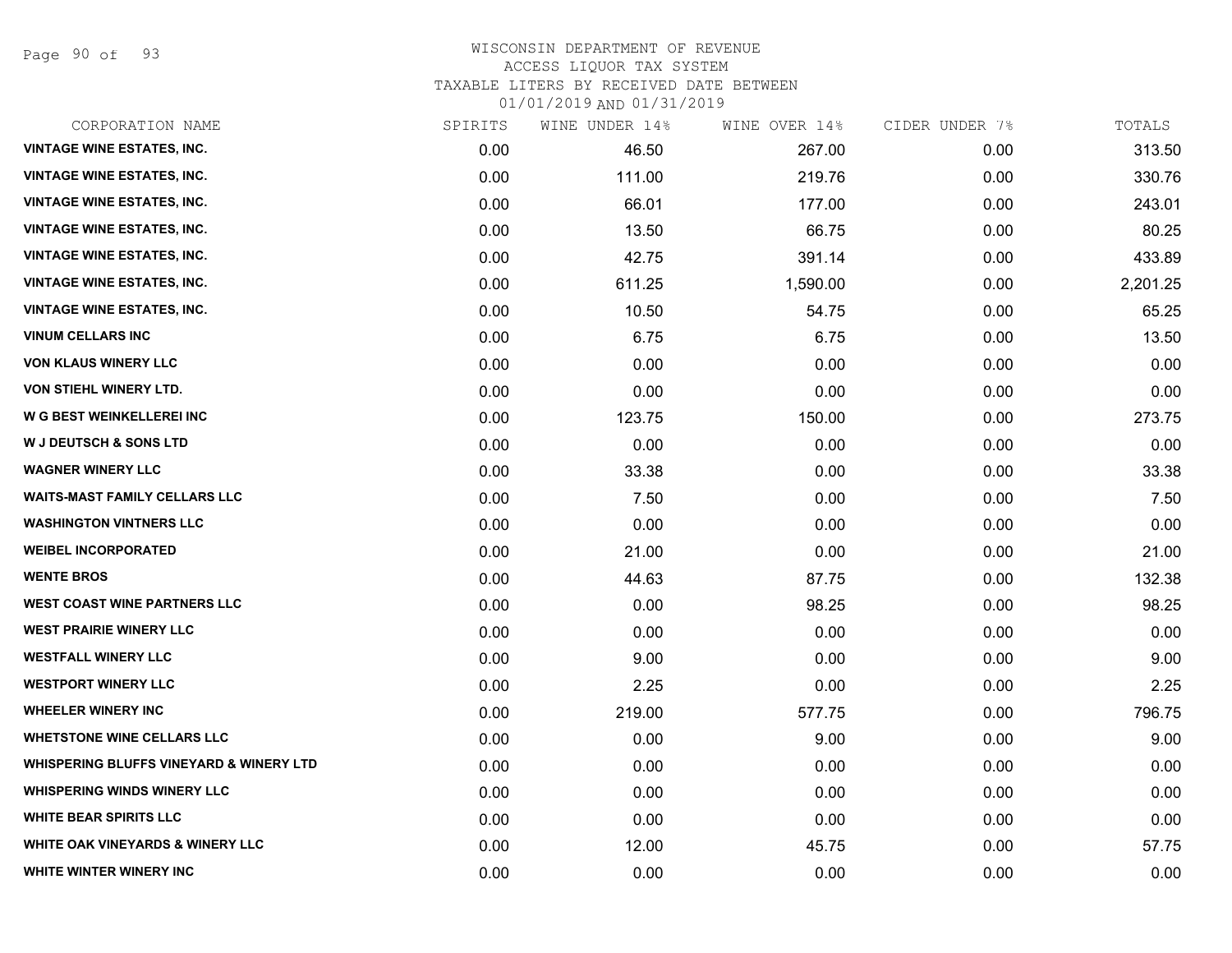# WISCONSIN DEPARTMENT OF REVENUE
## ACCESS LIQUOR TAX SYSTEM
### TAXABLE LITERS BY RECEIVED DATE BETWEEN 01/01/2019 AND 01/31/2019

| CORPORATION NAME | SPIRITS | WINE UNDER 14% | WINE OVER 14% | CIDER UNDER 7% | TOTALS |
|---|---|---|---|---|---|
| VINTAGE WINE ESTATES, INC. | 0.00 | 46.50 | 267.00 | 0.00 | 313.50 |
| VINTAGE WINE ESTATES, INC. | 0.00 | 111.00 | 219.76 | 0.00 | 330.76 |
| VINTAGE WINE ESTATES, INC. | 0.00 | 66.01 | 177.00 | 0.00 | 243.01 |
| VINTAGE WINE ESTATES, INC. | 0.00 | 13.50 | 66.75 | 0.00 | 80.25 |
| VINTAGE WINE ESTATES, INC. | 0.00 | 42.75 | 391.14 | 0.00 | 433.89 |
| VINTAGE WINE ESTATES, INC. | 0.00 | 611.25 | 1,590.00 | 0.00 | 2,201.25 |
| VINTAGE WINE ESTATES, INC. | 0.00 | 10.50 | 54.75 | 0.00 | 65.25 |
| VINUM CELLARS INC | 0.00 | 6.75 | 6.75 | 0.00 | 13.50 |
| VON KLAUS WINERY LLC | 0.00 | 0.00 | 0.00 | 0.00 | 0.00 |
| VON STIEHL WINERY LTD. | 0.00 | 0.00 | 0.00 | 0.00 | 0.00 |
| W G BEST WEINKELLEREI INC | 0.00 | 123.75 | 150.00 | 0.00 | 273.75 |
| W J DEUTSCH & SONS LTD | 0.00 | 0.00 | 0.00 | 0.00 | 0.00 |
| WAGNER WINERY LLC | 0.00 | 33.38 | 0.00 | 0.00 | 33.38 |
| WAITS-MAST FAMILY CELLARS LLC | 0.00 | 7.50 | 0.00 | 0.00 | 7.50 |
| WASHINGTON VINTNERS LLC | 0.00 | 0.00 | 0.00 | 0.00 | 0.00 |
| WEIBEL INCORPORATED | 0.00 | 21.00 | 0.00 | 0.00 | 21.00 |
| WENTE BROS | 0.00 | 44.63 | 87.75 | 0.00 | 132.38 |
| WEST COAST WINE PARTNERS LLC | 0.00 | 0.00 | 98.25 | 0.00 | 98.25 |
| WEST PRAIRIE WINERY LLC | 0.00 | 0.00 | 0.00 | 0.00 | 0.00 |
| WESTFALL WINERY LLC | 0.00 | 9.00 | 0.00 | 0.00 | 9.00 |
| WESTPORT WINERY LLC | 0.00 | 2.25 | 0.00 | 0.00 | 2.25 |
| WHEELER WINERY INC | 0.00 | 219.00 | 577.75 | 0.00 | 796.75 |
| WHETSTONE WINE CELLARS LLC | 0.00 | 0.00 | 9.00 | 0.00 | 9.00 |
| WHISPERING BLUFFS VINEYARD & WINERY LTD | 0.00 | 0.00 | 0.00 | 0.00 | 0.00 |
| WHISPERING WINDS WINERY LLC | 0.00 | 0.00 | 0.00 | 0.00 | 0.00 |
| WHITE BEAR SPIRITS LLC | 0.00 | 0.00 | 0.00 | 0.00 | 0.00 |
| WHITE OAK VINEYARDS & WINERY LLC | 0.00 | 12.00 | 45.75 | 0.00 | 57.75 |
| WHITE WINTER WINERY INC | 0.00 | 0.00 | 0.00 | 0.00 | 0.00 |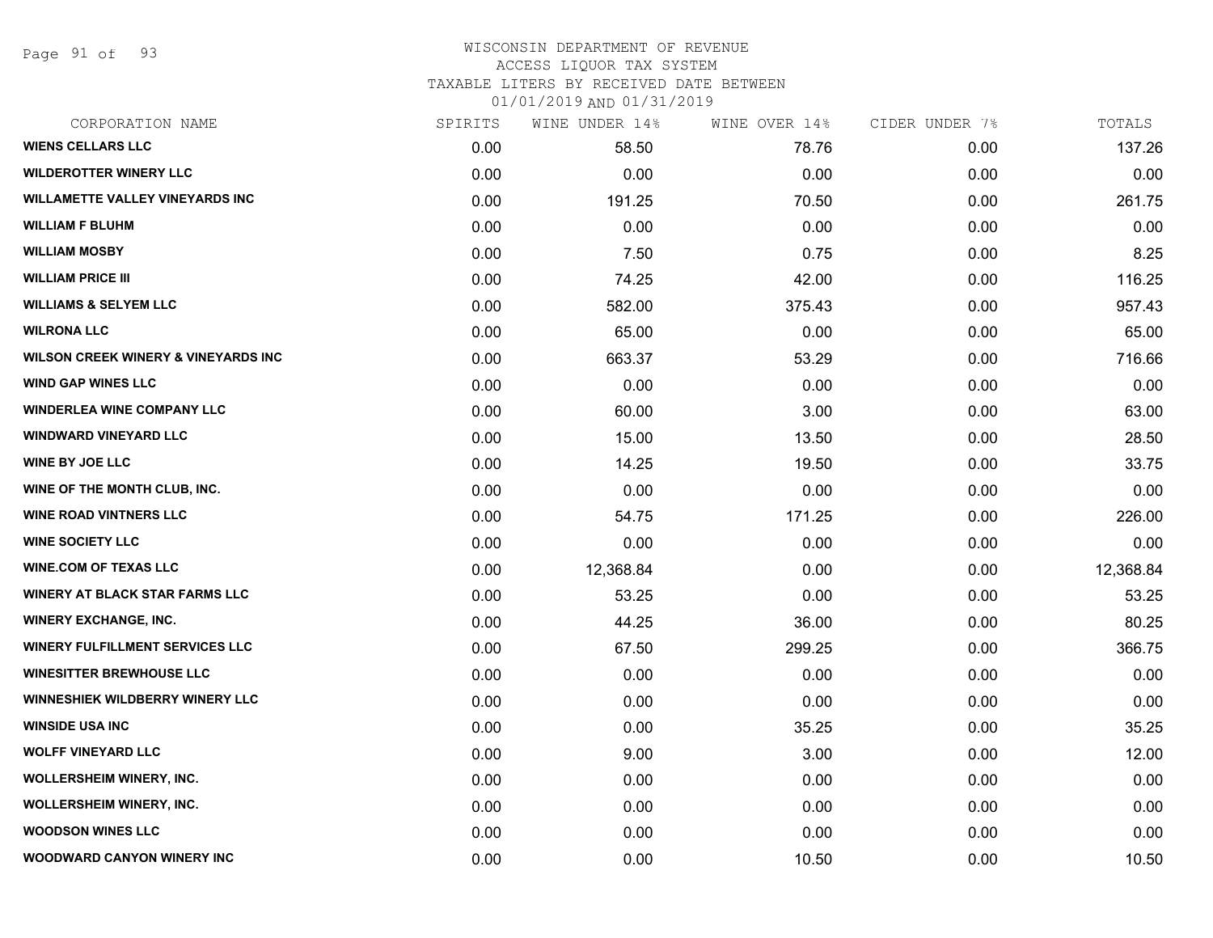WISCONSIN DEPARTMENT OF REVENUE
ACCESS LIQUOR TAX SYSTEM
TAXABLE LITERS BY RECEIVED DATE BETWEEN
01/01/2019 AND 01/31/2019

| CORPORATION NAME | SPIRITS | WINE UNDER 14% | WINE OVER 14% | CIDER UNDER 7% | TOTALS |
|---|---|---|---|---|---|
| WIENS CELLARS LLC | 0.00 | 58.50 | 78.76 | 0.00 | 137.26 |
| WILDEROTTER WINERY LLC | 0.00 | 0.00 | 0.00 | 0.00 | 0.00 |
| WILLAMETTE VALLEY VINEYARDS INC | 0.00 | 191.25 | 70.50 | 0.00 | 261.75 |
| WILLIAM F BLUHM | 0.00 | 0.00 | 0.00 | 0.00 | 0.00 |
| WILLIAM MOSBY | 0.00 | 7.50 | 0.75 | 0.00 | 8.25 |
| WILLIAM PRICE III | 0.00 | 74.25 | 42.00 | 0.00 | 116.25 |
| WILLIAMS & SELYEM LLC | 0.00 | 582.00 | 375.43 | 0.00 | 957.43 |
| WILRONA LLC | 0.00 | 65.00 | 0.00 | 0.00 | 65.00 |
| WILSON CREEK WINERY & VINEYARDS INC | 0.00 | 663.37 | 53.29 | 0.00 | 716.66 |
| WIND GAP WINES LLC | 0.00 | 0.00 | 0.00 | 0.00 | 0.00 |
| WINDERLEA WINE COMPANY LLC | 0.00 | 60.00 | 3.00 | 0.00 | 63.00 |
| WINDWARD VINEYARD LLC | 0.00 | 15.00 | 13.50 | 0.00 | 28.50 |
| WINE BY JOE LLC | 0.00 | 14.25 | 19.50 | 0.00 | 33.75 |
| WINE OF THE MONTH CLUB, INC. | 0.00 | 0.00 | 0.00 | 0.00 | 0.00 |
| WINE ROAD VINTNERS LLC | 0.00 | 54.75 | 171.25 | 0.00 | 226.00 |
| WINE SOCIETY LLC | 0.00 | 0.00 | 0.00 | 0.00 | 0.00 |
| WINE.COM OF TEXAS LLC | 0.00 | 12,368.84 | 0.00 | 0.00 | 12,368.84 |
| WINERY AT BLACK STAR FARMS LLC | 0.00 | 53.25 | 0.00 | 0.00 | 53.25 |
| WINERY EXCHANGE, INC. | 0.00 | 44.25 | 36.00 | 0.00 | 80.25 |
| WINERY FULFILLMENT SERVICES LLC | 0.00 | 67.50 | 299.25 | 0.00 | 366.75 |
| WINESITTER BREWHOUSE LLC | 0.00 | 0.00 | 0.00 | 0.00 | 0.00 |
| WINNESHIEK WILDBERRY WINERY LLC | 0.00 | 0.00 | 0.00 | 0.00 | 0.00 |
| WINSIDE USA INC | 0.00 | 0.00 | 35.25 | 0.00 | 35.25 |
| WOLFF VINEYARD LLC | 0.00 | 9.00 | 3.00 | 0.00 | 12.00 |
| WOLLERSHEIM WINERY, INC. | 0.00 | 0.00 | 0.00 | 0.00 | 0.00 |
| WOLLERSHEIM WINERY, INC. | 0.00 | 0.00 | 0.00 | 0.00 | 0.00 |
| WOODSON WINES LLC | 0.00 | 0.00 | 0.00 | 0.00 | 0.00 |
| WOODWARD CANYON WINERY INC | 0.00 | 0.00 | 10.50 | 0.00 | 10.50 |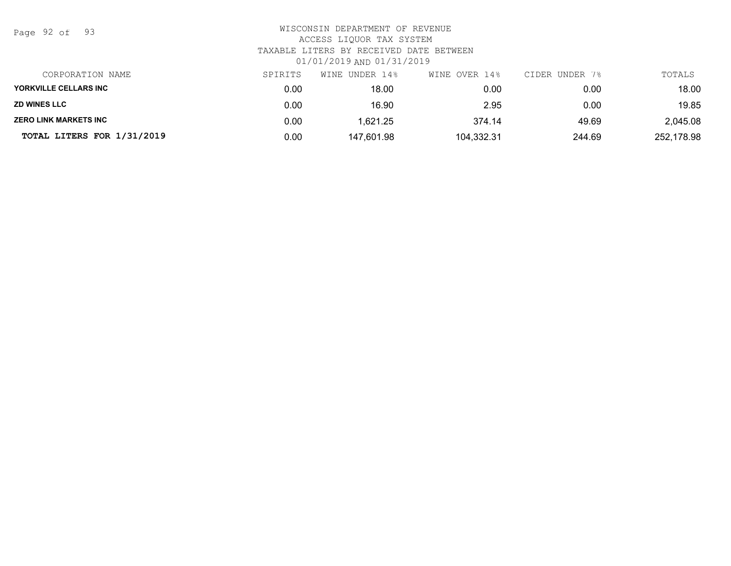WISCONSIN DEPARTMENT OF REVENUE
ACCESS LIQUOR TAX SYSTEM
TAXABLE LITERS BY RECEIVED DATE BETWEEN
01/01/2019 AND 01/31/2019

| CORPORATION NAME | SPIRITS | WINE UNDER 14% | WINE OVER 14% | CIDER UNDER 7% | TOTALS |
|---|---|---|---|---|---|
| **YORKVILLE CELLARS INC** | 0.00 | 18.00 | 0.00 | 0.00 | 18.00 |
| **ZD WINES LLC** | 0.00 | 16.90 | 2.95 | 0.00 | 19.85 |
| **ZERO LINK MARKETS INC** | 0.00 | 1,621.25 | 374.14 | 49.69 | 2,045.08 |
| **TOTAL LITERS FOR 1/31/2019** | 0.00 | 147,601.98 | 104,332.31 | 244.69 | 252,178.98 |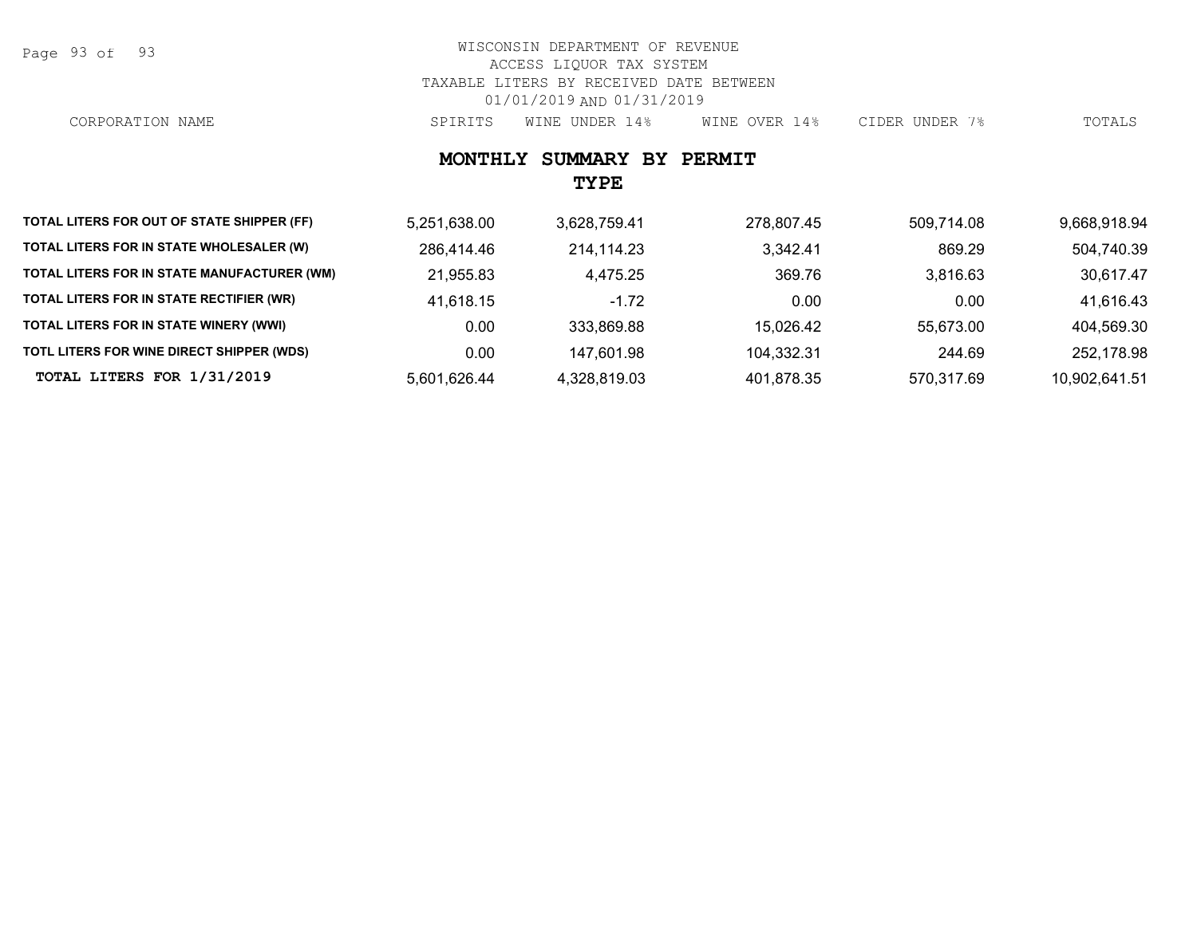WISCONSIN DEPARTMENT OF REVENUE
ACCESS LIQUOR TAX SYSTEM
TAXABLE LITERS BY RECEIVED DATE BETWEEN
01/01/2019 AND 01/31/2019

## MONTHLY SUMMARY BY PERMIT TYPE

| CORPORATION NAME | SPIRITS | WINE UNDER 14% | WINE OVER 14% | CIDER UNDER 7% | TOTALS |
|---|---|---|---|---|---|
| TOTAL LITERS FOR OUT OF STATE SHIPPER (FF) | 5,251,638.00 | 3,628,759.41 | 278,807.45 | 509,714.08 | 9,668,918.94 |
| TOTAL LITERS FOR IN STATE WHOLESALER (W) | 286,414.46 | 214,114.23 | 3,342.41 | 869.29 | 504,740.39 |
| TOTAL LITERS FOR IN STATE MANUFACTURER (WM) | 21,955.83 | 4,475.25 | 369.76 | 3,816.63 | 30,617.47 |
| TOTAL LITERS FOR IN STATE RECTIFIER (WR) | 41,618.15 | -1.72 | 0.00 | 0.00 | 41,616.43 |
| TOTAL LITERS FOR IN STATE WINERY (WWI) | 0.00 | 333,869.88 | 15,026.42 | 55,673.00 | 404,569.30 |
| TOTL LITERS FOR WINE DIRECT SHIPPER (WDS) | 0.00 | 147,601.98 | 104,332.31 | 244.69 | 252,178.98 |
| **TOTAL LITERS FOR 1/31/2019** | 5,601,626.44 | 4,328,819.03 | 401,878.35 | 570,317.69 | 10,902,641.51 |